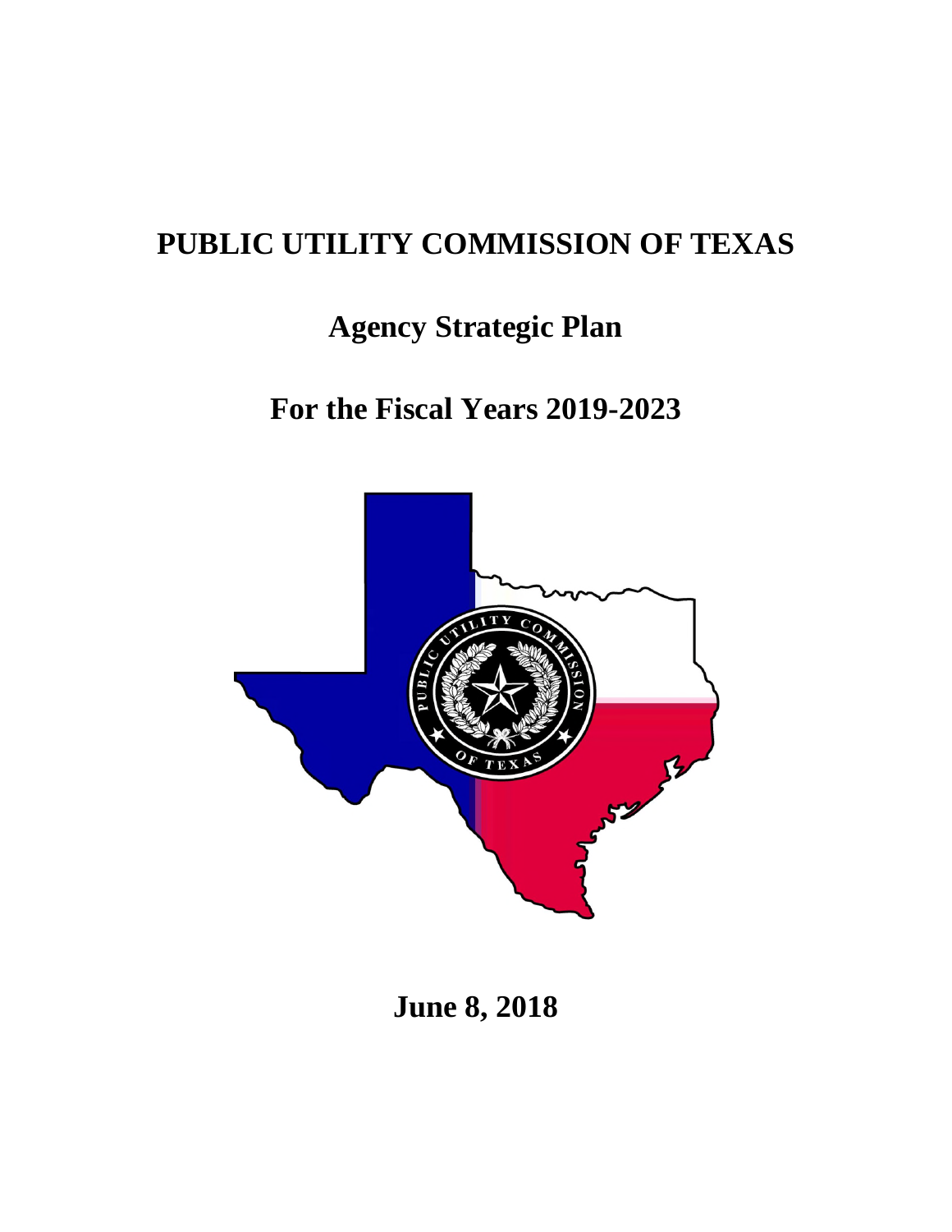# PUBLIC UTILITY COMMISSION OF TEXAS

## Agency Strategic Plan

## For the Fiscal Years 2019-2023

**June 8, 2018**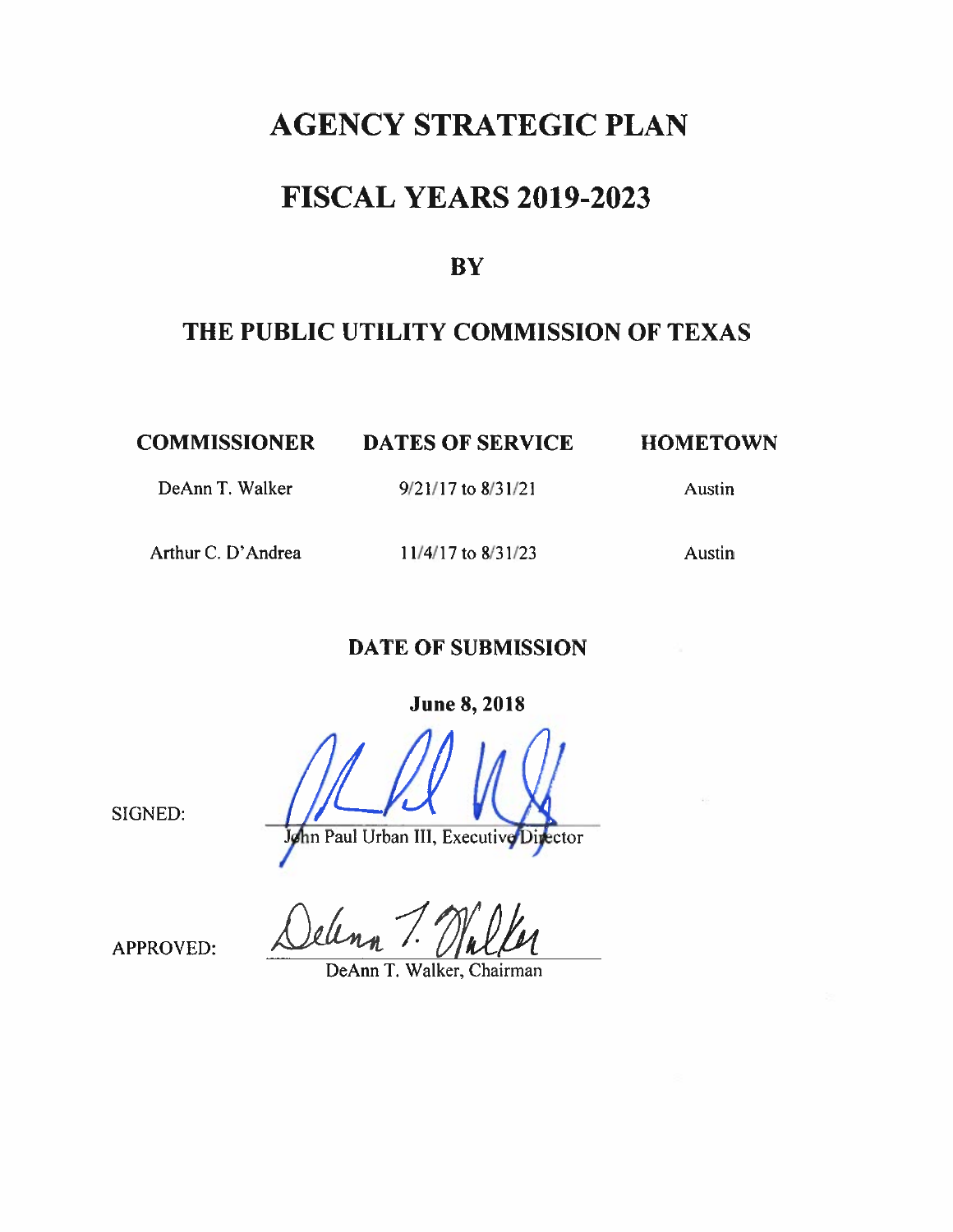# AGENCY STRATEGIC PLAN

# FISCAL YEARS 2019-2023

## BY

## THE PUBLIC UTILITY COMMISSION OF TEXAS

| COMMISSIONER | DATES OF SERVICE | HOMETOWN |
|---|---|---|
| DeAnn T. Walker | 9/21/17 to 8/31/21 | Austin |
| Arthur C. D'Andrea | 11/4/17 to 8/31/23 | Austin |

**DATE OF SUBMISSION**

**June 8, 2018**

SIGNED: John Paul Urban III, Executive Director

APPROVED: DeAnn T. Walker, Chairman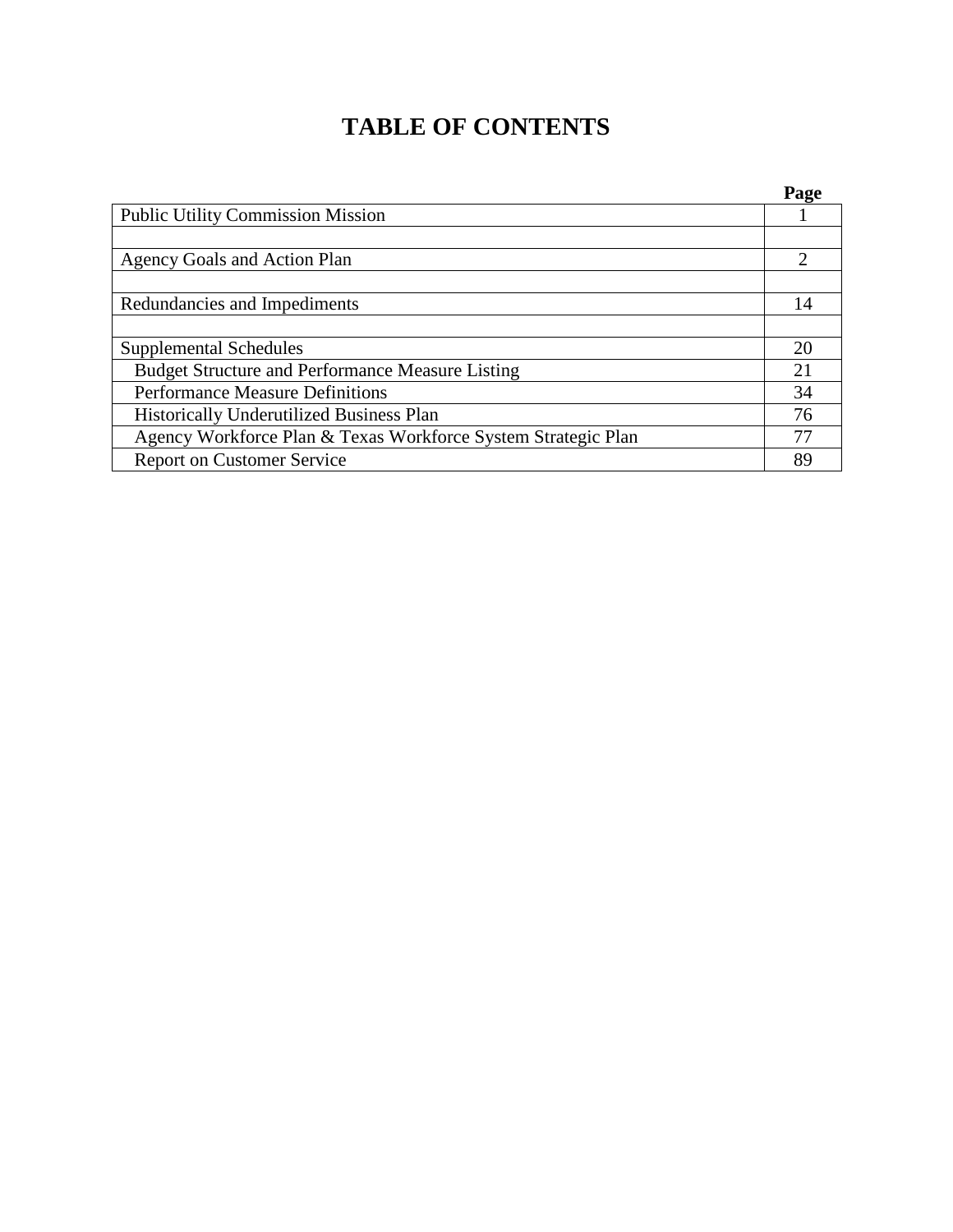# TABLE OF CONTENTS

| | Page |
|---|---|
| Public Utility Commission Mission | 1 |
| | |
| Agency Goals and Action Plan | 2 |
| | |
| Redundancies and Impediments | 14 |
| | |
| Supplemental Schedules | 20 |
| Budget Structure and Performance Measure Listing | 21 |
| Performance Measure Definitions | 34 |
| Historically Underutilized Business Plan | 76 |
| Agency Workforce Plan & Texas Workforce System Strategic Plan | 77 |
| Report on Customer Service | 89 |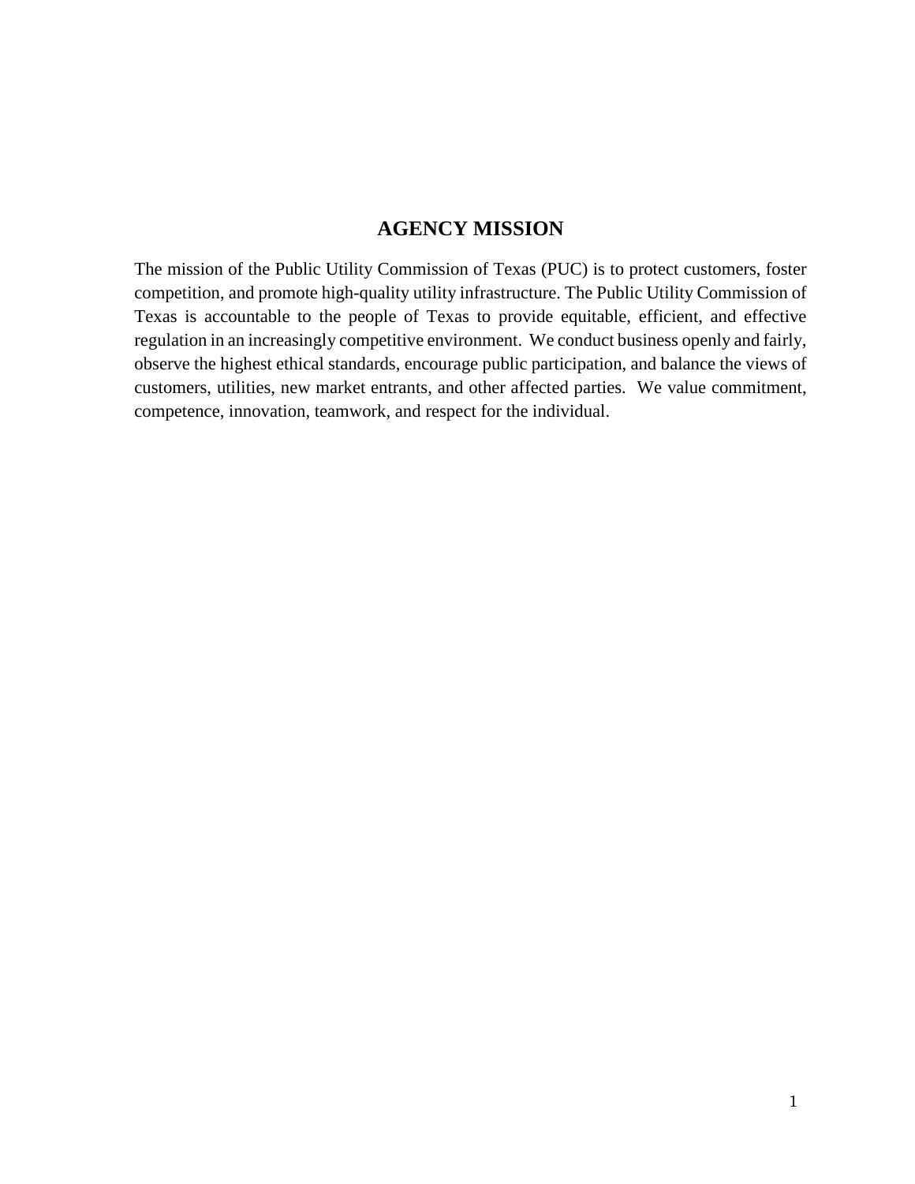# AGENCY MISSION

The mission of the Public Utility Commission of Texas (PUC) is to protect customers, foster competition, and promote high-quality utility infrastructure. The Public Utility Commission of Texas is accountable to the people of Texas to provide equitable, efficient, and effective regulation in an increasingly competitive environment. We conduct business openly and fairly, observe the highest ethical standards, encourage public participation, and balance the views of customers, utilities, new market entrants, and other affected parties. We value commitment, competence, innovation, teamwork, and respect for the individual.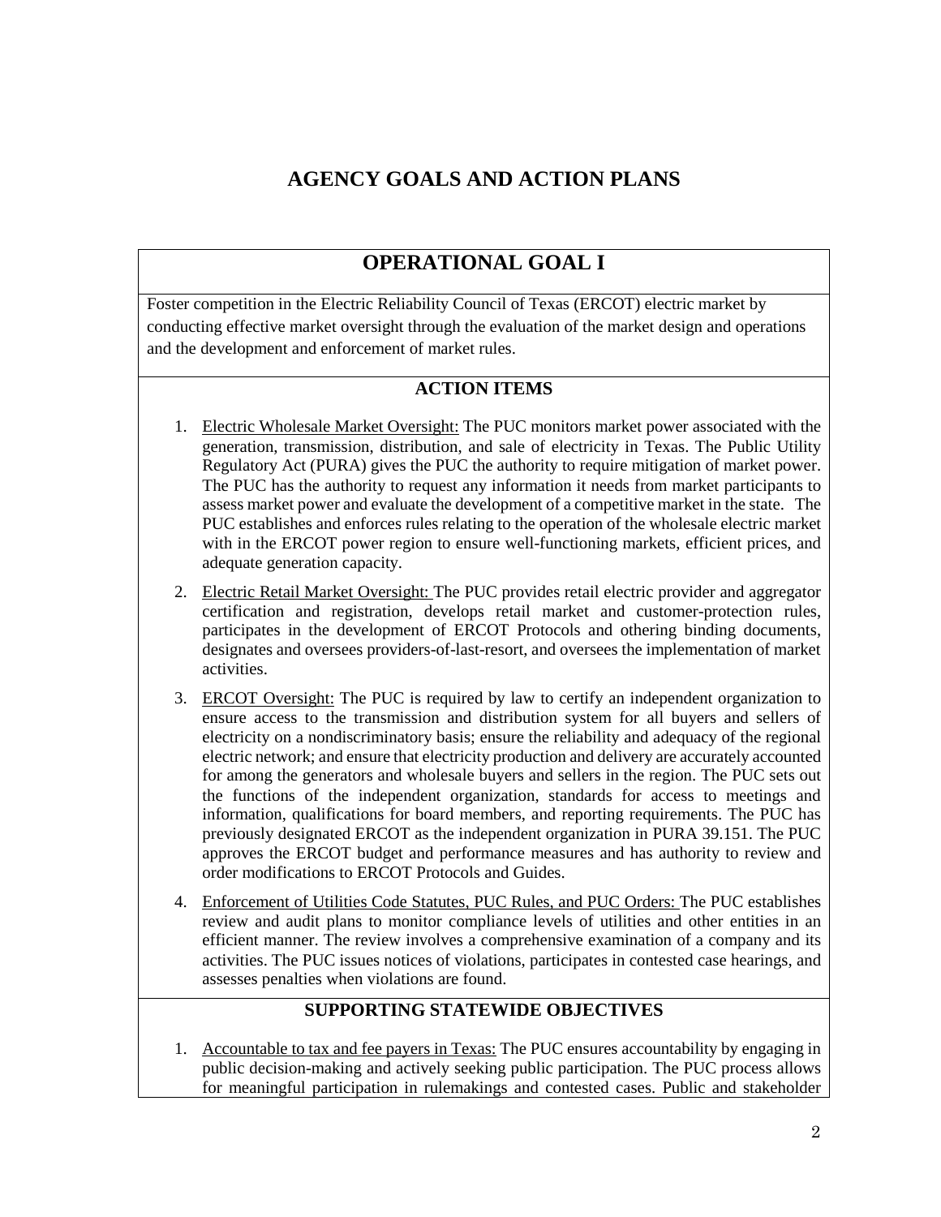# AGENCY GOALS AND ACTION PLANS

## OPERATIONAL GOAL I

Foster competition in the Electric Reliability Council of Texas (ERCOT) electric market by conducting effective market oversight through the evaluation of the market design and operations and the development and enforcement of market rules.

### ACTION ITEMS

1. Electric Wholesale Market Oversight: The PUC monitors market power associated with the generation, transmission, distribution, and sale of electricity in Texas. The Public Utility Regulatory Act (PURA) gives the PUC the authority to require mitigation of market power. The PUC has the authority to request any information it needs from market participants to assess market power and evaluate the development of a competitive market in the state. The PUC establishes and enforces rules relating to the operation of the wholesale electric market with in the ERCOT power region to ensure well-functioning markets, efficient prices, and adequate generation capacity.
2. Electric Retail Market Oversight: The PUC provides retail electric provider and aggregator certification and registration, develops retail market and customer-protection rules, participates in the development of ERCOT Protocols and othering binding documents, designates and oversees providers-of-last-resort, and oversees the implementation of market activities.
3. ERCOT Oversight: The PUC is required by law to certify an independent organization to ensure access to the transmission and distribution system for all buyers and sellers of electricity on a nondiscriminatory basis; ensure the reliability and adequacy of the regional electric network; and ensure that electricity production and delivery are accurately accounted for among the generators and wholesale buyers and sellers in the region. The PUC sets out the functions of the independent organization, standards for access to meetings and information, qualifications for board members, and reporting requirements. The PUC has previously designated ERCOT as the independent organization in PURA 39.151. The PUC approves the ERCOT budget and performance measures and has authority to review and order modifications to ERCOT Protocols and Guides.
4. Enforcement of Utilities Code Statutes, PUC Rules, and PUC Orders: The PUC establishes review and audit plans to monitor compliance levels of utilities and other entities in an efficient manner. The review involves a comprehensive examination of a company and its activities. The PUC issues notices of violations, participates in contested case hearings, and assesses penalties when violations are found.

### SUPPORTING STATEWIDE OBJECTIVES

1. Accountable to tax and fee payers in Texas: The PUC ensures accountability by engaging in public decision-making and actively seeking public participation. The PUC process allows for meaningful participation in rulemakings and contested cases. Public and stakeholder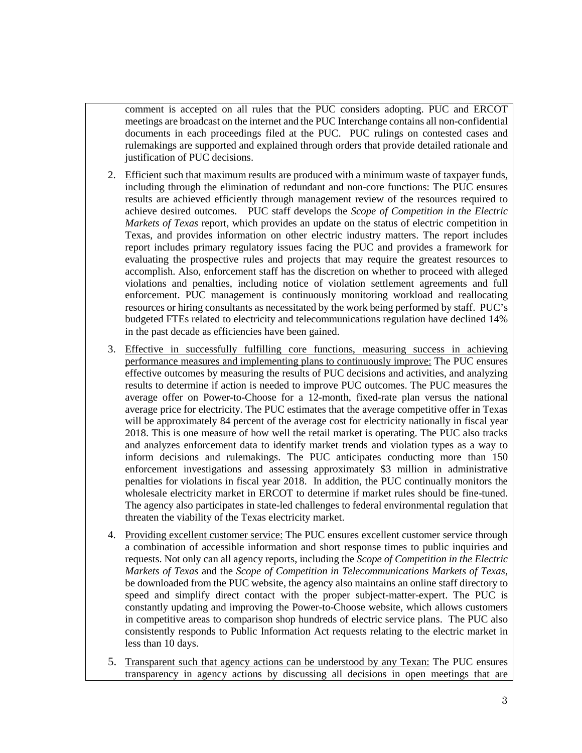comment is accepted on all rules that the PUC considers adopting. PUC and ERCOT meetings are broadcast on the internet and the PUC Interchange contains all non-confidential documents in each proceedings filed at the PUC. PUC rulings on contested cases and rulemakings are supported and explained through orders that provide detailed rationale and justification of PUC decisions.

2. Efficient such that maximum results are produced with a minimum waste of taxpayer funds, including through the elimination of redundant and non-core functions: The PUC ensures results are achieved efficiently through management review of the resources required to achieve desired outcomes. PUC staff develops the *Scope of Competition in the Electric Markets of Texas* report, which provides an update on the status of electric competition in Texas, and provides information on other electric industry matters. The report includes report includes primary regulatory issues facing the PUC and provides a framework for evaluating the prospective rules and projects that may require the greatest resources to accomplish. Also, enforcement staff has the discretion on whether to proceed with alleged violations and penalties, including notice of violation settlement agreements and full enforcement. PUC management is continuously monitoring workload and reallocating resources or hiring consultants as necessitated by the work being performed by staff. PUC's budgeted FTEs related to electricity and telecommunications regulation have declined 14% in the past decade as efficiencies have been gained.

3. Effective in successfully fulfilling core functions, measuring success in achieving performance measures and implementing plans to continuously improve: The PUC ensures effective outcomes by measuring the results of PUC decisions and activities, and analyzing results to determine if action is needed to improve PUC outcomes. The PUC measures the average offer on Power-to-Choose for a 12-month, fixed-rate plan versus the national average price for electricity. The PUC estimates that the average competitive offer in Texas will be approximately 84 percent of the average cost for electricity nationally in fiscal year 2018. This is one measure of how well the retail market is operating. The PUC also tracks and analyzes enforcement data to identify market trends and violation types as a way to inform decisions and rulemakings. The PUC anticipates conducting more than 150 enforcement investigations and assessing approximately $3 million in administrative penalties for violations in fiscal year 2018. In addition, the PUC continually monitors the wholesale electricity market in ERCOT to determine if market rules should be fine-tuned. The agency also participates in state-led challenges to federal environmental regulation that threaten the viability of the Texas electricity market.

4. Providing excellent customer service: The PUC ensures excellent customer service through a combination of accessible information and short response times to public inquiries and requests. Not only can all agency reports, including the *Scope of Competition in the Electric Markets of Texas* and the *Scope of Competition in Telecommunications Markets of Texas*, be downloaded from the PUC website, the agency also maintains an online staff directory to speed and simplify direct contact with the proper subject-matter-expert. The PUC is constantly updating and improving the Power-to-Choose website, which allows customers in competitive areas to comparison shop hundreds of electric service plans. The PUC also consistently responds to Public Information Act requests relating to the electric market in less than 10 days.

5. Transparent such that agency actions can be understood by any Texan: The PUC ensures transparency in agency actions by discussing all decisions in open meetings that are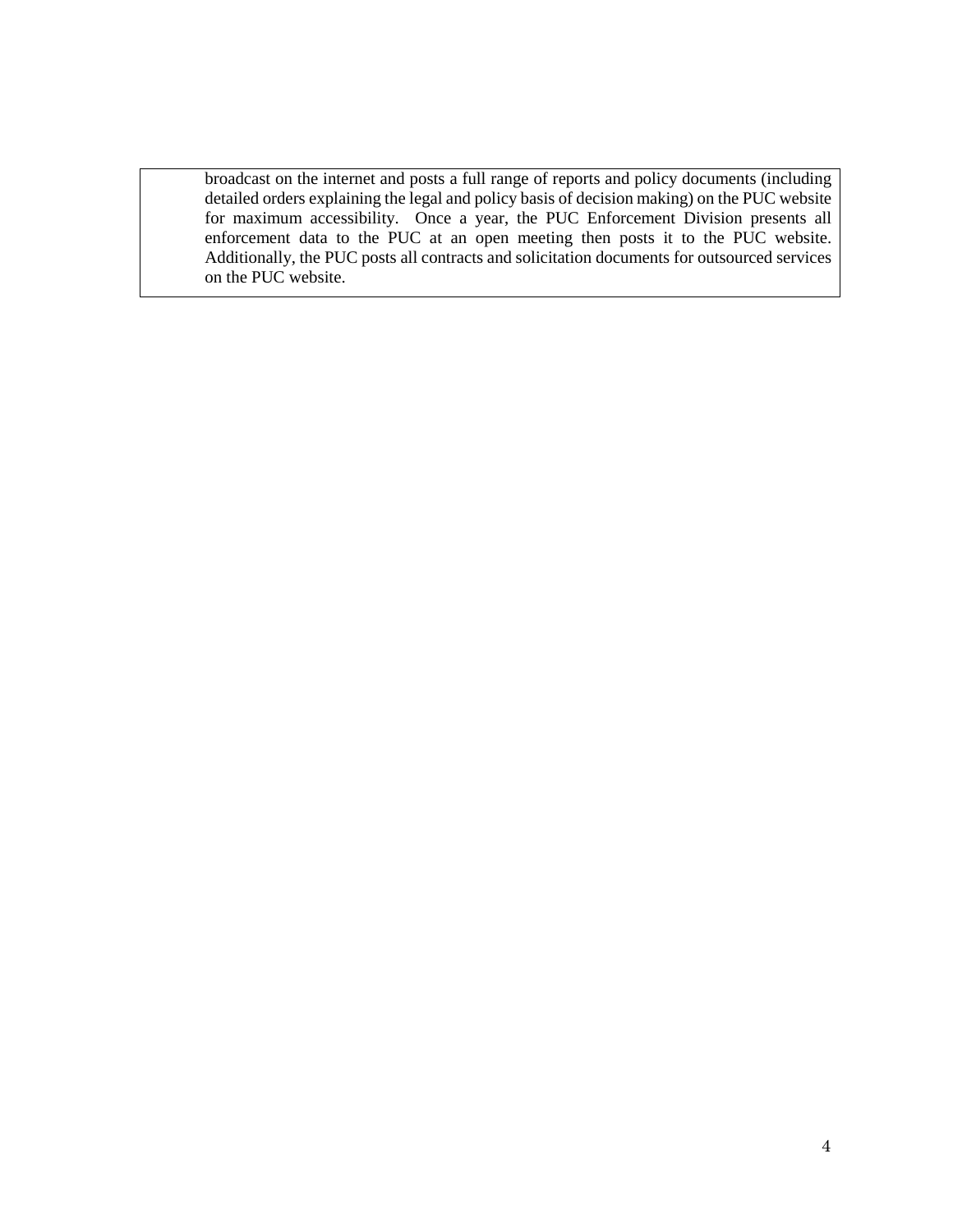broadcast on the internet and posts a full range of reports and policy documents (including detailed orders explaining the legal and policy basis of decision making) on the PUC website for maximum accessibility. Once a year, the PUC Enforcement Division presents all enforcement data to the PUC at an open meeting then posts it to the PUC website. Additionally, the PUC posts all contracts and solicitation documents for outsourced services on the PUC website.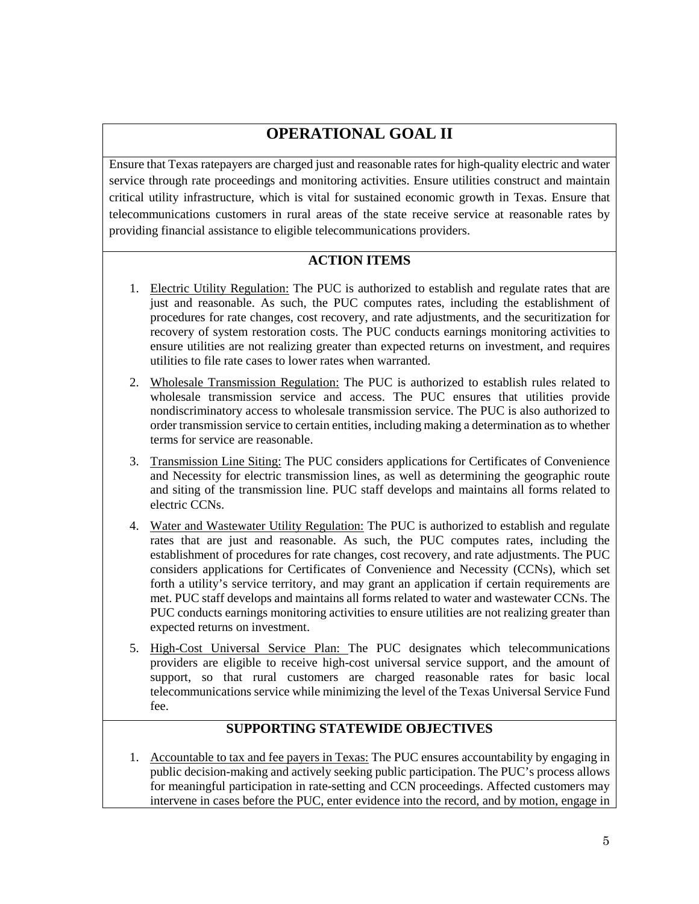# OPERATIONAL GOAL II

Ensure that Texas ratepayers are charged just and reasonable rates for high-quality electric and water service through rate proceedings and monitoring activities. Ensure utilities construct and maintain critical utility infrastructure, which is vital for sustained economic growth in Texas. Ensure that telecommunications customers in rural areas of the state receive service at reasonable rates by providing financial assistance to eligible telecommunications providers.

## ACTION ITEMS

1. Electric Utility Regulation: The PUC is authorized to establish and regulate rates that are just and reasonable. As such, the PUC computes rates, including the establishment of procedures for rate changes, cost recovery, and rate adjustments, and the securitization for recovery of system restoration costs. The PUC conducts earnings monitoring activities to ensure utilities are not realizing greater than expected returns on investment, and requires utilities to file rate cases to lower rates when warranted.
2. Wholesale Transmission Regulation: The PUC is authorized to establish rules related to wholesale transmission service and access. The PUC ensures that utilities provide nondiscriminatory access to wholesale transmission service. The PUC is also authorized to order transmission service to certain entities, including making a determination as to whether terms for service are reasonable.
3. Transmission Line Siting: The PUC considers applications for Certificates of Convenience and Necessity for electric transmission lines, as well as determining the geographic route and siting of the transmission line. PUC staff develops and maintains all forms related to electric CCNs.
4. Water and Wastewater Utility Regulation: The PUC is authorized to establish and regulate rates that are just and reasonable. As such, the PUC computes rates, including the establishment of procedures for rate changes, cost recovery, and rate adjustments. The PUC considers applications for Certificates of Convenience and Necessity (CCNs), which set forth a utility's service territory, and may grant an application if certain requirements are met. PUC staff develops and maintains all forms related to water and wastewater CCNs. The PUC conducts earnings monitoring activities to ensure utilities are not realizing greater than expected returns on investment.
5. High-Cost Universal Service Plan: The PUC designates which telecommunications providers are eligible to receive high-cost universal service support, and the amount of support, so that rural customers are charged reasonable rates for basic local telecommunications service while minimizing the level of the Texas Universal Service Fund fee.

## SUPPORTING STATEWIDE OBJECTIVES

1. Accountable to tax and fee payers in Texas: The PUC ensures accountability by engaging in public decision-making and actively seeking public participation. The PUC's process allows for meaningful participation in rate-setting and CCN proceedings. Affected customers may intervene in cases before the PUC, enter evidence into the record, and by motion, engage in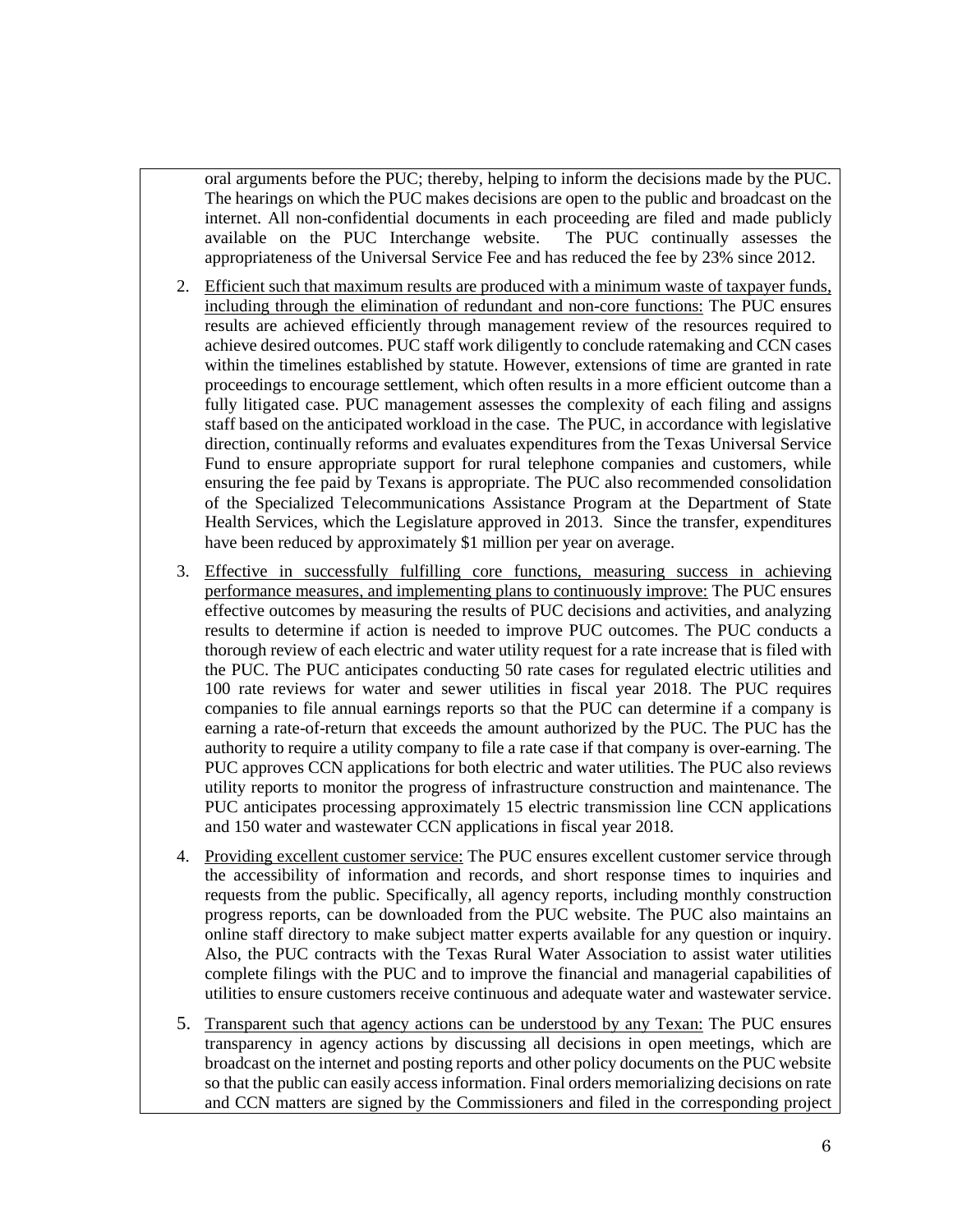oral arguments before the PUC; thereby, helping to inform the decisions made by the PUC. The hearings on which the PUC makes decisions are open to the public and broadcast on the internet. All non-confidential documents in each proceeding are filed and made publicly available on the PUC Interchange website. The PUC continually assesses the appropriateness of the Universal Service Fee and has reduced the fee by 23% since 2012.

2. Efficient such that maximum results are produced with a minimum waste of taxpayer funds, including through the elimination of redundant and non-core functions: The PUC ensures results are achieved efficiently through management review of the resources required to achieve desired outcomes. PUC staff work diligently to conclude ratemaking and CCN cases within the timelines established by statute. However, extensions of time are granted in rate proceedings to encourage settlement, which often results in a more efficient outcome than a fully litigated case. PUC management assesses the complexity of each filing and assigns staff based on the anticipated workload in the case. The PUC, in accordance with legislative direction, continually reforms and evaluates expenditures from the Texas Universal Service Fund to ensure appropriate support for rural telephone companies and customers, while ensuring the fee paid by Texans is appropriate. The PUC also recommended consolidation of the Specialized Telecommunications Assistance Program at the Department of State Health Services, which the Legislature approved in 2013. Since the transfer, expenditures have been reduced by approximately $1 million per year on average.

3. Effective in successfully fulfilling core functions, measuring success in achieving performance measures, and implementing plans to continuously improve: The PUC ensures effective outcomes by measuring the results of PUC decisions and activities, and analyzing results to determine if action is needed to improve PUC outcomes. The PUC conducts a thorough review of each electric and water utility request for a rate increase that is filed with the PUC. The PUC anticipates conducting 50 rate cases for regulated electric utilities and 100 rate reviews for water and sewer utilities in fiscal year 2018. The PUC requires companies to file annual earnings reports so that the PUC can determine if a company is earning a rate-of-return that exceeds the amount authorized by the PUC. The PUC has the authority to require a utility company to file a rate case if that company is over-earning. The PUC approves CCN applications for both electric and water utilities. The PUC also reviews utility reports to monitor the progress of infrastructure construction and maintenance. The PUC anticipates processing approximately 15 electric transmission line CCN applications and 150 water and wastewater CCN applications in fiscal year 2018.

4. Providing excellent customer service: The PUC ensures excellent customer service through the accessibility of information and records, and short response times to inquiries and requests from the public. Specifically, all agency reports, including monthly construction progress reports, can be downloaded from the PUC website. The PUC also maintains an online staff directory to make subject matter experts available for any question or inquiry. Also, the PUC contracts with the Texas Rural Water Association to assist water utilities complete filings with the PUC and to improve the financial and managerial capabilities of utilities to ensure customers receive continuous and adequate water and wastewater service.

5. Transparent such that agency actions can be understood by any Texan: The PUC ensures transparency in agency actions by discussing all decisions in open meetings, which are broadcast on the internet and posting reports and other policy documents on the PUC website so that the public can easily access information. Final orders memorializing decisions on rate and CCN matters are signed by the Commissioners and filed in the corresponding project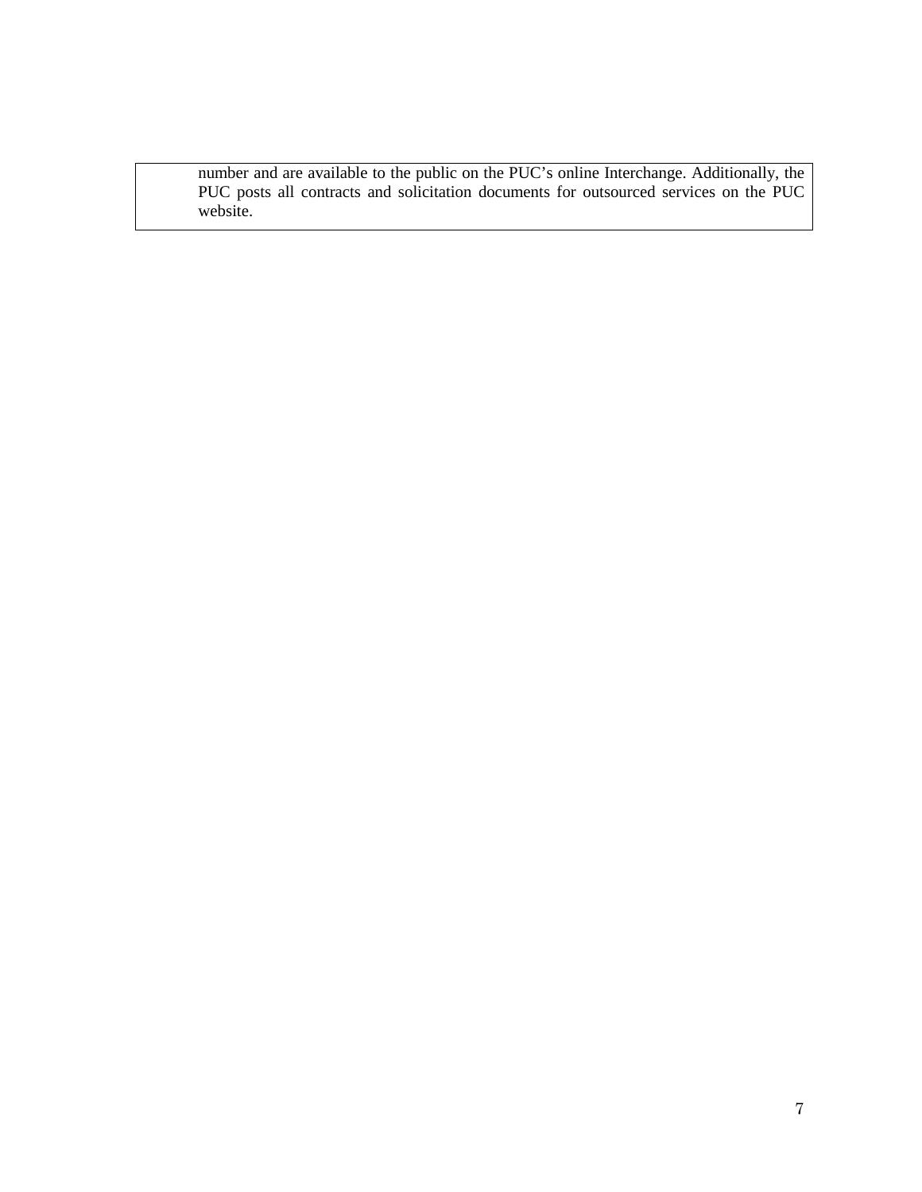number and are available to the public on the PUC's online Interchange. Additionally, the PUC posts all contracts and solicitation documents for outsourced services on the PUC website.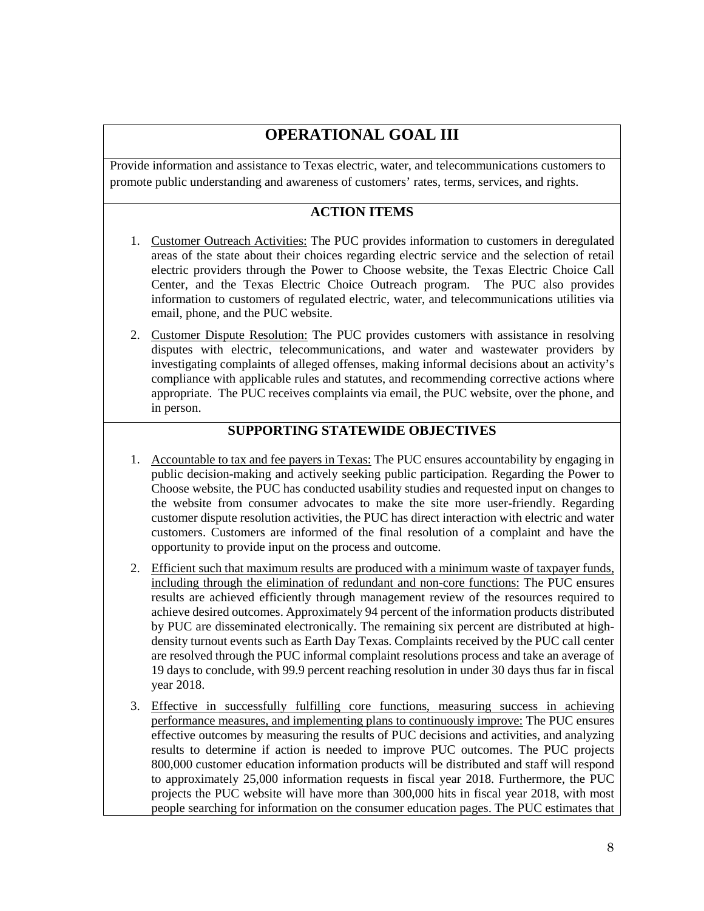# OPERATIONAL GOAL III

Provide information and assistance to Texas electric, water, and telecommunications customers to promote public understanding and awareness of customers' rates, terms, services, and rights.

## ACTION ITEMS

1. Customer Outreach Activities: The PUC provides information to customers in deregulated areas of the state about their choices regarding electric service and the selection of retail electric providers through the Power to Choose website, the Texas Electric Choice Call Center, and the Texas Electric Choice Outreach program. The PUC also provides information to customers of regulated electric, water, and telecommunications utilities via email, phone, and the PUC website.

2. Customer Dispute Resolution: The PUC provides customers with assistance in resolving disputes with electric, telecommunications, and water and wastewater providers by investigating complaints of alleged offenses, making informal decisions about an activity's compliance with applicable rules and statutes, and recommending corrective actions where appropriate. The PUC receives complaints via email, the PUC website, over the phone, and in person.

## SUPPORTING STATEWIDE OBJECTIVES

1. Accountable to tax and fee payers in Texas: The PUC ensures accountability by engaging in public decision-making and actively seeking public participation. Regarding the Power to Choose website, the PUC has conducted usability studies and requested input on changes to the website from consumer advocates to make the site more user-friendly. Regarding customer dispute resolution activities, the PUC has direct interaction with electric and water customers. Customers are informed of the final resolution of a complaint and have the opportunity to provide input on the process and outcome.

2. Efficient such that maximum results are produced with a minimum waste of taxpayer funds, including through the elimination of redundant and non-core functions: The PUC ensures results are achieved efficiently through management review of the resources required to achieve desired outcomes. Approximately 94 percent of the information products distributed by PUC are disseminated electronically. The remaining six percent are distributed at high-density turnout events such as Earth Day Texas. Complaints received by the PUC call center are resolved through the PUC informal complaint resolutions process and take an average of 19 days to conclude, with 99.9 percent reaching resolution in under 30 days thus far in fiscal year 2018.

3. Effective in successfully fulfilling core functions, measuring success in achieving performance measures, and implementing plans to continuously improve: The PUC ensures effective outcomes by measuring the results of PUC decisions and activities, and analyzing results to determine if action is needed to improve PUC outcomes. The PUC projects 800,000 customer education information products will be distributed and staff will respond to approximately 25,000 information requests in fiscal year 2018. Furthermore, the PUC projects the PUC website will have more than 300,000 hits in fiscal year 2018, with most people searching for information on the consumer education pages. The PUC estimates that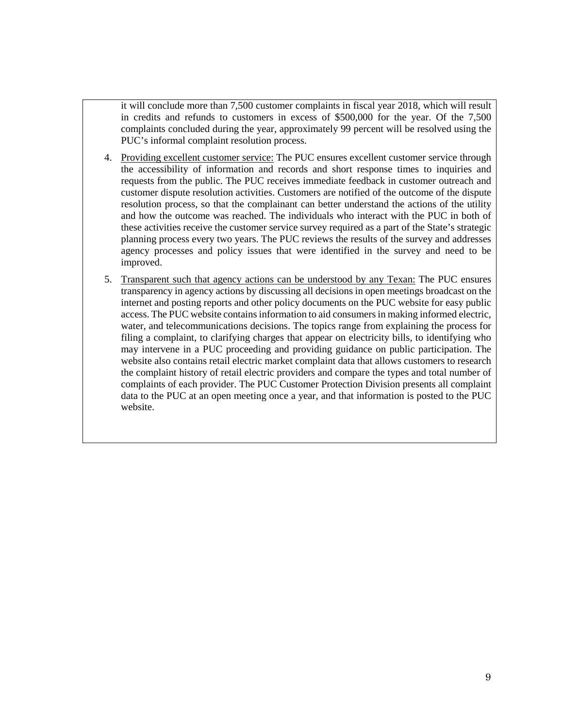it will conclude more than 7,500 customer complaints in fiscal year 2018, which will result in credits and refunds to customers in excess of $500,000 for the year. Of the 7,500 complaints concluded during the year, approximately 99 percent will be resolved using the PUC's informal complaint resolution process.

4. Providing excellent customer service: The PUC ensures excellent customer service through the accessibility of information and records and short response times to inquiries and requests from the public. The PUC receives immediate feedback in customer outreach and customer dispute resolution activities. Customers are notified of the outcome of the dispute resolution process, so that the complainant can better understand the actions of the utility and how the outcome was reached. The individuals who interact with the PUC in both of these activities receive the customer service survey required as a part of the State's strategic planning process every two years. The PUC reviews the results of the survey and addresses agency processes and policy issues that were identified in the survey and need to be improved.

5. Transparent such that agency actions can be understood by any Texan: The PUC ensures transparency in agency actions by discussing all decisions in open meetings broadcast on the internet and posting reports and other policy documents on the PUC website for easy public access. The PUC website contains information to aid consumers in making informed electric, water, and telecommunications decisions. The topics range from explaining the process for filing a complaint, to clarifying charges that appear on electricity bills, to identifying who may intervene in a PUC proceeding and providing guidance on public participation. The website also contains retail electric market complaint data that allows customers to research the complaint history of retail electric providers and compare the types and total number of complaints of each provider. The PUC Customer Protection Division presents all complaint data to the PUC at an open meeting once a year, and that information is posted to the PUC website.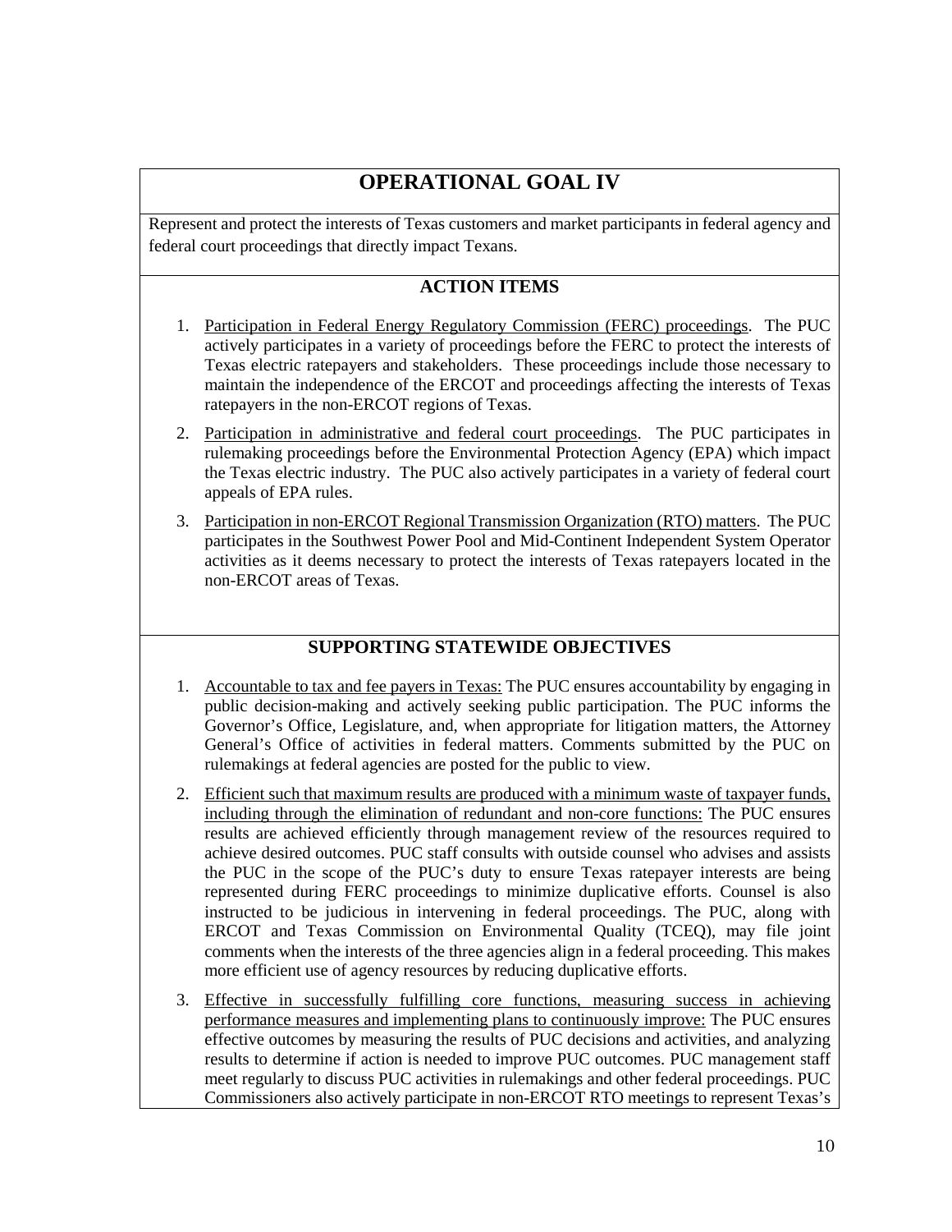# OPERATIONAL GOAL IV

Represent and protect the interests of Texas customers and market participants in federal agency and federal court proceedings that directly impact Texans.

## ACTION ITEMS

1. Participation in Federal Energy Regulatory Commission (FERC) proceedings. The PUC actively participates in a variety of proceedings before the FERC to protect the interests of Texas electric ratepayers and stakeholders. These proceedings include those necessary to maintain the independence of the ERCOT and proceedings affecting the interests of Texas ratepayers in the non-ERCOT regions of Texas.
2. Participation in administrative and federal court proceedings. The PUC participates in rulemaking proceedings before the Environmental Protection Agency (EPA) which impact the Texas electric industry. The PUC also actively participates in a variety of federal court appeals of EPA rules.
3. Participation in non-ERCOT Regional Transmission Organization (RTO) matters. The PUC participates in the Southwest Power Pool and Mid-Continent Independent System Operator activities as it deems necessary to protect the interests of Texas ratepayers located in the non-ERCOT areas of Texas.

## SUPPORTING STATEWIDE OBJECTIVES

1. Accountable to tax and fee payers in Texas: The PUC ensures accountability by engaging in public decision-making and actively seeking public participation. The PUC informs the Governor's Office, Legislature, and, when appropriate for litigation matters, the Attorney General's Office of activities in federal matters. Comments submitted by the PUC on rulemakings at federal agencies are posted for the public to view.
2. Efficient such that maximum results are produced with a minimum waste of taxpayer funds, including through the elimination of redundant and non-core functions: The PUC ensures results are achieved efficiently through management review of the resources required to achieve desired outcomes. PUC staff consults with outside counsel who advises and assists the PUC in the scope of the PUC's duty to ensure Texas ratepayer interests are being represented during FERC proceedings to minimize duplicative efforts. Counsel is also instructed to be judicious in intervening in federal proceedings. The PUC, along with ERCOT and Texas Commission on Environmental Quality (TCEQ), may file joint comments when the interests of the three agencies align in a federal proceeding. This makes more efficient use of agency resources by reducing duplicative efforts.
3. Effective in successfully fulfilling core functions, measuring success in achieving performance measures and implementing plans to continuously improve: The PUC ensures effective outcomes by measuring the results of PUC decisions and activities, and analyzing results to determine if action is needed to improve PUC outcomes. PUC management staff meet regularly to discuss PUC activities in rulemakings and other federal proceedings. PUC Commissioners also actively participate in non-ERCOT RTO meetings to represent Texas's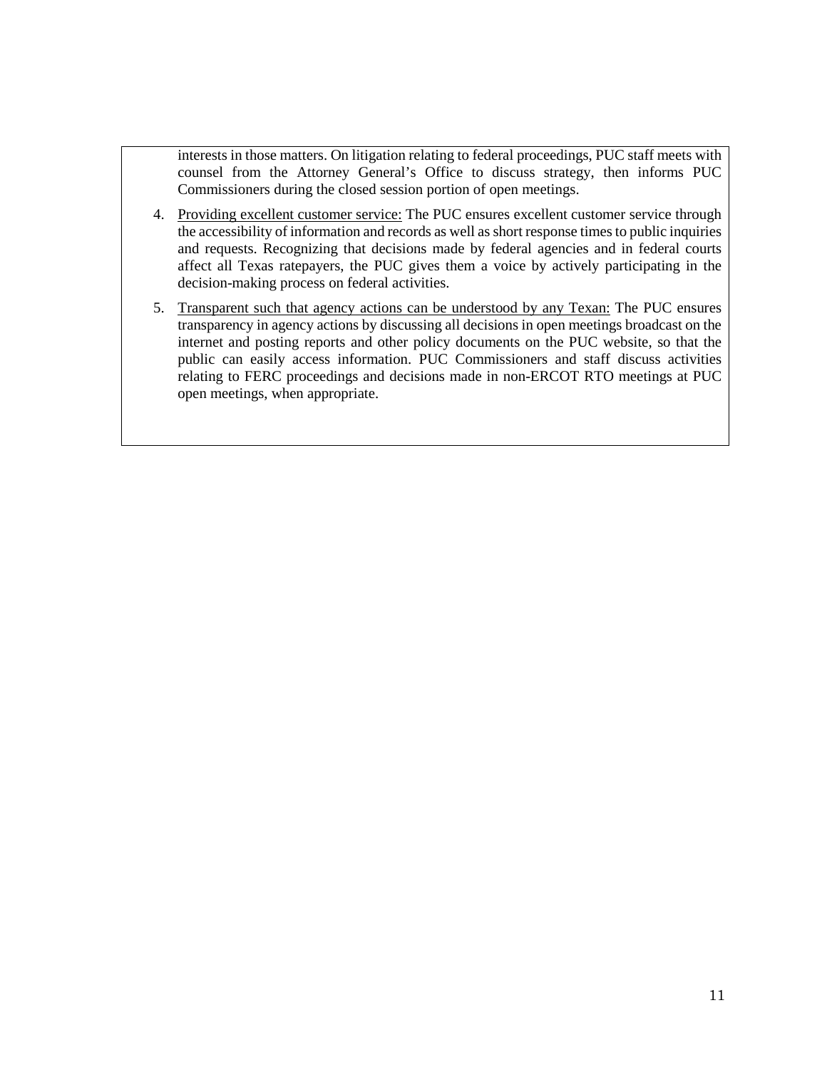interests in those matters. On litigation relating to federal proceedings, PUC staff meets with counsel from the Attorney General's Office to discuss strategy, then informs PUC Commissioners during the closed session portion of open meetings.

4. Providing excellent customer service: The PUC ensures excellent customer service through the accessibility of information and records as well as short response times to public inquiries and requests. Recognizing that decisions made by federal agencies and in federal courts affect all Texas ratepayers, the PUC gives them a voice by actively participating in the decision-making process on federal activities.

5. Transparent such that agency actions can be understood by any Texan: The PUC ensures transparency in agency actions by discussing all decisions in open meetings broadcast on the internet and posting reports and other policy documents on the PUC website, so that the public can easily access information. PUC Commissioners and staff discuss activities relating to FERC proceedings and decisions made in non-ERCOT RTO meetings at PUC open meetings, when appropriate.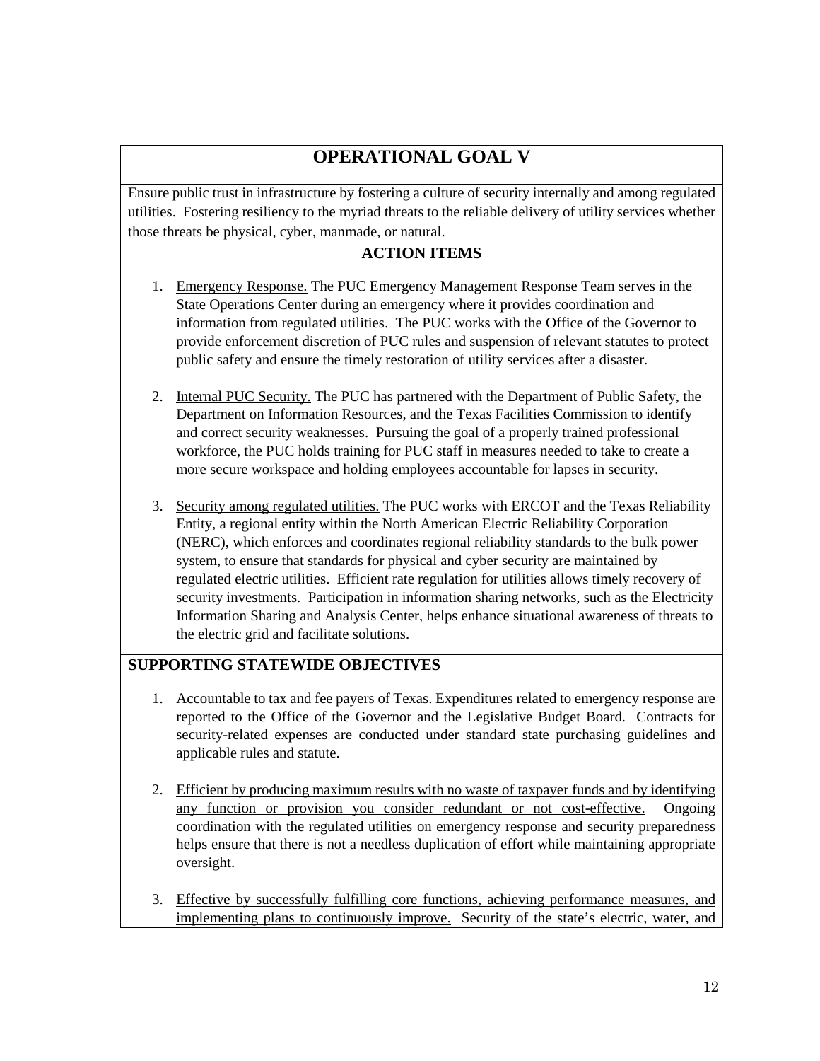# OPERATIONAL GOAL V

Ensure public trust in infrastructure by fostering a culture of security internally and among regulated utilities. Fostering resiliency to the myriad threats to the reliable delivery of utility services whether those threats be physical, cyber, manmade, or natural.

## ACTION ITEMS

1. Emergency Response. The PUC Emergency Management Response Team serves in the State Operations Center during an emergency where it provides coordination and information from regulated utilities. The PUC works with the Office of the Governor to provide enforcement discretion of PUC rules and suspension of relevant statutes to protect public safety and ensure the timely restoration of utility services after a disaster.

2. Internal PUC Security. The PUC has partnered with the Department of Public Safety, the Department on Information Resources, and the Texas Facilities Commission to identify and correct security weaknesses. Pursuing the goal of a properly trained professional workforce, the PUC holds training for PUC staff in measures needed to take to create a more secure workspace and holding employees accountable for lapses in security.

3. Security among regulated utilities. The PUC works with ERCOT and the Texas Reliability Entity, a regional entity within the North American Electric Reliability Corporation (NERC), which enforces and coordinates regional reliability standards to the bulk power system, to ensure that standards for physical and cyber security are maintained by regulated electric utilities. Efficient rate regulation for utilities allows timely recovery of security investments. Participation in information sharing networks, such as the Electricity Information Sharing and Analysis Center, helps enhance situational awareness of threats to the electric grid and facilitate solutions.

## SUPPORTING STATEWIDE OBJECTIVES

1. Accountable to tax and fee payers of Texas. Expenditures related to emergency response are reported to the Office of the Governor and the Legislative Budget Board. Contracts for security-related expenses are conducted under standard state purchasing guidelines and applicable rules and statute.

2. Efficient by producing maximum results with no waste of taxpayer funds and by identifying any function or provision you consider redundant or not cost-effective. Ongoing coordination with the regulated utilities on emergency response and security preparedness helps ensure that there is not a needless duplication of effort while maintaining appropriate oversight.

3. Effective by successfully fulfilling core functions, achieving performance measures, and implementing plans to continuously improve. Security of the state's electric, water, and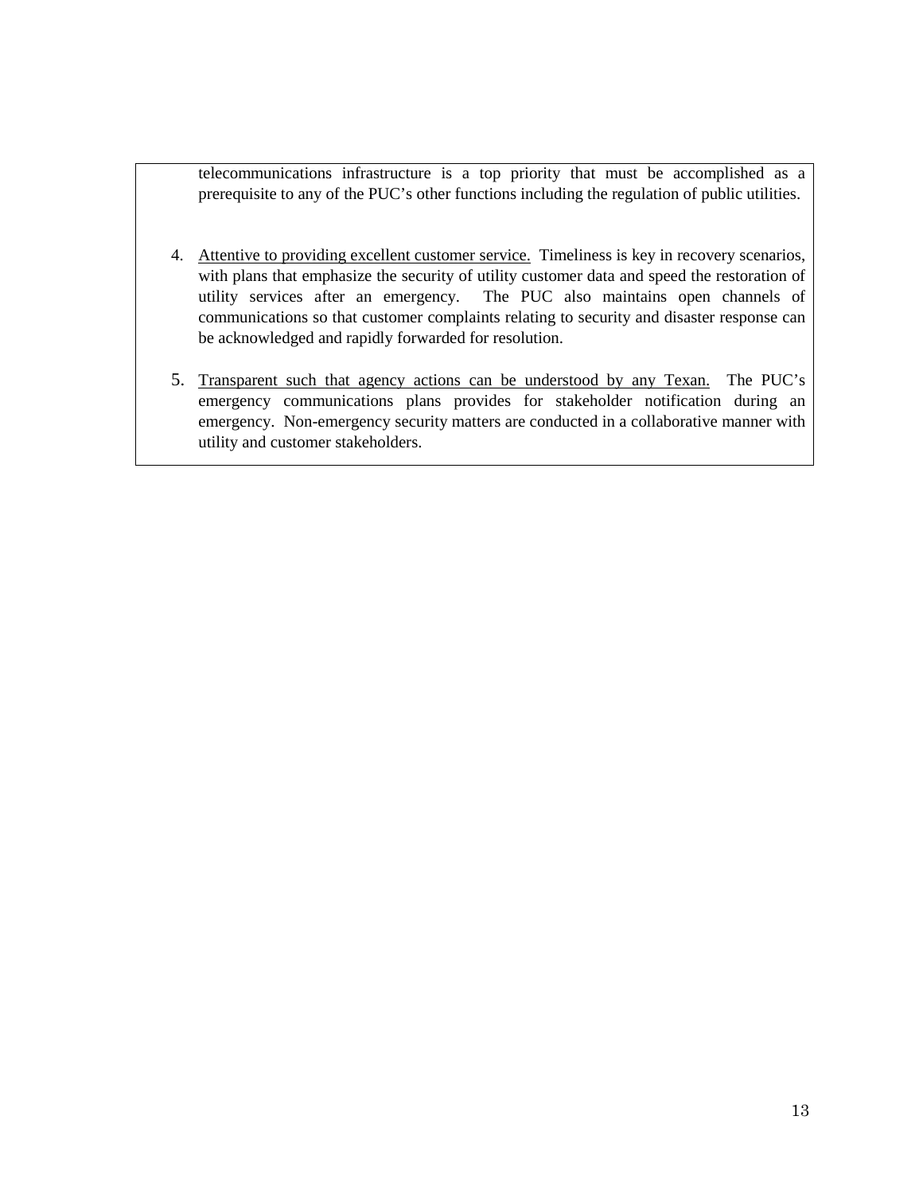telecommunications infrastructure is a top priority that must be accomplished as a prerequisite to any of the PUC's other functions including the regulation of public utilities.

4. Attentive to providing excellent customer service. Timeliness is key in recovery scenarios, with plans that emphasize the security of utility customer data and speed the restoration of utility services after an emergency. The PUC also maintains open channels of communications so that customer complaints relating to security and disaster response can be acknowledged and rapidly forwarded for resolution.

5. Transparent such that agency actions can be understood by any Texan. The PUC's emergency communications plans provides for stakeholder notification during an emergency. Non-emergency security matters are conducted in a collaborative manner with utility and customer stakeholders.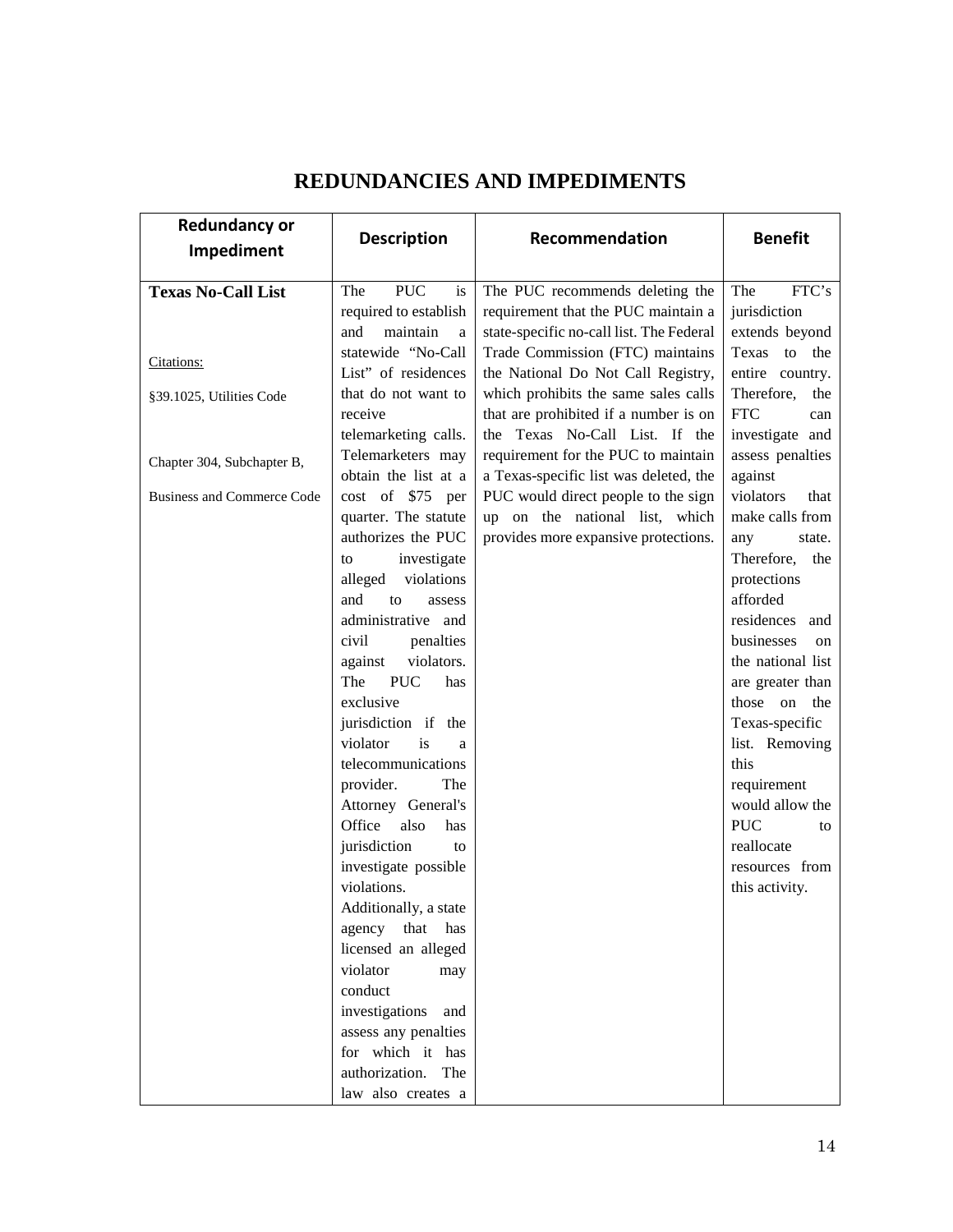## REDUNDANCIES AND IMPEDIMENTS

| Redundancy or Impediment | Description | Recommendation | Benefit |
|---|---|---|---|
| **Texas No-Call List**<br><br>Citations:<br><br>§39.1025, Utilities Code<br><br>Chapter 304, Subchapter B, Business and Commerce Code | The PUC is required to establish and maintain a statewide "No-Call List" of residences that do not want to receive telemarketing calls. Telemarketers may obtain the list at a cost of $75 per quarter. The statute authorizes the PUC to investigate alleged violations and to assess administrative and civil penalties against violators. The PUC has exclusive jurisdiction if the violator is a telecommunications provider. The Attorney General's Office also has jurisdiction to investigate possible violations. Additionally, a state agency that has licensed an alleged violator may conduct investigations and assess any penalties for which it has authorization. The law also creates a | The PUC recommends deleting the requirement that the PUC maintain a state-specific no-call list. The Federal Trade Commission (FTC) maintains the National Do Not Call Registry, which prohibits the same sales calls that are prohibited if a number is on the Texas No-Call List. If the requirement for the PUC to maintain a Texas-specific list was deleted, the PUC would direct people to the sign up on the national list, which provides more expansive protections. | The FTC's jurisdiction extends beyond Texas to the entire country. Therefore, the FTC can investigate and assess penalties against violators that make calls from any state. Therefore, the protections afforded residences and businesses on the national list are greater than those on the Texas-specific list. Removing this requirement would allow the PUC to reallocate resources from this activity. |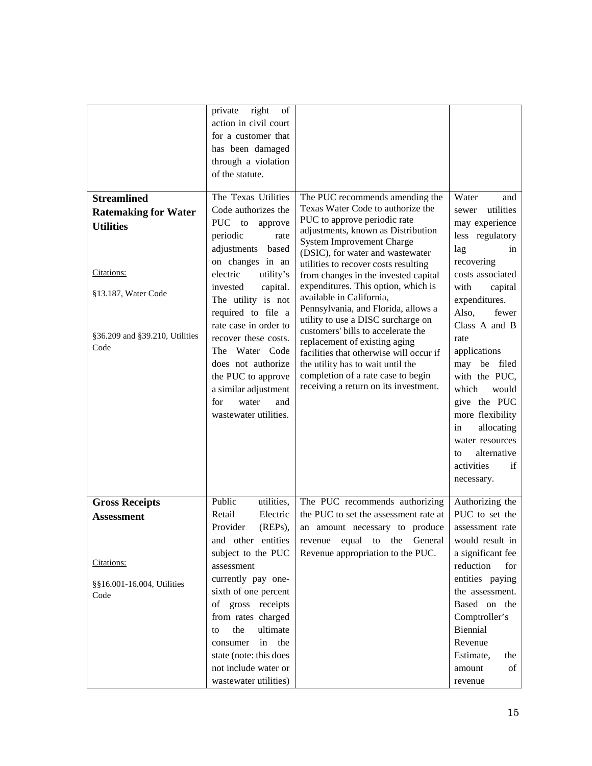| | | | |
|---|---|---|---|
| | private right of action in civil court for a customer that has been damaged through a violation of the statute. | | |
| **Streamlined Ratemaking for Water Utilities**<br><br>Citations:<br><br>§13.187, Water Code<br><br>§36.209 and §39.210, Utilities Code | The Texas Utilities Code authorizes the PUC to approve periodic rate adjustments based on changes in an electric utility's invested capital. The utility is not required to file a rate case in order to recover these costs. The Water Code does not authorize the PUC to approve a similar adjustment for water and wastewater utilities. | The PUC recommends amending the Texas Water Code to authorize the PUC to approve periodic rate adjustments, known as Distribution System Improvement Charge (DSIC), for water and wastewater utilities to recover costs resulting from changes in the invested capital expenditures. This option, which is available in California, Pennsylvania, and Florida, allows a utility to use a DISC surcharge on customers' bills to accelerate the replacement of existing aging facilities that otherwise will occur if the utility has to wait until the completion of a rate case to begin receiving a return on its investment. | Water and sewer utilities may experience less regulatory lag in recovering costs associated with capital expenditures. Also, fewer Class A and B rate applications may be filed with the PUC, which would give the PUC more flexibility in allocating water resources to alternative activities if necessary. |
| **Gross Receipts Assessment**<br><br>Citations:<br><br>§§16.001-16.004, Utilities Code | Public utilities, Retail Electric Provider (REPs), and other entities subject to the PUC assessment currently pay one-sixth of one percent of gross receipts from rates charged to the ultimate consumer in the state (note: this does not include water or wastewater utilities) | The PUC recommends authorizing the PUC to set the assessment rate at an amount necessary to produce revenue equal to the General Revenue appropriation to the PUC. | Authorizing the PUC to set the assessment rate would result in a significant fee reduction for entities paying the assessment. Based on the Comptroller's Biennial Revenue Estimate, the amount of revenue |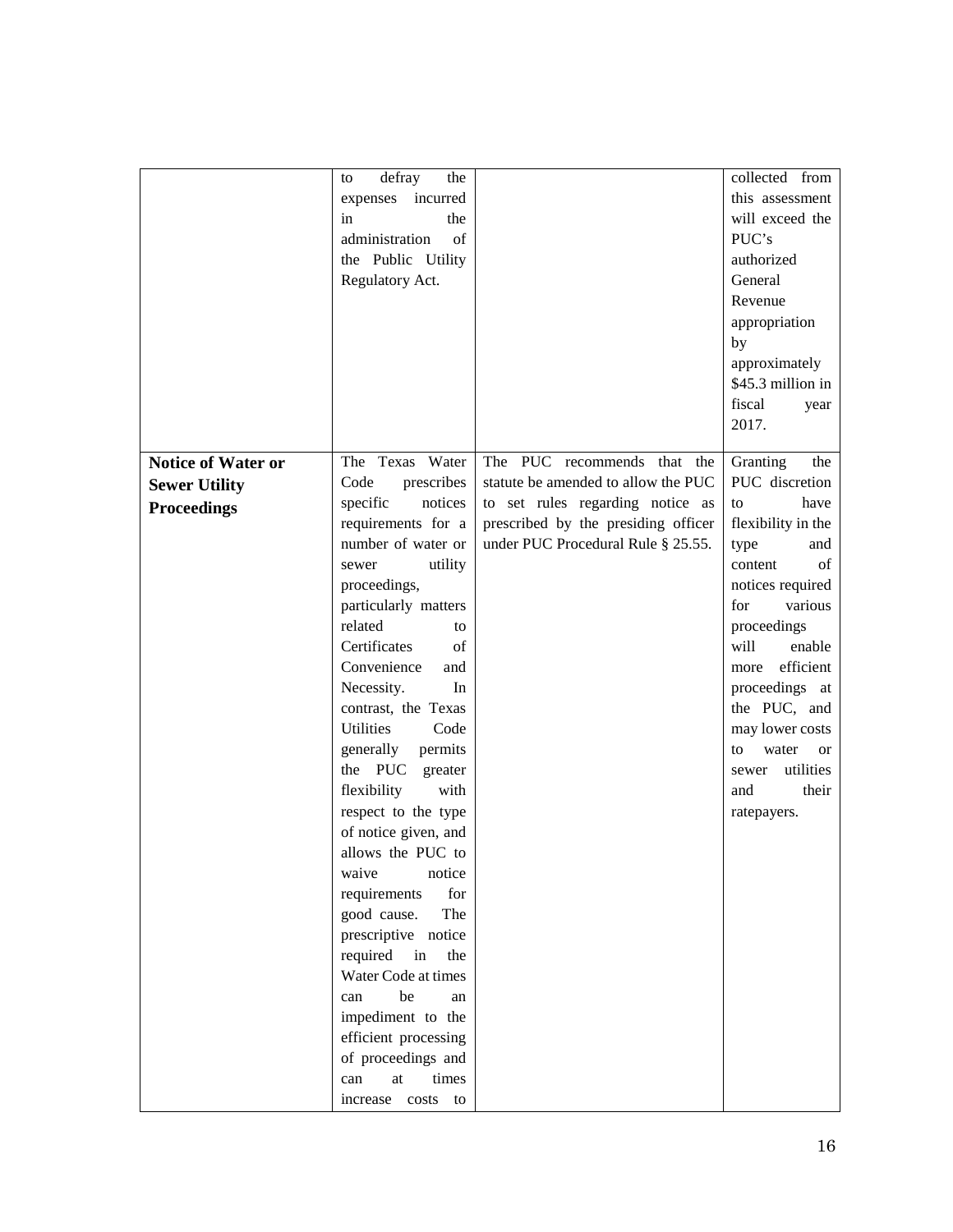| | | | |
|---|---|---|---|
| | to defray the expenses incurred in the administration of the Public Utility Regulatory Act. | | collected from this assessment will exceed the PUC's authorized General Revenue appropriation by approximately $45.3 million in fiscal year 2017. |
| **Notice of Water or Sewer Utility Proceedings** | The Texas Water Code prescribes specific notices requirements for a number of water or sewer utility proceedings, particularly matters related to Certificates of Convenience and Necessity. In contrast, the Texas Utilities Code generally permits the PUC greater flexibility with respect to the type of notice given, and allows the PUC to waive notice requirements for good cause. The prescriptive notice required in the Water Code at times can be an impediment to the efficient processing of proceedings and can at times increase costs to | The PUC recommends that the statute be amended to allow the PUC to set rules regarding notice as prescribed by the presiding officer under PUC Procedural Rule § 25.55. | Granting the PUC discretion to have flexibility in the type and content of notices required for various proceedings will enable more efficient proceedings at the PUC, and may lower costs to water or sewer utilities and their ratepayers. |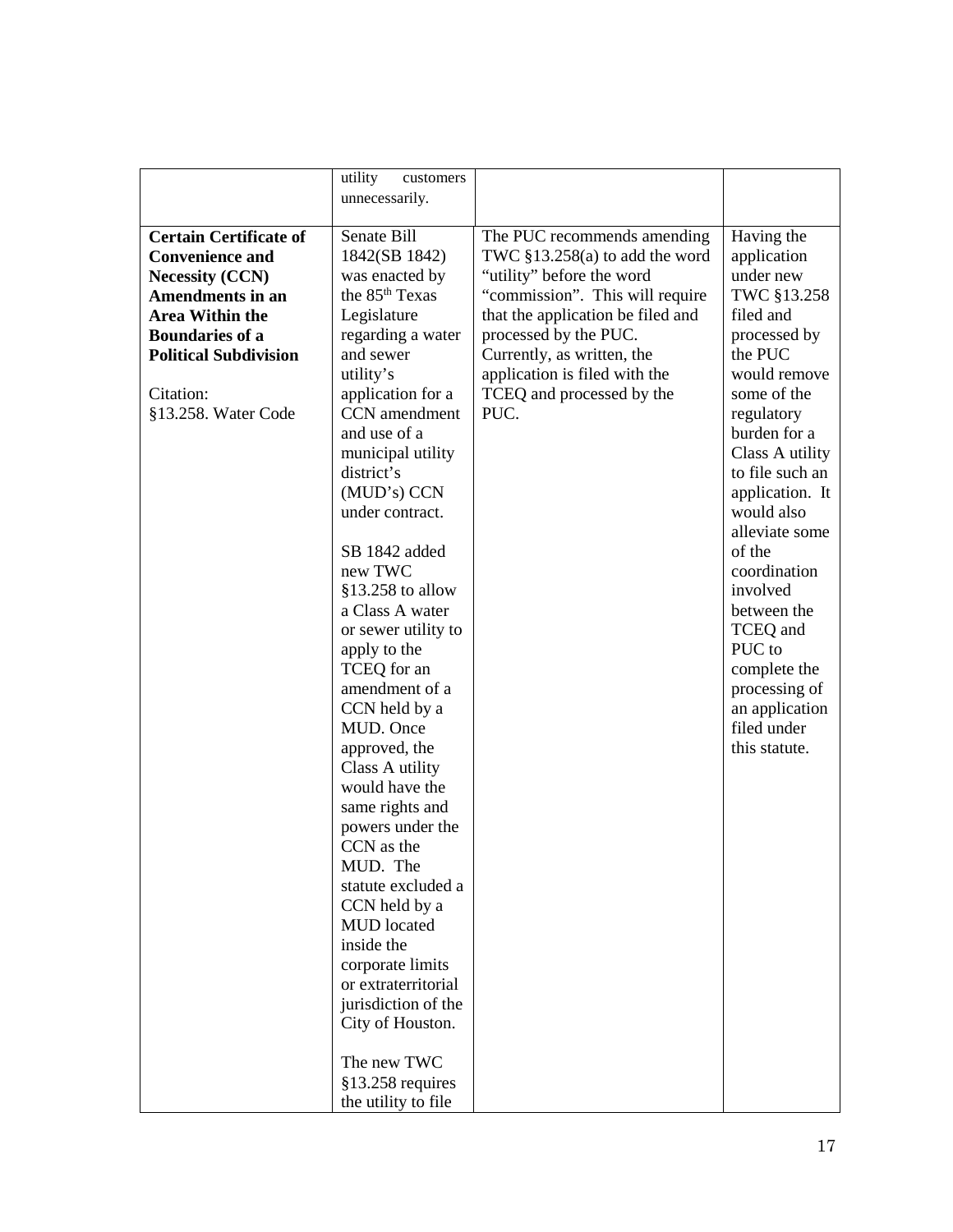| | utility customers unnecessarily. | | |
|---|---|---|---|
| **Certain Certificate of Convenience and Necessity (CCN) Amendments in an Area Within the Boundaries of a Political Subdivision**<br><br>Citation: §13.258. Water Code | Senate Bill 1842(SB 1842) was enacted by the 85th Texas Legislature regarding a water and sewer utility's application for a CCN amendment and use of a municipal utility district's (MUD's) CCN under contract.<br><br>SB 1842 added new TWC §13.258 to allow a Class A water or sewer utility to apply to the TCEQ for an amendment of a CCN held by a MUD. Once approved, the Class A utility would have the same rights and powers under the CCN as the MUD. The statute excluded a CCN held by a MUD located inside the corporate limits or extraterritorial jurisdiction of the City of Houston.<br><br>The new TWC §13.258 requires the utility to file | The PUC recommends amending TWC §13.258(a) to add the word "utility" before the word "commission". This will require that the application be filed and processed by the PUC. Currently, as written, the application is filed with the TCEQ and processed by the PUC. | Having the application under new TWC §13.258 filed and processed by the PUC would remove some of the regulatory burden for a Class A utility to file such an application. It would also alleviate some of the coordination involved between the TCEQ and PUC to complete the processing of an application filed under this statute. |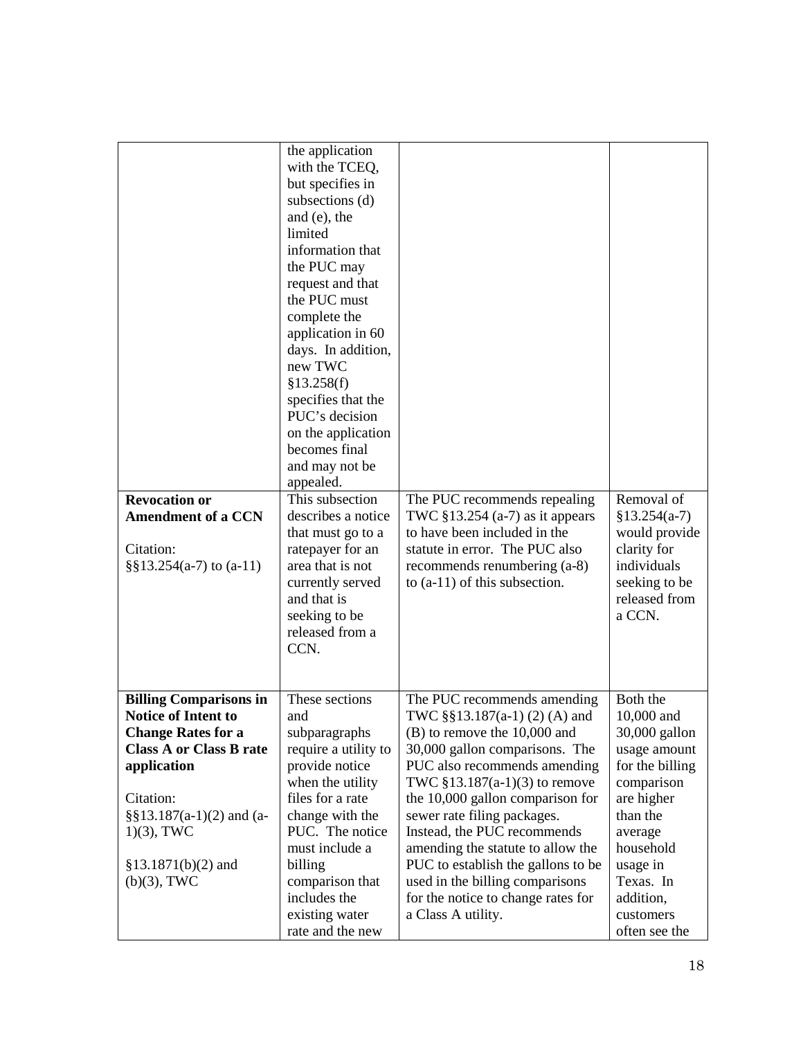| | | | |
|---|---|---|---|
| | the application with the TCEQ, but specifies in subsections (d) and (e), the limited information that the PUC may request and that the PUC must complete the application in 60 days. In addition, new TWC §13.258(f) specifies that the PUC's decision on the application becomes final and may not be appealed. | | |
| **Revocation or Amendment of a CCN**<br><br>Citation:<br>§§13.254(a-7) to (a-11) | This subsection describes a notice that must go to a ratepayer for an area that is not currently served and that is seeking to be released from a CCN. | The PUC recommends repealing TWC §13.254 (a-7) as it appears to have been included in the statute in error. The PUC also recommends renumbering (a-8) to (a-11) of this subsection. | Removal of §13.254(a-7) would provide clarity for individuals seeking to be released from a CCN. |
| **Billing Comparisons in Notice of Intent to Change Rates for a Class A or Class B rate application**<br><br>Citation:<br>§§13.187(a-1)(2) and (a-1)(3), TWC<br><br>§13.1871(b)(2) and (b)(3), TWC | These sections and subparagraphs require a utility to provide notice when the utility files for a rate change with the PUC. The notice must include a billing comparison that includes the existing water rate and the new | The PUC recommends amending TWC §§13.187(a-1) (2) (A) and (B) to remove the 10,000 and 30,000 gallon comparisons. The PUC also recommends amending TWC §13.187(a-1)(3) to remove the 10,000 gallon comparison for sewer rate filing packages. Instead, the PUC recommends amending the statute to allow the PUC to establish the gallons to be used in the billing comparisons for the notice to change rates for a Class A utility. | Both the 10,000 and 30,000 gallon usage amount for the billing comparison are higher than the average household usage in Texas. In addition, customers often see the |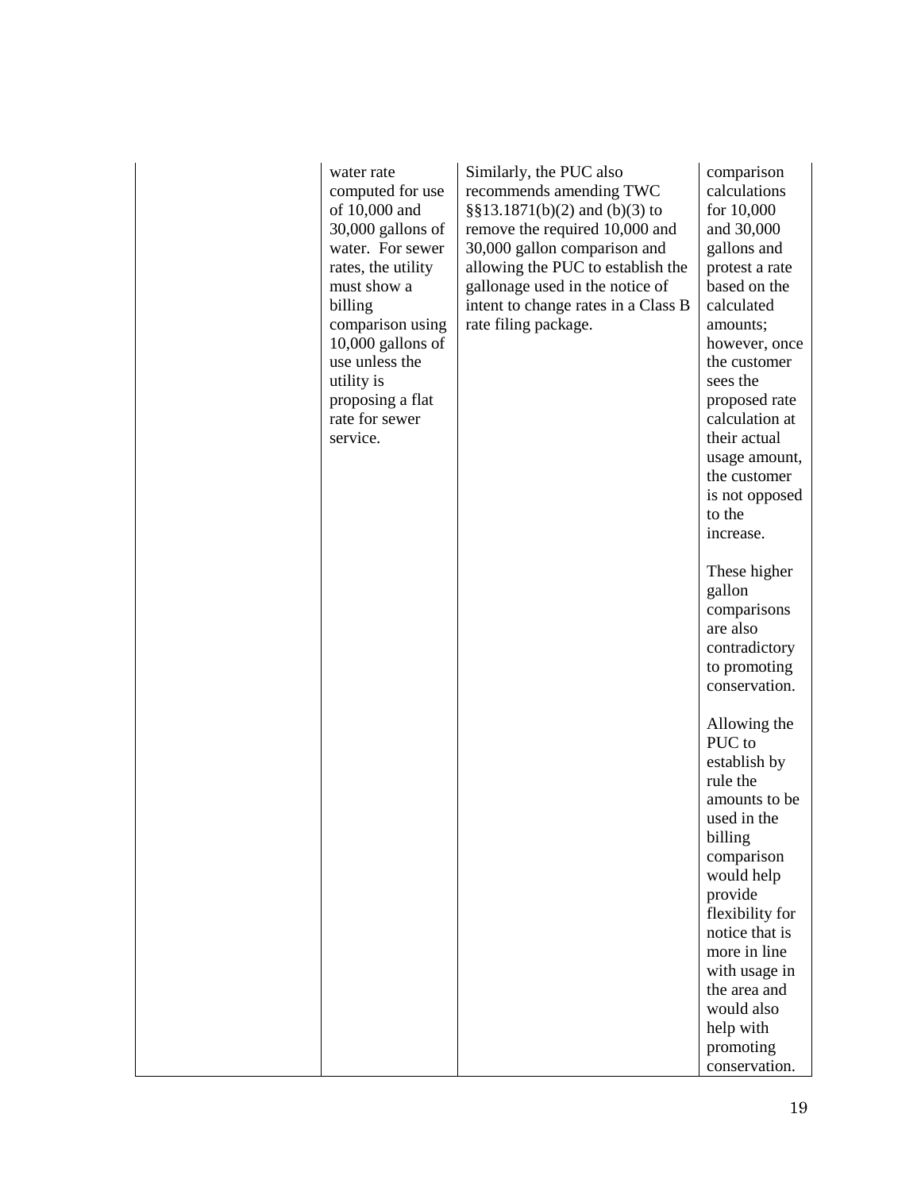|  | water rate computed for use of 10,000 and 30,000 gallons of water. For sewer rates, the utility must show a billing comparison using 10,000 gallons of use unless the utility is proposing a flat rate for sewer service. | Similarly, the PUC also recommends amending TWC §§13.1871(b)(2) and (b)(3) to remove the required 10,000 and 30,000 gallon comparison and allowing the PUC to establish the gallonage used in the notice of intent to change rates in a Class B rate filing package. | comparison calculations for 10,000 and 30,000 gallons and protest a rate based on the calculated amounts; however, once the customer sees the proposed rate calculation at their actual usage amount, the customer is not opposed to the increase.<br><br>These higher gallon comparisons are also contradictory to promoting conservation.<br><br>Allowing the PUC to establish by rule the amounts to be used in the billing comparison would help provide flexibility for notice that is more in line with usage in the area and would also help with promoting conservation. |
|---|---|---|---|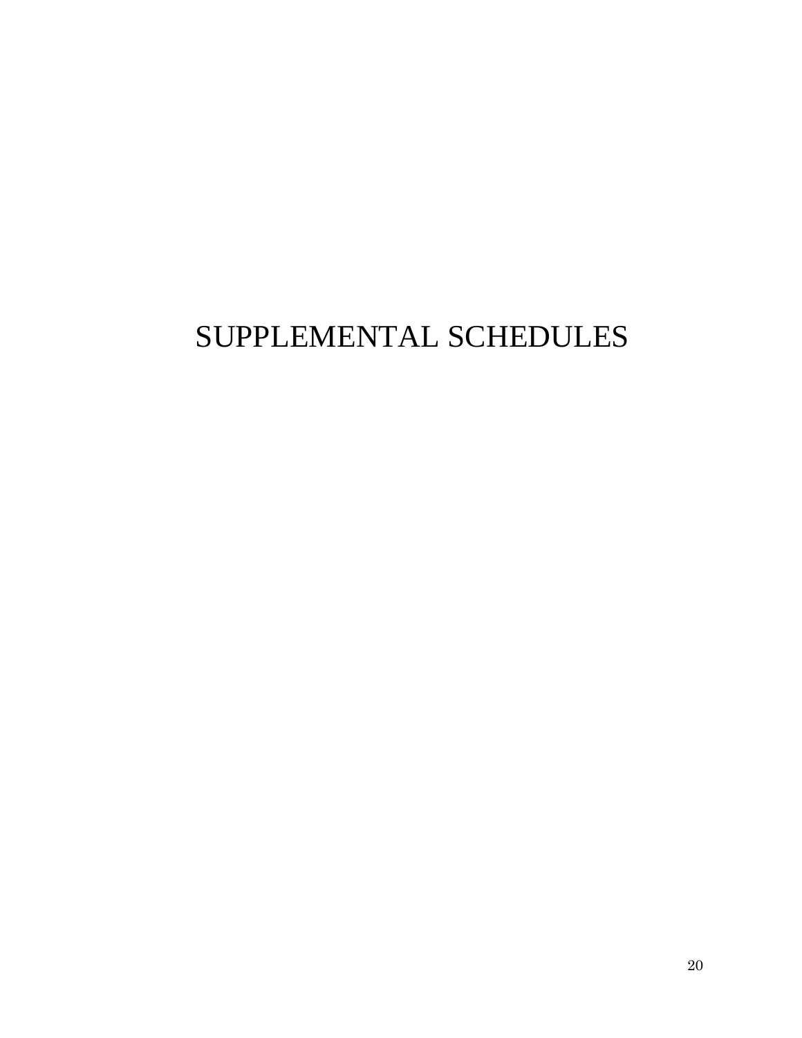# SUPPLEMENTAL SCHEDULES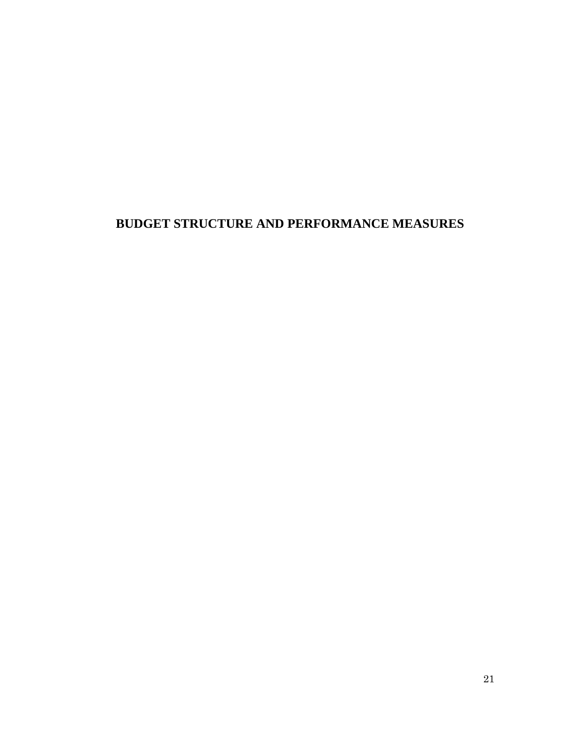# BUDGET STRUCTURE AND PERFORMANCE MEASURES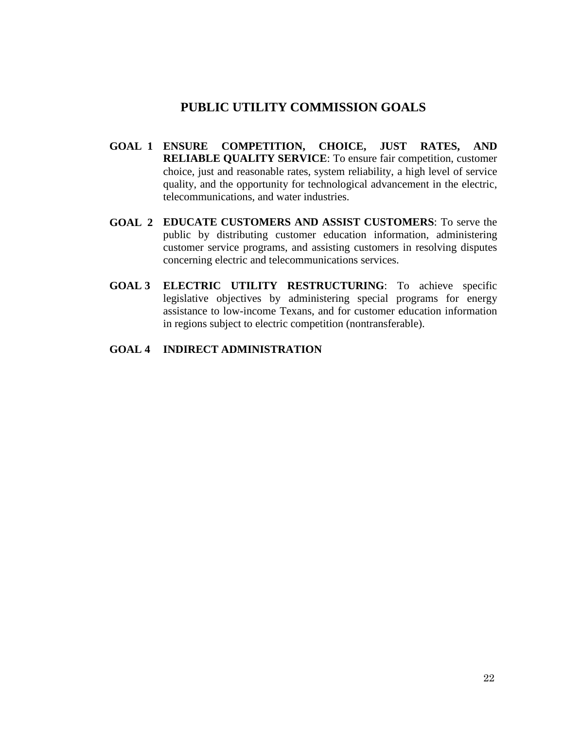# PUBLIC UTILITY COMMISSION GOALS

**GOAL 1** **ENSURE COMPETITION, CHOICE, JUST RATES, AND RELIABLE QUALITY SERVICE**: To ensure fair competition, customer choice, just and reasonable rates, system reliability, a high level of service quality, and the opportunity for technological advancement in the electric, telecommunications, and water industries.

**GOAL 2** **EDUCATE CUSTOMERS AND ASSIST CUSTOMERS**: To serve the public by distributing customer education information, administering customer service programs, and assisting customers in resolving disputes concerning electric and telecommunications services.

**GOAL 3** **ELECTRIC UTILITY RESTRUCTURING**: To achieve specific legislative objectives by administering special programs for energy assistance to low-income Texans, and for customer education information in regions subject to electric competition (nontransferable).

**GOAL 4** **INDIRECT ADMINISTRATION**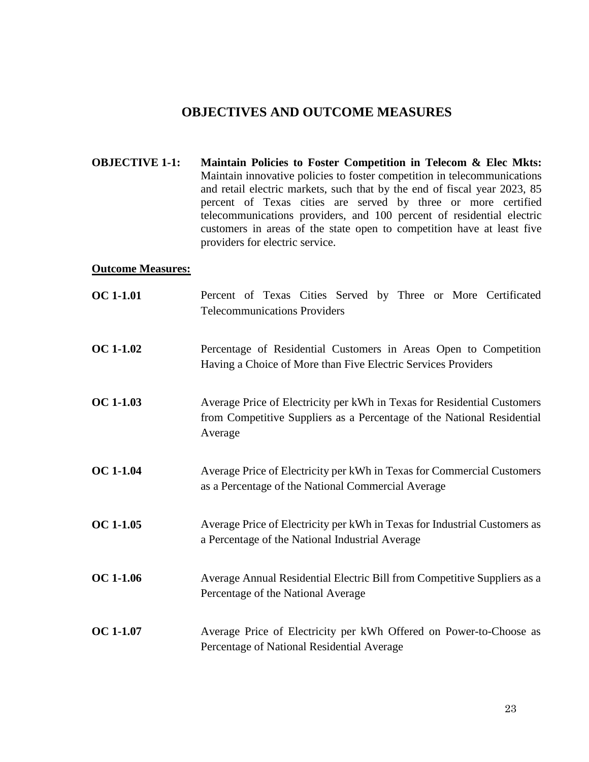## OBJECTIVES AND OUTCOME MEASURES

**OBJECTIVE 1-1:** **Maintain Policies to Foster Competition in Telecom & Elec Mkts:** Maintain innovative policies to foster competition in telecommunications and retail electric markets, such that by the end of fiscal year 2023, 85 percent of Texas cities are served by three or more certified telecommunications providers, and 100 percent of residential electric customers in areas of the state open to competition have at least five providers for electric service.

**Outcome Measures:**

**OC 1-1.01** Percent of Texas Cities Served by Three or More Certificated Telecommunications Providers

**OC 1-1.02** Percentage of Residential Customers in Areas Open to Competition Having a Choice of More than Five Electric Services Providers

**OC 1-1.03** Average Price of Electricity per kWh in Texas for Residential Customers from Competitive Suppliers as a Percentage of the National Residential Average

**OC 1-1.04** Average Price of Electricity per kWh in Texas for Commercial Customers as a Percentage of the National Commercial Average

**OC 1-1.05** Average Price of Electricity per kWh in Texas for Industrial Customers as a Percentage of the National Industrial Average

**OC 1-1.06** Average Annual Residential Electric Bill from Competitive Suppliers as a Percentage of the National Average

**OC 1-1.07** Average Price of Electricity per kWh Offered on Power-to-Choose as Percentage of National Residential Average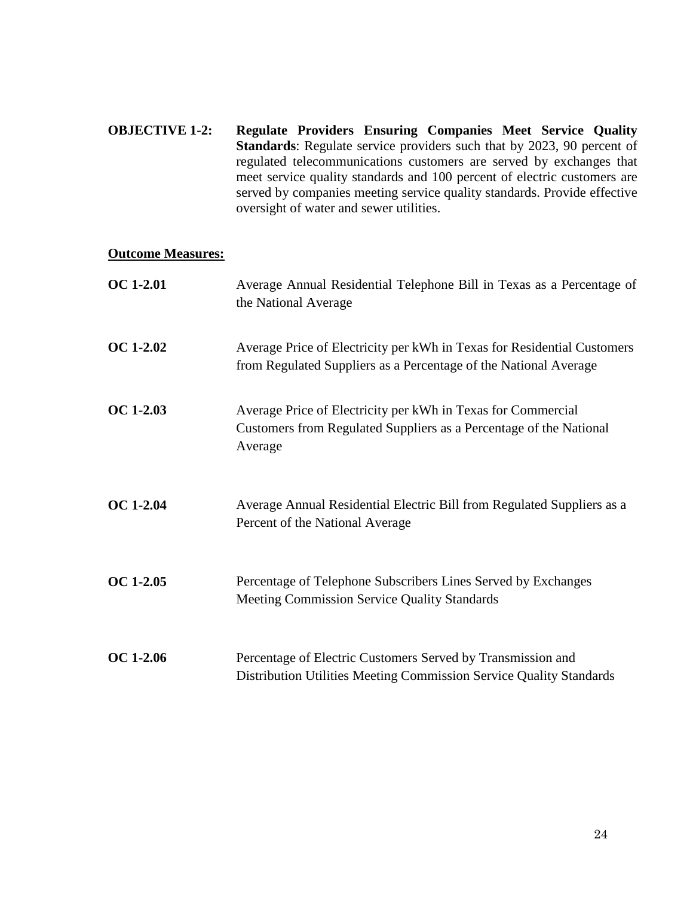**OBJECTIVE 1-2: Regulate Providers Ensuring Companies Meet Service Quality Standards**: Regulate service providers such that by 2023, 90 percent of regulated telecommunications customers are served by exchanges that meet service quality standards and 100 percent of electric customers are served by companies meeting service quality standards. Provide effective oversight of water and sewer utilities.

**Outcome Measures:**

**OC 1-2.01** Average Annual Residential Telephone Bill in Texas as a Percentage of the National Average

**OC 1-2.02** Average Price of Electricity per kWh in Texas for Residential Customers from Regulated Suppliers as a Percentage of the National Average

**OC 1-2.03** Average Price of Electricity per kWh in Texas for Commercial Customers from Regulated Suppliers as a Percentage of the National Average

**OC 1-2.04** Average Annual Residential Electric Bill from Regulated Suppliers as a Percent of the National Average

**OC 1-2.05** Percentage of Telephone Subscribers Lines Served by Exchanges Meeting Commission Service Quality Standards

**OC 1-2.06** Percentage of Electric Customers Served by Transmission and Distribution Utilities Meeting Commission Service Quality Standards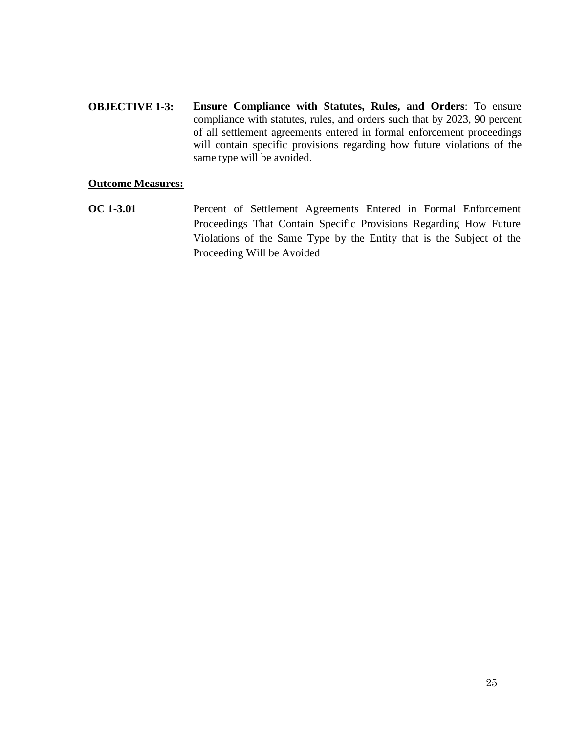**OBJECTIVE 1-3:** **Ensure Compliance with Statutes, Rules, and Orders**: To ensure compliance with statutes, rules, and orders such that by 2023, 90 percent of all settlement agreements entered in formal enforcement proceedings will contain specific provisions regarding how future violations of the same type will be avoided.

**Outcome Measures:**

**OC 1-3.01** Percent of Settlement Agreements Entered in Formal Enforcement Proceedings That Contain Specific Provisions Regarding How Future Violations of the Same Type by the Entity that is the Subject of the Proceeding Will be Avoided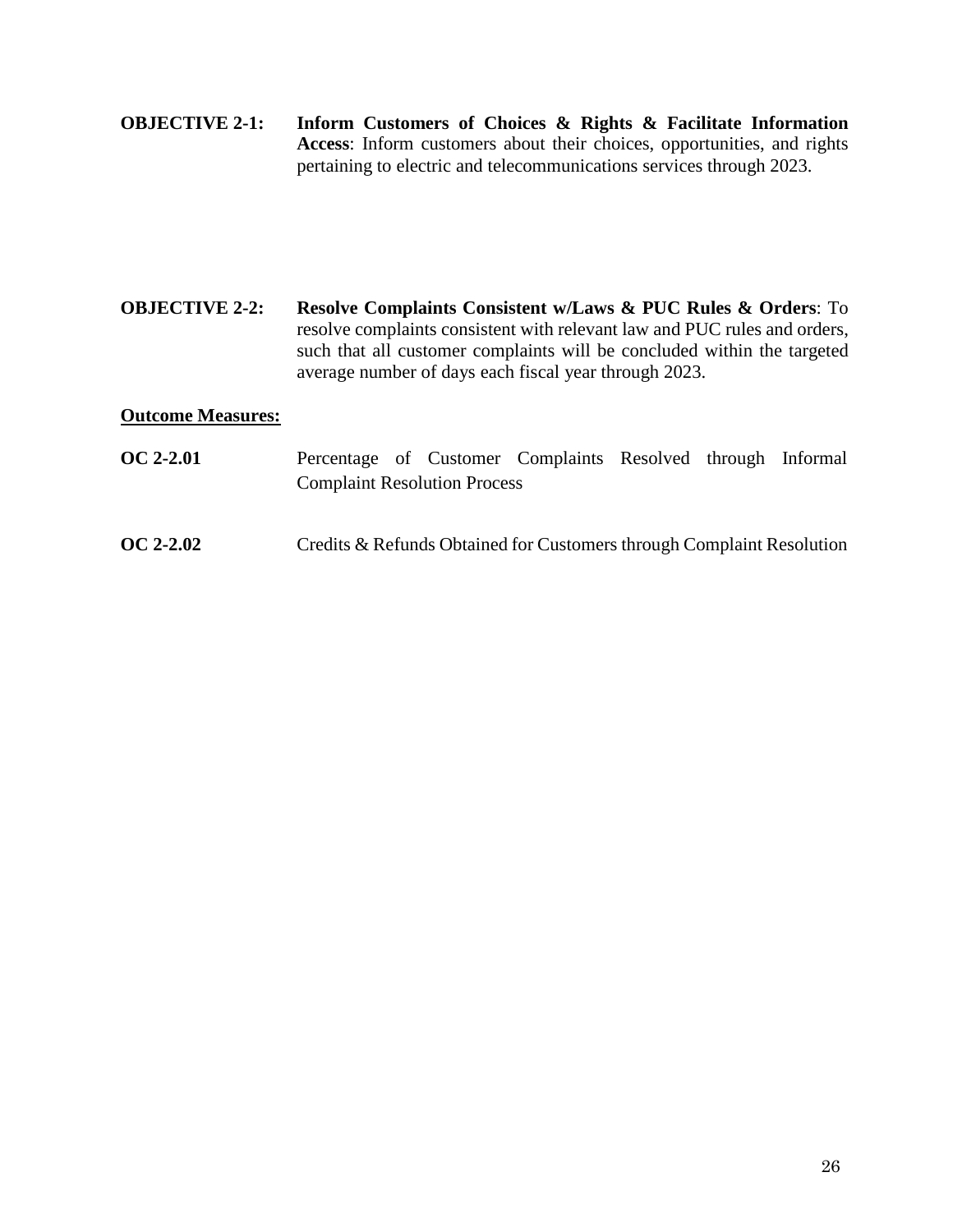**OBJECTIVE 2-1:** **Inform Customers of Choices & Rights & Facilitate Information Access**: Inform customers about their choices, opportunities, and rights pertaining to electric and telecommunications services through 2023.

**OBJECTIVE 2-2:** **Resolve Complaints Consistent w/Laws & PUC Rules & Orders**: To resolve complaints consistent with relevant law and PUC rules and orders, such that all customer complaints will be concluded within the targeted average number of days each fiscal year through 2023.

**Outcome Measures:**

**OC 2-2.01** Percentage of Customer Complaints Resolved through Informal Complaint Resolution Process

**OC 2-2.02** Credits & Refunds Obtained for Customers through Complaint Resolution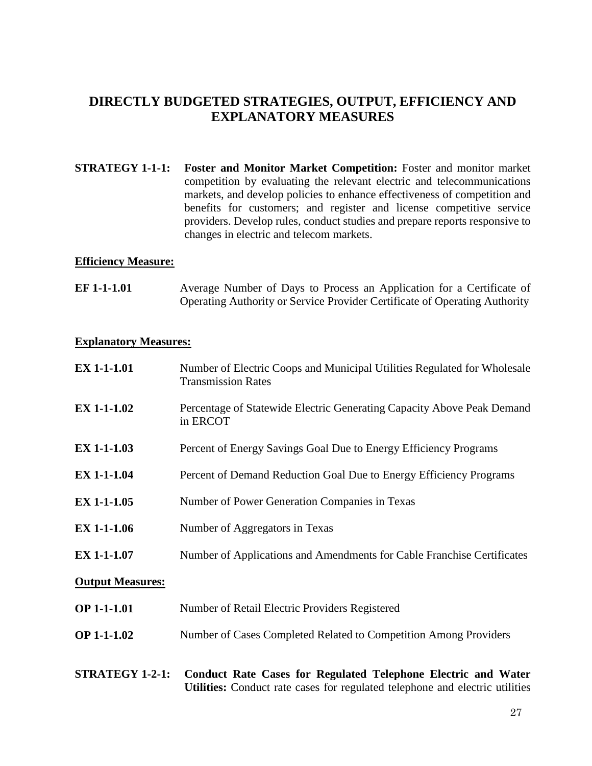## DIRECTLY BUDGETED STRATEGIES, OUTPUT, EFFICIENCY AND EXPLANATORY MEASURES

**STRATEGY 1-1-1:** **Foster and Monitor Market Competition:** Foster and monitor market competition by evaluating the relevant electric and telecommunications markets, and develop policies to enhance effectiveness of competition and benefits for customers; and register and license competitive service providers. Develop rules, conduct studies and prepare reports responsive to changes in electric and telecom markets.

**Efficiency Measure:**

**EF 1-1-1.01** Average Number of Days to Process an Application for a Certificate of Operating Authority or Service Provider Certificate of Operating Authority

**Explanatory Measures:**

**EX 1-1-1.01** Number of Electric Coops and Municipal Utilities Regulated for Wholesale Transmission Rates

**EX 1-1-1.02** Percentage of Statewide Electric Generating Capacity Above Peak Demand in ERCOT

**EX 1-1-1.03** Percent of Energy Savings Goal Due to Energy Efficiency Programs

**EX 1-1-1.04** Percent of Demand Reduction Goal Due to Energy Efficiency Programs

**EX 1-1-1.05** Number of Power Generation Companies in Texas

**EX 1-1-1.06** Number of Aggregators in Texas

**EX 1-1-1.07** Number of Applications and Amendments for Cable Franchise Certificates

**Output Measures:**

**OP 1-1-1.01** Number of Retail Electric Providers Registered

**OP 1-1-1.02** Number of Cases Completed Related to Competition Among Providers

**STRATEGY 1-2-1:** **Conduct Rate Cases for Regulated Telephone Electric and Water Utilities:** Conduct rate cases for regulated telephone and electric utilities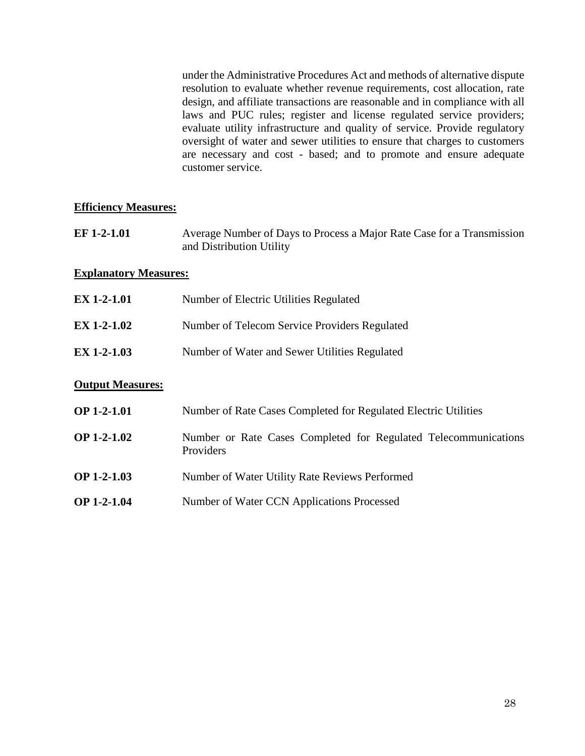under the Administrative Procedures Act and methods of alternative dispute resolution to evaluate whether revenue requirements, cost allocation, rate design, and affiliate transactions are reasonable and in compliance with all laws and PUC rules; register and license regulated service providers; evaluate utility infrastructure and quality of service. Provide regulatory oversight of water and sewer utilities to ensure that charges to customers are necessary and cost - based; and to promote and ensure adequate customer service.

**Efficiency Measures:**

**EF 1-2-1.01** Average Number of Days to Process a Major Rate Case for a Transmission and Distribution Utility

**Explanatory Measures:**

**EX 1-2-1.01** Number of Electric Utilities Regulated

**EX 1-2-1.02** Number of Telecom Service Providers Regulated

**EX 1-2-1.03** Number of Water and Sewer Utilities Regulated

**Output Measures:**

**OP 1-2-1.01** Number of Rate Cases Completed for Regulated Electric Utilities

**OP 1-2-1.02** Number or Rate Cases Completed for Regulated Telecommunications Providers

**OP 1-2-1.03** Number of Water Utility Rate Reviews Performed

**OP 1-2-1.04** Number of Water CCN Applications Processed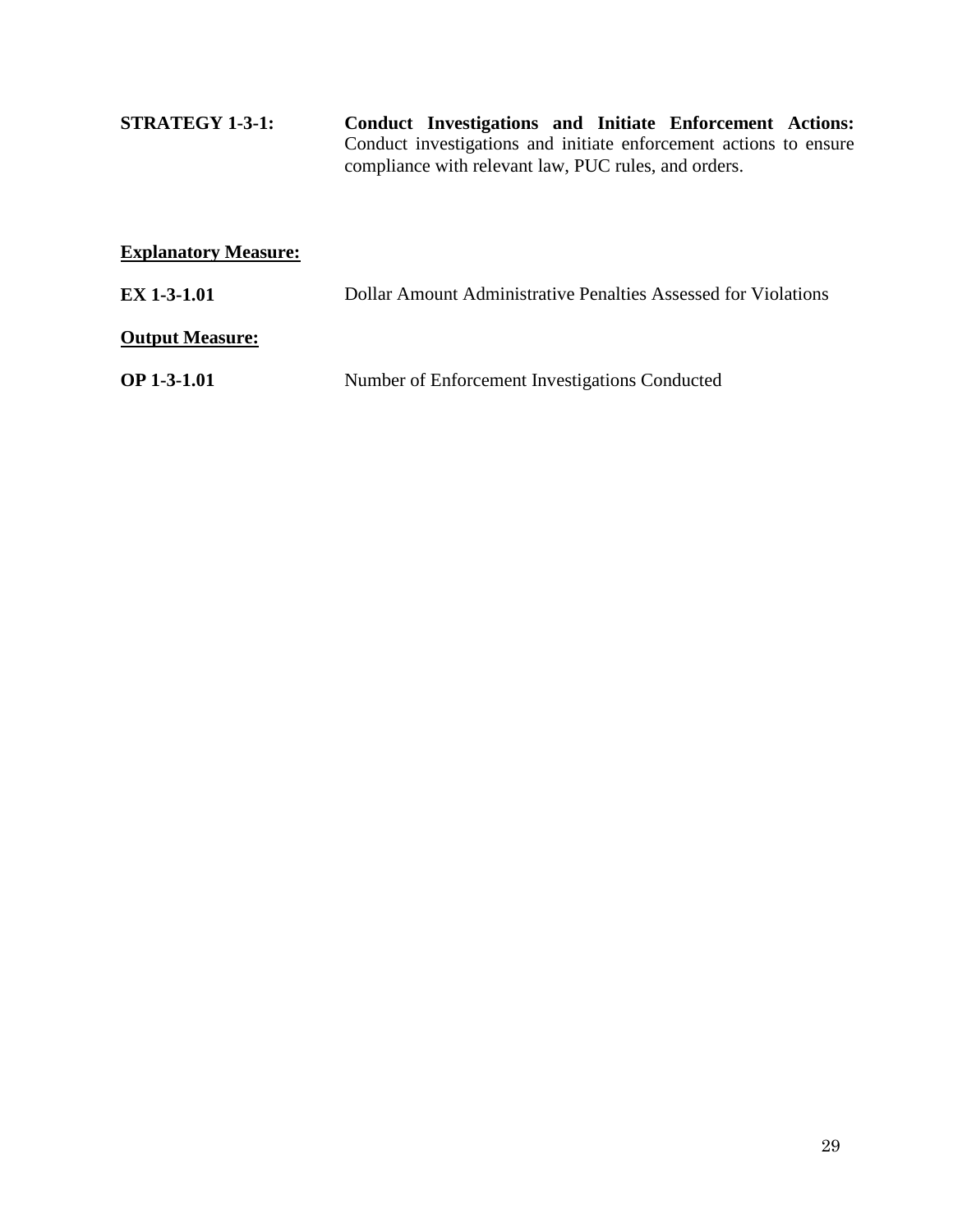**STRATEGY 1-3-1:** **Conduct Investigations and Initiate Enforcement Actions:** Conduct investigations and initiate enforcement actions to ensure compliance with relevant law, PUC rules, and orders.

**<u>Explanatory Measure:</u>**

**EX 1-3-1.01** Dollar Amount Administrative Penalties Assessed for Violations

**<u>Output Measure:</u>**

**OP 1-3-1.01** Number of Enforcement Investigations Conducted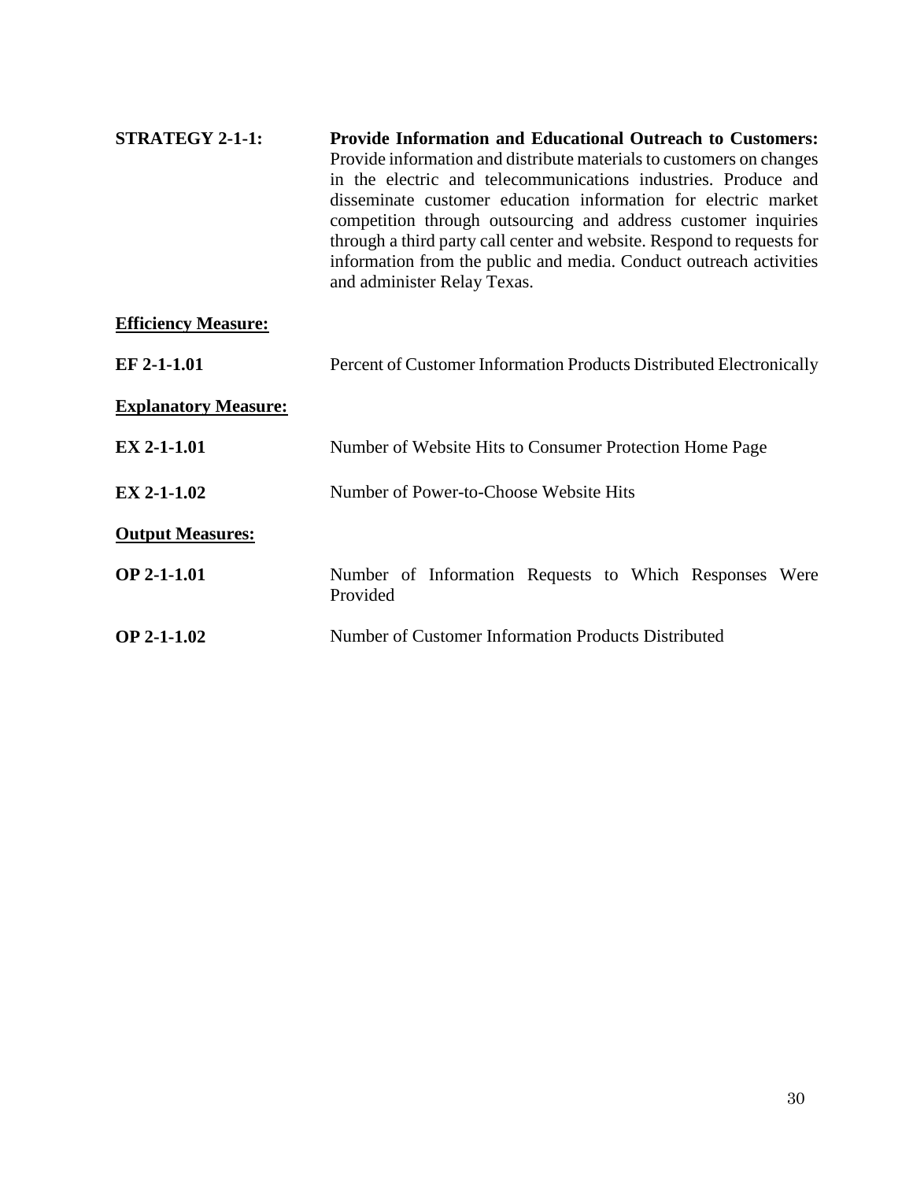**STRATEGY 2-1-1:** **Provide Information and Educational Outreach to Customers:** Provide information and distribute materials to customers on changes in the electric and telecommunications industries. Produce and disseminate customer education information for electric market competition through outsourcing and address customer inquiries through a third party call center and website. Respond to requests for information from the public and media. Conduct outreach activities and administer Relay Texas.

**Efficiency Measure:**

**EF 2-1-1.01** Percent of Customer Information Products Distributed Electronically

**Explanatory Measure:**

**EX 2-1-1.01** Number of Website Hits to Consumer Protection Home Page

**EX 2-1-1.02** Number of Power-to-Choose Website Hits

**Output Measures:**

**OP 2-1-1.01** Number of Information Requests to Which Responses Were Provided

**OP 2-1-1.02** Number of Customer Information Products Distributed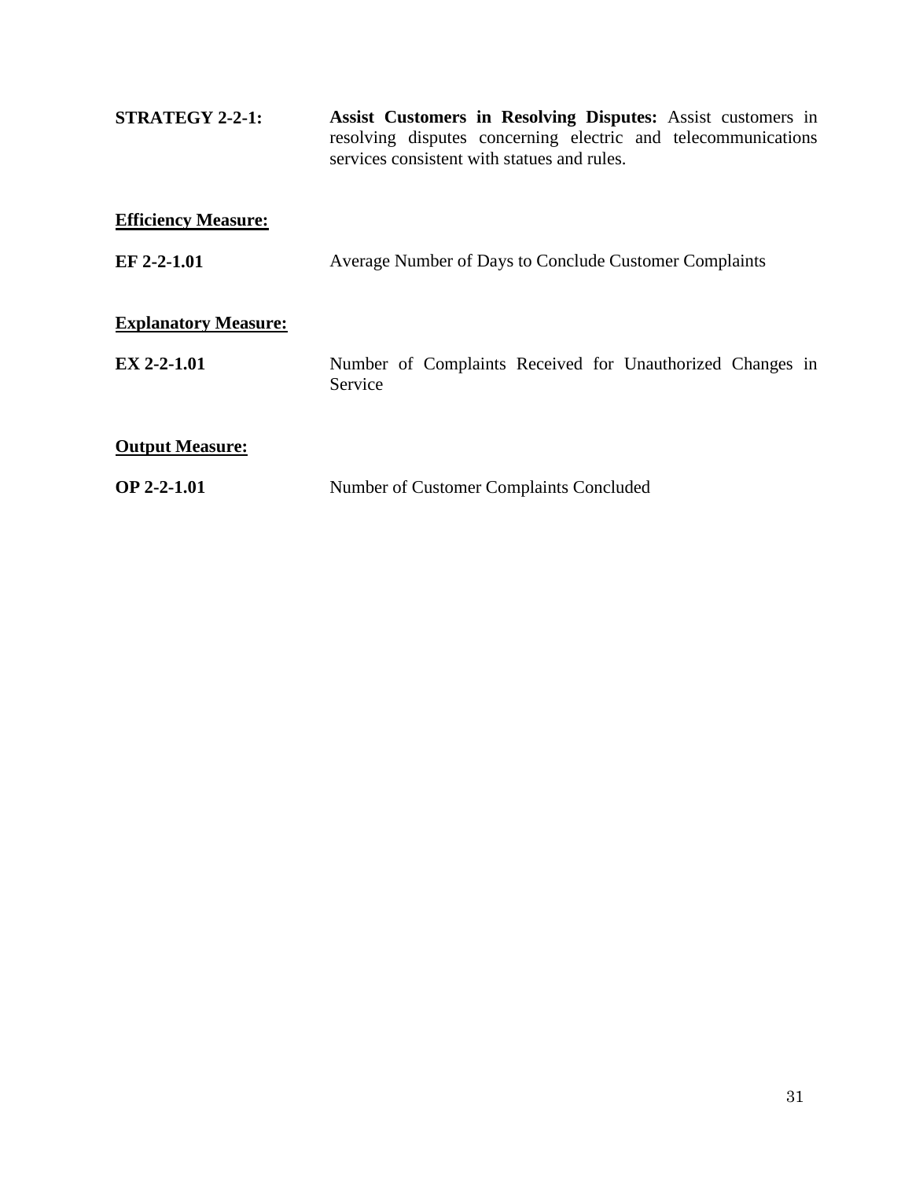**STRATEGY 2-2-1:** **Assist Customers in Resolving Disputes:** Assist customers in resolving disputes concerning electric and telecommunications services consistent with statues and rules.

**<u>Efficiency Measure:</u>**

**EF 2-2-1.01** Average Number of Days to Conclude Customer Complaints

**<u>Explanatory Measure:</u>**

**EX 2-2-1.01** Number of Complaints Received for Unauthorized Changes in Service

**<u>Output Measure:</u>**

**OP 2-2-1.01** Number of Customer Complaints Concluded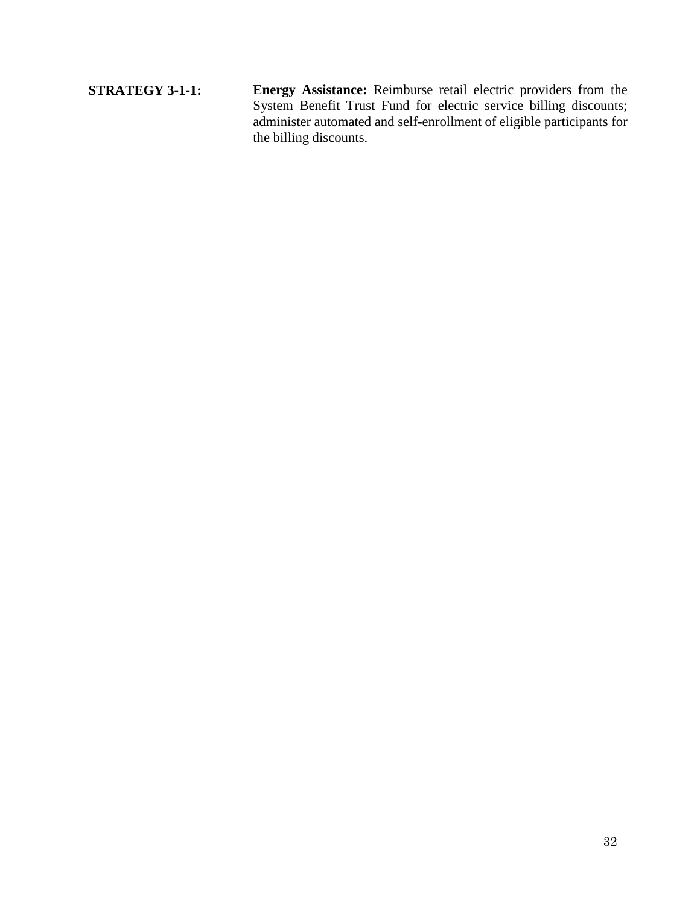**STRATEGY 3-1-1:** **Energy Assistance:** Reimburse retail electric providers from the System Benefit Trust Fund for electric service billing discounts; administer automated and self-enrollment of eligible participants for the billing discounts.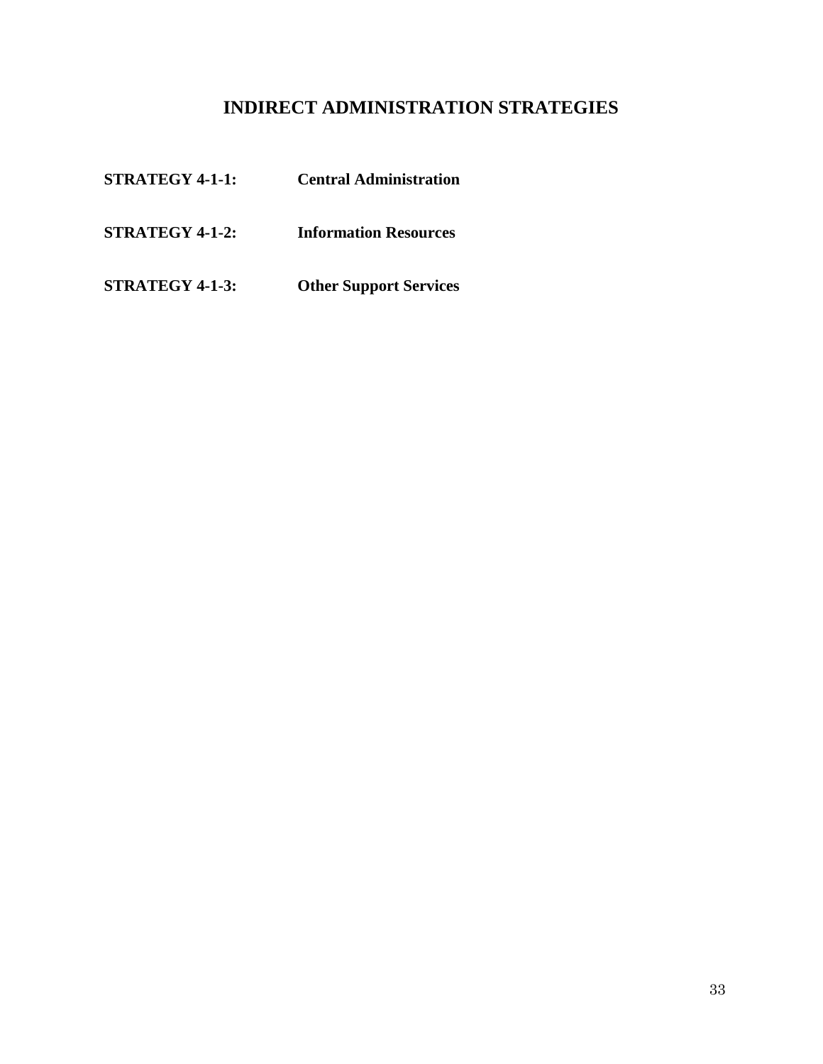# INDIRECT ADMINISTRATION STRATEGIES

**STRATEGY 4-1-1:** **Central Administration**

**STRATEGY 4-1-2:** **Information Resources**

**STRATEGY 4-1-3:** **Other Support Services**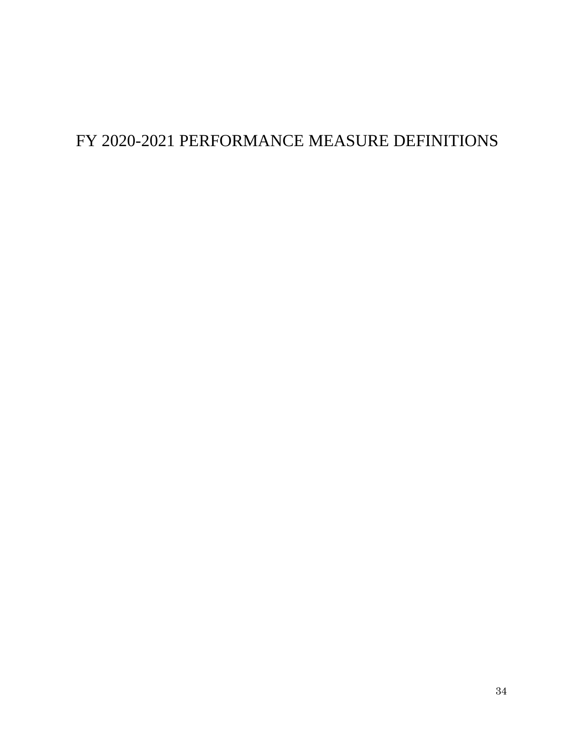# FY 2020-2021 PERFORMANCE MEASURE DEFINITIONS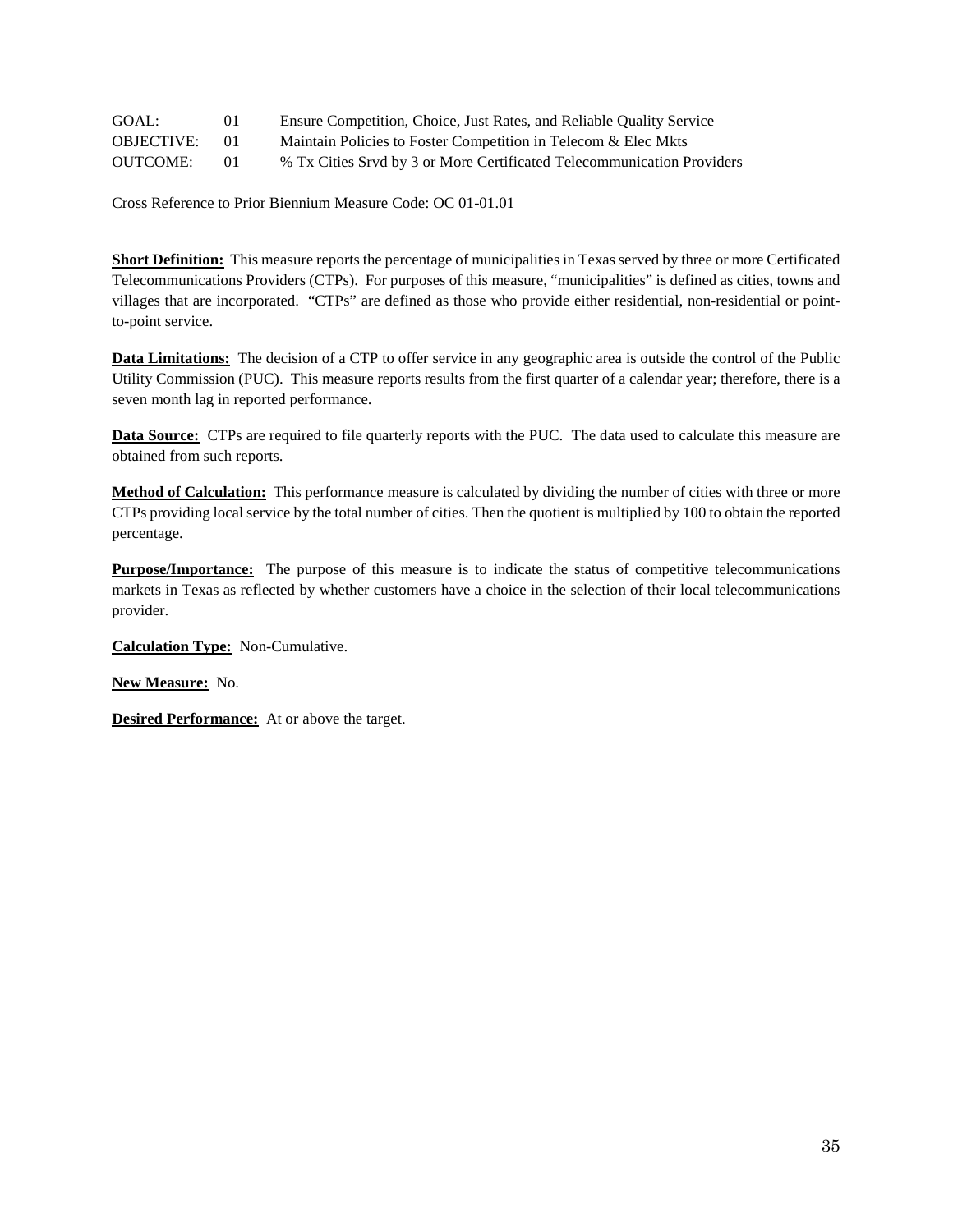GOAL: 01 Ensure Competition, Choice, Just Rates, and Reliable Quality Service
OBJECTIVE: 01 Maintain Policies to Foster Competition in Telecom & Elec Mkts
OUTCOME: 01 % Tx Cities Srvd by 3 or More Certificated Telecommunication Providers

Cross Reference to Prior Biennium Measure Code: OC 01-01.01

**Short Definition:** This measure reports the percentage of municipalities in Texas served by three or more Certificated Telecommunications Providers (CTPs). For purposes of this measure, "municipalities" is defined as cities, towns and villages that are incorporated. "CTPs" are defined as those who provide either residential, non-residential or point-to-point service.

**Data Limitations:** The decision of a CTP to offer service in any geographic area is outside the control of the Public Utility Commission (PUC). This measure reports results from the first quarter of a calendar year; therefore, there is a seven month lag in reported performance.

**Data Source:** CTPs are required to file quarterly reports with the PUC. The data used to calculate this measure are obtained from such reports.

**Method of Calculation:** This performance measure is calculated by dividing the number of cities with three or more CTPs providing local service by the total number of cities. Then the quotient is multiplied by 100 to obtain the reported percentage.

**Purpose/Importance:** The purpose of this measure is to indicate the status of competitive telecommunications markets in Texas as reflected by whether customers have a choice in the selection of their local telecommunications provider.

**Calculation Type:** Non-Cumulative.

**New Measure:** No.

**Desired Performance:** At or above the target.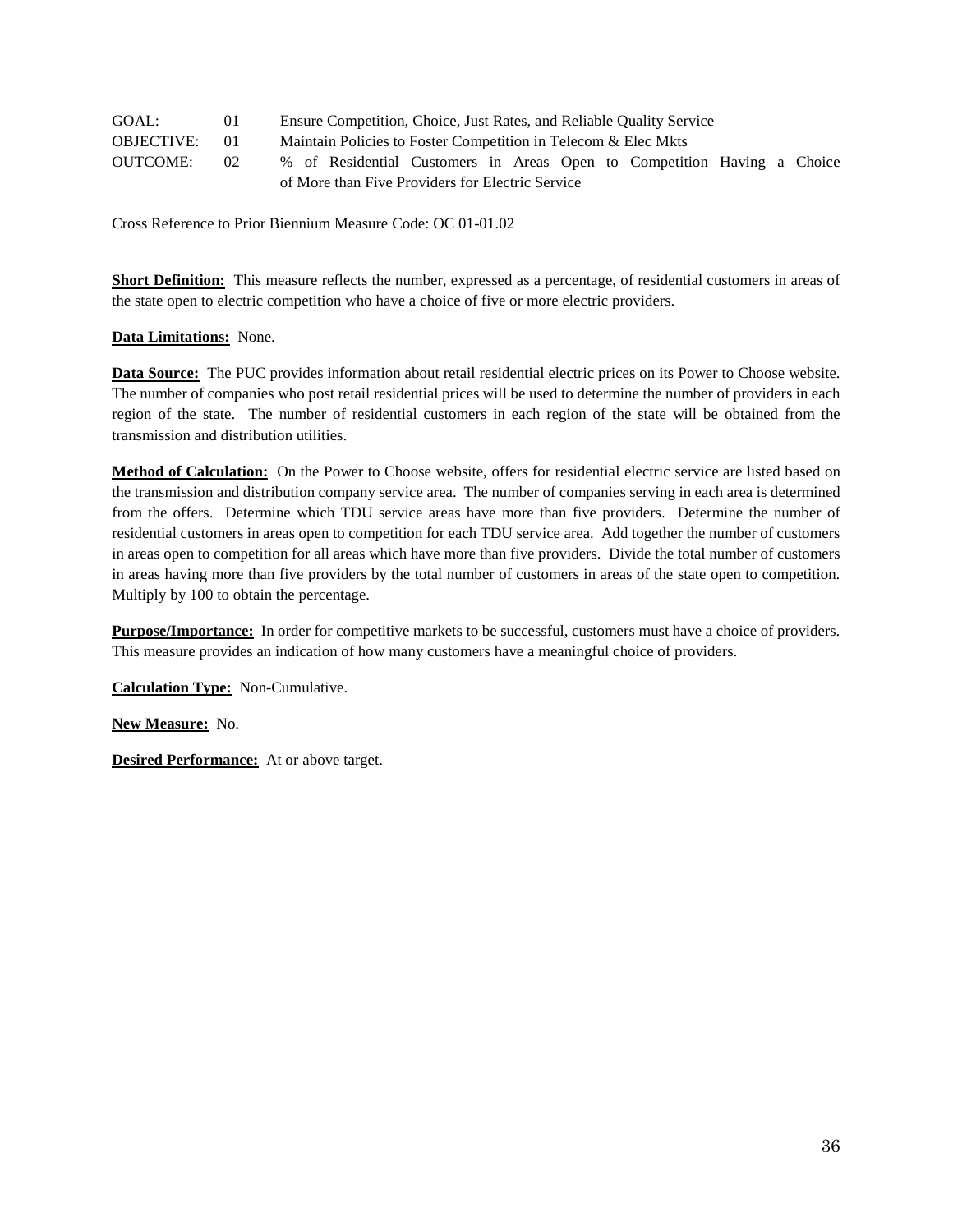GOAL: 01 Ensure Competition, Choice, Just Rates, and Reliable Quality Service
OBJECTIVE: 01 Maintain Policies to Foster Competition in Telecom & Elec Mkts
OUTCOME: 02 % of Residential Customers in Areas Open to Competition Having a Choice of More than Five Providers for Electric Service

Cross Reference to Prior Biennium Measure Code: OC 01-01.02

**Short Definition:** This measure reflects the number, expressed as a percentage, of residential customers in areas of the state open to electric competition who have a choice of five or more electric providers.

**Data Limitations:** None.

**Data Source:** The PUC provides information about retail residential electric prices on its Power to Choose website. The number of companies who post retail residential prices will be used to determine the number of providers in each region of the state. The number of residential customers in each region of the state will be obtained from the transmission and distribution utilities.

**Method of Calculation:** On the Power to Choose website, offers for residential electric service are listed based on the transmission and distribution company service area. The number of companies serving in each area is determined from the offers. Determine which TDU service areas have more than five providers. Determine the number of residential customers in areas open to competition for each TDU service area. Add together the number of customers in areas open to competition for all areas which have more than five providers. Divide the total number of customers in areas having more than five providers by the total number of customers in areas of the state open to competition. Multiply by 100 to obtain the percentage.

**Purpose/Importance:** In order for competitive markets to be successful, customers must have a choice of providers. This measure provides an indication of how many customers have a meaningful choice of providers.

**Calculation Type:** Non-Cumulative.

**New Measure:** No.

**Desired Performance:** At or above target.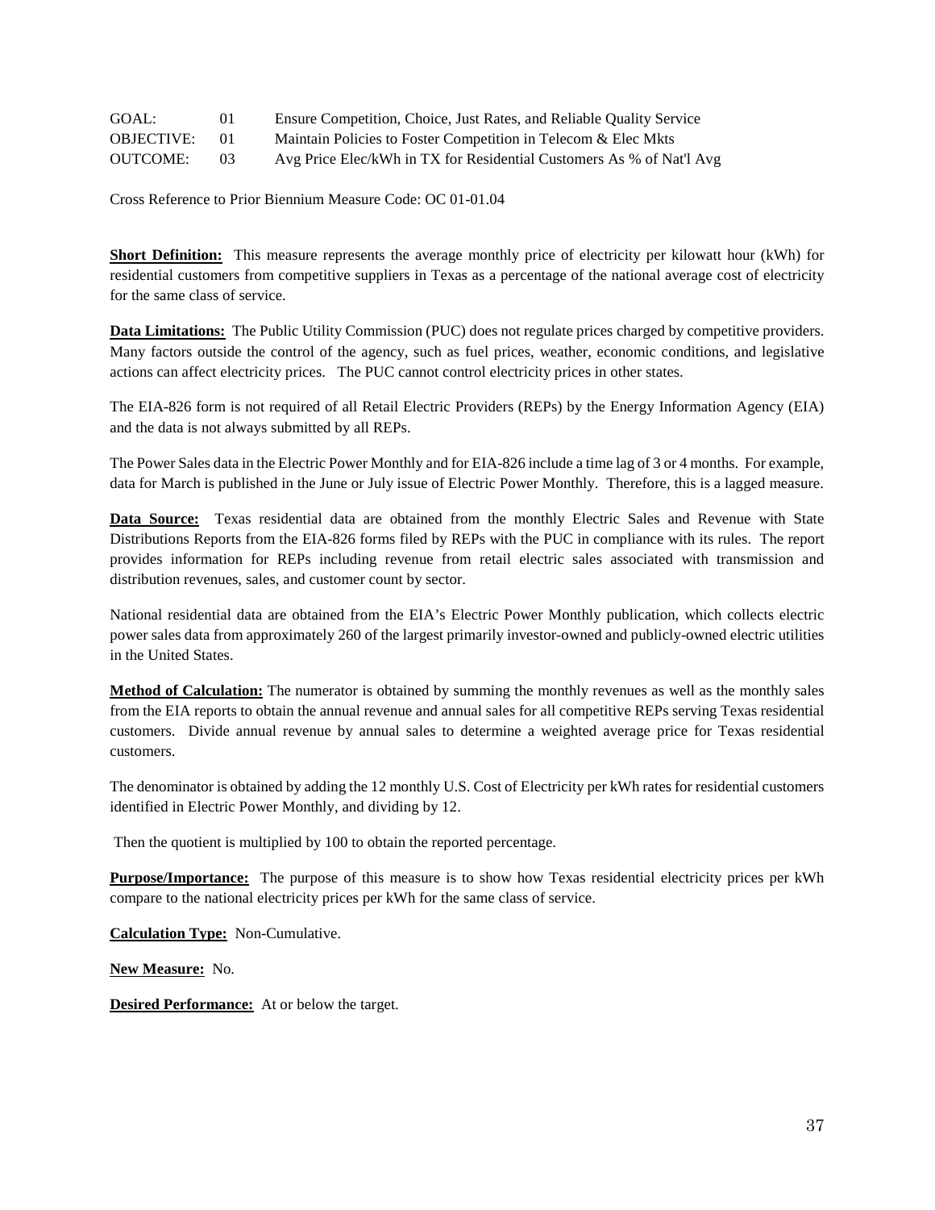GOAL: 01 Ensure Competition, Choice, Just Rates, and Reliable Quality Service
OBJECTIVE: 01 Maintain Policies to Foster Competition in Telecom & Elec Mkts
OUTCOME: 03 Avg Price Elec/kWh in TX for Residential Customers As % of Nat'l Avg

Cross Reference to Prior Biennium Measure Code: OC 01-01.04

**Short Definition:** This measure represents the average monthly price of electricity per kilowatt hour (kWh) for residential customers from competitive suppliers in Texas as a percentage of the national average cost of electricity for the same class of service.

**Data Limitations:** The Public Utility Commission (PUC) does not regulate prices charged by competitive providers. Many factors outside the control of the agency, such as fuel prices, weather, economic conditions, and legislative actions can affect electricity prices. The PUC cannot control electricity prices in other states.

The EIA-826 form is not required of all Retail Electric Providers (REPs) by the Energy Information Agency (EIA) and the data is not always submitted by all REPs.

The Power Sales data in the Electric Power Monthly and for EIA-826 include a time lag of 3 or 4 months. For example, data for March is published in the June or July issue of Electric Power Monthly. Therefore, this is a lagged measure.

**Data Source:** Texas residential data are obtained from the monthly Electric Sales and Revenue with State Distributions Reports from the EIA-826 forms filed by REPs with the PUC in compliance with its rules. The report provides information for REPs including revenue from retail electric sales associated with transmission and distribution revenues, sales, and customer count by sector.

National residential data are obtained from the EIA's Electric Power Monthly publication, which collects electric power sales data from approximately 260 of the largest primarily investor-owned and publicly-owned electric utilities in the United States.

**Method of Calculation:** The numerator is obtained by summing the monthly revenues as well as the monthly sales from the EIA reports to obtain the annual revenue and annual sales for all competitive REPs serving Texas residential customers. Divide annual revenue by annual sales to determine a weighted average price for Texas residential customers.

The denominator is obtained by adding the 12 monthly U.S. Cost of Electricity per kWh rates for residential customers identified in Electric Power Monthly, and dividing by 12.

Then the quotient is multiplied by 100 to obtain the reported percentage.

**Purpose/Importance:** The purpose of this measure is to show how Texas residential electricity prices per kWh compare to the national electricity prices per kWh for the same class of service.

**Calculation Type:** Non-Cumulative.

**New Measure:** No.

**Desired Performance:** At or below the target.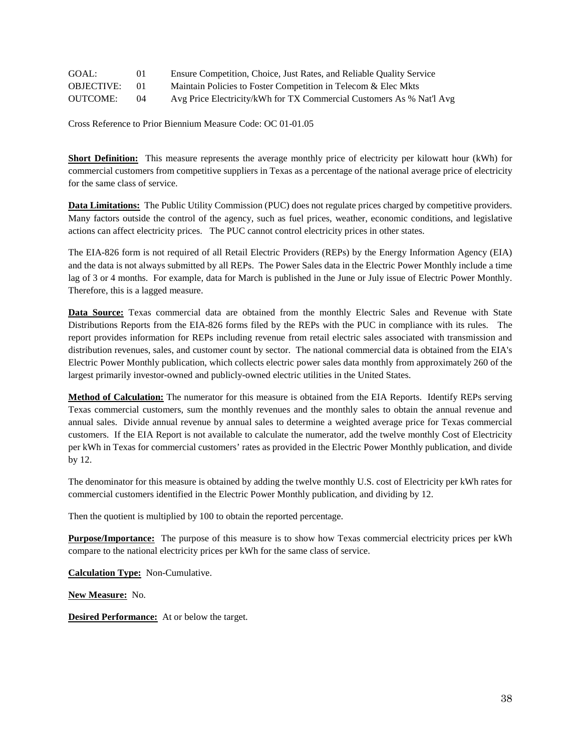| GOAL: | 01 | Ensure Competition, Choice, Just Rates, and Reliable Quality Service |
|---|---|---|
| OBJECTIVE: | 01 | Maintain Policies to Foster Competition in Telecom & Elec Mkts |
| OUTCOME: | 04 | Avg Price Electricity/kWh for TX Commercial Customers As % Nat'l Avg |

Cross Reference to Prior Biennium Measure Code: OC 01-01.05

**Short Definition:** This measure represents the average monthly price of electricity per kilowatt hour (kWh) for commercial customers from competitive suppliers in Texas as a percentage of the national average price of electricity for the same class of service.

**Data Limitations:** The Public Utility Commission (PUC) does not regulate prices charged by competitive providers. Many factors outside the control of the agency, such as fuel prices, weather, economic conditions, and legislative actions can affect electricity prices. The PUC cannot control electricity prices in other states.

The EIA-826 form is not required of all Retail Electric Providers (REPs) by the Energy Information Agency (EIA) and the data is not always submitted by all REPs. The Power Sales data in the Electric Power Monthly include a time lag of 3 or 4 months. For example, data for March is published in the June or July issue of Electric Power Monthly. Therefore, this is a lagged measure.

**Data Source:** Texas commercial data are obtained from the monthly Electric Sales and Revenue with State Distributions Reports from the EIA-826 forms filed by the REPs with the PUC in compliance with its rules. The report provides information for REPs including revenue from retail electric sales associated with transmission and distribution revenues, sales, and customer count by sector. The national commercial data is obtained from the EIA's Electric Power Monthly publication, which collects electric power sales data monthly from approximately 260 of the largest primarily investor-owned and publicly-owned electric utilities in the United States.

**Method of Calculation:** The numerator for this measure is obtained from the EIA Reports. Identify REPs serving Texas commercial customers, sum the monthly revenues and the monthly sales to obtain the annual revenue and annual sales. Divide annual revenue by annual sales to determine a weighted average price for Texas commercial customers. If the EIA Report is not available to calculate the numerator, add the twelve monthly Cost of Electricity per kWh in Texas for commercial customers' rates as provided in the Electric Power Monthly publication, and divide by 12.

The denominator for this measure is obtained by adding the twelve monthly U.S. cost of Electricity per kWh rates for commercial customers identified in the Electric Power Monthly publication, and dividing by 12.

Then the quotient is multiplied by 100 to obtain the reported percentage.

**Purpose/Importance:** The purpose of this measure is to show how Texas commercial electricity prices per kWh compare to the national electricity prices per kWh for the same class of service.

**Calculation Type:** Non-Cumulative.

**New Measure:** No.

**Desired Performance:** At or below the target.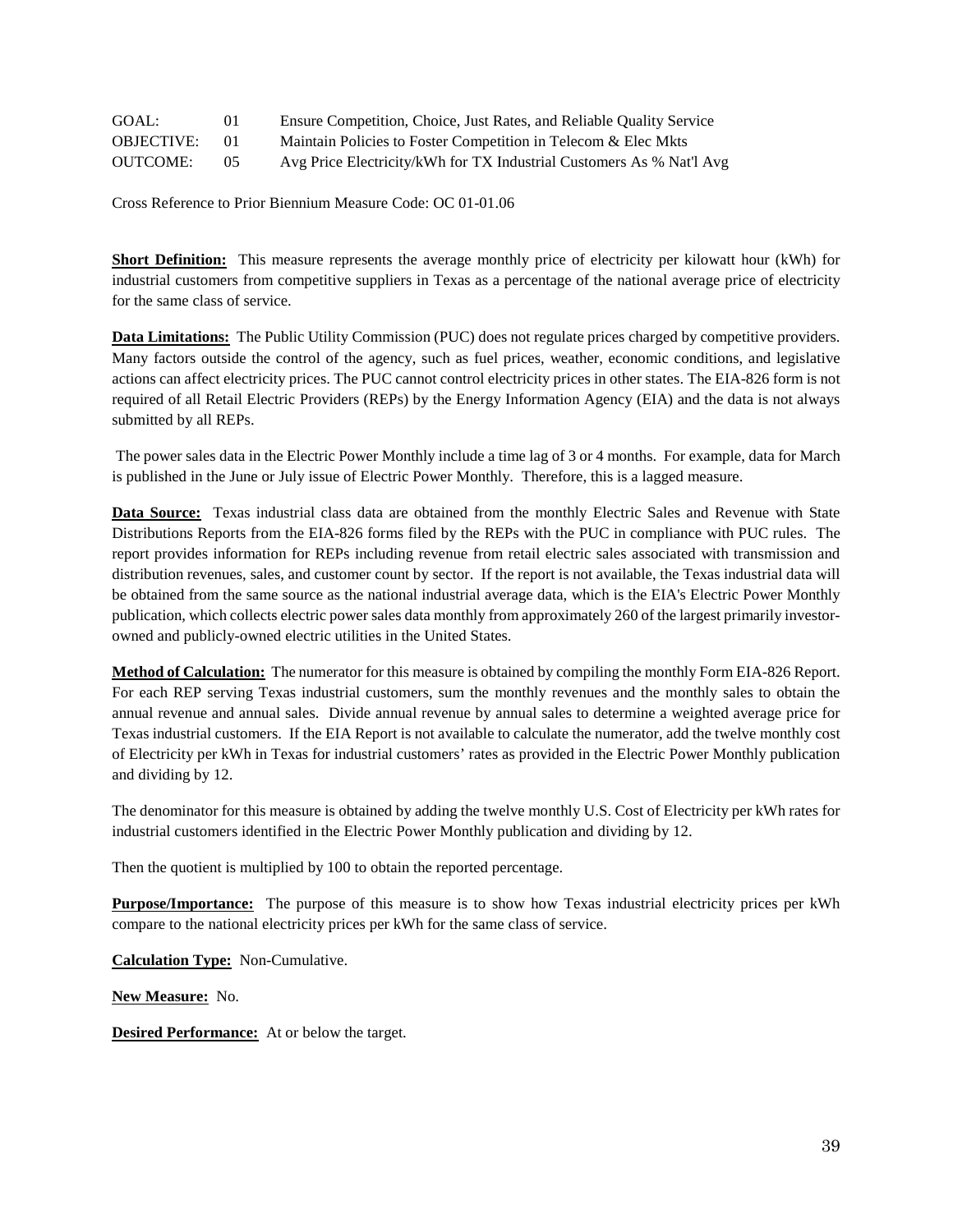GOAL: 01 Ensure Competition, Choice, Just Rates, and Reliable Quality Service
OBJECTIVE: 01 Maintain Policies to Foster Competition in Telecom & Elec Mkts
OUTCOME: 05 Avg Price Electricity/kWh for TX Industrial Customers As % Nat'l Avg

Cross Reference to Prior Biennium Measure Code: OC 01-01.06

**Short Definition:** This measure represents the average monthly price of electricity per kilowatt hour (kWh) for industrial customers from competitive suppliers in Texas as a percentage of the national average price of electricity for the same class of service.

**Data Limitations:** The Public Utility Commission (PUC) does not regulate prices charged by competitive providers. Many factors outside the control of the agency, such as fuel prices, weather, economic conditions, and legislative actions can affect electricity prices. The PUC cannot control electricity prices in other states. The EIA-826 form is not required of all Retail Electric Providers (REPs) by the Energy Information Agency (EIA) and the data is not always submitted by all REPs.

The power sales data in the Electric Power Monthly include a time lag of 3 or 4 months. For example, data for March is published in the June or July issue of Electric Power Monthly. Therefore, this is a lagged measure.

**Data Source:** Texas industrial class data are obtained from the monthly Electric Sales and Revenue with State Distributions Reports from the EIA-826 forms filed by the REPs with the PUC in compliance with PUC rules. The report provides information for REPs including revenue from retail electric sales associated with transmission and distribution revenues, sales, and customer count by sector. If the report is not available, the Texas industrial data will be obtained from the same source as the national industrial average data, which is the EIA's Electric Power Monthly publication, which collects electric power sales data monthly from approximately 260 of the largest primarily investor-owned and publicly-owned electric utilities in the United States.

**Method of Calculation:** The numerator for this measure is obtained by compiling the monthly Form EIA-826 Report. For each REP serving Texas industrial customers, sum the monthly revenues and the monthly sales to obtain the annual revenue and annual sales. Divide annual revenue by annual sales to determine a weighted average price for Texas industrial customers. If the EIA Report is not available to calculate the numerator, add the twelve monthly cost of Electricity per kWh in Texas for industrial customers' rates as provided in the Electric Power Monthly publication and dividing by 12.

The denominator for this measure is obtained by adding the twelve monthly U.S. Cost of Electricity per kWh rates for industrial customers identified in the Electric Power Monthly publication and dividing by 12.

Then the quotient is multiplied by 100 to obtain the reported percentage.

**Purpose/Importance:** The purpose of this measure is to show how Texas industrial electricity prices per kWh compare to the national electricity prices per kWh for the same class of service.

**Calculation Type:** Non-Cumulative.

**New Measure:** No.

**Desired Performance:** At or below the target.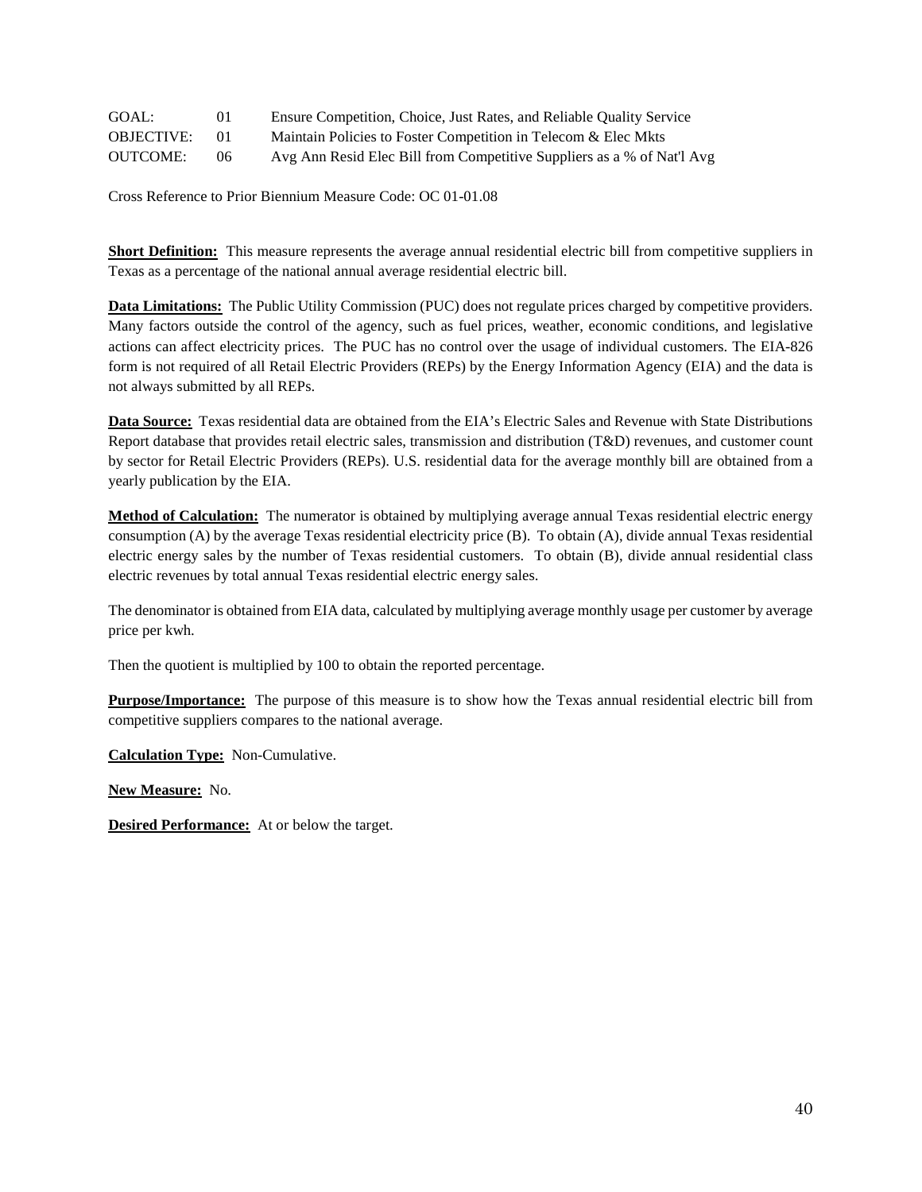GOAL: 01 Ensure Competition, Choice, Just Rates, and Reliable Quality Service
OBJECTIVE: 01 Maintain Policies to Foster Competition in Telecom & Elec Mkts
OUTCOME: 06 Avg Ann Resid Elec Bill from Competitive Suppliers as a % of Nat'l Avg

Cross Reference to Prior Biennium Measure Code: OC 01-01.08

**Short Definition:** This measure represents the average annual residential electric bill from competitive suppliers in Texas as a percentage of the national annual average residential electric bill.

**Data Limitations:** The Public Utility Commission (PUC) does not regulate prices charged by competitive providers. Many factors outside the control of the agency, such as fuel prices, weather, economic conditions, and legislative actions can affect electricity prices. The PUC has no control over the usage of individual customers. The EIA-826 form is not required of all Retail Electric Providers (REPs) by the Energy Information Agency (EIA) and the data is not always submitted by all REPs.

**Data Source:** Texas residential data are obtained from the EIA's Electric Sales and Revenue with State Distributions Report database that provides retail electric sales, transmission and distribution (T&D) revenues, and customer count by sector for Retail Electric Providers (REPs). U.S. residential data for the average monthly bill are obtained from a yearly publication by the EIA.

**Method of Calculation:** The numerator is obtained by multiplying average annual Texas residential electric energy consumption (A) by the average Texas residential electricity price (B). To obtain (A), divide annual Texas residential electric energy sales by the number of Texas residential customers. To obtain (B), divide annual residential class electric revenues by total annual Texas residential electric energy sales.

The denominator is obtained from EIA data, calculated by multiplying average monthly usage per customer by average price per kwh.

Then the quotient is multiplied by 100 to obtain the reported percentage.

**Purpose/Importance:** The purpose of this measure is to show how the Texas annual residential electric bill from competitive suppliers compares to the national average.

**Calculation Type:** Non-Cumulative.

**New Measure:** No.

**Desired Performance:** At or below the target.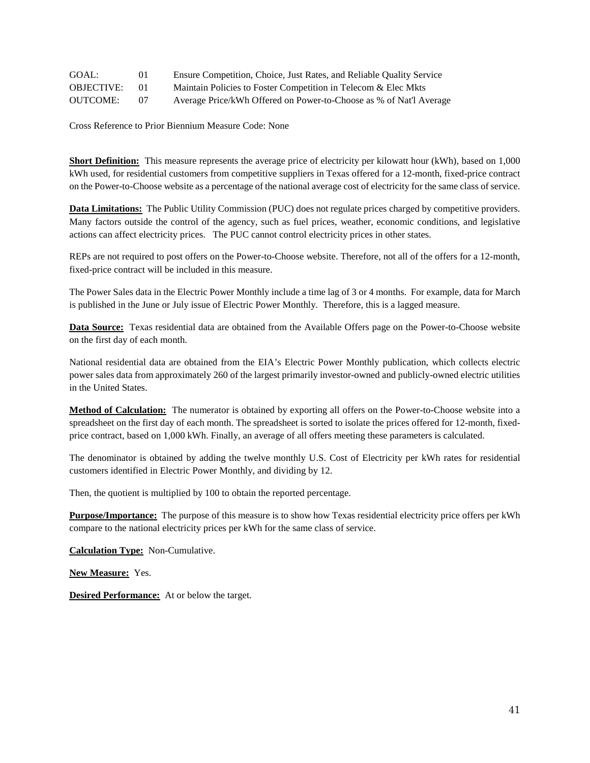GOAL: 01 Ensure Competition, Choice, Just Rates, and Reliable Quality Service
OBJECTIVE: 01 Maintain Policies to Foster Competition in Telecom & Elec Mkts
OUTCOME: 07 Average Price/kWh Offered on Power-to-Choose as % of Nat'l Average

Cross Reference to Prior Biennium Measure Code: None

**Short Definition:** This measure represents the average price of electricity per kilowatt hour (kWh), based on 1,000 kWh used, for residential customers from competitive suppliers in Texas offered for a 12-month, fixed-price contract on the Power-to-Choose website as a percentage of the national average cost of electricity for the same class of service.

**Data Limitations:** The Public Utility Commission (PUC) does not regulate prices charged by competitive providers. Many factors outside the control of the agency, such as fuel prices, weather, economic conditions, and legislative actions can affect electricity prices. The PUC cannot control electricity prices in other states.

REPs are not required to post offers on the Power-to-Choose website. Therefore, not all of the offers for a 12-month, fixed-price contract will be included in this measure.

The Power Sales data in the Electric Power Monthly include a time lag of 3 or 4 months. For example, data for March is published in the June or July issue of Electric Power Monthly. Therefore, this is a lagged measure.

**Data Source:** Texas residential data are obtained from the Available Offers page on the Power-to-Choose website on the first day of each month.

National residential data are obtained from the EIA's Electric Power Monthly publication, which collects electric power sales data from approximately 260 of the largest primarily investor-owned and publicly-owned electric utilities in the United States.

**Method of Calculation:** The numerator is obtained by exporting all offers on the Power-to-Choose website into a spreadsheet on the first day of each month. The spreadsheet is sorted to isolate the prices offered for 12-month, fixed-price contract, based on 1,000 kWh. Finally, an average of all offers meeting these parameters is calculated.

The denominator is obtained by adding the twelve monthly U.S. Cost of Electricity per kWh rates for residential customers identified in Electric Power Monthly, and dividing by 12.

Then, the quotient is multiplied by 100 to obtain the reported percentage.

**Purpose/Importance:** The purpose of this measure is to show how Texas residential electricity price offers per kWh compare to the national electricity prices per kWh for the same class of service.

**Calculation Type:** Non-Cumulative.

**New Measure:** Yes.

**Desired Performance:** At or below the target.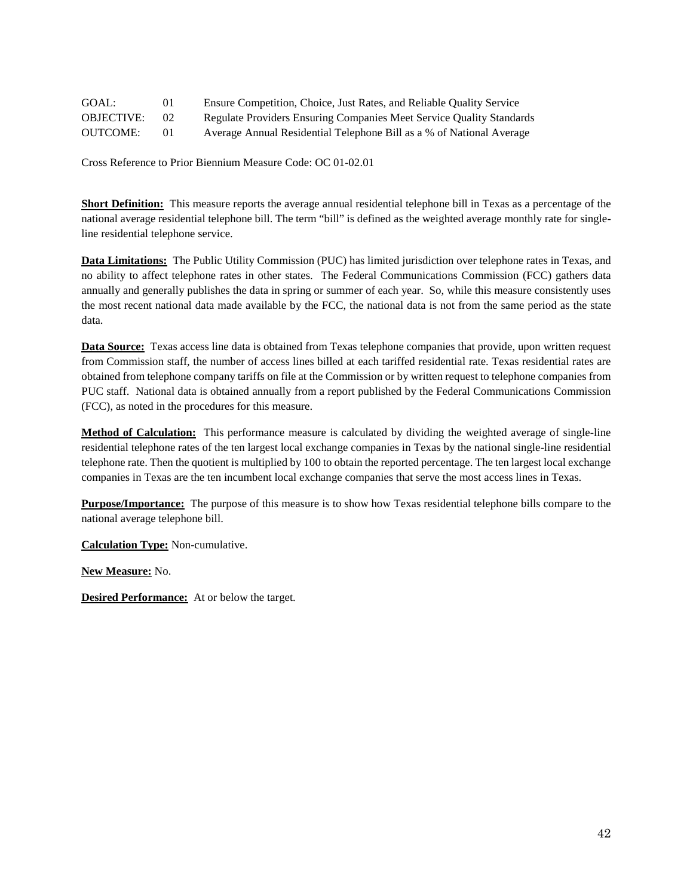| | | |
|---|---|---|
| GOAL: | 01 | Ensure Competition, Choice, Just Rates, and Reliable Quality Service |
| OBJECTIVE: | 02 | Regulate Providers Ensuring Companies Meet Service Quality Standards |
| OUTCOME: | 01 | Average Annual Residential Telephone Bill as a % of National Average |

Cross Reference to Prior Biennium Measure Code: OC 01-02.01

**Short Definition:** This measure reports the average annual residential telephone bill in Texas as a percentage of the national average residential telephone bill. The term "bill" is defined as the weighted average monthly rate for single-line residential telephone service.

**Data Limitations:** The Public Utility Commission (PUC) has limited jurisdiction over telephone rates in Texas, and no ability to affect telephone rates in other states. The Federal Communications Commission (FCC) gathers data annually and generally publishes the data in spring or summer of each year. So, while this measure consistently uses the most recent national data made available by the FCC, the national data is not from the same period as the state data.

**Data Source:** Texas access line data is obtained from Texas telephone companies that provide, upon written request from Commission staff, the number of access lines billed at each tariffed residential rate. Texas residential rates are obtained from telephone company tariffs on file at the Commission or by written request to telephone companies from PUC staff. National data is obtained annually from a report published by the Federal Communications Commission (FCC), as noted in the procedures for this measure.

**Method of Calculation:** This performance measure is calculated by dividing the weighted average of single-line residential telephone rates of the ten largest local exchange companies in Texas by the national single-line residential telephone rate. Then the quotient is multiplied by 100 to obtain the reported percentage. The ten largest local exchange companies in Texas are the ten incumbent local exchange companies that serve the most access lines in Texas.

**Purpose/Importance:** The purpose of this measure is to show how Texas residential telephone bills compare to the national average telephone bill.

**Calculation Type:** Non-cumulative.

**New Measure:** No.

**Desired Performance:** At or below the target.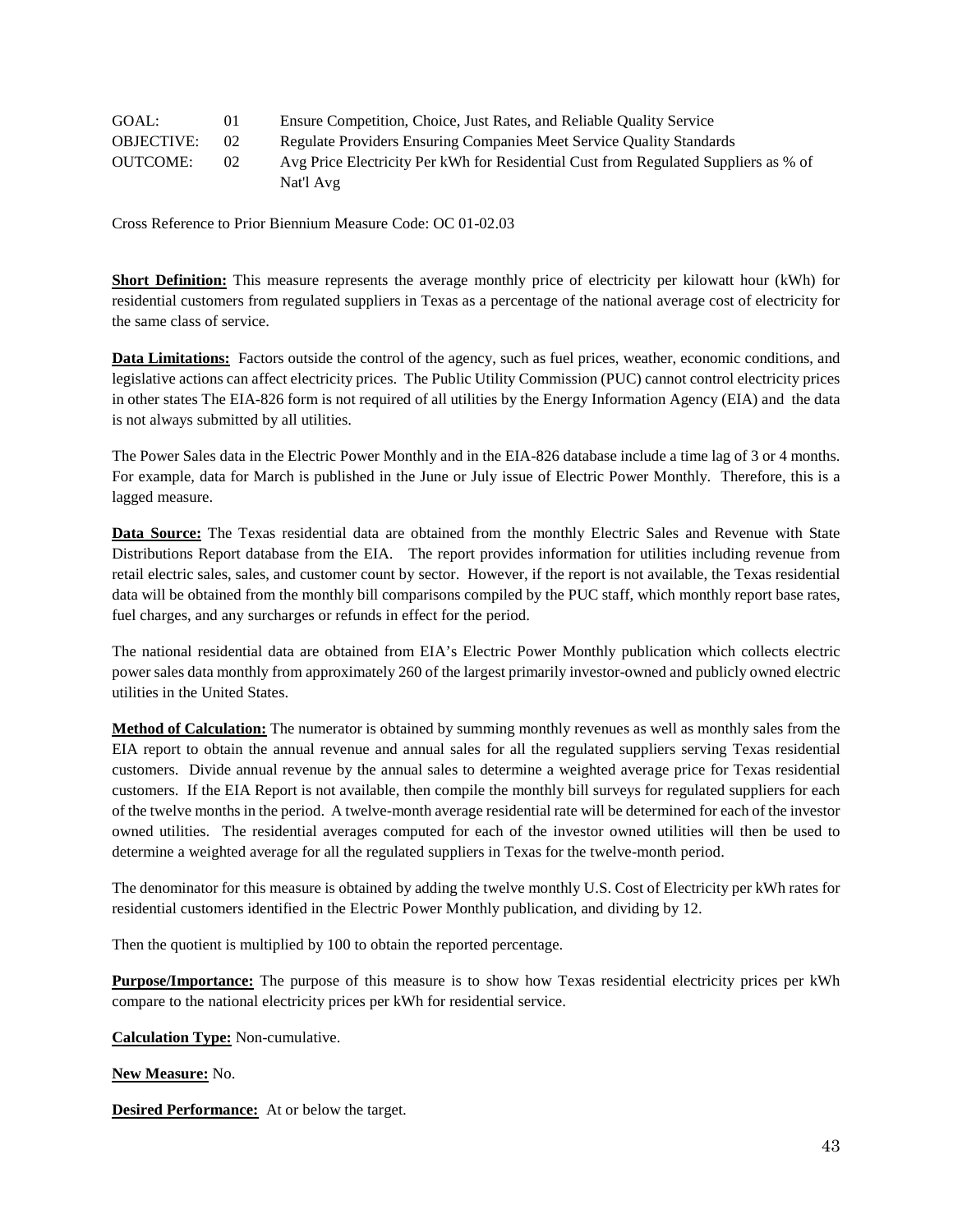GOAL: 01 Ensure Competition, Choice, Just Rates, and Reliable Quality Service
OBJECTIVE: 02 Regulate Providers Ensuring Companies Meet Service Quality Standards
OUTCOME: 02 Avg Price Electricity Per kWh for Residential Cust from Regulated Suppliers as % of Nat'l Avg

Cross Reference to Prior Biennium Measure Code: OC 01-02.03

**Short Definition:** This measure represents the average monthly price of electricity per kilowatt hour (kWh) for residential customers from regulated suppliers in Texas as a percentage of the national average cost of electricity for the same class of service.

**Data Limitations:** Factors outside the control of the agency, such as fuel prices, weather, economic conditions, and legislative actions can affect electricity prices. The Public Utility Commission (PUC) cannot control electricity prices in other states The EIA-826 form is not required of all utilities by the Energy Information Agency (EIA) and the data is not always submitted by all utilities.

The Power Sales data in the Electric Power Monthly and in the EIA-826 database include a time lag of 3 or 4 months. For example, data for March is published in the June or July issue of Electric Power Monthly. Therefore, this is a lagged measure.

**Data Source:** The Texas residential data are obtained from the monthly Electric Sales and Revenue with State Distributions Report database from the EIA. The report provides information for utilities including revenue from retail electric sales, sales, and customer count by sector. However, if the report is not available, the Texas residential data will be obtained from the monthly bill comparisons compiled by the PUC staff, which monthly report base rates, fuel charges, and any surcharges or refunds in effect for the period.

The national residential data are obtained from EIA's Electric Power Monthly publication which collects electric power sales data monthly from approximately 260 of the largest primarily investor-owned and publicly owned electric utilities in the United States.

**Method of Calculation:** The numerator is obtained by summing monthly revenues as well as monthly sales from the EIA report to obtain the annual revenue and annual sales for all the regulated suppliers serving Texas residential customers. Divide annual revenue by the annual sales to determine a weighted average price for Texas residential customers. If the EIA Report is not available, then compile the monthly bill surveys for regulated suppliers for each of the twelve months in the period. A twelve-month average residential rate will be determined for each of the investor owned utilities. The residential averages computed for each of the investor owned utilities will then be used to determine a weighted average for all the regulated suppliers in Texas for the twelve-month period.

The denominator for this measure is obtained by adding the twelve monthly U.S. Cost of Electricity per kWh rates for residential customers identified in the Electric Power Monthly publication, and dividing by 12.

Then the quotient is multiplied by 100 to obtain the reported percentage.

**Purpose/Importance:** The purpose of this measure is to show how Texas residential electricity prices per kWh compare to the national electricity prices per kWh for residential service.

**Calculation Type:** Non-cumulative.

**New Measure:** No.

**Desired Performance:** At or below the target.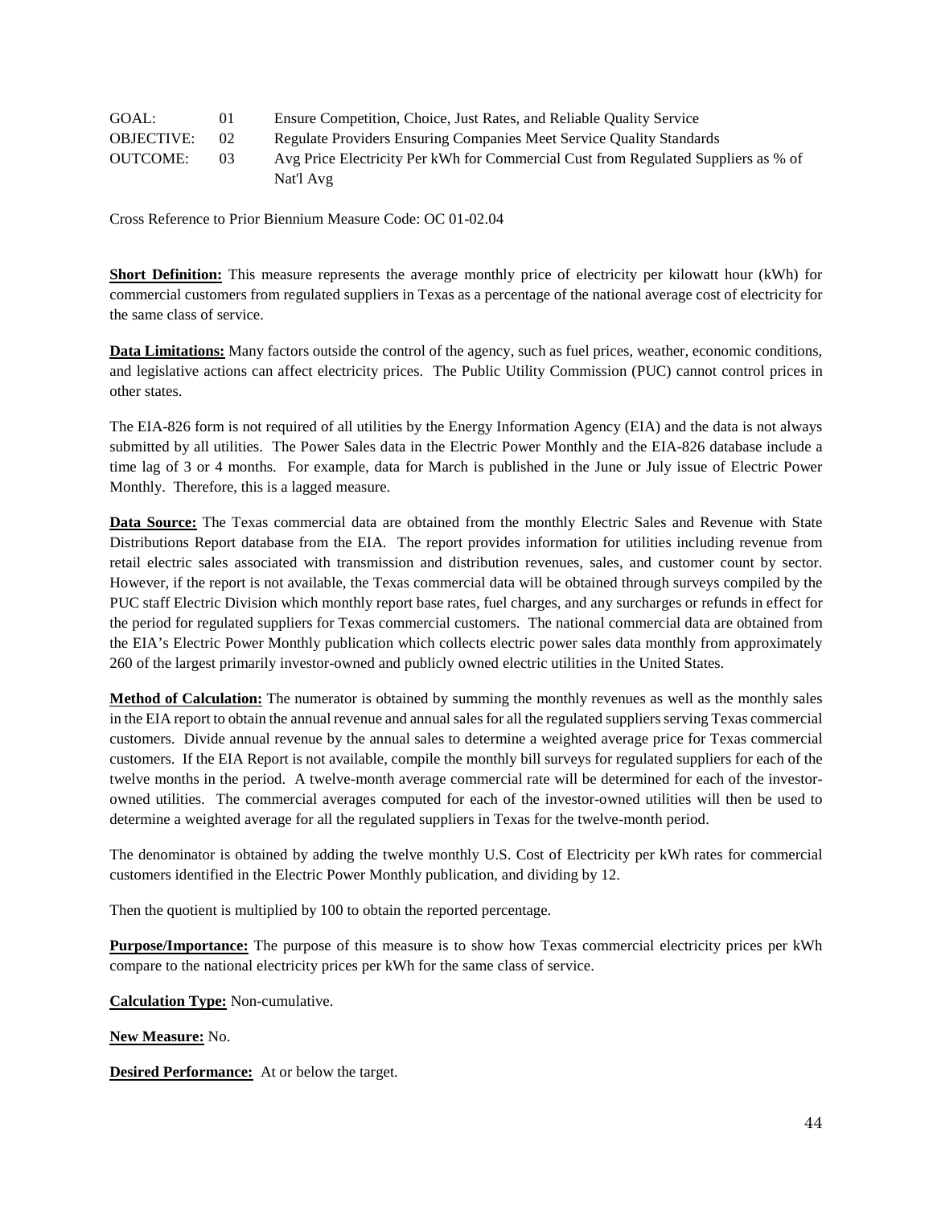GOAL: 01 Ensure Competition, Choice, Just Rates, and Reliable Quality Service
OBJECTIVE: 02 Regulate Providers Ensuring Companies Meet Service Quality Standards
OUTCOME: 03 Avg Price Electricity Per kWh for Commercial Cust from Regulated Suppliers as % of Nat'l Avg

Cross Reference to Prior Biennium Measure Code: OC 01-02.04

**Short Definition:** This measure represents the average monthly price of electricity per kilowatt hour (kWh) for commercial customers from regulated suppliers in Texas as a percentage of the national average cost of electricity for the same class of service.

**Data Limitations:** Many factors outside the control of the agency, such as fuel prices, weather, economic conditions, and legislative actions can affect electricity prices. The Public Utility Commission (PUC) cannot control prices in other states.

The EIA-826 form is not required of all utilities by the Energy Information Agency (EIA) and the data is not always submitted by all utilities. The Power Sales data in the Electric Power Monthly and the EIA-826 database include a time lag of 3 or 4 months. For example, data for March is published in the June or July issue of Electric Power Monthly. Therefore, this is a lagged measure.

**Data Source:** The Texas commercial data are obtained from the monthly Electric Sales and Revenue with State Distributions Report database from the EIA. The report provides information for utilities including revenue from retail electric sales associated with transmission and distribution revenues, sales, and customer count by sector. However, if the report is not available, the Texas commercial data will be obtained through surveys compiled by the PUC staff Electric Division which monthly report base rates, fuel charges, and any surcharges or refunds in effect for the period for regulated suppliers for Texas commercial customers. The national commercial data are obtained from the EIA's Electric Power Monthly publication which collects electric power sales data monthly from approximately 260 of the largest primarily investor-owned and publicly owned electric utilities in the United States.

**Method of Calculation:** The numerator is obtained by summing the monthly revenues as well as the monthly sales in the EIA report to obtain the annual revenue and annual sales for all the regulated suppliers serving Texas commercial customers. Divide annual revenue by the annual sales to determine a weighted average price for Texas commercial customers. If the EIA Report is not available, compile the monthly bill surveys for regulated suppliers for each of the twelve months in the period. A twelve-month average commercial rate will be determined for each of the investor-owned utilities. The commercial averages computed for each of the investor-owned utilities will then be used to determine a weighted average for all the regulated suppliers in Texas for the twelve-month period.

The denominator is obtained by adding the twelve monthly U.S. Cost of Electricity per kWh rates for commercial customers identified in the Electric Power Monthly publication, and dividing by 12.

Then the quotient is multiplied by 100 to obtain the reported percentage.

**Purpose/Importance:** The purpose of this measure is to show how Texas commercial electricity prices per kWh compare to the national electricity prices per kWh for the same class of service.

**Calculation Type:** Non-cumulative.

**New Measure:** No.

**Desired Performance:** At or below the target.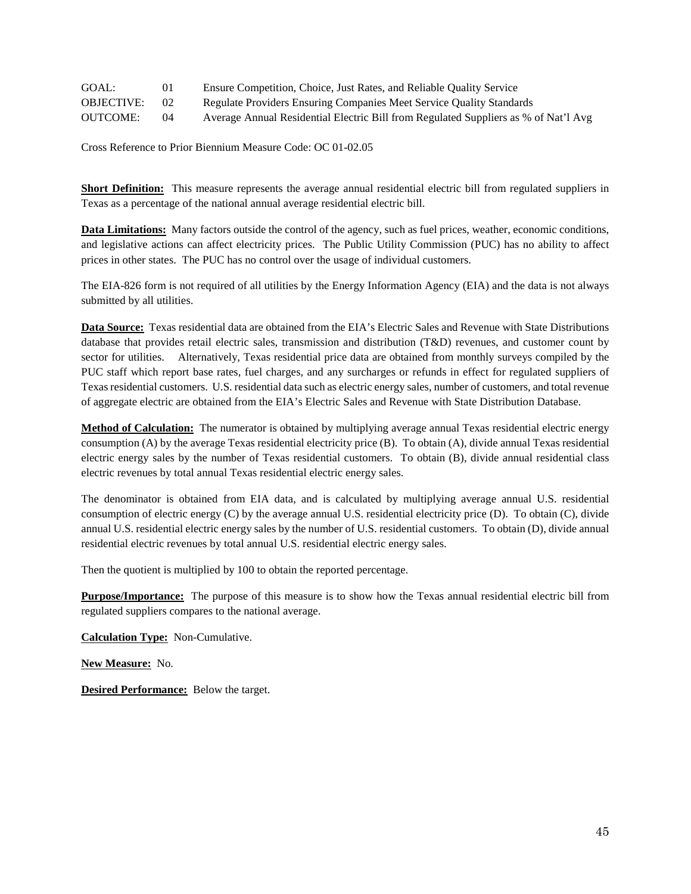GOAL: 01 Ensure Competition, Choice, Just Rates, and Reliable Quality Service
OBJECTIVE: 02 Regulate Providers Ensuring Companies Meet Service Quality Standards
OUTCOME: 04 Average Annual Residential Electric Bill from Regulated Suppliers as % of Nat'l Avg

Cross Reference to Prior Biennium Measure Code: OC 01-02.05

**Short Definition:** This measure represents the average annual residential electric bill from regulated suppliers in Texas as a percentage of the national annual average residential electric bill.

**Data Limitations:** Many factors outside the control of the agency, such as fuel prices, weather, economic conditions, and legislative actions can affect electricity prices. The Public Utility Commission (PUC) has no ability to affect prices in other states. The PUC has no control over the usage of individual customers.

The EIA-826 form is not required of all utilities by the Energy Information Agency (EIA) and the data is not always submitted by all utilities.

**Data Source:** Texas residential data are obtained from the EIA's Electric Sales and Revenue with State Distributions database that provides retail electric sales, transmission and distribution (T&D) revenues, and customer count by sector for utilities. Alternatively, Texas residential price data are obtained from monthly surveys compiled by the PUC staff which report base rates, fuel charges, and any surcharges or refunds in effect for regulated suppliers of Texas residential customers. U.S. residential data such as electric energy sales, number of customers, and total revenue of aggregate electric are obtained from the EIA's Electric Sales and Revenue with State Distribution Database.

**Method of Calculation:** The numerator is obtained by multiplying average annual Texas residential electric energy consumption (A) by the average Texas residential electricity price (B). To obtain (A), divide annual Texas residential electric energy sales by the number of Texas residential customers. To obtain (B), divide annual residential class electric revenues by total annual Texas residential electric energy sales.

The denominator is obtained from EIA data, and is calculated by multiplying average annual U.S. residential consumption of electric energy (C) by the average annual U.S. residential electricity price (D). To obtain (C), divide annual U.S. residential electric energy sales by the number of U.S. residential customers. To obtain (D), divide annual residential electric revenues by total annual U.S. residential electric energy sales.

Then the quotient is multiplied by 100 to obtain the reported percentage.

**Purpose/Importance:** The purpose of this measure is to show how the Texas annual residential electric bill from regulated suppliers compares to the national average.

**Calculation Type:** Non-Cumulative.

**New Measure:** No.

**Desired Performance:** Below the target.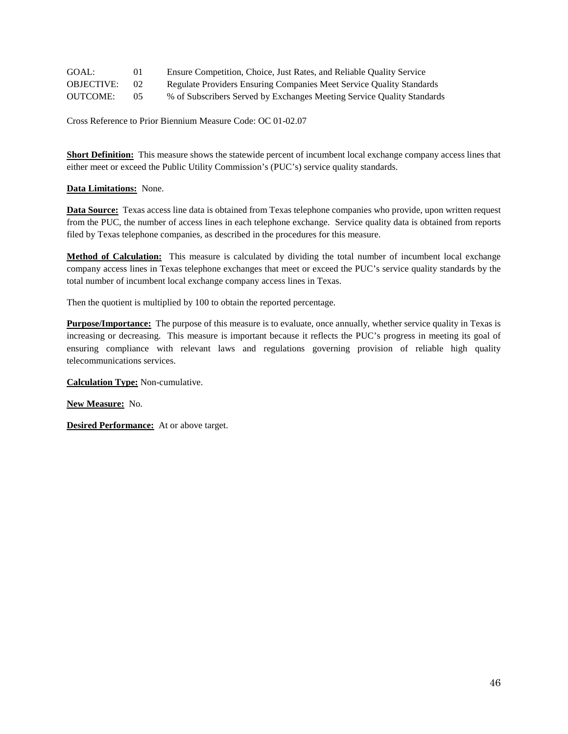GOAL: 01 Ensure Competition, Choice, Just Rates, and Reliable Quality Service
OBJECTIVE: 02 Regulate Providers Ensuring Companies Meet Service Quality Standards
OUTCOME: 05 % of Subscribers Served by Exchanges Meeting Service Quality Standards

Cross Reference to Prior Biennium Measure Code: OC 01-02.07

**Short Definition:** This measure shows the statewide percent of incumbent local exchange company access lines that either meet or exceed the Public Utility Commission's (PUC's) service quality standards.

**Data Limitations:** None.

**Data Source:** Texas access line data is obtained from Texas telephone companies who provide, upon written request from the PUC, the number of access lines in each telephone exchange. Service quality data is obtained from reports filed by Texas telephone companies, as described in the procedures for this measure.

**Method of Calculation:** This measure is calculated by dividing the total number of incumbent local exchange company access lines in Texas telephone exchanges that meet or exceed the PUC's service quality standards by the total number of incumbent local exchange company access lines in Texas.

Then the quotient is multiplied by 100 to obtain the reported percentage.

**Purpose/Importance:** The purpose of this measure is to evaluate, once annually, whether service quality in Texas is increasing or decreasing. This measure is important because it reflects the PUC's progress in meeting its goal of ensuring compliance with relevant laws and regulations governing provision of reliable high quality telecommunications services.

**Calculation Type:** Non-cumulative.

**New Measure:** No.

**Desired Performance:** At or above target.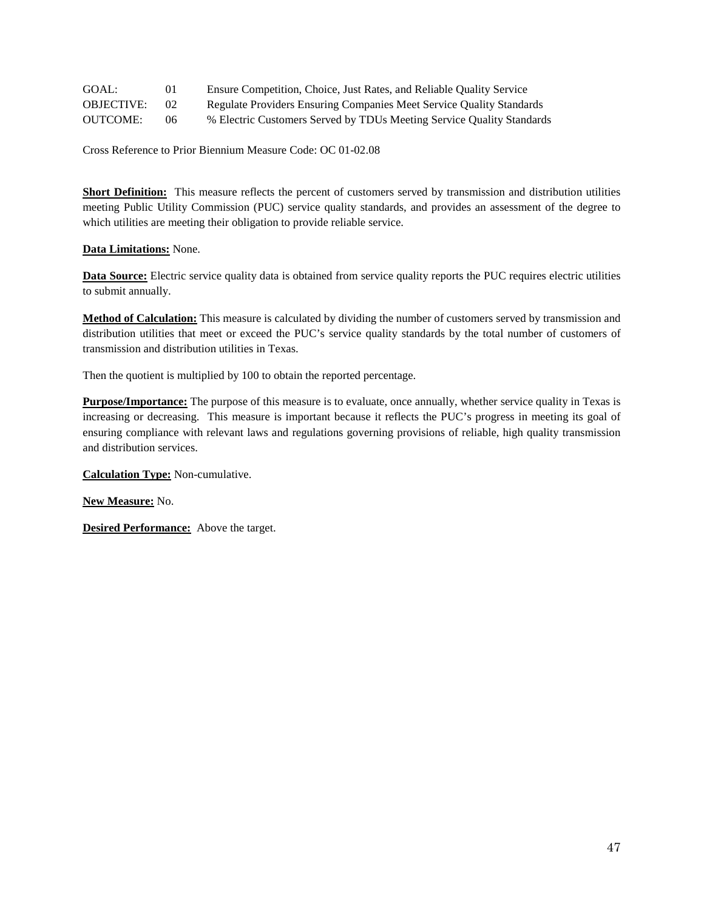| GOAL: | 01 | Ensure Competition, Choice, Just Rates, and Reliable Quality Service |
|---|---|---|
| OBJECTIVE: | 02 | Regulate Providers Ensuring Companies Meet Service Quality Standards |
| OUTCOME: | 06 | % Electric Customers Served by TDUs Meeting Service Quality Standards |

Cross Reference to Prior Biennium Measure Code: OC 01-02.08

**Short Definition:** This measure reflects the percent of customers served by transmission and distribution utilities meeting Public Utility Commission (PUC) service quality standards, and provides an assessment of the degree to which utilities are meeting their obligation to provide reliable service.

**Data Limitations:** None.

**Data Source:** Electric service quality data is obtained from service quality reports the PUC requires electric utilities to submit annually.

**Method of Calculation:** This measure is calculated by dividing the number of customers served by transmission and distribution utilities that meet or exceed the PUC's service quality standards by the total number of customers of transmission and distribution utilities in Texas.

Then the quotient is multiplied by 100 to obtain the reported percentage.

**Purpose/Importance:** The purpose of this measure is to evaluate, once annually, whether service quality in Texas is increasing or decreasing. This measure is important because it reflects the PUC's progress in meeting its goal of ensuring compliance with relevant laws and regulations governing provisions of reliable, high quality transmission and distribution services.

**Calculation Type:** Non-cumulative.

**New Measure:** No.

**Desired Performance:** Above the target.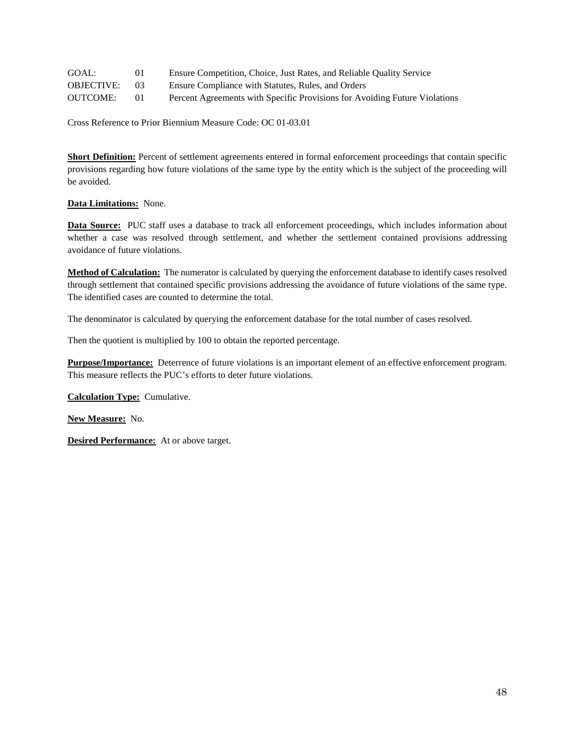| | | |
|---|---|---|
| GOAL: | 01 | Ensure Competition, Choice, Just Rates, and Reliable Quality Service |
| OBJECTIVE: | 03 | Ensure Compliance with Statutes, Rules, and Orders |
| OUTCOME: | 01 | Percent Agreements with Specific Provisions for Avoiding Future Violations |

Cross Reference to Prior Biennium Measure Code: OC 01-03.01

**Short Definition:** Percent of settlement agreements entered in formal enforcement proceedings that contain specific provisions regarding how future violations of the same type by the entity which is the subject of the proceeding will be avoided.

**Data Limitations:** None.

**Data Source:** PUC staff uses a database to track all enforcement proceedings, which includes information about whether a case was resolved through settlement, and whether the settlement contained provisions addressing avoidance of future violations.

**Method of Calculation:** The numerator is calculated by querying the enforcement database to identify cases resolved through settlement that contained specific provisions addressing the avoidance of future violations of the same type. The identified cases are counted to determine the total.

The denominator is calculated by querying the enforcement database for the total number of cases resolved.

Then the quotient is multiplied by 100 to obtain the reported percentage.

**Purpose/Importance:** Deterrence of future violations is an important element of an effective enforcement program. This measure reflects the PUC's efforts to deter future violations.

**Calculation Type:** Cumulative.

**New Measure:** No.

**Desired Performance:** At or above target.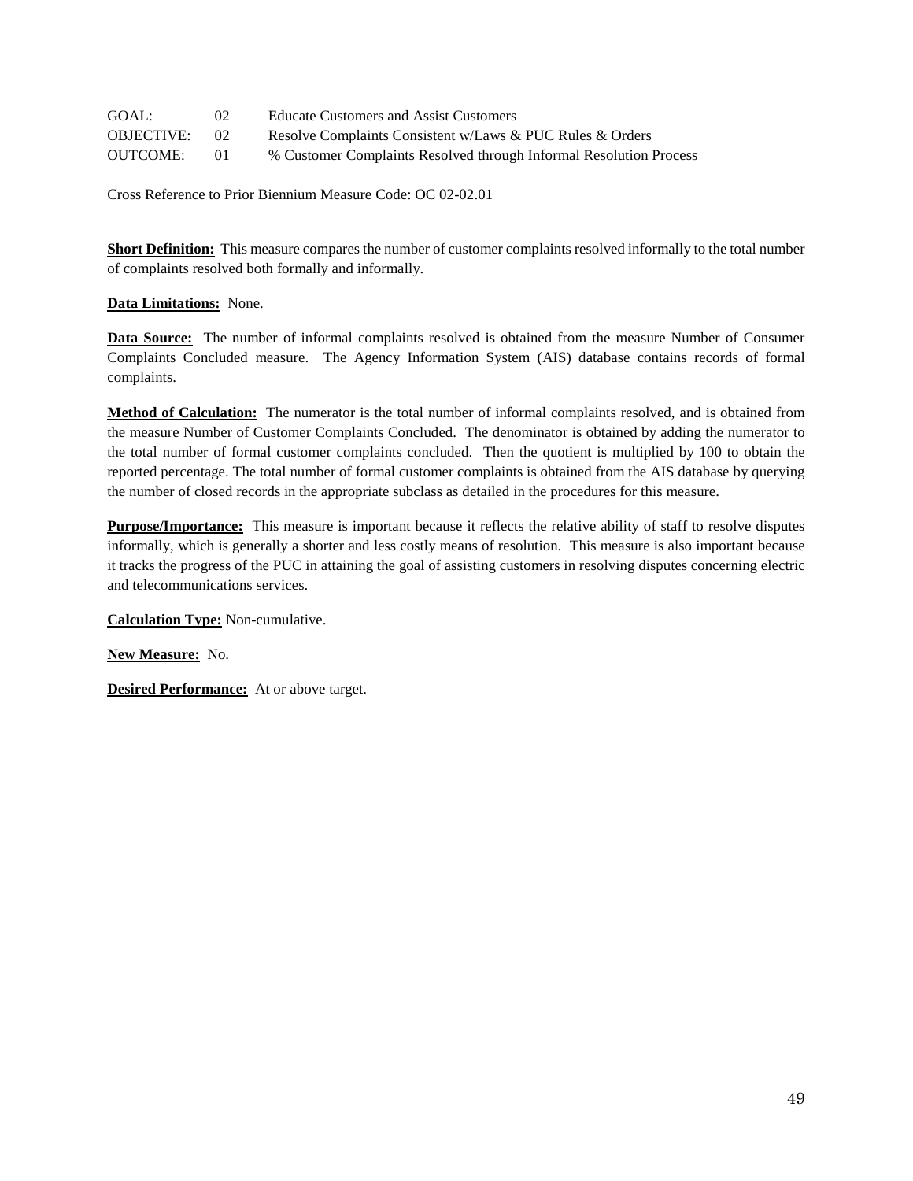GOAL: 02 Educate Customers and Assist Customers
OBJECTIVE: 02 Resolve Complaints Consistent w/Laws & PUC Rules & Orders
OUTCOME: 01 % Customer Complaints Resolved through Informal Resolution Process

Cross Reference to Prior Biennium Measure Code: OC 02-02.01

**Short Definition:** This measure compares the number of customer complaints resolved informally to the total number of complaints resolved both formally and informally.

**Data Limitations:** None.

**Data Source:** The number of informal complaints resolved is obtained from the measure Number of Consumer Complaints Concluded measure. The Agency Information System (AIS) database contains records of formal complaints.

**Method of Calculation:** The numerator is the total number of informal complaints resolved, and is obtained from the measure Number of Customer Complaints Concluded. The denominator is obtained by adding the numerator to the total number of formal customer complaints concluded. Then the quotient is multiplied by 100 to obtain the reported percentage. The total number of formal customer complaints is obtained from the AIS database by querying the number of closed records in the appropriate subclass as detailed in the procedures for this measure.

**Purpose/Importance:** This measure is important because it reflects the relative ability of staff to resolve disputes informally, which is generally a shorter and less costly means of resolution. This measure is also important because it tracks the progress of the PUC in attaining the goal of assisting customers in resolving disputes concerning electric and telecommunications services.

**Calculation Type:** Non-cumulative.

**New Measure:** No.

**Desired Performance:** At or above target.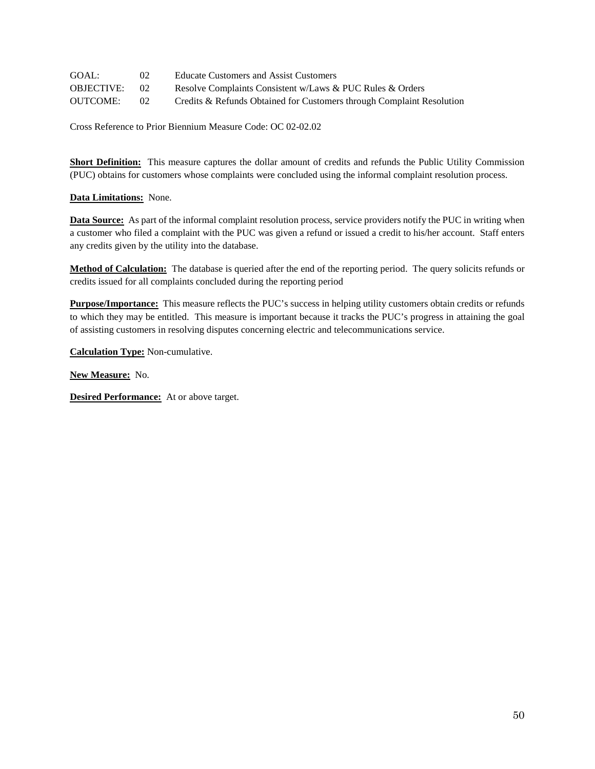| | | |
|---|---|---|
| GOAL: | 02 | Educate Customers and Assist Customers |
| OBJECTIVE: | 02 | Resolve Complaints Consistent w/Laws & PUC Rules & Orders |
| OUTCOME: | 02 | Credits & Refunds Obtained for Customers through Complaint Resolution |

Cross Reference to Prior Biennium Measure Code: OC 02-02.02

**Short Definition:** This measure captures the dollar amount of credits and refunds the Public Utility Commission (PUC) obtains for customers whose complaints were concluded using the informal complaint resolution process.

**Data Limitations:** None.

**Data Source:** As part of the informal complaint resolution process, service providers notify the PUC in writing when a customer who filed a complaint with the PUC was given a refund or issued a credit to his/her account. Staff enters any credits given by the utility into the database.

**Method of Calculation:** The database is queried after the end of the reporting period. The query solicits refunds or credits issued for all complaints concluded during the reporting period

**Purpose/Importance:** This measure reflects the PUC's success in helping utility customers obtain credits or refunds to which they may be entitled. This measure is important because it tracks the PUC's progress in attaining the goal of assisting customers in resolving disputes concerning electric and telecommunications service.

**Calculation Type:** Non-cumulative.

**New Measure:** No.

**Desired Performance:** At or above target.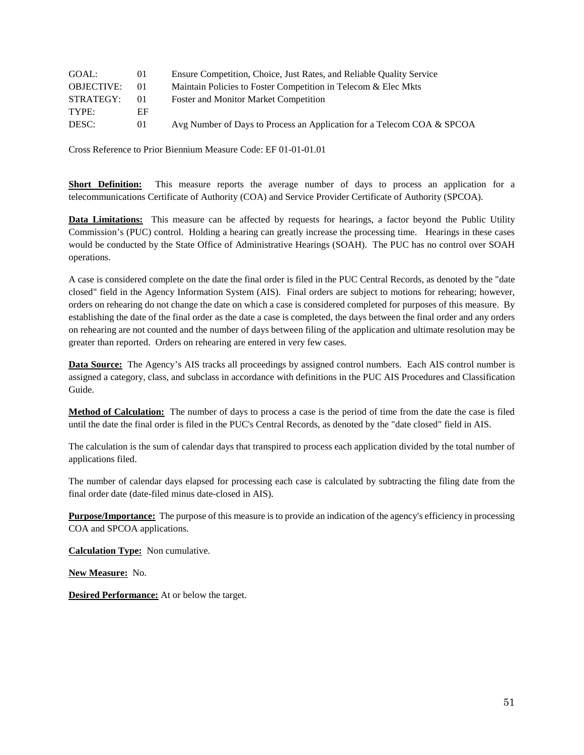| | | |
|---|---|---|
| GOAL: | 01 | Ensure Competition, Choice, Just Rates, and Reliable Quality Service |
| OBJECTIVE: | 01 | Maintain Policies to Foster Competition in Telecom & Elec Mkts |
| STRATEGY: | 01 | Foster and Monitor Market Competition |
| TYPE: | EF | |
| DESC: | 01 | Avg Number of Days to Process an Application for a Telecom COA & SPCOA |

Cross Reference to Prior Biennium Measure Code: EF 01-01-01.01

**Short Definition:** This measure reports the average number of days to process an application for a telecommunications Certificate of Authority (COA) and Service Provider Certificate of Authority (SPCOA).

**Data Limitations:** This measure can be affected by requests for hearings, a factor beyond the Public Utility Commission's (PUC) control. Holding a hearing can greatly increase the processing time. Hearings in these cases would be conducted by the State Office of Administrative Hearings (SOAH). The PUC has no control over SOAH operations.

A case is considered complete on the date the final order is filed in the PUC Central Records, as denoted by the "date closed" field in the Agency Information System (AIS). Final orders are subject to motions for rehearing; however, orders on rehearing do not change the date on which a case is considered completed for purposes of this measure. By establishing the date of the final order as the date a case is completed, the days between the final order and any orders on rehearing are not counted and the number of days between filing of the application and ultimate resolution may be greater than reported. Orders on rehearing are entered in very few cases.

**Data Source:** The Agency's AIS tracks all proceedings by assigned control numbers. Each AIS control number is assigned a category, class, and subclass in accordance with definitions in the PUC AIS Procedures and Classification Guide.

**Method of Calculation:** The number of days to process a case is the period of time from the date the case is filed until the date the final order is filed in the PUC's Central Records, as denoted by the "date closed" field in AIS.

The calculation is the sum of calendar days that transpired to process each application divided by the total number of applications filed.

The number of calendar days elapsed for processing each case is calculated by subtracting the filing date from the final order date (date-filed minus date-closed in AIS).

**Purpose/Importance:** The purpose of this measure is to provide an indication of the agency's efficiency in processing COA and SPCOA applications.

**Calculation Type:** Non cumulative.

**New Measure:** No.

**Desired Performance:** At or below the target.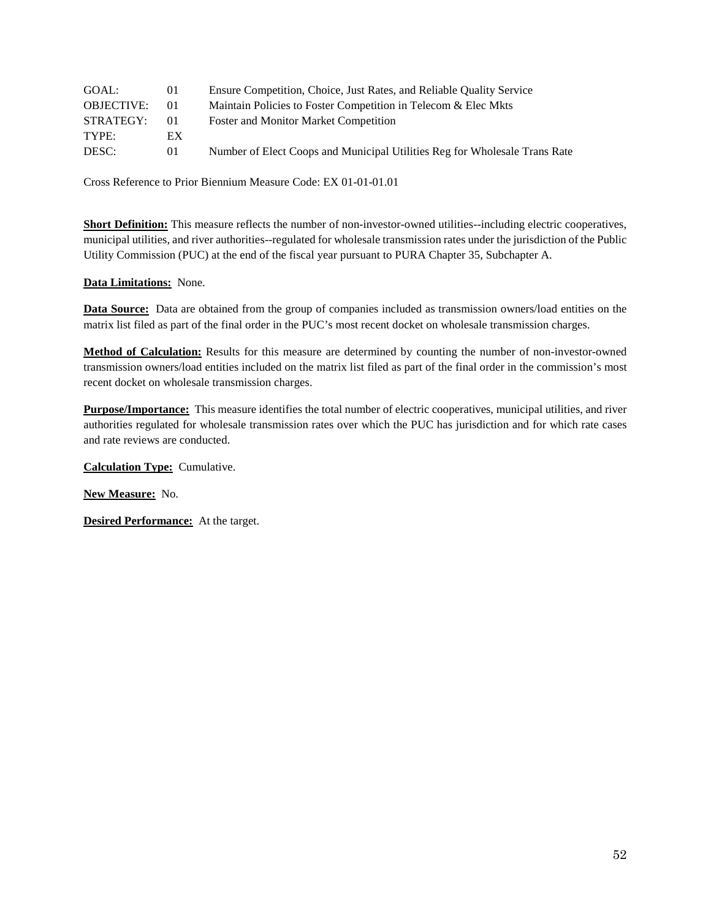| | | |
|---|---|---|
| GOAL: | 01 | Ensure Competition, Choice, Just Rates, and Reliable Quality Service |
| OBJECTIVE: | 01 | Maintain Policies to Foster Competition in Telecom & Elec Mkts |
| STRATEGY: | 01 | Foster and Monitor Market Competition |
| TYPE: | EX | |
| DESC: | 01 | Number of Elect Coops and Municipal Utilities Reg for Wholesale Trans Rate |

Cross Reference to Prior Biennium Measure Code: EX 01-01-01.01

**Short Definition:** This measure reflects the number of non-investor-owned utilities--including electric cooperatives, municipal utilities, and river authorities--regulated for wholesale transmission rates under the jurisdiction of the Public Utility Commission (PUC) at the end of the fiscal year pursuant to PURA Chapter 35, Subchapter A.

**Data Limitations:** None.

**Data Source:** Data are obtained from the group of companies included as transmission owners/load entities on the matrix list filed as part of the final order in the PUC's most recent docket on wholesale transmission charges.

**Method of Calculation:** Results for this measure are determined by counting the number of non-investor-owned transmission owners/load entities included on the matrix list filed as part of the final order in the commission's most recent docket on wholesale transmission charges.

**Purpose/Importance:** This measure identifies the total number of electric cooperatives, municipal utilities, and river authorities regulated for wholesale transmission rates over which the PUC has jurisdiction and for which rate cases and rate reviews are conducted.

**Calculation Type:** Cumulative.

**New Measure:** No.

**Desired Performance:** At the target.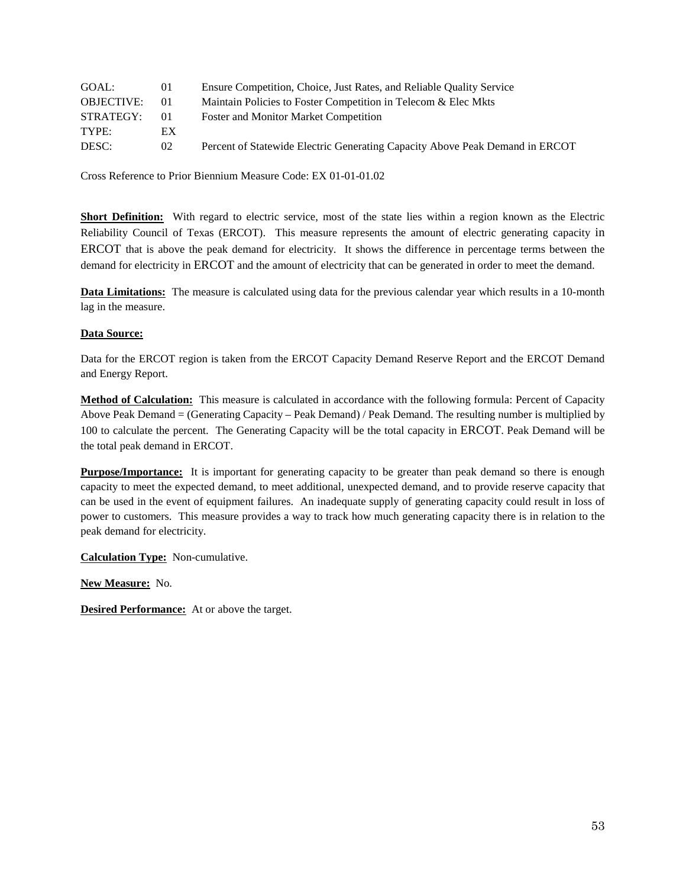| | | |
|---|---|---|
| GOAL: | 01 | Ensure Competition, Choice, Just Rates, and Reliable Quality Service |
| OBJECTIVE: | 01 | Maintain Policies to Foster Competition in Telecom & Elec Mkts |
| STRATEGY: | 01 | Foster and Monitor Market Competition |
| TYPE: | EX | |
| DESC: | 02 | Percent of Statewide Electric Generating Capacity Above Peak Demand in ERCOT |

Cross Reference to Prior Biennium Measure Code: EX 01-01-01.02

**Short Definition:** With regard to electric service, most of the state lies within a region known as the Electric Reliability Council of Texas (ERCOT). This measure represents the amount of electric generating capacity in ERCOT that is above the peak demand for electricity. It shows the difference in percentage terms between the demand for electricity in ERCOT and the amount of electricity that can be generated in order to meet the demand.

**Data Limitations:** The measure is calculated using data for the previous calendar year which results in a 10-month lag in the measure.

**Data Source:**

Data for the ERCOT region is taken from the ERCOT Capacity Demand Reserve Report and the ERCOT Demand and Energy Report.

**Method of Calculation:** This measure is calculated in accordance with the following formula: Percent of Capacity Above Peak Demand = (Generating Capacity – Peak Demand) / Peak Demand. The resulting number is multiplied by 100 to calculate the percent. The Generating Capacity will be the total capacity in ERCOT. Peak Demand will be the total peak demand in ERCOT.

**Purpose/Importance:** It is important for generating capacity to be greater than peak demand so there is enough capacity to meet the expected demand, to meet additional, unexpected demand, and to provide reserve capacity that can be used in the event of equipment failures. An inadequate supply of generating capacity could result in loss of power to customers. This measure provides a way to track how much generating capacity there is in relation to the peak demand for electricity.

**Calculation Type:** Non-cumulative.

**New Measure:** No.

**Desired Performance:** At or above the target.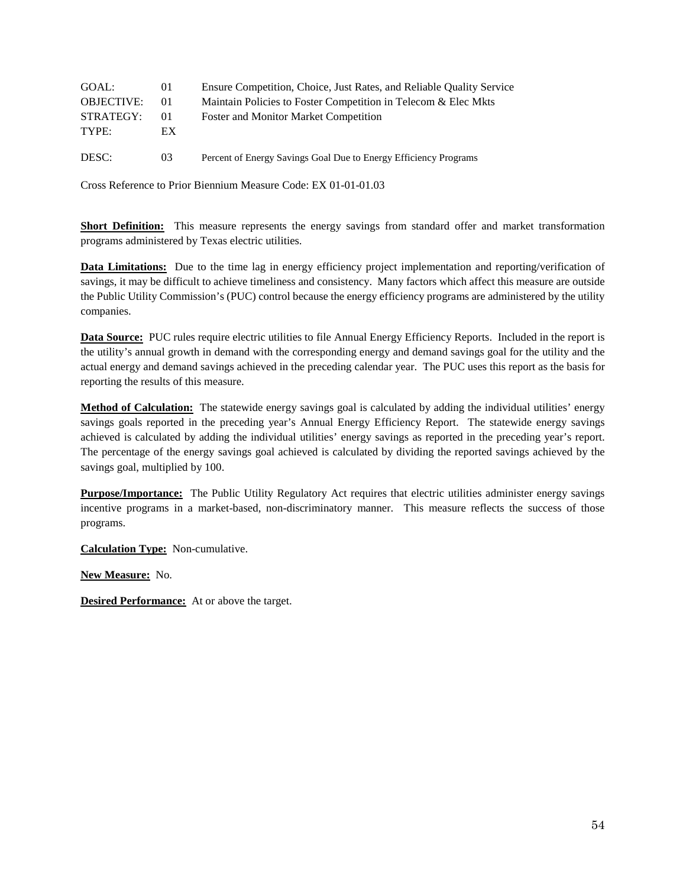| | | |
|---|---|---|
| GOAL: | 01 | Ensure Competition, Choice, Just Rates, and Reliable Quality Service |
| OBJECTIVE: | 01 | Maintain Policies to Foster Competition in Telecom & Elec Mkts |
| STRATEGY: | 01 | Foster and Monitor Market Competition |
| TYPE: | EX | |
| DESC: | 03 | Percent of Energy Savings Goal Due to Energy Efficiency Programs |

Cross Reference to Prior Biennium Measure Code: EX 01-01-01.03

**Short Definition:** This measure represents the energy savings from standard offer and market transformation programs administered by Texas electric utilities.

**Data Limitations:** Due to the time lag in energy efficiency project implementation and reporting/verification of savings, it may be difficult to achieve timeliness and consistency. Many factors which affect this measure are outside the Public Utility Commission's (PUC) control because the energy efficiency programs are administered by the utility companies.

**Data Source:** PUC rules require electric utilities to file Annual Energy Efficiency Reports. Included in the report is the utility's annual growth in demand with the corresponding energy and demand savings goal for the utility and the actual energy and demand savings achieved in the preceding calendar year. The PUC uses this report as the basis for reporting the results of this measure.

**Method of Calculation:** The statewide energy savings goal is calculated by adding the individual utilities' energy savings goals reported in the preceding year's Annual Energy Efficiency Report. The statewide energy savings achieved is calculated by adding the individual utilities' energy savings as reported in the preceding year's report. The percentage of the energy savings goal achieved is calculated by dividing the reported savings achieved by the savings goal, multiplied by 100.

**Purpose/Importance:** The Public Utility Regulatory Act requires that electric utilities administer energy savings incentive programs in a market-based, non-discriminatory manner. This measure reflects the success of those programs.

**Calculation Type:** Non-cumulative.

**New Measure:** No.

**Desired Performance:** At or above the target.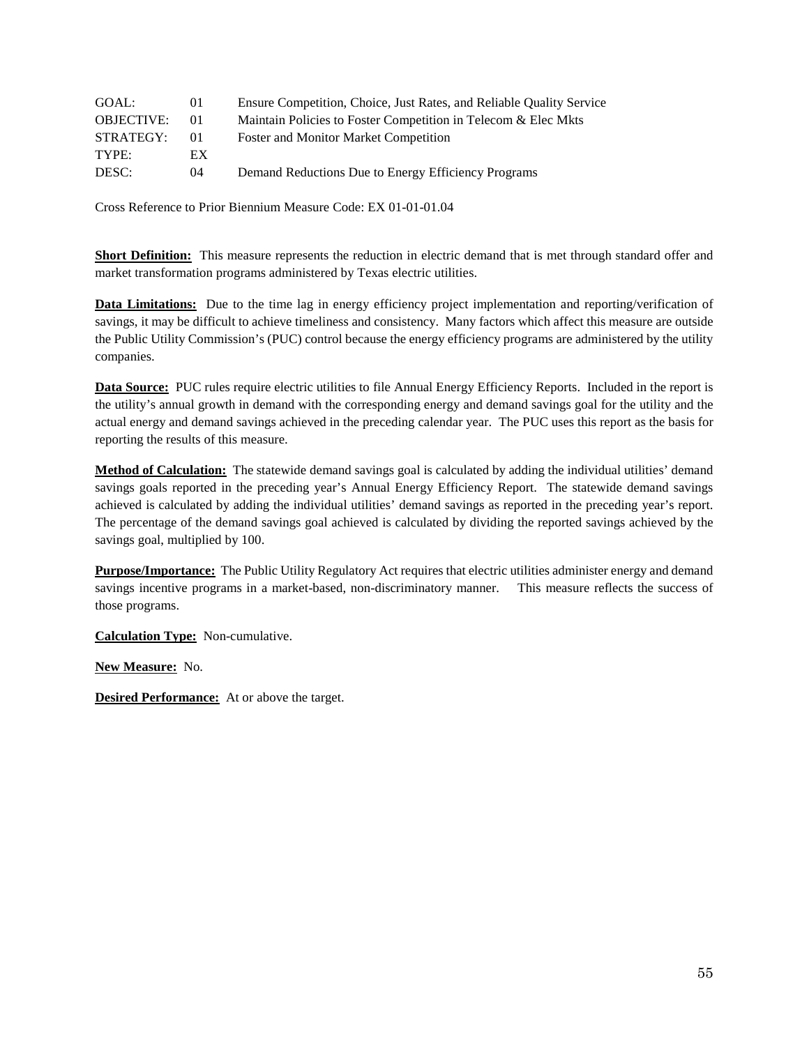| | | |
|---|---|---|
| GOAL: | 01 | Ensure Competition, Choice, Just Rates, and Reliable Quality Service |
| OBJECTIVE: | 01 | Maintain Policies to Foster Competition in Telecom & Elec Mkts |
| STRATEGY: | 01 | Foster and Monitor Market Competition |
| TYPE: | EX | |
| DESC: | 04 | Demand Reductions Due to Energy Efficiency Programs |

Cross Reference to Prior Biennium Measure Code: EX 01-01-01.04

**Short Definition:** This measure represents the reduction in electric demand that is met through standard offer and market transformation programs administered by Texas electric utilities.

**Data Limitations:** Due to the time lag in energy efficiency project implementation and reporting/verification of savings, it may be difficult to achieve timeliness and consistency. Many factors which affect this measure are outside the Public Utility Commission's (PUC) control because the energy efficiency programs are administered by the utility companies.

**Data Source:** PUC rules require electric utilities to file Annual Energy Efficiency Reports. Included in the report is the utility's annual growth in demand with the corresponding energy and demand savings goal for the utility and the actual energy and demand savings achieved in the preceding calendar year. The PUC uses this report as the basis for reporting the results of this measure.

**Method of Calculation:** The statewide demand savings goal is calculated by adding the individual utilities' demand savings goals reported in the preceding year's Annual Energy Efficiency Report. The statewide demand savings achieved is calculated by adding the individual utilities' demand savings as reported in the preceding year's report. The percentage of the demand savings goal achieved is calculated by dividing the reported savings achieved by the savings goal, multiplied by 100.

**Purpose/Importance:** The Public Utility Regulatory Act requires that electric utilities administer energy and demand savings incentive programs in a market-based, non-discriminatory manner. This measure reflects the success of those programs.

**Calculation Type:** Non-cumulative.

**New Measure:** No.

**Desired Performance:** At or above the target.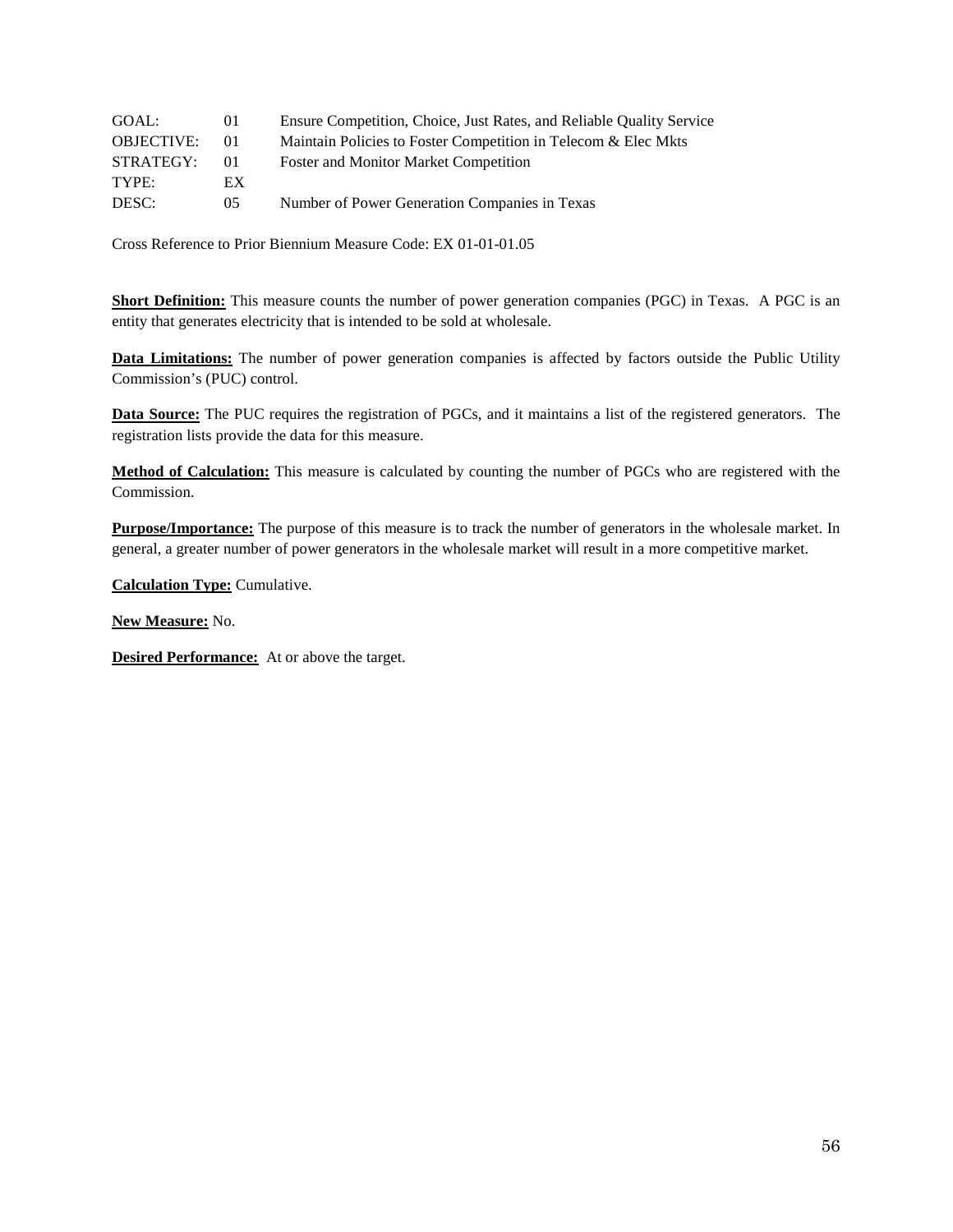| | | |
|---|---|---|
| GOAL: | 01 | Ensure Competition, Choice, Just Rates, and Reliable Quality Service |
| OBJECTIVE: | 01 | Maintain Policies to Foster Competition in Telecom & Elec Mkts |
| STRATEGY: | 01 | Foster and Monitor Market Competition |
| TYPE: | EX | |
| DESC: | 05 | Number of Power Generation Companies in Texas |

Cross Reference to Prior Biennium Measure Code: EX 01-01-01.05

**Short Definition:** This measure counts the number of power generation companies (PGC) in Texas. A PGC is an entity that generates electricity that is intended to be sold at wholesale.

**Data Limitations:** The number of power generation companies is affected by factors outside the Public Utility Commission's (PUC) control.

**Data Source:** The PUC requires the registration of PGCs, and it maintains a list of the registered generators. The registration lists provide the data for this measure.

**Method of Calculation:** This measure is calculated by counting the number of PGCs who are registered with the Commission.

**Purpose/Importance:** The purpose of this measure is to track the number of generators in the wholesale market. In general, a greater number of power generators in the wholesale market will result in a more competitive market.

**Calculation Type:** Cumulative.

**New Measure:** No.

**Desired Performance:** At or above the target.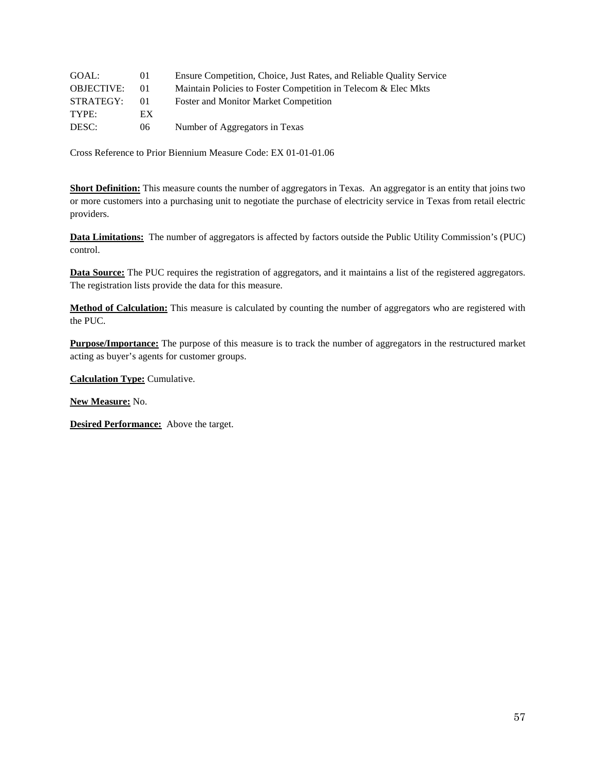| | | |
|---|---|---|
| GOAL: | 01 | Ensure Competition, Choice, Just Rates, and Reliable Quality Service |
| OBJECTIVE: | 01 | Maintain Policies to Foster Competition in Telecom & Elec Mkts |
| STRATEGY: | 01 | Foster and Monitor Market Competition |
| TYPE: | EX | |
| DESC: | 06 | Number of Aggregators in Texas |

Cross Reference to Prior Biennium Measure Code: EX 01-01-01.06

**Short Definition:** This measure counts the number of aggregators in Texas. An aggregator is an entity that joins two or more customers into a purchasing unit to negotiate the purchase of electricity service in Texas from retail electric providers.

**Data Limitations:** The number of aggregators is affected by factors outside the Public Utility Commission's (PUC) control.

**Data Source:** The PUC requires the registration of aggregators, and it maintains a list of the registered aggregators. The registration lists provide the data for this measure.

**Method of Calculation:** This measure is calculated by counting the number of aggregators who are registered with the PUC.

**Purpose/Importance:** The purpose of this measure is to track the number of aggregators in the restructured market acting as buyer's agents for customer groups.

**Calculation Type:** Cumulative.

**New Measure:** No.

**Desired Performance:** Above the target.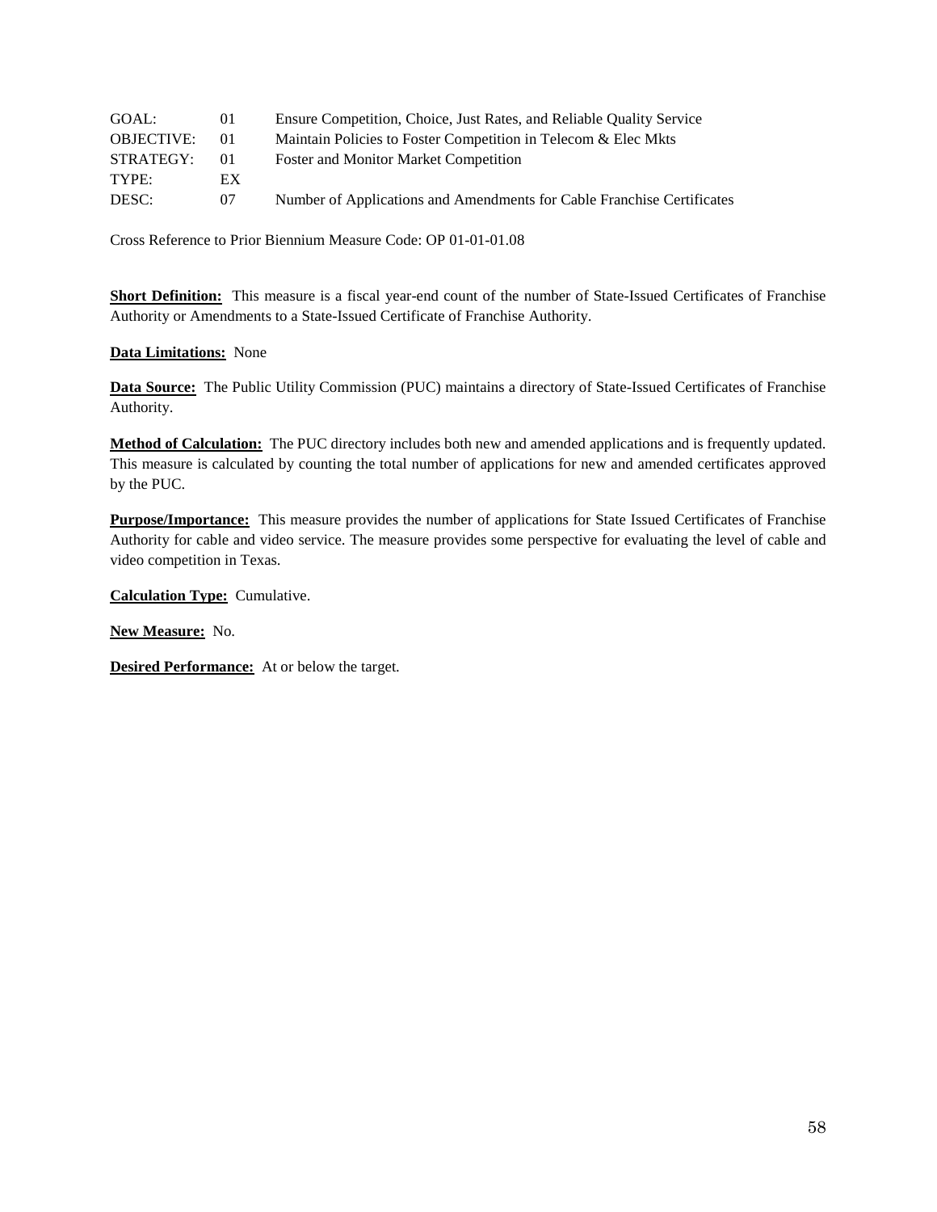| | | |
|---|---|---|
| GOAL: | 01 | Ensure Competition, Choice, Just Rates, and Reliable Quality Service |
| OBJECTIVE: | 01 | Maintain Policies to Foster Competition in Telecom & Elec Mkts |
| STRATEGY: | 01 | Foster and Monitor Market Competition |
| TYPE: | EX | |
| DESC: | 07 | Number of Applications and Amendments for Cable Franchise Certificates |

Cross Reference to Prior Biennium Measure Code: OP 01-01-01.08

**Short Definition:** This measure is a fiscal year-end count of the number of State-Issued Certificates of Franchise Authority or Amendments to a State-Issued Certificate of Franchise Authority.

**Data Limitations:** None

**Data Source:** The Public Utility Commission (PUC) maintains a directory of State-Issued Certificates of Franchise Authority.

**Method of Calculation:** The PUC directory includes both new and amended applications and is frequently updated. This measure is calculated by counting the total number of applications for new and amended certificates approved by the PUC.

**Purpose/Importance:** This measure provides the number of applications for State Issued Certificates of Franchise Authority for cable and video service. The measure provides some perspective for evaluating the level of cable and video competition in Texas.

**Calculation Type:** Cumulative.

**New Measure:** No.

**Desired Performance:** At or below the target.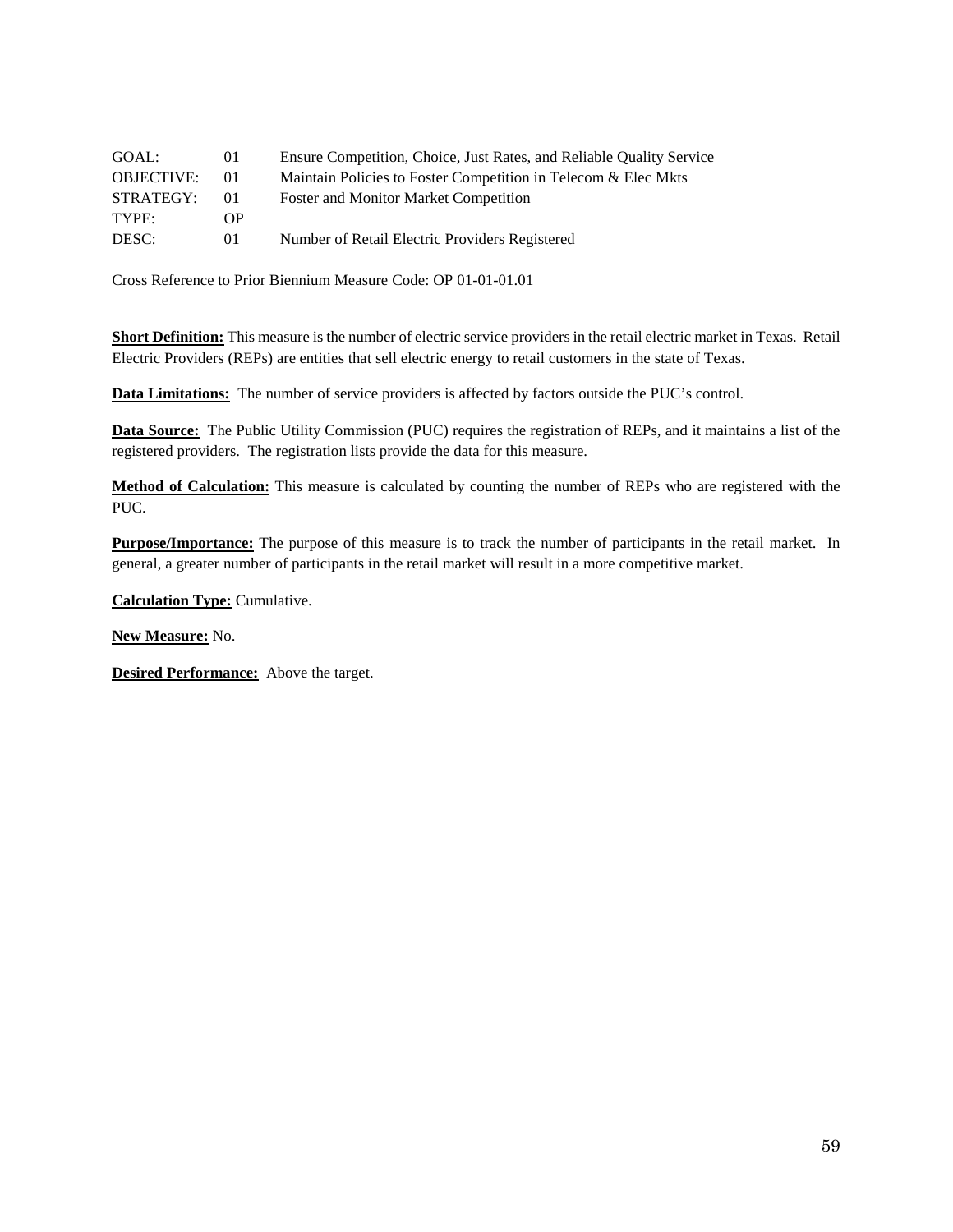| | | |
|---|---|---|
| GOAL: | 01 | Ensure Competition, Choice, Just Rates, and Reliable Quality Service |
| OBJECTIVE: | 01 | Maintain Policies to Foster Competition in Telecom & Elec Mkts |
| STRATEGY: | 01 | Foster and Monitor Market Competition |
| TYPE: | OP | |
| DESC: | 01 | Number of Retail Electric Providers Registered |

Cross Reference to Prior Biennium Measure Code: OP 01-01-01.01

**Short Definition:** This measure is the number of electric service providers in the retail electric market in Texas. Retail Electric Providers (REPs) are entities that sell electric energy to retail customers in the state of Texas.

**Data Limitations:** The number of service providers is affected by factors outside the PUC's control.

**Data Source:** The Public Utility Commission (PUC) requires the registration of REPs, and it maintains a list of the registered providers. The registration lists provide the data for this measure.

**Method of Calculation:** This measure is calculated by counting the number of REPs who are registered with the PUC.

**Purpose/Importance:** The purpose of this measure is to track the number of participants in the retail market. In general, a greater number of participants in the retail market will result in a more competitive market.

**Calculation Type:** Cumulative.

**New Measure:** No.

**Desired Performance:** Above the target.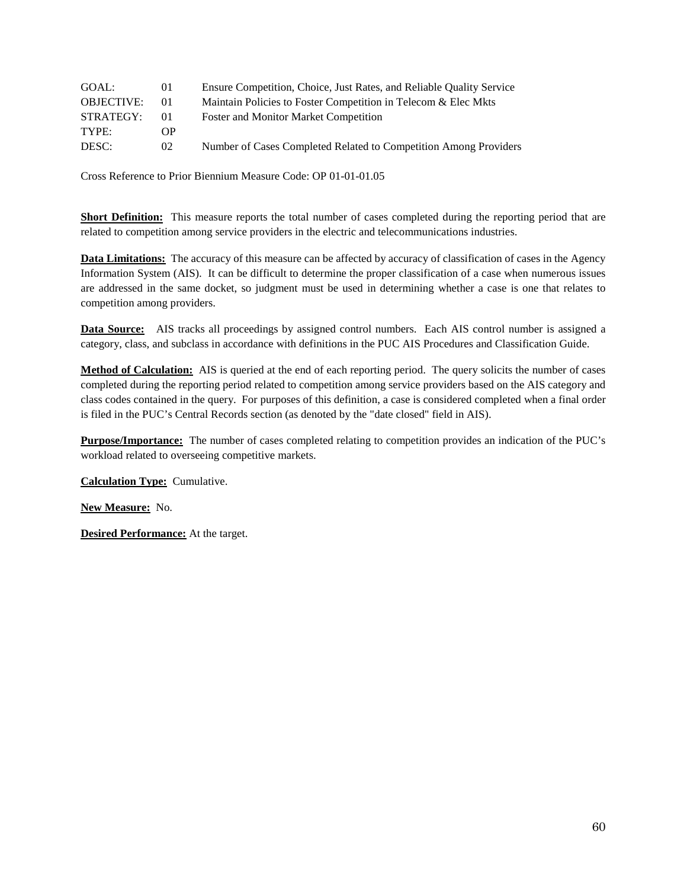| | | |
|---|---|---|
| GOAL: | 01 | Ensure Competition, Choice, Just Rates, and Reliable Quality Service |
| OBJECTIVE: | 01 | Maintain Policies to Foster Competition in Telecom & Elec Mkts |
| STRATEGY: | 01 | Foster and Monitor Market Competition |
| TYPE: | OP | |
| DESC: | 02 | Number of Cases Completed Related to Competition Among Providers |

Cross Reference to Prior Biennium Measure Code: OP 01-01-01.05

**Short Definition:** This measure reports the total number of cases completed during the reporting period that are related to competition among service providers in the electric and telecommunications industries.

**Data Limitations:** The accuracy of this measure can be affected by accuracy of classification of cases in the Agency Information System (AIS). It can be difficult to determine the proper classification of a case when numerous issues are addressed in the same docket, so judgment must be used in determining whether a case is one that relates to competition among providers.

**Data Source:** AIS tracks all proceedings by assigned control numbers. Each AIS control number is assigned a category, class, and subclass in accordance with definitions in the PUC AIS Procedures and Classification Guide.

**Method of Calculation:** AIS is queried at the end of each reporting period. The query solicits the number of cases completed during the reporting period related to competition among service providers based on the AIS category and class codes contained in the query. For purposes of this definition, a case is considered completed when a final order is filed in the PUC's Central Records section (as denoted by the "date closed" field in AIS).

**Purpose/Importance:** The number of cases completed relating to competition provides an indication of the PUC's workload related to overseeing competitive markets.

**Calculation Type:** Cumulative.

**New Measure:** No.

**Desired Performance:** At the target.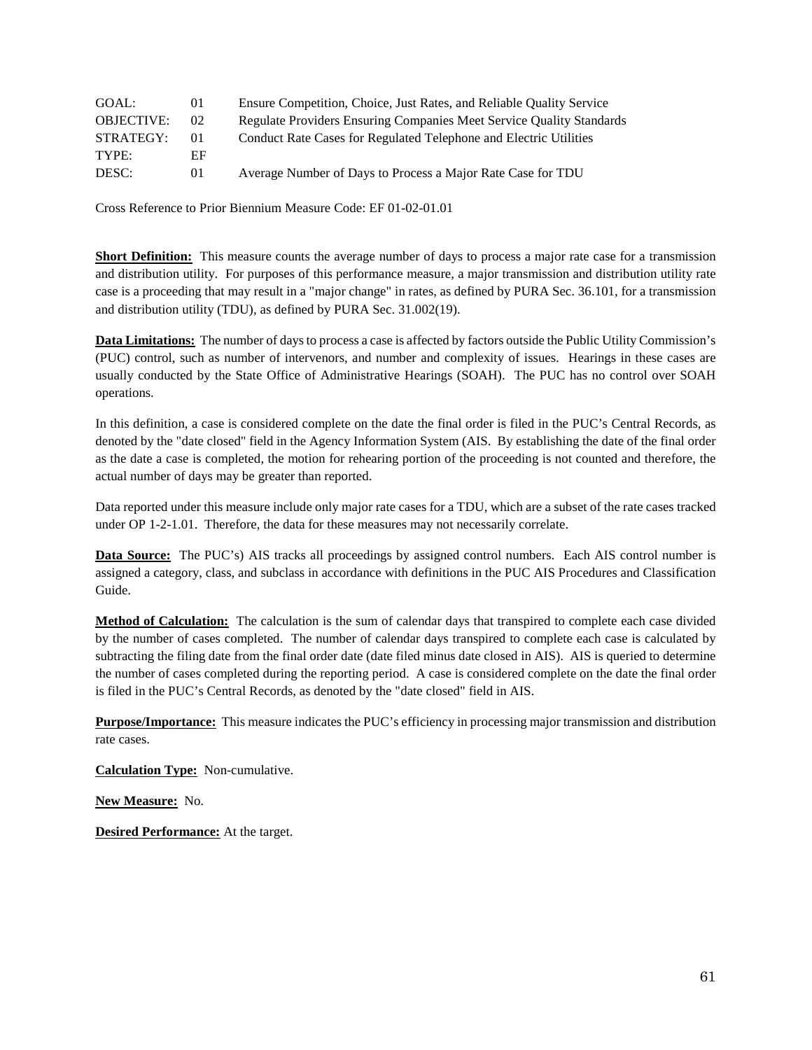| | | |
|---|---|---|
| GOAL: | 01 | Ensure Competition, Choice, Just Rates, and Reliable Quality Service |
| OBJECTIVE: | 02 | Regulate Providers Ensuring Companies Meet Service Quality Standards |
| STRATEGY: | 01 | Conduct Rate Cases for Regulated Telephone and Electric Utilities |
| TYPE: | EF | |
| DESC: | 01 | Average Number of Days to Process a Major Rate Case for TDU |

Cross Reference to Prior Biennium Measure Code: EF 01-02-01.01

**Short Definition:** This measure counts the average number of days to process a major rate case for a transmission and distribution utility. For purposes of this performance measure, a major transmission and distribution utility rate case is a proceeding that may result in a "major change" in rates, as defined by PURA Sec. 36.101, for a transmission and distribution utility (TDU), as defined by PURA Sec. 31.002(19).

**Data Limitations:** The number of days to process a case is affected by factors outside the Public Utility Commission's (PUC) control, such as number of intervenors, and number and complexity of issues. Hearings in these cases are usually conducted by the State Office of Administrative Hearings (SOAH). The PUC has no control over SOAH operations.

In this definition, a case is considered complete on the date the final order is filed in the PUC's Central Records, as denoted by the "date closed" field in the Agency Information System (AIS. By establishing the date of the final order as the date a case is completed, the motion for rehearing portion of the proceeding is not counted and therefore, the actual number of days may be greater than reported.

Data reported under this measure include only major rate cases for a TDU, which are a subset of the rate cases tracked under OP 1-2-1.01. Therefore, the data for these measures may not necessarily correlate.

**Data Source:** The PUC's) AIS tracks all proceedings by assigned control numbers. Each AIS control number is assigned a category, class, and subclass in accordance with definitions in the PUC AIS Procedures and Classification Guide.

**Method of Calculation:** The calculation is the sum of calendar days that transpired to complete each case divided by the number of cases completed. The number of calendar days transpired to complete each case is calculated by subtracting the filing date from the final order date (date filed minus date closed in AIS). AIS is queried to determine the number of cases completed during the reporting period. A case is considered complete on the date the final order is filed in the PUC's Central Records, as denoted by the "date closed" field in AIS.

**Purpose/Importance:** This measure indicates the PUC's efficiency in processing major transmission and distribution rate cases.

**Calculation Type:** Non-cumulative.

**New Measure:** No.

**Desired Performance:** At the target.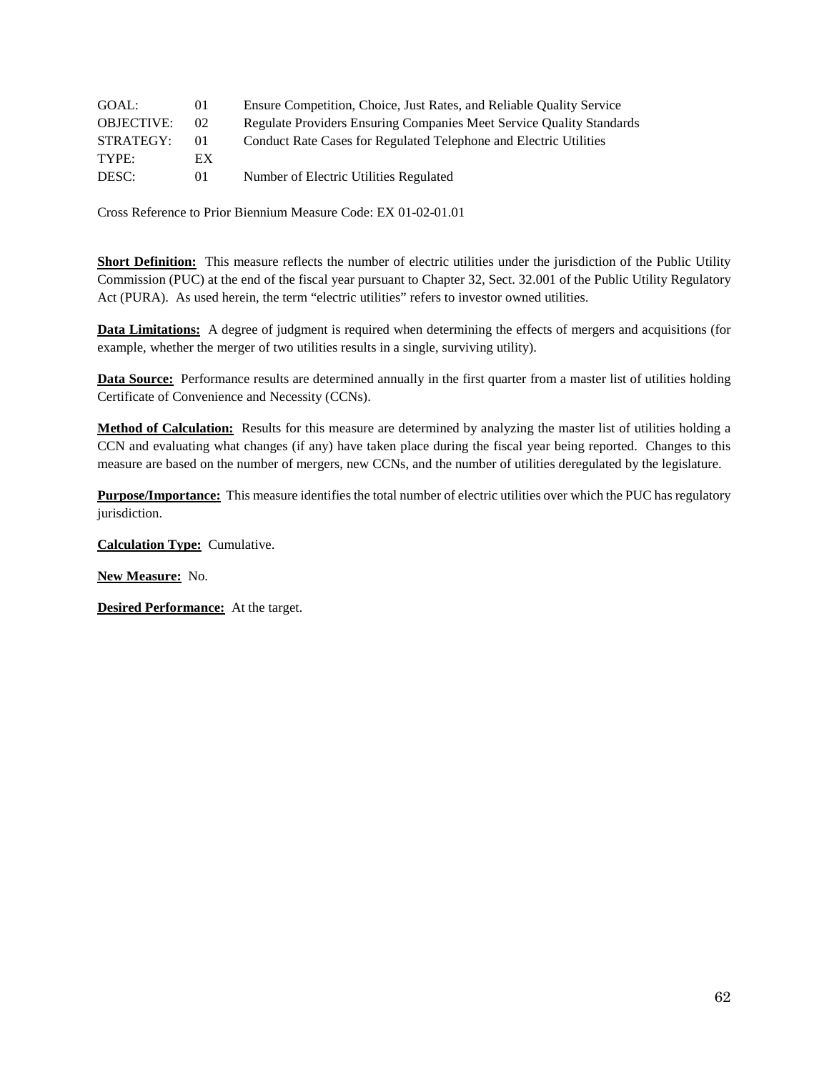| | | |
|---|---|---|
| GOAL: | 01 | Ensure Competition, Choice, Just Rates, and Reliable Quality Service |
| OBJECTIVE: | 02 | Regulate Providers Ensuring Companies Meet Service Quality Standards |
| STRATEGY: | 01 | Conduct Rate Cases for Regulated Telephone and Electric Utilities |
| TYPE: | EX | |
| DESC: | 01 | Number of Electric Utilities Regulated |

Cross Reference to Prior Biennium Measure Code: EX 01-02-01.01

**Short Definition:** This measure reflects the number of electric utilities under the jurisdiction of the Public Utility Commission (PUC) at the end of the fiscal year pursuant to Chapter 32, Sect. 32.001 of the Public Utility Regulatory Act (PURA). As used herein, the term "electric utilities" refers to investor owned utilities.

**Data Limitations:** A degree of judgment is required when determining the effects of mergers and acquisitions (for example, whether the merger of two utilities results in a single, surviving utility).

**Data Source:** Performance results are determined annually in the first quarter from a master list of utilities holding Certificate of Convenience and Necessity (CCNs).

**Method of Calculation:** Results for this measure are determined by analyzing the master list of utilities holding a CCN and evaluating what changes (if any) have taken place during the fiscal year being reported. Changes to this measure are based on the number of mergers, new CCNs, and the number of utilities deregulated by the legislature.

**Purpose/Importance:** This measure identifies the total number of electric utilities over which the PUC has regulatory jurisdiction.

**Calculation Type:** Cumulative.

**New Measure:** No.

**Desired Performance:** At the target.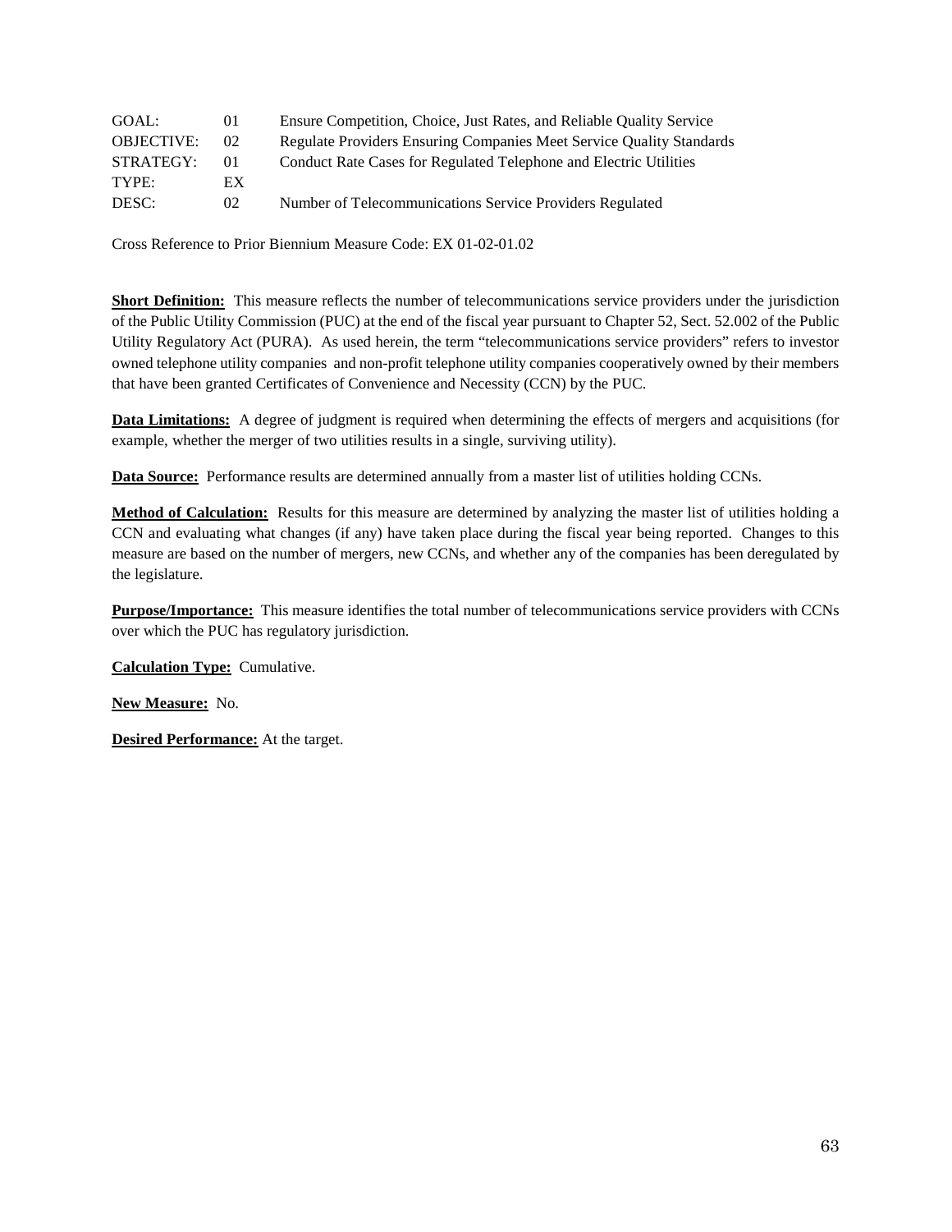| | | |
|---|---|---|
| GOAL: | 01 | Ensure Competition, Choice, Just Rates, and Reliable Quality Service |
| OBJECTIVE: | 02 | Regulate Providers Ensuring Companies Meet Service Quality Standards |
| STRATEGY: | 01 | Conduct Rate Cases for Regulated Telephone and Electric Utilities |
| TYPE: | EX | |
| DESC: | 02 | Number of Telecommunications Service Providers Regulated |

Cross Reference to Prior Biennium Measure Code: EX 01-02-01.02

**Short Definition:** This measure reflects the number of telecommunications service providers under the jurisdiction of the Public Utility Commission (PUC) at the end of the fiscal year pursuant to Chapter 52, Sect. 52.002 of the Public Utility Regulatory Act (PURA). As used herein, the term "telecommunications service providers" refers to investor owned telephone utility companies and non-profit telephone utility companies cooperatively owned by their members that have been granted Certificates of Convenience and Necessity (CCN) by the PUC.

**Data Limitations:** A degree of judgment is required when determining the effects of mergers and acquisitions (for example, whether the merger of two utilities results in a single, surviving utility).

**Data Source:** Performance results are determined annually from a master list of utilities holding CCNs.

**Method of Calculation:** Results for this measure are determined by analyzing the master list of utilities holding a CCN and evaluating what changes (if any) have taken place during the fiscal year being reported. Changes to this measure are based on the number of mergers, new CCNs, and whether any of the companies has been deregulated by the legislature.

**Purpose/Importance:** This measure identifies the total number of telecommunications service providers with CCNs over which the PUC has regulatory jurisdiction.

**Calculation Type:** Cumulative.

**New Measure:** No.

**Desired Performance:** At the target.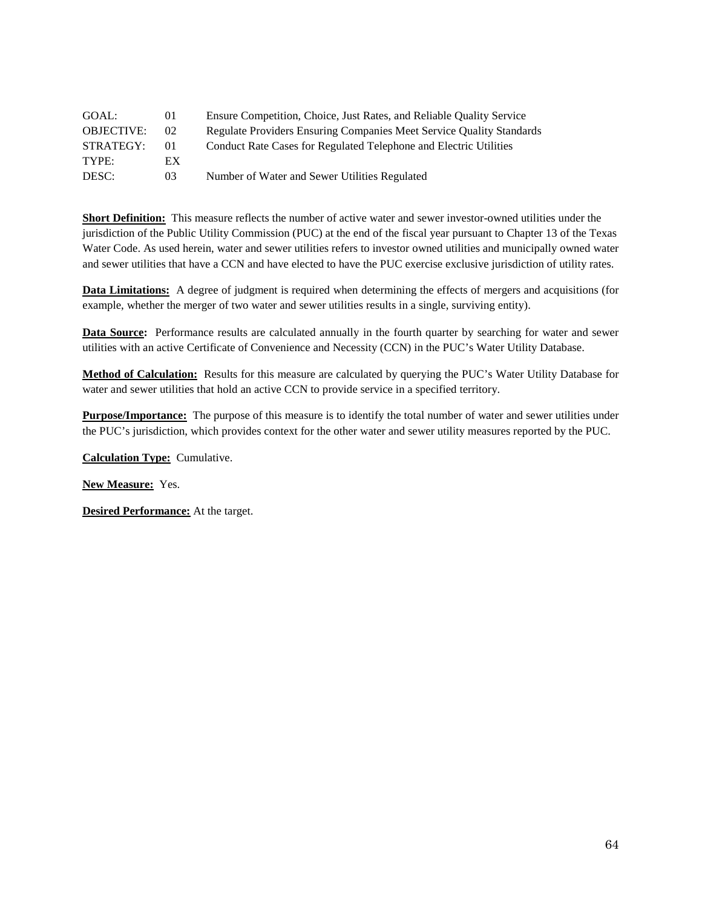| | | |
|---|---|---|
| GOAL: | 01 | Ensure Competition, Choice, Just Rates, and Reliable Quality Service |
| OBJECTIVE: | 02 | Regulate Providers Ensuring Companies Meet Service Quality Standards |
| STRATEGY: | 01 | Conduct Rate Cases for Regulated Telephone and Electric Utilities |
| TYPE: | EX | |
| DESC: | 03 | Number of Water and Sewer Utilities Regulated |

**Short Definition:** This measure reflects the number of active water and sewer investor-owned utilities under the jurisdiction of the Public Utility Commission (PUC) at the end of the fiscal year pursuant to Chapter 13 of the Texas Water Code. As used herein, water and sewer utilities refers to investor owned utilities and municipally owned water and sewer utilities that have a CCN and have elected to have the PUC exercise exclusive jurisdiction of utility rates.

**Data Limitations:** A degree of judgment is required when determining the effects of mergers and acquisitions (for example, whether the merger of two water and sewer utilities results in a single, surviving entity).

**Data Source:** Performance results are calculated annually in the fourth quarter by searching for water and sewer utilities with an active Certificate of Convenience and Necessity (CCN) in the PUC's Water Utility Database.

**Method of Calculation:** Results for this measure are calculated by querying the PUC's Water Utility Database for water and sewer utilities that hold an active CCN to provide service in a specified territory.

**Purpose/Importance:** The purpose of this measure is to identify the total number of water and sewer utilities under the PUC's jurisdiction, which provides context for the other water and sewer utility measures reported by the PUC.

**Calculation Type:** Cumulative.

**New Measure:** Yes.

**Desired Performance:** At the target.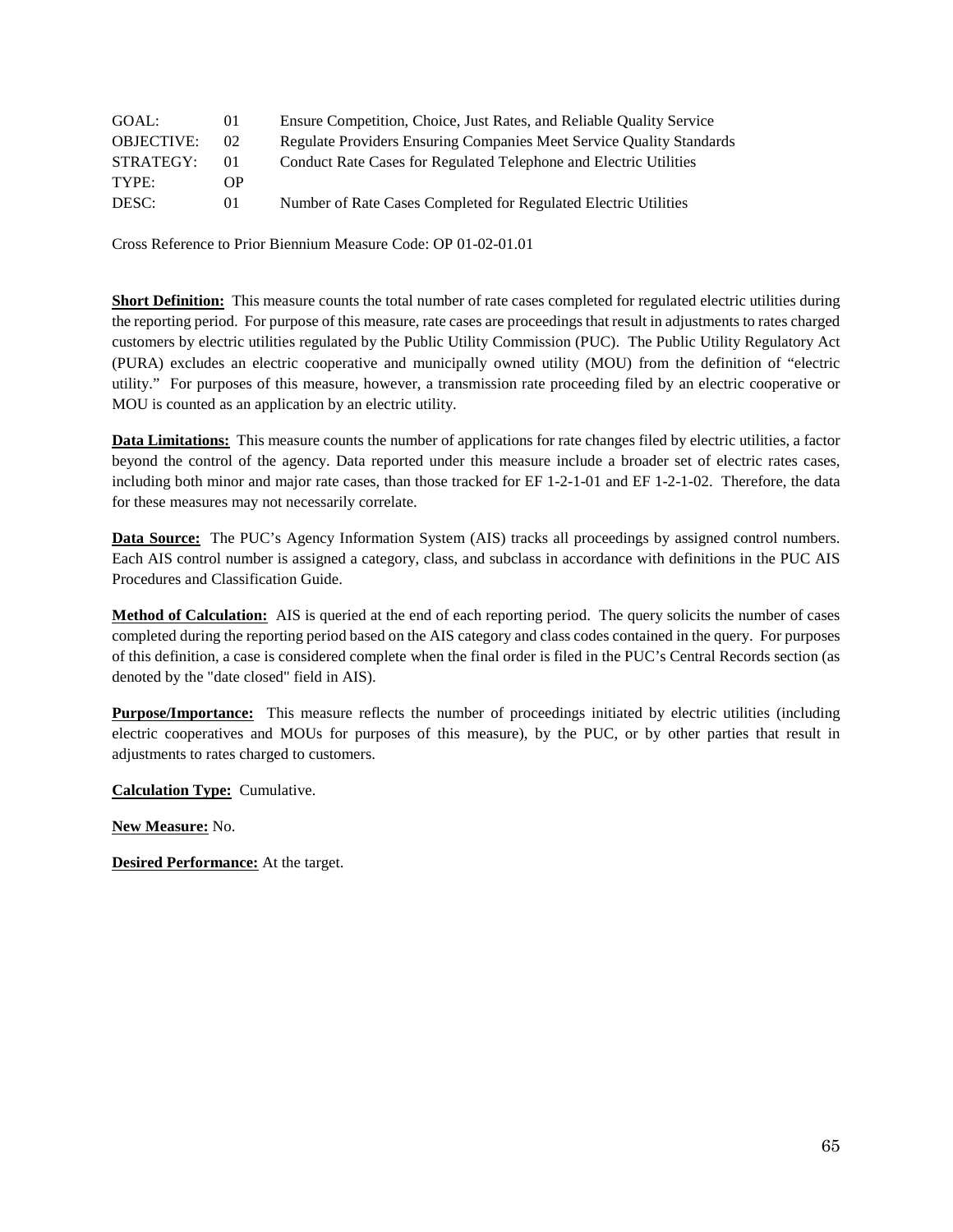| | | |
|---|---|---|
| GOAL: | 01 | Ensure Competition, Choice, Just Rates, and Reliable Quality Service |
| OBJECTIVE: | 02 | Regulate Providers Ensuring Companies Meet Service Quality Standards |
| STRATEGY: | 01 | Conduct Rate Cases for Regulated Telephone and Electric Utilities |
| TYPE: | OP | |
| DESC: | 01 | Number of Rate Cases Completed for Regulated Electric Utilities |

Cross Reference to Prior Biennium Measure Code: OP 01-02-01.01

**Short Definition:** This measure counts the total number of rate cases completed for regulated electric utilities during the reporting period. For purpose of this measure, rate cases are proceedings that result in adjustments to rates charged customers by electric utilities regulated by the Public Utility Commission (PUC). The Public Utility Regulatory Act (PURA) excludes an electric cooperative and municipally owned utility (MOU) from the definition of "electric utility." For purposes of this measure, however, a transmission rate proceeding filed by an electric cooperative or MOU is counted as an application by an electric utility.

**Data Limitations:** This measure counts the number of applications for rate changes filed by electric utilities, a factor beyond the control of the agency. Data reported under this measure include a broader set of electric rates cases, including both minor and major rate cases, than those tracked for EF 1-2-1-01 and EF 1-2-1-02. Therefore, the data for these measures may not necessarily correlate.

**Data Source:** The PUC's Agency Information System (AIS) tracks all proceedings by assigned control numbers. Each AIS control number is assigned a category, class, and subclass in accordance with definitions in the PUC AIS Procedures and Classification Guide.

**Method of Calculation:** AIS is queried at the end of each reporting period. The query solicits the number of cases completed during the reporting period based on the AIS category and class codes contained in the query. For purposes of this definition, a case is considered complete when the final order is filed in the PUC's Central Records section (as denoted by the "date closed" field in AIS).

**Purpose/Importance:** This measure reflects the number of proceedings initiated by electric utilities (including electric cooperatives and MOUs for purposes of this measure), by the PUC, or by other parties that result in adjustments to rates charged to customers.

**Calculation Type:** Cumulative.

**New Measure:** No.

**Desired Performance:** At the target.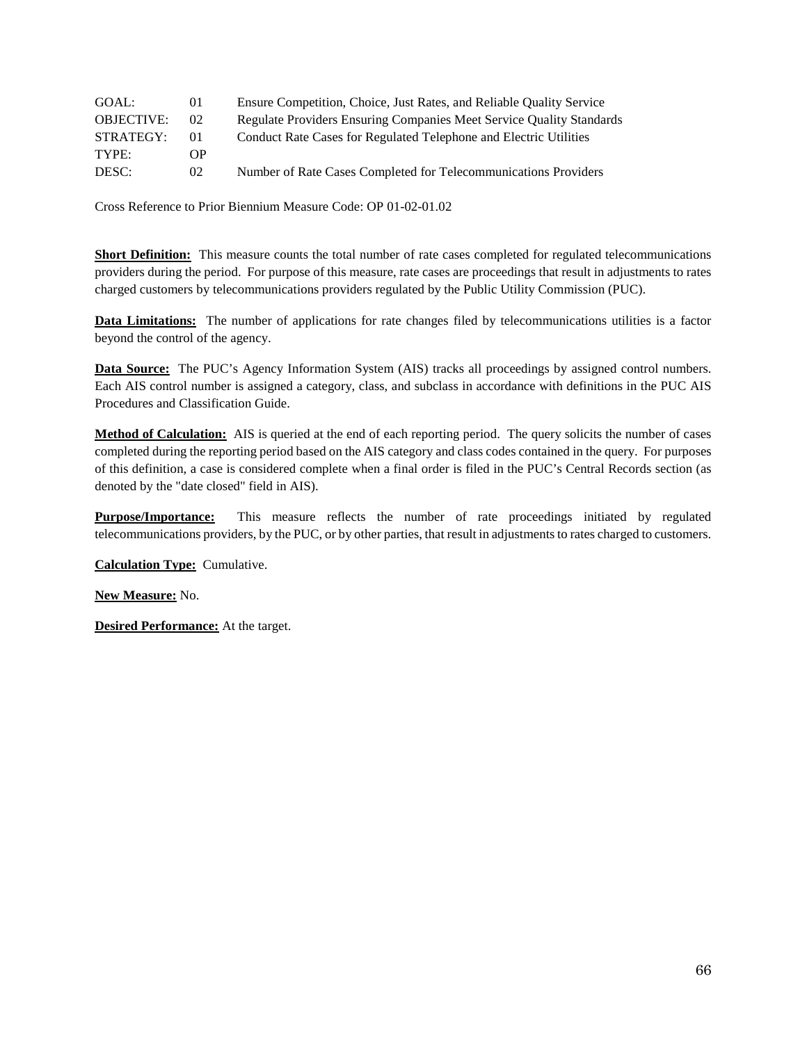| | | |
|---|---|---|
| GOAL: | 01 | Ensure Competition, Choice, Just Rates, and Reliable Quality Service |
| OBJECTIVE: | 02 | Regulate Providers Ensuring Companies Meet Service Quality Standards |
| STRATEGY: | 01 | Conduct Rate Cases for Regulated Telephone and Electric Utilities |
| TYPE: | OP | |
| DESC: | 02 | Number of Rate Cases Completed for Telecommunications Providers |

Cross Reference to Prior Biennium Measure Code: OP 01-02-01.02

**Short Definition:** This measure counts the total number of rate cases completed for regulated telecommunications providers during the period. For purpose of this measure, rate cases are proceedings that result in adjustments to rates charged customers by telecommunications providers regulated by the Public Utility Commission (PUC).

**Data Limitations:** The number of applications for rate changes filed by telecommunications utilities is a factor beyond the control of the agency.

**Data Source:** The PUC's Agency Information System (AIS) tracks all proceedings by assigned control numbers. Each AIS control number is assigned a category, class, and subclass in accordance with definitions in the PUC AIS Procedures and Classification Guide.

**Method of Calculation:** AIS is queried at the end of each reporting period. The query solicits the number of cases completed during the reporting period based on the AIS category and class codes contained in the query. For purposes of this definition, a case is considered complete when a final order is filed in the PUC's Central Records section (as denoted by the "date closed" field in AIS).

**Purpose/Importance:** This measure reflects the number of rate proceedings initiated by regulated telecommunications providers, by the PUC, or by other parties, that result in adjustments to rates charged to customers.

**Calculation Type:** Cumulative.

**New Measure:** No.

**Desired Performance:** At the target.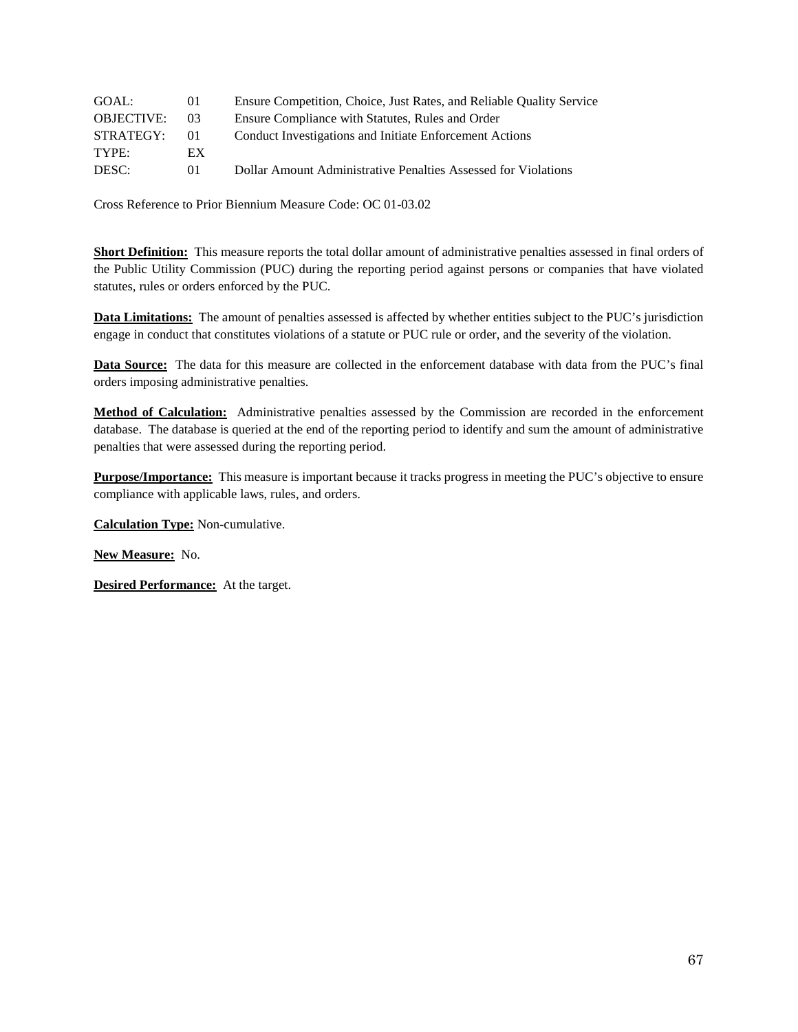GOAL: 01 Ensure Competition, Choice, Just Rates, and Reliable Quality Service
OBJECTIVE: 03 Ensure Compliance with Statutes, Rules and Order
STRATEGY: 01 Conduct Investigations and Initiate Enforcement Actions
TYPE: EX
DESC: 01 Dollar Amount Administrative Penalties Assessed for Violations

Cross Reference to Prior Biennium Measure Code: OC 01-03.02

**Short Definition:** This measure reports the total dollar amount of administrative penalties assessed in final orders of the Public Utility Commission (PUC) during the reporting period against persons or companies that have violated statutes, rules or orders enforced by the PUC.

**Data Limitations:** The amount of penalties assessed is affected by whether entities subject to the PUC's jurisdiction engage in conduct that constitutes violations of a statute or PUC rule or order, and the severity of the violation.

**Data Source:** The data for this measure are collected in the enforcement database with data from the PUC's final orders imposing administrative penalties.

**Method of Calculation:** Administrative penalties assessed by the Commission are recorded in the enforcement database. The database is queried at the end of the reporting period to identify and sum the amount of administrative penalties that were assessed during the reporting period.

**Purpose/Importance:** This measure is important because it tracks progress in meeting the PUC's objective to ensure compliance with applicable laws, rules, and orders.

**Calculation Type:** Non-cumulative.

**New Measure:** No.

**Desired Performance:** At the target.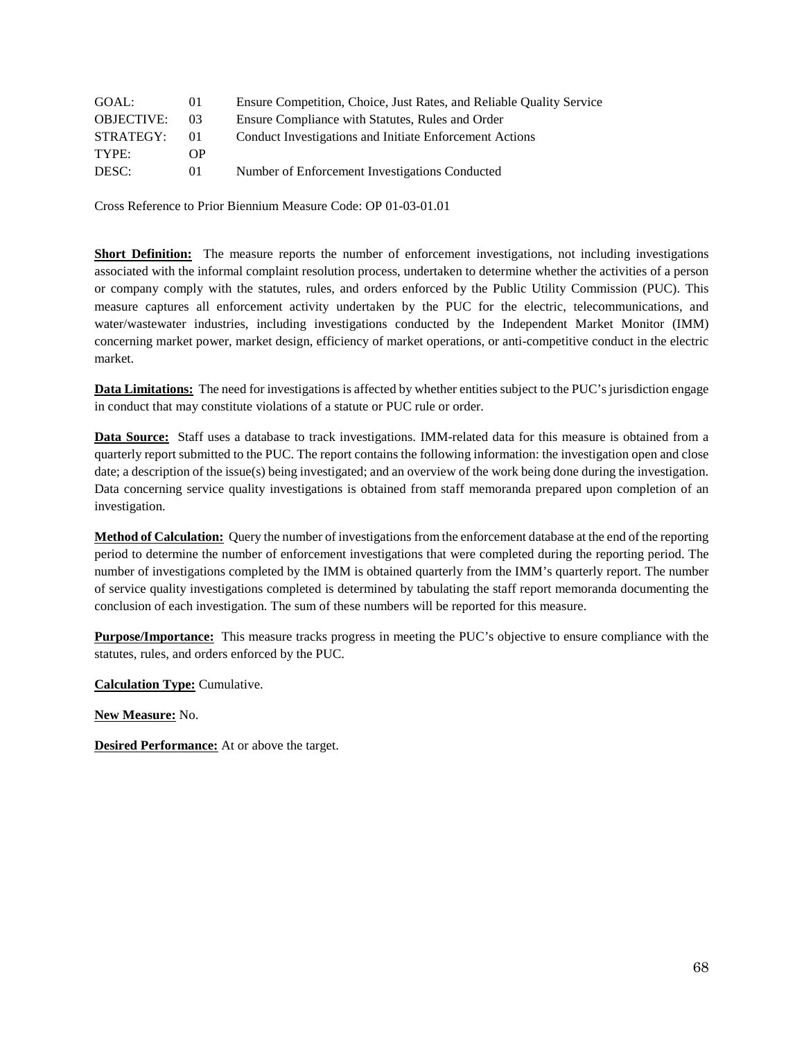| | | |
|---|---|---|
| GOAL: | 01 | Ensure Competition, Choice, Just Rates, and Reliable Quality Service |
| OBJECTIVE: | 03 | Ensure Compliance with Statutes, Rules and Order |
| STRATEGY: | 01 | Conduct Investigations and Initiate Enforcement Actions |
| TYPE: | OP | |
| DESC: | 01 | Number of Enforcement Investigations Conducted |

Cross Reference to Prior Biennium Measure Code: OP 01-03-01.01

**Short Definition:** The measure reports the number of enforcement investigations, not including investigations associated with the informal complaint resolution process, undertaken to determine whether the activities of a person or company comply with the statutes, rules, and orders enforced by the Public Utility Commission (PUC). This measure captures all enforcement activity undertaken by the PUC for the electric, telecommunications, and water/wastewater industries, including investigations conducted by the Independent Market Monitor (IMM) concerning market power, market design, efficiency of market operations, or anti-competitive conduct in the electric market.

**Data Limitations:** The need for investigations is affected by whether entities subject to the PUC's jurisdiction engage in conduct that may constitute violations of a statute or PUC rule or order.

**Data Source:** Staff uses a database to track investigations. IMM-related data for this measure is obtained from a quarterly report submitted to the PUC. The report contains the following information: the investigation open and close date; a description of the issue(s) being investigated; and an overview of the work being done during the investigation. Data concerning service quality investigations is obtained from staff memoranda prepared upon completion of an investigation.

**Method of Calculation:** Query the number of investigations from the enforcement database at the end of the reporting period to determine the number of enforcement investigations that were completed during the reporting period. The number of investigations completed by the IMM is obtained quarterly from the IMM's quarterly report. The number of service quality investigations completed is determined by tabulating the staff report memoranda documenting the conclusion of each investigation. The sum of these numbers will be reported for this measure.

**Purpose/Importance:** This measure tracks progress in meeting the PUC's objective to ensure compliance with the statutes, rules, and orders enforced by the PUC.

**Calculation Type:** Cumulative.

**New Measure:** No.

**Desired Performance:** At or above the target.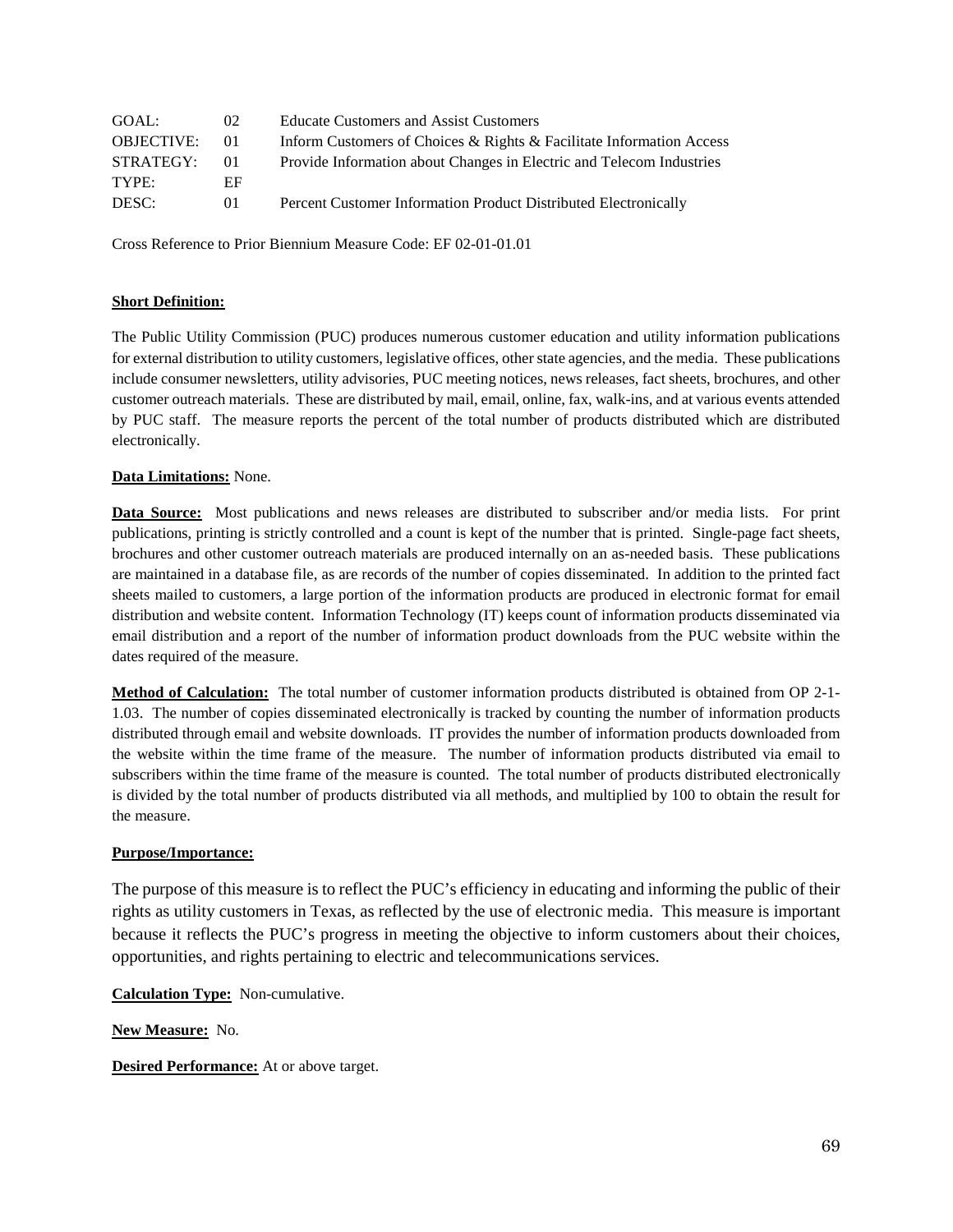| | | |
|---|---|---|
| GOAL: | 02 | Educate Customers and Assist Customers |
| OBJECTIVE: | 01 | Inform Customers of Choices & Rights & Facilitate Information Access |
| STRATEGY: | 01 | Provide Information about Changes in Electric and Telecom Industries |
| TYPE: | EF | |
| DESC: | 01 | Percent Customer Information Product Distributed Electronically |

Cross Reference to Prior Biennium Measure Code: EF 02-01-01.01

**Short Definition:**

The Public Utility Commission (PUC) produces numerous customer education and utility information publications for external distribution to utility customers, legislative offices, other state agencies, and the media. These publications include consumer newsletters, utility advisories, PUC meeting notices, news releases, fact sheets, brochures, and other customer outreach materials. These are distributed by mail, email, online, fax, walk-ins, and at various events attended by PUC staff. The measure reports the percent of the total number of products distributed which are distributed electronically.

**Data Limitations:** None.

**Data Source:** Most publications and news releases are distributed to subscriber and/or media lists. For print publications, printing is strictly controlled and a count is kept of the number that is printed. Single-page fact sheets, brochures and other customer outreach materials are produced internally on an as-needed basis. These publications are maintained in a database file, as are records of the number of copies disseminated. In addition to the printed fact sheets mailed to customers, a large portion of the information products are produced in electronic format for email distribution and website content. Information Technology (IT) keeps count of information products disseminated via email distribution and a report of the number of information product downloads from the PUC website within the dates required of the measure.

**Method of Calculation:** The total number of customer information products distributed is obtained from OP 2-1-1.03. The number of copies disseminated electronically is tracked by counting the number of information products distributed through email and website downloads. IT provides the number of information products downloaded from the website within the time frame of the measure. The number of information products distributed via email to subscribers within the time frame of the measure is counted. The total number of products distributed electronically is divided by the total number of products distributed via all methods, and multiplied by 100 to obtain the result for the measure.

**Purpose/Importance:**

The purpose of this measure is to reflect the PUC's efficiency in educating and informing the public of their rights as utility customers in Texas, as reflected by the use of electronic media. This measure is important because it reflects the PUC's progress in meeting the objective to inform customers about their choices, opportunities, and rights pertaining to electric and telecommunications services.

**Calculation Type:** Non-cumulative.

**New Measure:** No.

**Desired Performance:** At or above target.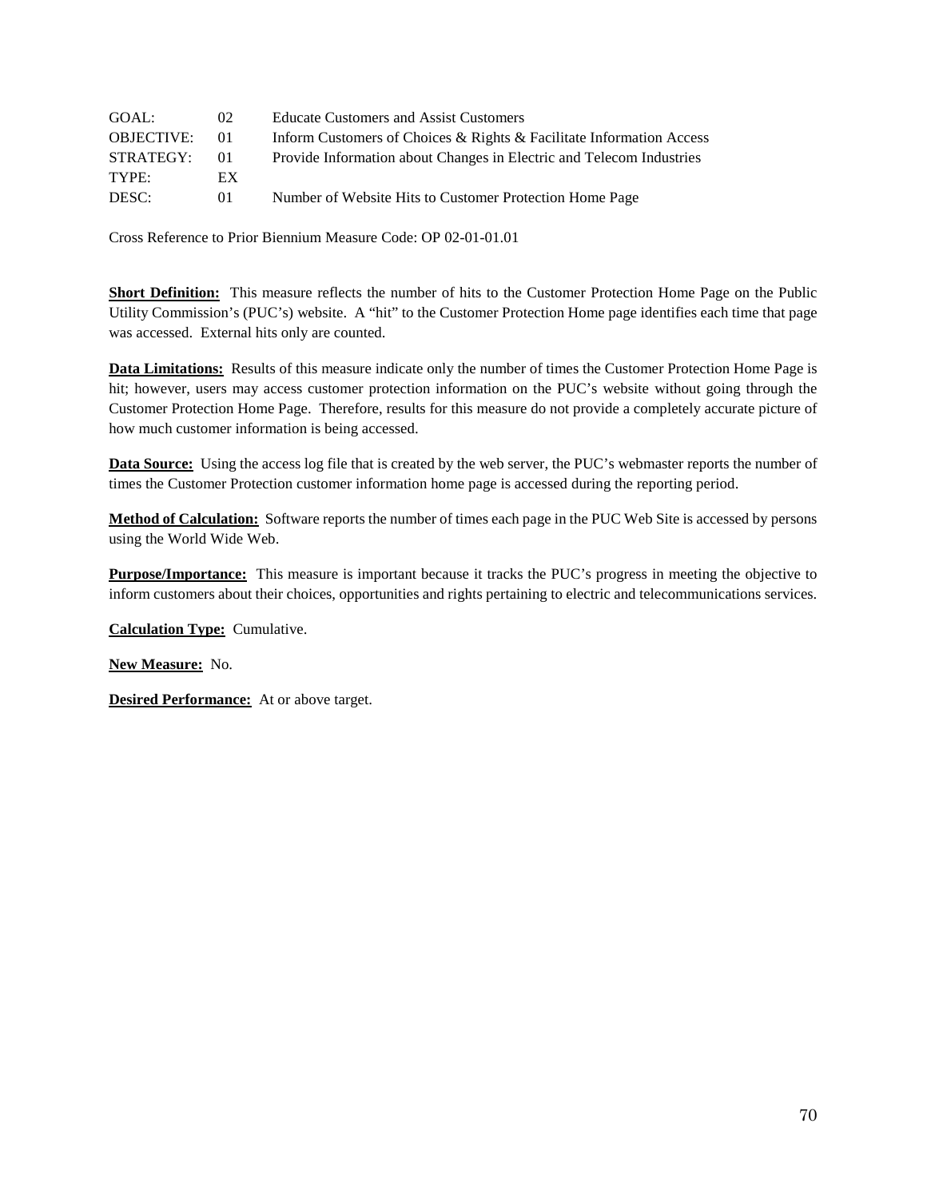| | | |
|---|---|---|
| GOAL: | 02 | Educate Customers and Assist Customers |
| OBJECTIVE: | 01 | Inform Customers of Choices & Rights & Facilitate Information Access |
| STRATEGY: | 01 | Provide Information about Changes in Electric and Telecom Industries |
| TYPE: | EX | |
| DESC: | 01 | Number of Website Hits to Customer Protection Home Page |

Cross Reference to Prior Biennium Measure Code: OP 02-01-01.01

**Short Definition:** This measure reflects the number of hits to the Customer Protection Home Page on the Public Utility Commission's (PUC's) website. A "hit" to the Customer Protection Home page identifies each time that page was accessed. External hits only are counted.

**Data Limitations:** Results of this measure indicate only the number of times the Customer Protection Home Page is hit; however, users may access customer protection information on the PUC's website without going through the Customer Protection Home Page. Therefore, results for this measure do not provide a completely accurate picture of how much customer information is being accessed.

**Data Source:** Using the access log file that is created by the web server, the PUC's webmaster reports the number of times the Customer Protection customer information home page is accessed during the reporting period.

**Method of Calculation:** Software reports the number of times each page in the PUC Web Site is accessed by persons using the World Wide Web.

**Purpose/Importance:** This measure is important because it tracks the PUC's progress in meeting the objective to inform customers about their choices, opportunities and rights pertaining to electric and telecommunications services.

**Calculation Type:** Cumulative.

**New Measure:** No.

**Desired Performance:** At or above target.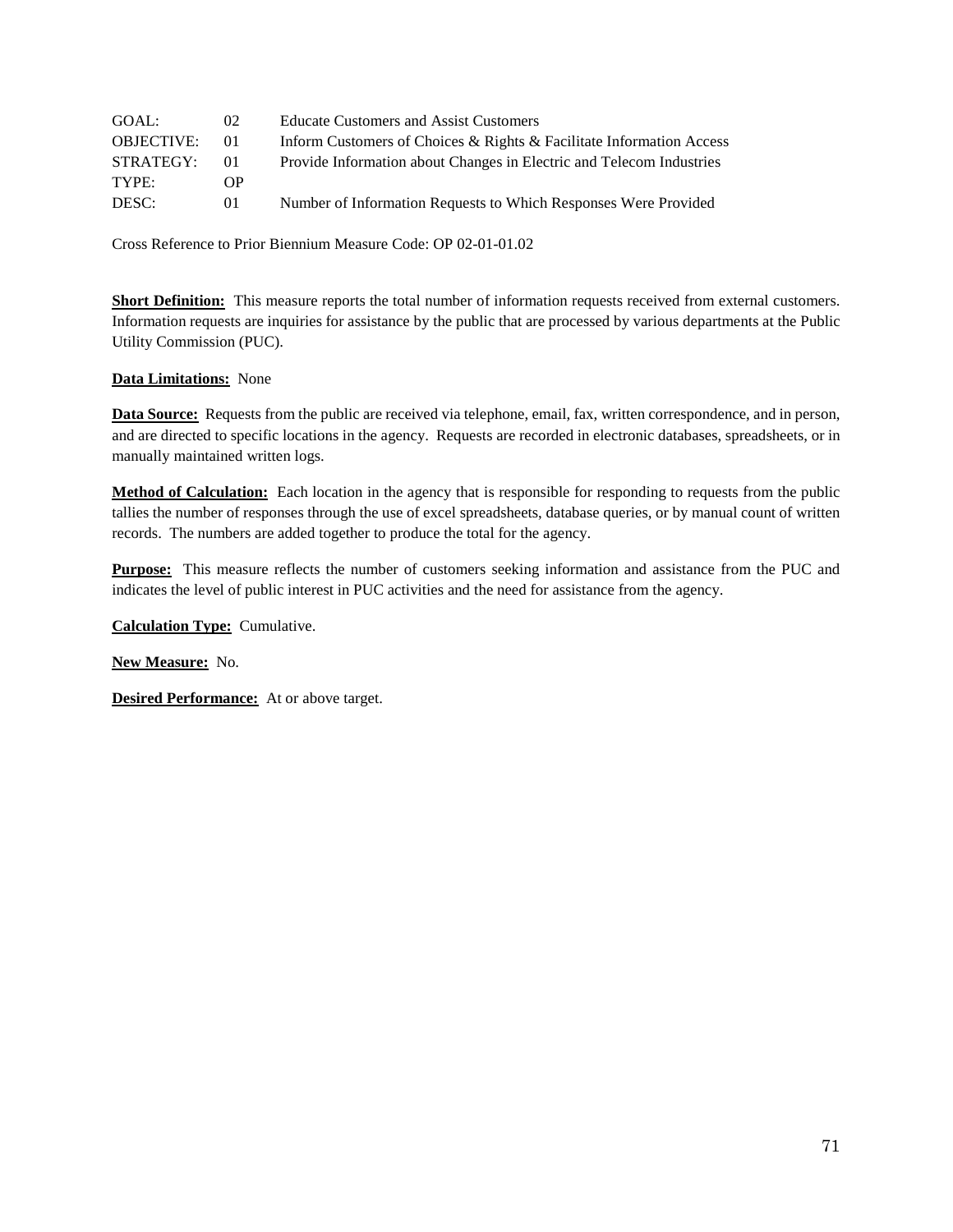| | | |
|---|---|---|
| GOAL: | 02 | Educate Customers and Assist Customers |
| OBJECTIVE: | 01 | Inform Customers of Choices & Rights & Facilitate Information Access |
| STRATEGY: | 01 | Provide Information about Changes in Electric and Telecom Industries |
| TYPE: | OP | |
| DESC: | 01 | Number of Information Requests to Which Responses Were Provided |

Cross Reference to Prior Biennium Measure Code: OP 02-01-01.02

**Short Definition:** This measure reports the total number of information requests received from external customers. Information requests are inquiries for assistance by the public that are processed by various departments at the Public Utility Commission (PUC).

**Data Limitations:** None

**Data Source:** Requests from the public are received via telephone, email, fax, written correspondence, and in person, and are directed to specific locations in the agency. Requests are recorded in electronic databases, spreadsheets, or in manually maintained written logs.

**Method of Calculation:** Each location in the agency that is responsible for responding to requests from the public tallies the number of responses through the use of excel spreadsheets, database queries, or by manual count of written records. The numbers are added together to produce the total for the agency.

**Purpose:** This measure reflects the number of customers seeking information and assistance from the PUC and indicates the level of public interest in PUC activities and the need for assistance from the agency.

**Calculation Type:** Cumulative.

**New Measure:** No.

**Desired Performance:** At or above target.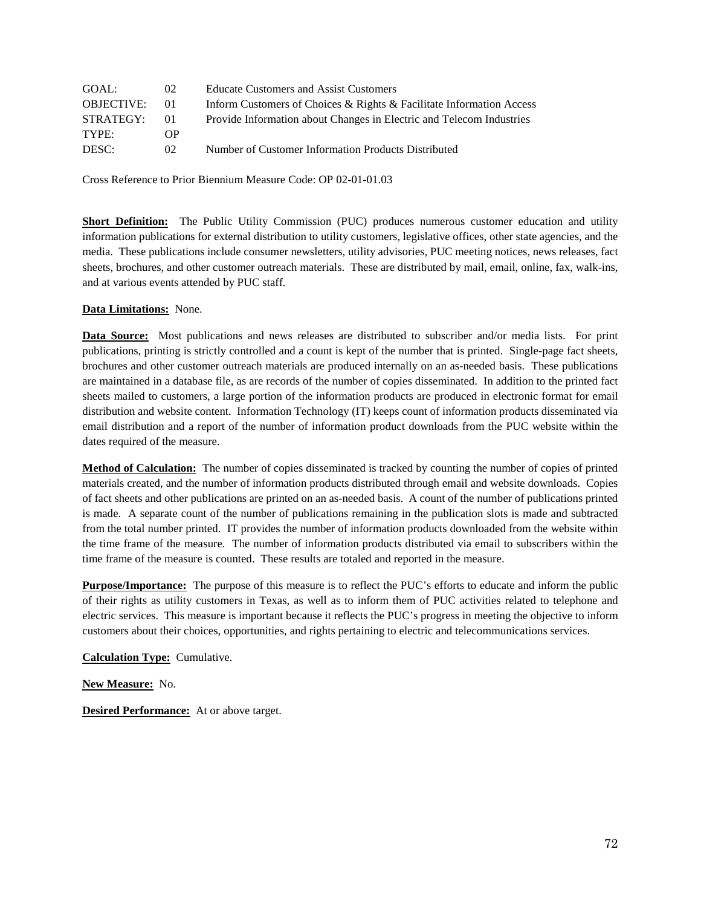| | | |
|---|---|---|
| GOAL: | 02 | Educate Customers and Assist Customers |
| OBJECTIVE: | 01 | Inform Customers of Choices & Rights & Facilitate Information Access |
| STRATEGY: | 01 | Provide Information about Changes in Electric and Telecom Industries |
| TYPE: | OP | |
| DESC: | 02 | Number of Customer Information Products Distributed |

Cross Reference to Prior Biennium Measure Code: OP 02-01-01.03

**Short Definition:** The Public Utility Commission (PUC) produces numerous customer education and utility information publications for external distribution to utility customers, legislative offices, other state agencies, and the media. These publications include consumer newsletters, utility advisories, PUC meeting notices, news releases, fact sheets, brochures, and other customer outreach materials. These are distributed by mail, email, online, fax, walk-ins, and at various events attended by PUC staff.

**Data Limitations:** None.

**Data Source:** Most publications and news releases are distributed to subscriber and/or media lists. For print publications, printing is strictly controlled and a count is kept of the number that is printed. Single-page fact sheets, brochures and other customer outreach materials are produced internally on an as-needed basis. These publications are maintained in a database file, as are records of the number of copies disseminated. In addition to the printed fact sheets mailed to customers, a large portion of the information products are produced in electronic format for email distribution and website content. Information Technology (IT) keeps count of information products disseminated via email distribution and a report of the number of information product downloads from the PUC website within the dates required of the measure.

**Method of Calculation:** The number of copies disseminated is tracked by counting the number of copies of printed materials created, and the number of information products distributed through email and website downloads. Copies of fact sheets and other publications are printed on an as-needed basis. A count of the number of publications printed is made. A separate count of the number of publications remaining in the publication slots is made and subtracted from the total number printed. IT provides the number of information products downloaded from the website within the time frame of the measure. The number of information products distributed via email to subscribers within the time frame of the measure is counted. These results are totaled and reported in the measure.

**Purpose/Importance:** The purpose of this measure is to reflect the PUC's efforts to educate and inform the public of their rights as utility customers in Texas, as well as to inform them of PUC activities related to telephone and electric services. This measure is important because it reflects the PUC's progress in meeting the objective to inform customers about their choices, opportunities, and rights pertaining to electric and telecommunications services.

**Calculation Type:** Cumulative.

**New Measure:** No.

**Desired Performance:** At or above target.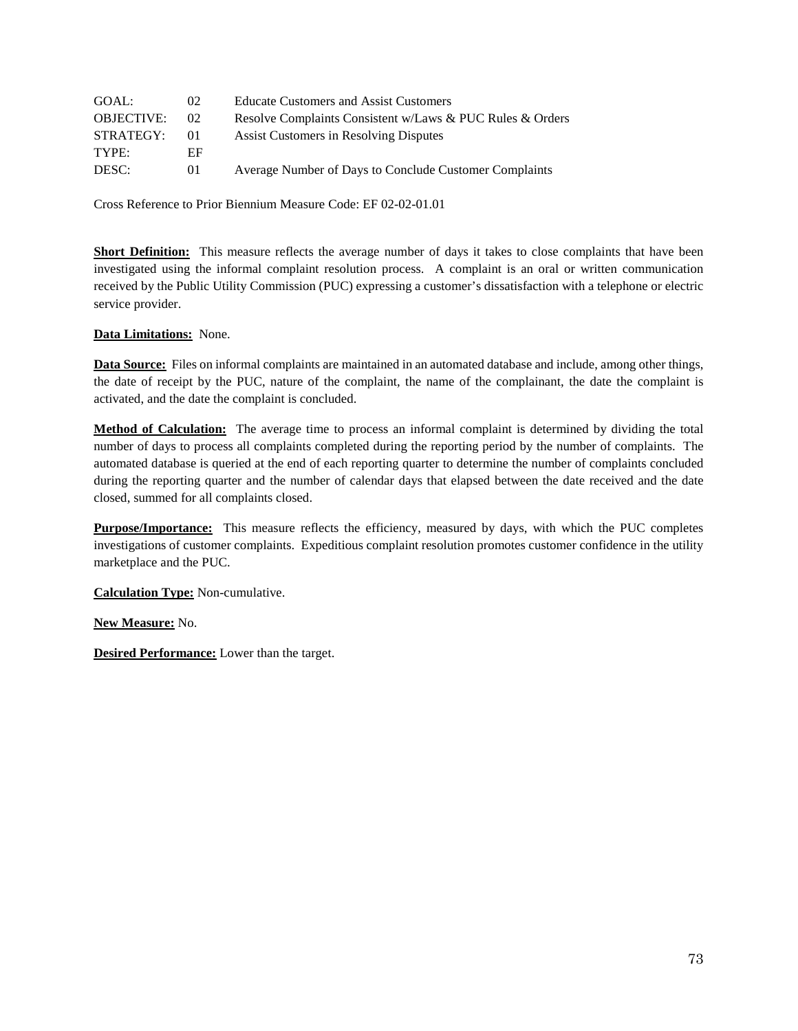| | | |
|---|---|---|
| GOAL: | 02 | Educate Customers and Assist Customers |
| OBJECTIVE: | 02 | Resolve Complaints Consistent w/Laws & PUC Rules & Orders |
| STRATEGY: | 01 | Assist Customers in Resolving Disputes |
| TYPE: | EF | |
| DESC: | 01 | Average Number of Days to Conclude Customer Complaints |

Cross Reference to Prior Biennium Measure Code: EF 02-02-01.01

**Short Definition:** This measure reflects the average number of days it takes to close complaints that have been investigated using the informal complaint resolution process. A complaint is an oral or written communication received by the Public Utility Commission (PUC) expressing a customer's dissatisfaction with a telephone or electric service provider.

**Data Limitations:** None.

**Data Source:** Files on informal complaints are maintained in an automated database and include, among other things, the date of receipt by the PUC, nature of the complaint, the name of the complainant, the date the complaint is activated, and the date the complaint is concluded.

**Method of Calculation:** The average time to process an informal complaint is determined by dividing the total number of days to process all complaints completed during the reporting period by the number of complaints. The automated database is queried at the end of each reporting quarter to determine the number of complaints concluded during the reporting quarter and the number of calendar days that elapsed between the date received and the date closed, summed for all complaints closed.

**Purpose/Importance:** This measure reflects the efficiency, measured by days, with which the PUC completes investigations of customer complaints. Expeditious complaint resolution promotes customer confidence in the utility marketplace and the PUC.

**Calculation Type:** Non-cumulative.

**New Measure:** No.

**Desired Performance:** Lower than the target.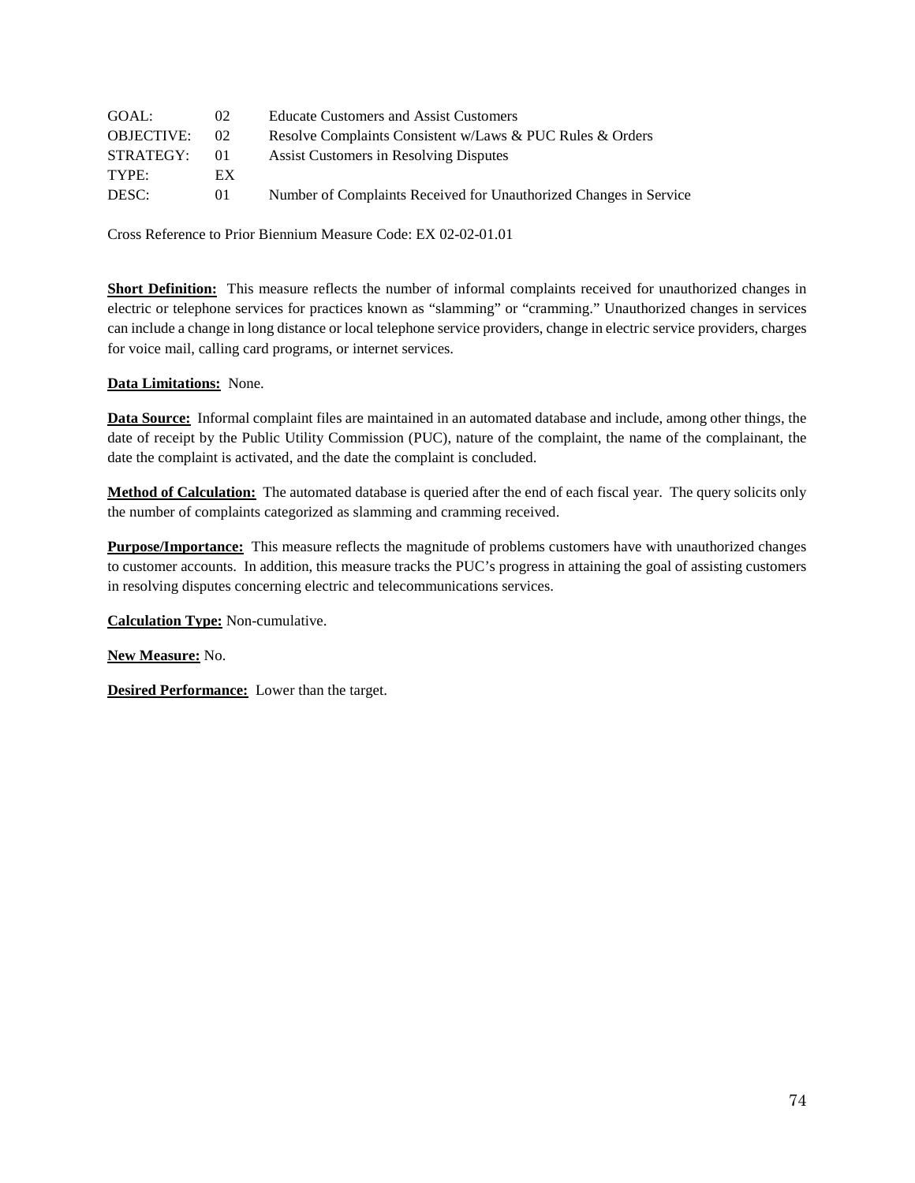| | | |
|---|---|---|
| GOAL: | 02 | Educate Customers and Assist Customers |
| OBJECTIVE: | 02 | Resolve Complaints Consistent w/Laws & PUC Rules & Orders |
| STRATEGY: | 01 | Assist Customers in Resolving Disputes |
| TYPE: | EX | |
| DESC: | 01 | Number of Complaints Received for Unauthorized Changes in Service |

Cross Reference to Prior Biennium Measure Code: EX 02-02-01.01

**Short Definition:** This measure reflects the number of informal complaints received for unauthorized changes in electric or telephone services for practices known as "slamming" or "cramming." Unauthorized changes in services can include a change in long distance or local telephone service providers, change in electric service providers, charges for voice mail, calling card programs, or internet services.

**Data Limitations:** None.

**Data Source:** Informal complaint files are maintained in an automated database and include, among other things, the date of receipt by the Public Utility Commission (PUC), nature of the complaint, the name of the complainant, the date the complaint is activated, and the date the complaint is concluded.

**Method of Calculation:** The automated database is queried after the end of each fiscal year. The query solicits only the number of complaints categorized as slamming and cramming received.

**Purpose/Importance:** This measure reflects the magnitude of problems customers have with unauthorized changes to customer accounts. In addition, this measure tracks the PUC's progress in attaining the goal of assisting customers in resolving disputes concerning electric and telecommunications services.

**Calculation Type:** Non-cumulative.

**New Measure:** No.

**Desired Performance:** Lower than the target.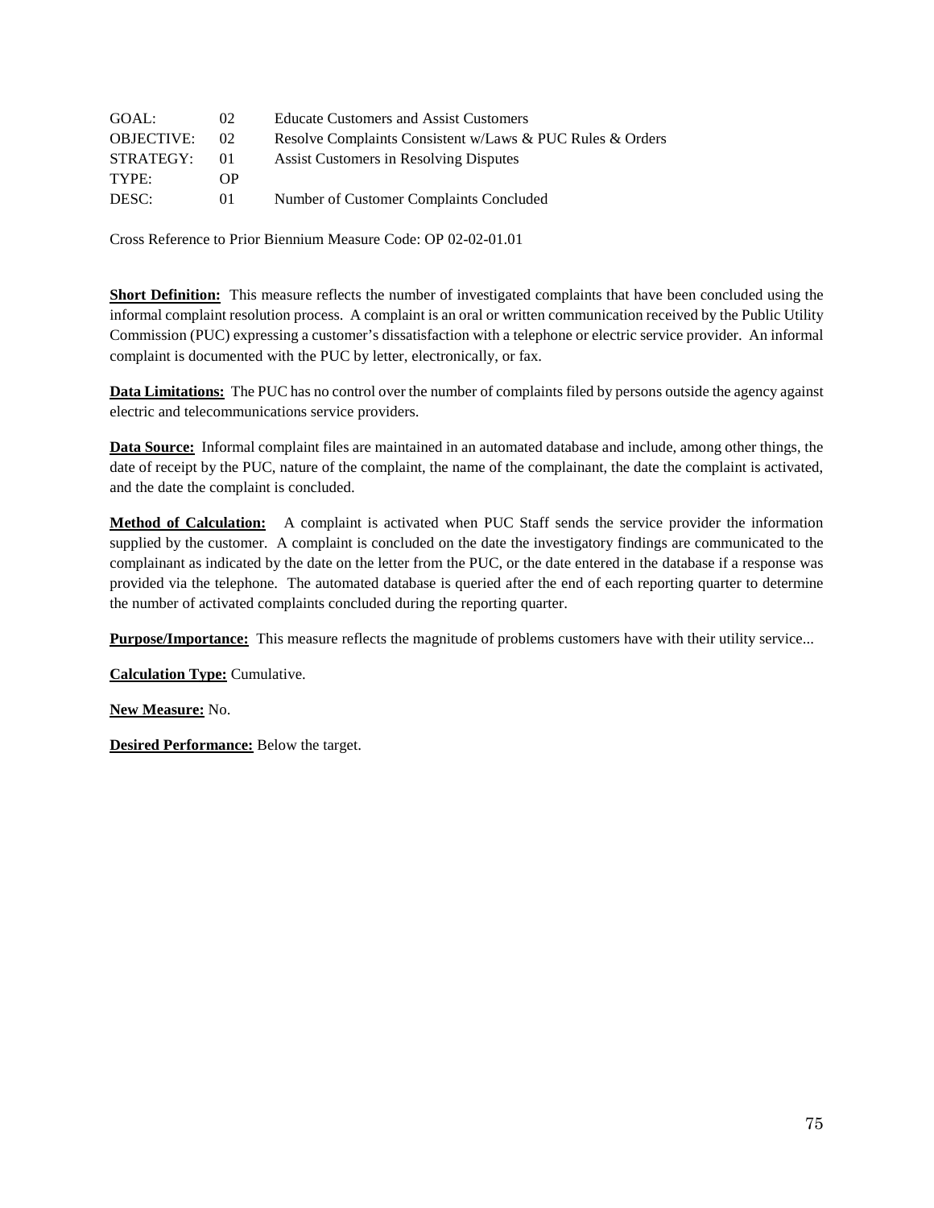| | | |
|---|---|---|
| GOAL: | 02 | Educate Customers and Assist Customers |
| OBJECTIVE: | 02 | Resolve Complaints Consistent w/Laws & PUC Rules & Orders |
| STRATEGY: | 01 | Assist Customers in Resolving Disputes |
| TYPE: | OP | |
| DESC: | 01 | Number of Customer Complaints Concluded |

Cross Reference to Prior Biennium Measure Code: OP 02-02-01.01

**Short Definition:** This measure reflects the number of investigated complaints that have been concluded using the informal complaint resolution process. A complaint is an oral or written communication received by the Public Utility Commission (PUC) expressing a customer's dissatisfaction with a telephone or electric service provider. An informal complaint is documented with the PUC by letter, electronically, or fax.

**Data Limitations:** The PUC has no control over the number of complaints filed by persons outside the agency against electric and telecommunications service providers.

**Data Source:** Informal complaint files are maintained in an automated database and include, among other things, the date of receipt by the PUC, nature of the complaint, the name of the complainant, the date the complaint is activated, and the date the complaint is concluded.

**Method of Calculation:** A complaint is activated when PUC Staff sends the service provider the information supplied by the customer. A complaint is concluded on the date the investigatory findings are communicated to the complainant as indicated by the date on the letter from the PUC, or the date entered in the database if a response was provided via the telephone. The automated database is queried after the end of each reporting quarter to determine the number of activated complaints concluded during the reporting quarter.

**Purpose/Importance:** This measure reflects the magnitude of problems customers have with their utility service...

**Calculation Type:** Cumulative.

**New Measure:** No.

**Desired Performance:** Below the target.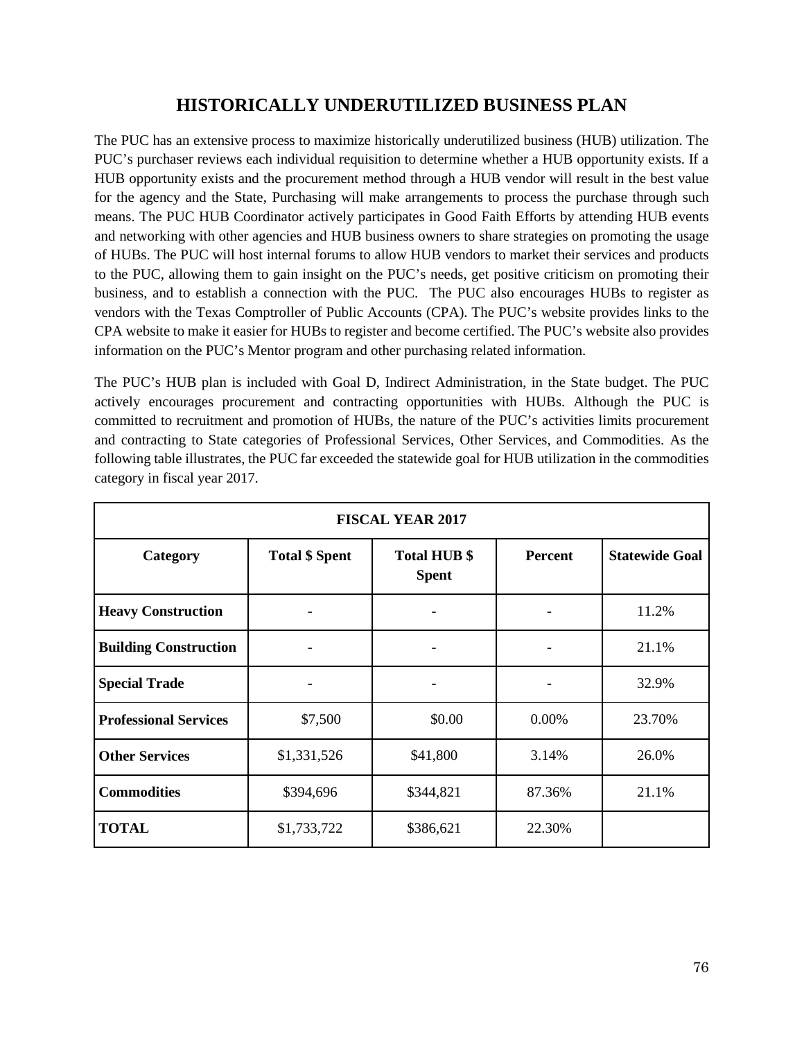# HISTORICALLY UNDERUTILIZED BUSINESS PLAN

The PUC has an extensive process to maximize historically underutilized business (HUB) utilization. The PUC's purchaser reviews each individual requisition to determine whether a HUB opportunity exists. If a HUB opportunity exists and the procurement method through a HUB vendor will result in the best value for the agency and the State, Purchasing will make arrangements to process the purchase through such means. The PUC HUB Coordinator actively participates in Good Faith Efforts by attending HUB events and networking with other agencies and HUB business owners to share strategies on promoting the usage of HUBs. The PUC will host internal forums to allow HUB vendors to market their services and products to the PUC, allowing them to gain insight on the PUC's needs, get positive criticism on promoting their business, and to establish a connection with the PUC. The PUC also encourages HUBs to register as vendors with the Texas Comptroller of Public Accounts (CPA). The PUC's website provides links to the CPA website to make it easier for HUBs to register and become certified. The PUC's website also provides information on the PUC's Mentor program and other purchasing related information.

The PUC's HUB plan is included with Goal D, Indirect Administration, in the State budget. The PUC actively encourages procurement and contracting opportunities with HUBs. Although the PUC is committed to recruitment and promotion of HUBs, the nature of the PUC's activities limits procurement and contracting to State categories of Professional Services, Other Services, and Commodities. As the following table illustrates, the PUC far exceeded the statewide goal for HUB utilization in the commodities category in fiscal year 2017.

| FISCAL YEAR 2017 | | | | |
|---|---|---|---|---|
| **Category** | **Total $ Spent** | **Total HUB $ Spent** | **Percent** | **Statewide Goal** |
| **Heavy Construction** | - | - | - | 11.2% |
| **Building Construction** | - | - | - | 21.1% |
| **Special Trade** | - | - | - | 32.9% |
| **Professional Services** | $7,500 | $0.00 | 0.00% | 23.70% |
| **Other Services** | $1,331,526 | $41,800 | 3.14% | 26.0% |
| **Commodities** | $394,696 | $344,821 | 87.36% | 21.1% |
| **TOTAL** | $1,733,722 | $386,621 | 22.30% | |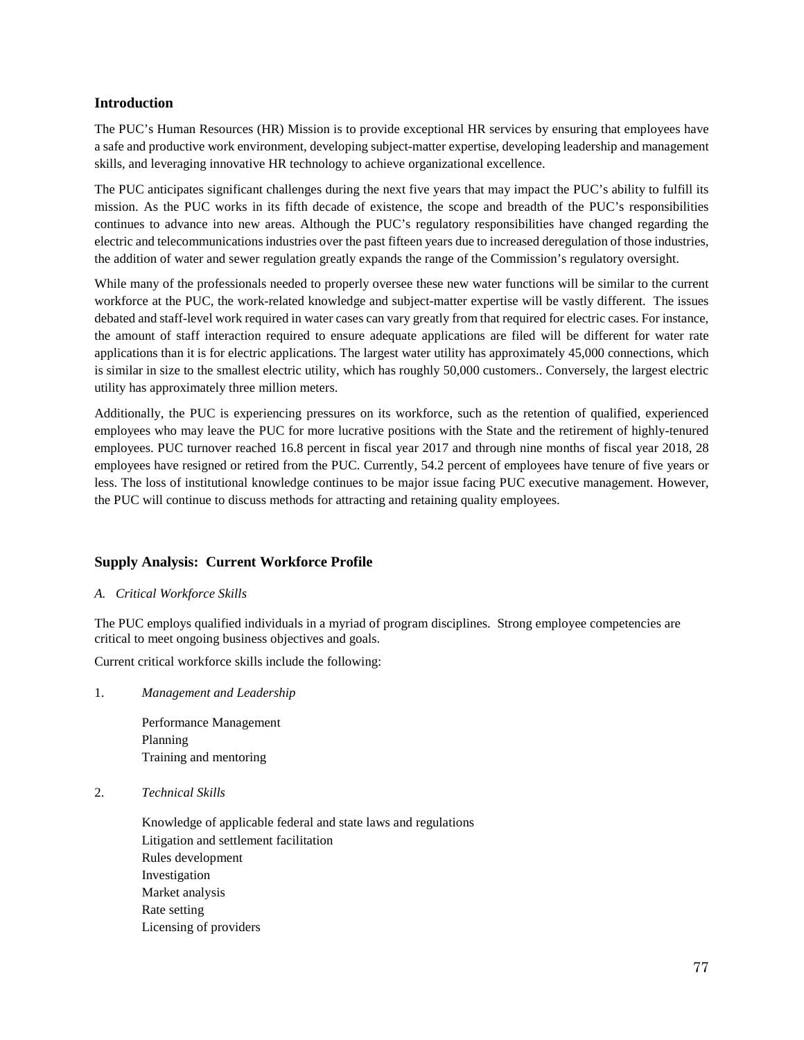## Introduction

The PUC's Human Resources (HR) Mission is to provide exceptional HR services by ensuring that employees have a safe and productive work environment, developing subject-matter expertise, developing leadership and management skills, and leveraging innovative HR technology to achieve organizational excellence.

The PUC anticipates significant challenges during the next five years that may impact the PUC's ability to fulfill its mission. As the PUC works in its fifth decade of existence, the scope and breadth of the PUC's responsibilities continues to advance into new areas. Although the PUC's regulatory responsibilities have changed regarding the electric and telecommunications industries over the past fifteen years due to increased deregulation of those industries, the addition of water and sewer regulation greatly expands the range of the Commission's regulatory oversight.

While many of the professionals needed to properly oversee these new water functions will be similar to the current workforce at the PUC, the work-related knowledge and subject-matter expertise will be vastly different. The issues debated and staff-level work required in water cases can vary greatly from that required for electric cases. For instance, the amount of staff interaction required to ensure adequate applications are filed will be different for water rate applications than it is for electric applications. The largest water utility has approximately 45,000 connections, which is similar in size to the smallest electric utility, which has roughly 50,000 customers.. Conversely, the largest electric utility has approximately three million meters.

Additionally, the PUC is experiencing pressures on its workforce, such as the retention of qualified, experienced employees who may leave the PUC for more lucrative positions with the State and the retirement of highly-tenured employees. PUC turnover reached 16.8 percent in fiscal year 2017 and through nine months of fiscal year 2018, 28 employees have resigned or retired from the PUC. Currently, 54.2 percent of employees have tenure of five years or less. The loss of institutional knowledge continues to be major issue facing PUC executive management. However, the PUC will continue to discuss methods for attracting and retaining quality employees.

## Supply Analysis: Current Workforce Profile

### *A. Critical Workforce Skills*

The PUC employs qualified individuals in a myriad of program disciplines. Strong employee competencies are critical to meet ongoing business objectives and goals.

Current critical workforce skills include the following:

1. *Management and Leadership*

   Performance Management
   Planning
   Training and mentoring

2. *Technical Skills*

   Knowledge of applicable federal and state laws and regulations
   Litigation and settlement facilitation
   Rules development
   Investigation
   Market analysis
   Rate setting
   Licensing of providers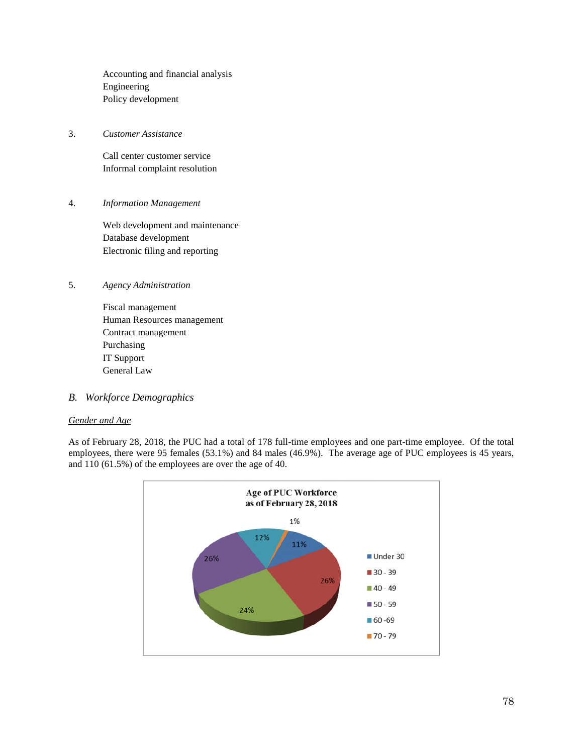Accounting and financial analysis
Engineering
Policy development

3. *Customer Assistance*

Call center customer service
Informal complaint resolution

4. *Information Management*

Web development and maintenance
Database development
Electronic filing and reporting

5. *Agency Administration*

Fiscal management
Human Resources management
Contract management
Purchasing
IT Support
General Law

## *B. Workforce Demographics*

<u>*Gender and Age*</u>

As of February 28, 2018, the PUC had a total of 178 full-time employees and one part-time employee. Of the total employees, there were 95 females (53.1%) and 84 males (46.9%). The average age of PUC employees is 45 years, and 110 (61.5%) of the employees are over the age of 40.

**Age of PUC Workforce as of February 28, 2018**

| Age | Percent |
|---|---|
| Under 30 | 11% |
| 30 - 39 | 26% |
| 40 - 49 | 24% |
| 50 - 59 | 26% |
| 60 -69 | 12% |
| 70 - 79 | 1% |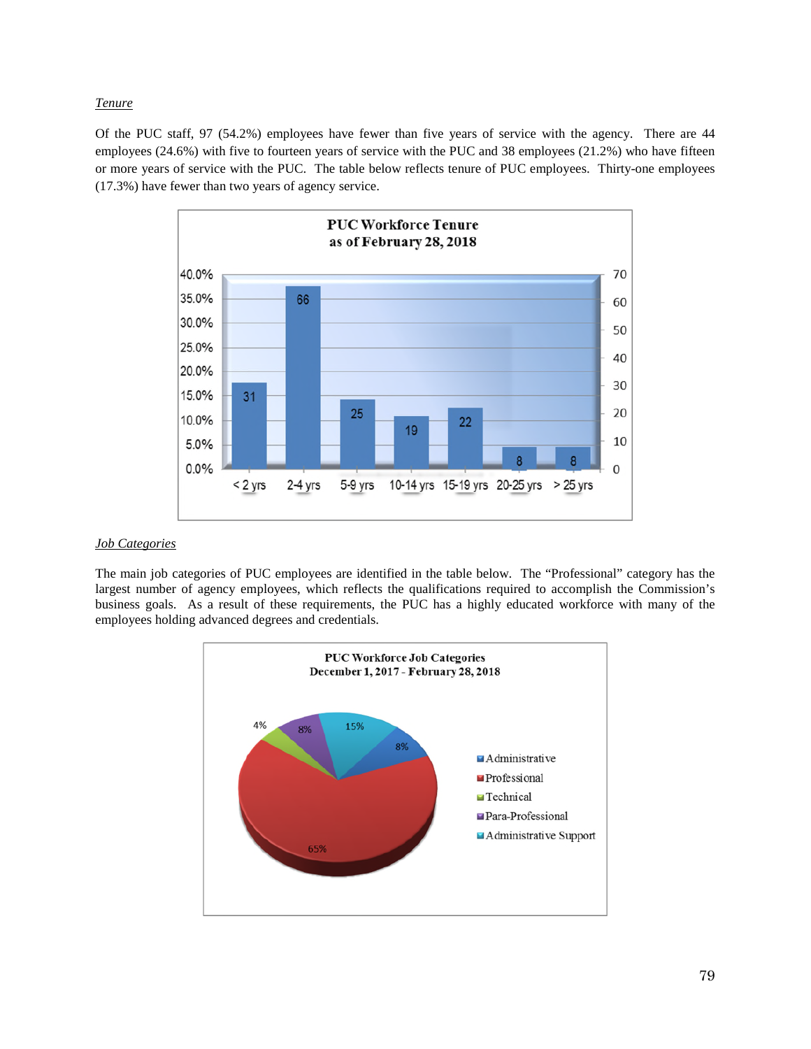*Tenure*

Of the PUC staff, 97 (54.2%) employees have fewer than five years of service with the agency. There are 44 employees (24.6%) with five to fourteen years of service with the PUC and 38 employees (21.2%) who have fifteen or more years of service with the PUC. The table below reflects tenure of PUC employees. Thirty-one employees (17.3%) have fewer than two years of agency service.

**PUC Workforce Tenure as of February 28, 2018**

| Tenure | Employees |
| --- | --- |
| < 2 yrs | 31 |
| 2-4 yrs | 66 |
| 5-9 yrs | 25 |
| 10-14 yrs | 19 |
| 15-19 yrs | 22 |
| 20-25 yrs | 8 |
| > 25 yrs | 8 |

*Job Categories*

The main job categories of PUC employees are identified in the table below. The "Professional" category has the largest number of agency employees, which reflects the qualifications required to accomplish the Commission's business goals. As a result of these requirements, the PUC has a highly educated workforce with many of the employees holding advanced degrees and credentials.

**PUC Workforce Job Categories December 1, 2017 - February 28, 2018**

| Job Category | Percent |
| --- | --- |
| Administrative | 8% |
| Professional | 65% |
| Technical | 4% |
| Para-Professional | 8% |
| Administrative Support | 15% |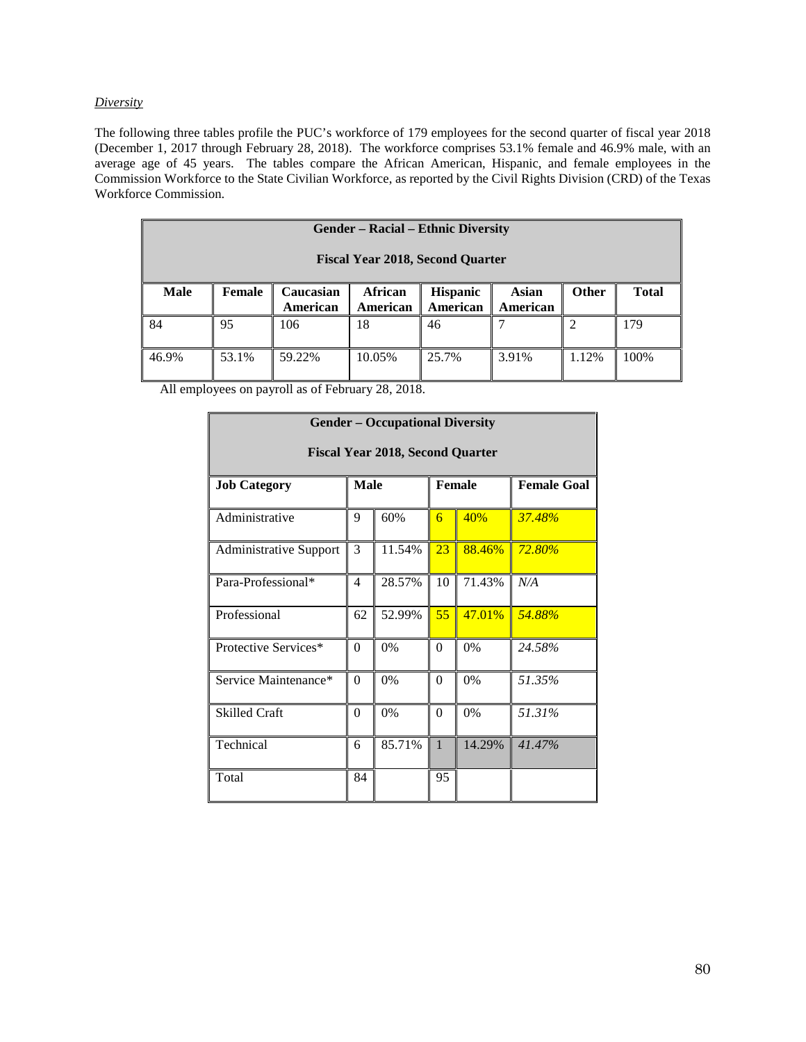*Diversity*

The following three tables profile the PUC's workforce of 179 employees for the second quarter of fiscal year 2018 (December 1, 2017 through February 28, 2018). The workforce comprises 53.1% female and 46.9% male, with an average age of 45 years. The tables compare the African American, Hispanic, and female employees in the Commission Workforce to the State Civilian Workforce, as reported by the Civil Rights Division (CRD) of the Texas Workforce Commission.

| Gender – Racial – Ethnic Diversity<br>Fiscal Year 2018, Second Quarter | | | | | | | |
|---|---|---|---|---|---|---|---|
| **Male** | **Female** | **Caucasian American** | **African American** | **Hispanic American** | **Asian American** | **Other** | **Total** |
| 84 | 95 | 106 | 18 | 46 | 7 | 2 | 179 |
| 46.9% | 53.1% | 59.22% | 10.05% | 25.7% | 3.91% | 1.12% | 100% |

All employees on payroll as of February 28, 2018.

| Gender – Occupational Diversity<br>Fiscal Year 2018, Second Quarter | | | | | |
|---|---|---|---|---|---|
| **Job Category** | **Male** | | **Female** | | **Female Goal** |
| Administrative | 9 | 60% | 6 | 40% | *37.48%* |
| Administrative Support | 3 | 11.54% | 23 | 88.46% | *72.80%* |
| Para-Professional* | 4 | 28.57% | 10 | 71.43% | *N/A* |
| Professional | 62 | 52.99% | 55 | 47.01% | *54.88%* |
| Protective Services* | 0 | 0% | 0 | 0% | *24.58%* |
| Service Maintenance* | 0 | 0% | 0 | 0% | *51.35%* |
| Skilled Craft | 0 | 0% | 0 | 0% | *51.31%* |
| Technical | 6 | 85.71% | 1 | 14.29% | *41.47%* |
| Total | 84 | | 95 | | |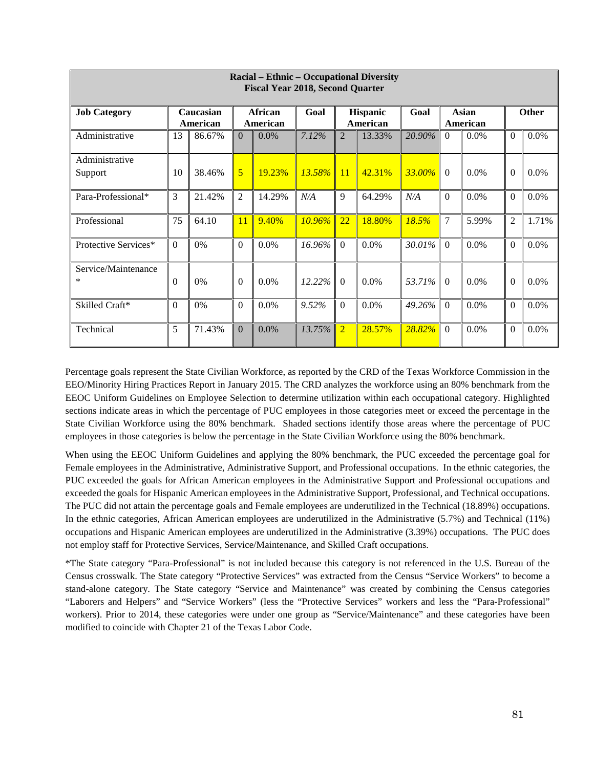| Racial – Ethnic – Occupational Diversity<br>Fiscal Year 2018, Second Quarter | | | | | | | | | | | | | |
|---|---|---|---|---|---|---|---|---|---|---|---|---|---|
| **Job Category** | **Caucasian American** | | **African American** | | **Goal** | **Hispanic American** | | **Goal** | **Asian American** | | **Other** | |
| Administrative | 13 | 86.67% | 0 | 0.0% | *7.12%* | 2 | 13.33% | *20.90%* | 0 | 0.0% | 0 | 0.0% |
| Administrative Support | 10 | 38.46% | 5 | 19.23% | *13.58%* | 11 | 42.31% | *33.00%* | 0 | 0.0% | 0 | 0.0% |
| Para-Professional* | 3 | 21.42% | 2 | 14.29% | *N/A* | 9 | 64.29% | *N/A* | 0 | 0.0% | 0 | 0.0% |
| Professional | 75 | 64.10 | 11 | 9.40% | *10.96%* | 22 | 18.80% | *18.5%* | 7 | 5.99% | 2 | 1.71% |
| Protective Services* | 0 | 0% | 0 | 0.0% | *16.96%* | 0 | 0.0% | *30.01%* | 0 | 0.0% | 0 | 0.0% |
| Service/Maintenance * | 0 | 0% | 0 | 0.0% | *12.22%* | 0 | 0.0% | *53.71%* | 0 | 0.0% | 0 | 0.0% |
| Skilled Craft* | 0 | 0% | 0 | 0.0% | *9.52%* | 0 | 0.0% | *49.26%* | 0 | 0.0% | 0 | 0.0% |
| Technical | 5 | 71.43% | 0 | 0.0% | *13.75%* | 2 | 28.57% | *28.82%* | 0 | 0.0% | 0 | 0.0% |

Percentage goals represent the State Civilian Workforce, as reported by the CRD of the Texas Workforce Commission in the EEO/Minority Hiring Practices Report in January 2015. The CRD analyzes the workforce using an 80% benchmark from the EEOC Uniform Guidelines on Employee Selection to determine utilization within each occupational category. Highlighted sections indicate areas in which the percentage of PUC employees in those categories meet or exceed the percentage in the State Civilian Workforce using the 80% benchmark. Shaded sections identify those areas where the percentage of PUC employees in those categories is below the percentage in the State Civilian Workforce using the 80% benchmark.

When using the EEOC Uniform Guidelines and applying the 80% benchmark, the PUC exceeded the percentage goal for Female employees in the Administrative, Administrative Support, and Professional occupations. In the ethnic categories, the PUC exceeded the goals for African American employees in the Administrative Support and Professional occupations and exceeded the goals for Hispanic American employees in the Administrative Support, Professional, and Technical occupations. The PUC did not attain the percentage goals and Female employees are underutilized in the Technical (18.89%) occupations. In the ethnic categories, African American employees are underutilized in the Administrative (5.7%) and Technical (11%) occupations and Hispanic American employees are underutilized in the Administrative (3.39%) occupations. The PUC does not employ staff for Protective Services, Service/Maintenance, and Skilled Craft occupations.

*The State category "Para-Professional" is not included because this category is not referenced in the U.S. Bureau of the Census crosswalk. The State category "Protective Services" was extracted from the Census "Service Workers" to become a stand-alone category. The State category "Service and Maintenance" was created by combining the Census categories "Laborers and Helpers" and "Service Workers" (less the "Protective Services" workers and less the "Para-Professional" workers). Prior to 2014, these categories were under one group as "Service/Maintenance" and these categories have been modified to coincide with Chapter 21 of the Texas Labor Code.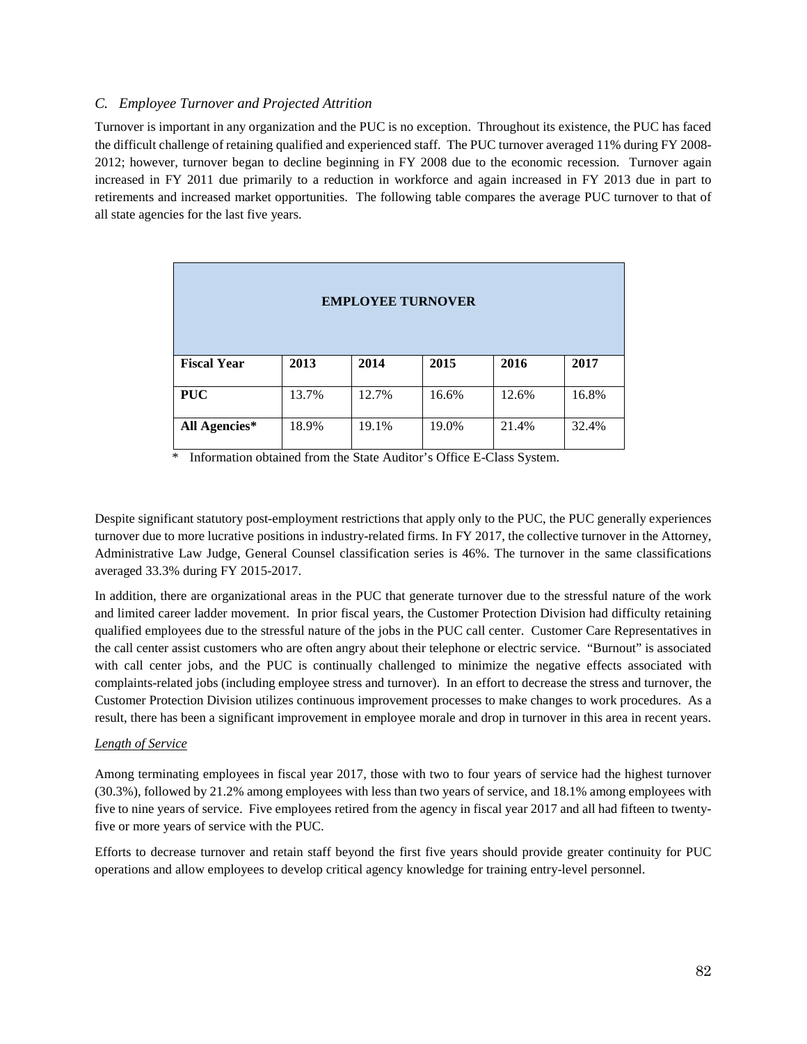### *C. Employee Turnover and Projected Attrition*

Turnover is important in any organization and the PUC is no exception. Throughout its existence, the PUC has faced the difficult challenge of retaining qualified and experienced staff. The PUC turnover averaged 11% during FY 2008-2012; however, turnover began to decline beginning in FY 2008 due to the economic recession. Turnover again increased in FY 2011 due primarily to a reduction in workforce and again increased in FY 2013 due in part to retirements and increased market opportunities. The following table compares the average PUC turnover to that of all state agencies for the last five years.

| **EMPLOYEE TURNOVER** | | | | | |
|---|---|---|---|---|---|
| **Fiscal Year** | **2013** | **2014** | **2015** | **2016** | **2017** |
| **PUC** | 13.7% | 12.7% | 16.6% | 12.6% | 16.8% |
| **All Agencies*** | 18.9% | 19.1% | 19.0% | 21.4% | 32.4% |

\* Information obtained from the State Auditor's Office E-Class System.

Despite significant statutory post-employment restrictions that apply only to the PUC, the PUC generally experiences turnover due to more lucrative positions in industry-related firms. In FY 2017, the collective turnover in the Attorney, Administrative Law Judge, General Counsel classification series is 46%. The turnover in the same classifications averaged 33.3% during FY 2015-2017.

In addition, there are organizational areas in the PUC that generate turnover due to the stressful nature of the work and limited career ladder movement. In prior fiscal years, the Customer Protection Division had difficulty retaining qualified employees due to the stressful nature of the jobs in the PUC call center. Customer Care Representatives in the call center assist customers who are often angry about their telephone or electric service. "Burnout" is associated with call center jobs, and the PUC is continually challenged to minimize the negative effects associated with complaints-related jobs (including employee stress and turnover). In an effort to decrease the stress and turnover, the Customer Protection Division utilizes continuous improvement processes to make changes to work procedures. As a result, there has been a significant improvement in employee morale and drop in turnover in this area in recent years.

#### *Length of Service*

Among terminating employees in fiscal year 2017, those with two to four years of service had the highest turnover (30.3%), followed by 21.2% among employees with less than two years of service, and 18.1% among employees with five to nine years of service. Five employees retired from the agency in fiscal year 2017 and all had fifteen to twenty-five or more years of service with the PUC.

Efforts to decrease turnover and retain staff beyond the first five years should provide greater continuity for PUC operations and allow employees to develop critical agency knowledge for training entry-level personnel.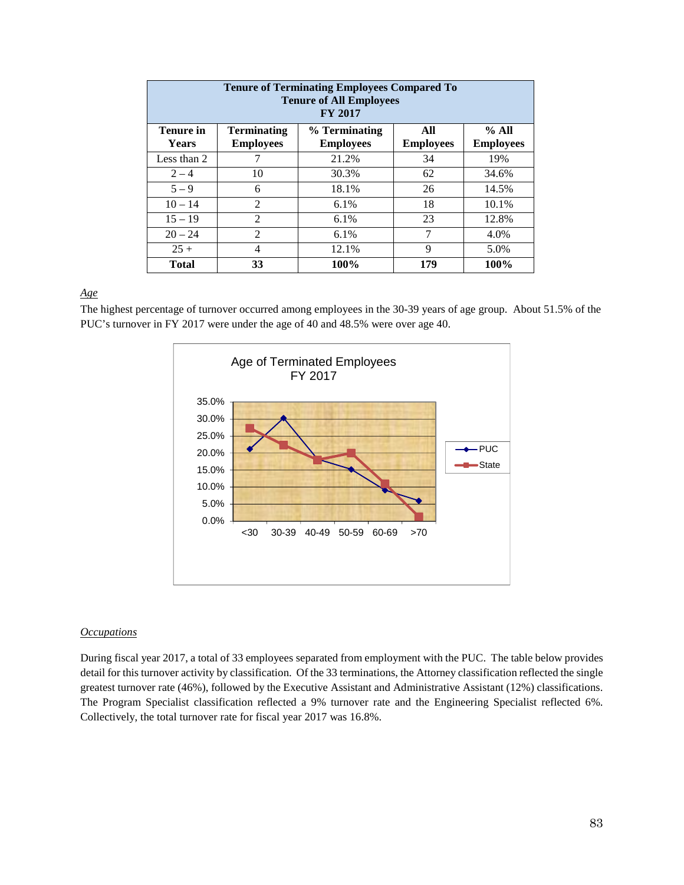| Tenure of Terminating Employees Compared To Tenure of All Employees FY 2017 | | | | |
|---|---|---|---|---|
| **Tenure in Years** | **Terminating Employees** | **% Terminating Employees** | **All Employees** | **% All Employees** |
| Less than 2 | 7 | 21.2% | 34 | 19% |
| 2 – 4 | 10 | 30.3% | 62 | 34.6% |
| 5 – 9 | 6 | 18.1% | 26 | 14.5% |
| 10 – 14 | 2 | 6.1% | 18 | 10.1% |
| 15 – 19 | 2 | 6.1% | 23 | 12.8% |
| 20 – 24 | 2 | 6.1% | 7 | 4.0% |
| 25 + | 4 | 12.1% | 9 | 5.0% |
| **Total** | **33** | **100%** | **179** | **100%** |

*Age*

The highest percentage of turnover occurred among employees in the 30-39 years of age group. About 51.5% of the PUC's turnover in FY 2017 were under the age of 40 and 48.5% were over age 40.

Age of Terminated Employees
FY 2017

*Occupations*

During fiscal year 2017, a total of 33 employees separated from employment with the PUC. The table below provides detail for this turnover activity by classification. Of the 33 terminations, the Attorney classification reflected the single greatest turnover rate (46%), followed by the Executive Assistant and Administrative Assistant (12%) classifications. The Program Specialist classification reflected a 9% turnover rate and the Engineering Specialist reflected 6%. Collectively, the total turnover rate for fiscal year 2017 was 16.8%.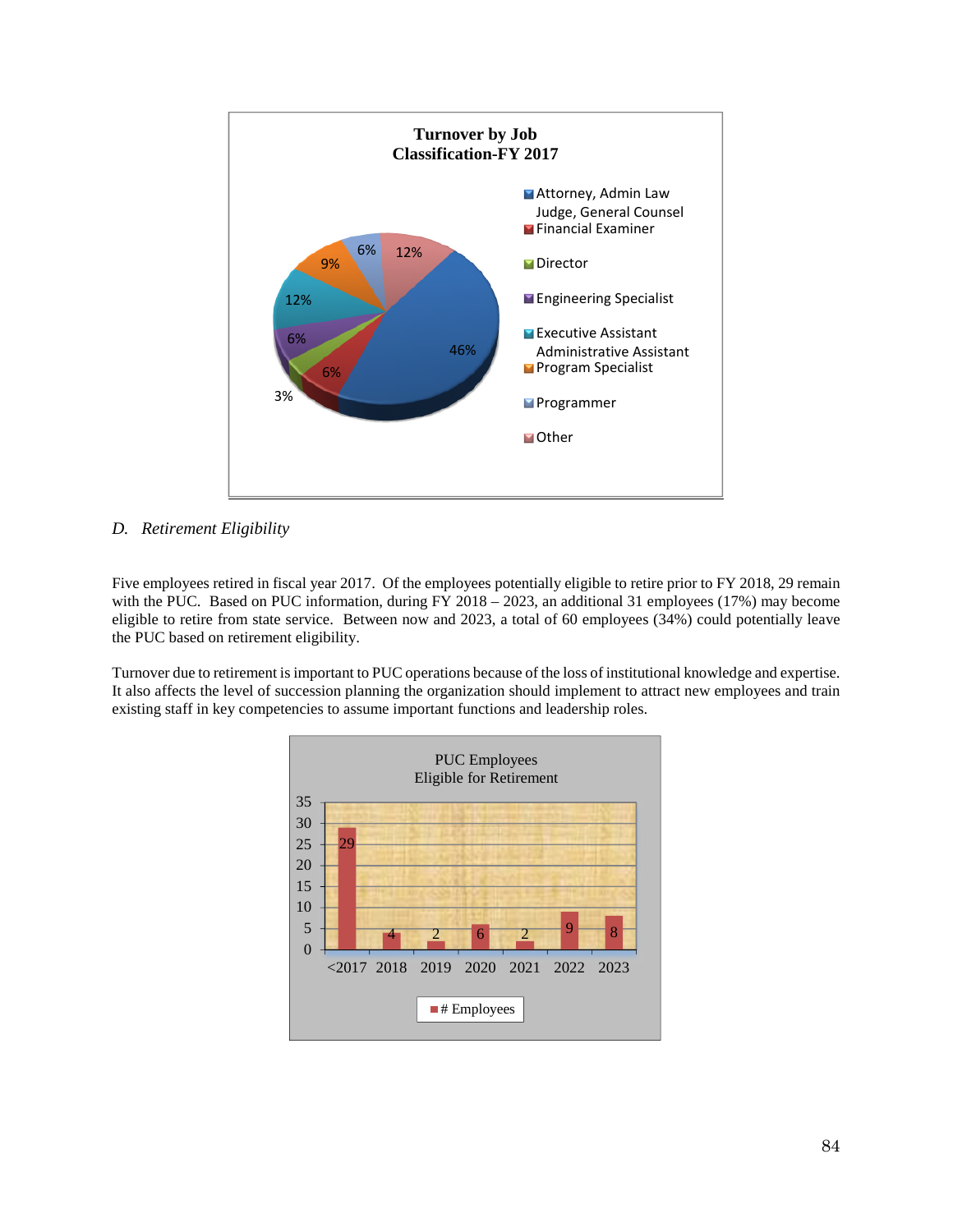**Turnover by Job Classification-FY 2017**

| Job Classification | Percent |
|---|---|
| Attorney, Admin Law Judge, General Counsel | 46% |
| Financial Examiner | 6% |
| Director | 3% |
| Engineering Specialist | 6% |
| Executive Assistant Administrative Assistant | 12% |
| Program Specialist | 9% |
| Programmer | 6% |
| Other | 12% |

## *D. Retirement Eligibility*

Five employees retired in fiscal year 2017. Of the employees potentially eligible to retire prior to FY 2018, 29 remain with the PUC. Based on PUC information, during FY 2018 – 2023, an additional 31 employees (17%) may become eligible to retire from state service. Between now and 2023, a total of 60 employees (34%) could potentially leave the PUC based on retirement eligibility.

Turnover due to retirement is important to PUC operations because of the loss of institutional knowledge and expertise. It also affects the level of succession planning the organization should implement to attract new employees and train existing staff in key competencies to assume important functions and leadership roles.

**PUC Employees Eligible for Retirement**

| Year | # Employees |
|---|---|
| <2017 | 29 |
| 2018 | 4 |
| 2019 | 2 |
| 2020 | 6 |
| 2021 | 2 |
| 2022 | 9 |
| 2023 | 8 |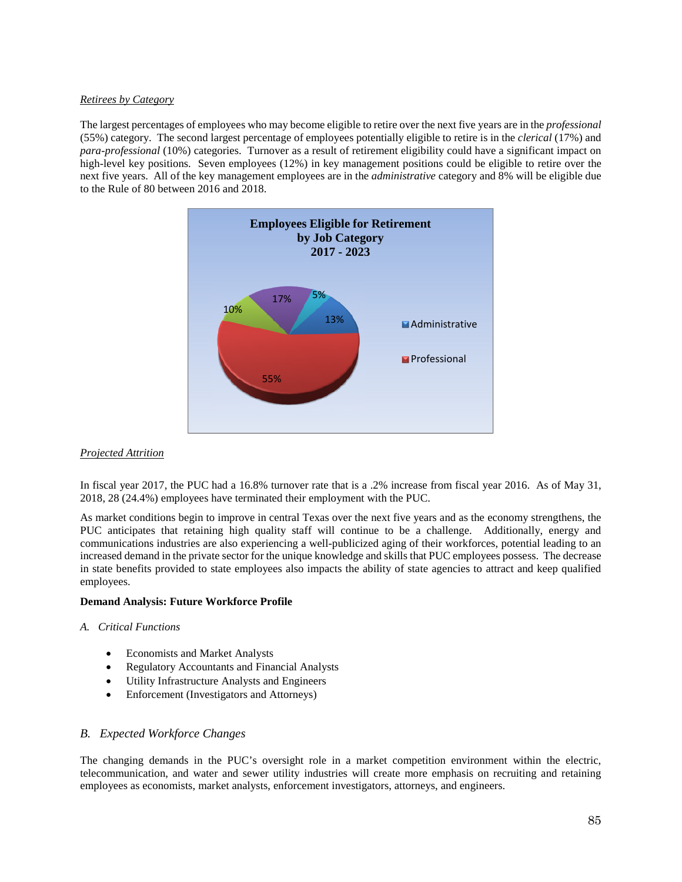*Retirees by Category*

The largest percentages of employees who may become eligible to retire over the next five years are in the *professional* (55%) category. The second largest percentage of employees potentially eligible to retire is in the *clerical* (17%) and *para-professional* (10%) categories. Turnover as a result of retirement eligibility could have a significant impact on high-level key positions. Seven employees (12%) in key management positions could be eligible to retire over the next five years. All of the key management employees are in the *administrative* category and 8% will be eligible due to the Rule of 80 between 2016 and 2018.

**Employees Eligible for Retirement by Job Category 2017 - 2023**

| Category | Percentage |
| --- | --- |
| Administrative | 13% |
| Professional | 55% |
| (unlabeled) | 10% |
| (unlabeled) | 17% |
| (unlabeled) | 5% |

*Projected Attrition*

In fiscal year 2017, the PUC had a 16.8% turnover rate that is a .2% increase from fiscal year 2016. As of May 31, 2018, 28 (24.4%) employees have terminated their employment with the PUC.

As market conditions begin to improve in central Texas over the next five years and as the economy strengthens, the PUC anticipates that retaining high quality staff will continue to be a challenge. Additionally, energy and communications industries are also experiencing a well-publicized aging of their workforces, potential leading to an increased demand in the private sector for the unique knowledge and skills that PUC employees possess. The decrease in state benefits provided to state employees also impacts the ability of state agencies to attract and keep qualified employees.

**Demand Analysis: Future Workforce Profile**

*A. Critical Functions*

- Economists and Market Analysts
- Regulatory Accountants and Financial Analysts
- Utility Infrastructure Analysts and Engineers
- Enforcement (Investigators and Attorneys)

*B. Expected Workforce Changes*

The changing demands in the PUC's oversight role in a market competition environment within the electric, telecommunication, and water and sewer utility industries will create more emphasis on recruiting and retaining employees as economists, market analysts, enforcement investigators, attorneys, and engineers.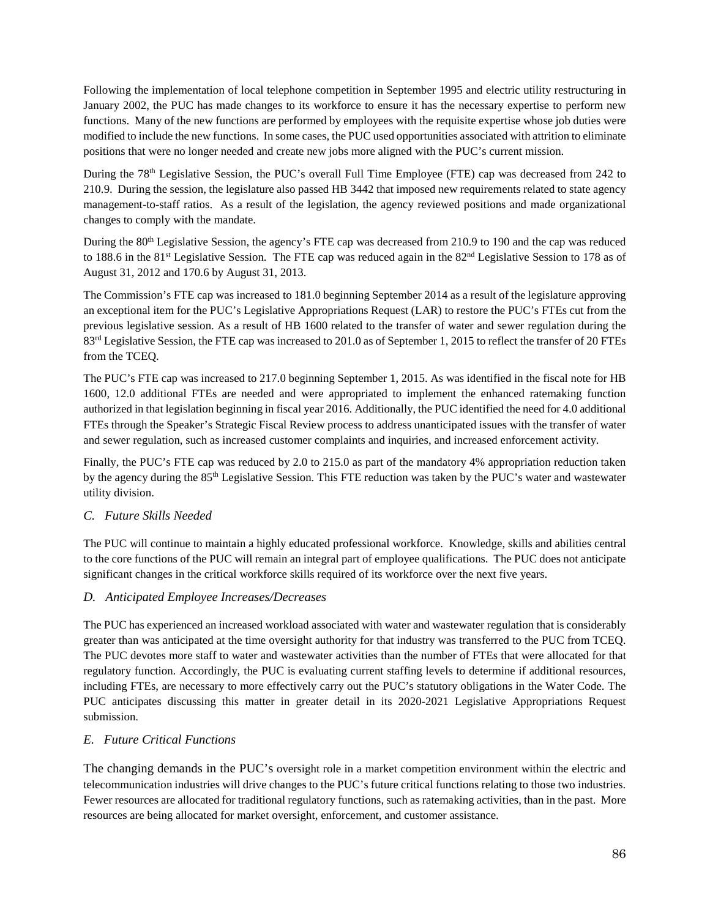Following the implementation of local telephone competition in September 1995 and electric utility restructuring in January 2002, the PUC has made changes to its workforce to ensure it has the necessary expertise to perform new functions. Many of the new functions are performed by employees with the requisite expertise whose job duties were modified to include the new functions. In some cases, the PUC used opportunities associated with attrition to eliminate positions that were no longer needed and create new jobs more aligned with the PUC's current mission.

During the 78th Legislative Session, the PUC's overall Full Time Employee (FTE) cap was decreased from 242 to 210.9. During the session, the legislature also passed HB 3442 that imposed new requirements related to state agency management-to-staff ratios. As a result of the legislation, the agency reviewed positions and made organizational changes to comply with the mandate.

During the 80th Legislative Session, the agency's FTE cap was decreased from 210.9 to 190 and the cap was reduced to 188.6 in the 81st Legislative Session. The FTE cap was reduced again in the 82nd Legislative Session to 178 as of August 31, 2012 and 170.6 by August 31, 2013.

The Commission's FTE cap was increased to 181.0 beginning September 2014 as a result of the legislature approving an exceptional item for the PUC's Legislative Appropriations Request (LAR) to restore the PUC's FTEs cut from the previous legislative session. As a result of HB 1600 related to the transfer of water and sewer regulation during the 83rd Legislative Session, the FTE cap was increased to 201.0 as of September 1, 2015 to reflect the transfer of 20 FTEs from the TCEQ.

The PUC's FTE cap was increased to 217.0 beginning September 1, 2015. As was identified in the fiscal note for HB 1600, 12.0 additional FTEs are needed and were appropriated to implement the enhanced ratemaking function authorized in that legislation beginning in fiscal year 2016. Additionally, the PUC identified the need for 4.0 additional FTEs through the Speaker's Strategic Fiscal Review process to address unanticipated issues with the transfer of water and sewer regulation, such as increased customer complaints and inquiries, and increased enforcement activity.

Finally, the PUC's FTE cap was reduced by 2.0 to 215.0 as part of the mandatory 4% appropriation reduction taken by the agency during the 85th Legislative Session. This FTE reduction was taken by the PUC's water and wastewater utility division.

### *C. Future Skills Needed*

The PUC will continue to maintain a highly educated professional workforce. Knowledge, skills and abilities central to the core functions of the PUC will remain an integral part of employee qualifications. The PUC does not anticipate significant changes in the critical workforce skills required of its workforce over the next five years.

### *D. Anticipated Employee Increases/Decreases*

The PUC has experienced an increased workload associated with water and wastewater regulation that is considerably greater than was anticipated at the time oversight authority for that industry was transferred to the PUC from TCEQ. The PUC devotes more staff to water and wastewater activities than the number of FTEs that were allocated for that regulatory function. Accordingly, the PUC is evaluating current staffing levels to determine if additional resources, including FTEs, are necessary to more effectively carry out the PUC's statutory obligations in the Water Code. The PUC anticipates discussing this matter in greater detail in its 2020-2021 Legislative Appropriations Request submission.

### *E. Future Critical Functions*

The changing demands in the PUC's oversight role in a market competition environment within the electric and telecommunication industries will drive changes to the PUC's future critical functions relating to those two industries. Fewer resources are allocated for traditional regulatory functions, such as ratemaking activities, than in the past. More resources are being allocated for market oversight, enforcement, and customer assistance.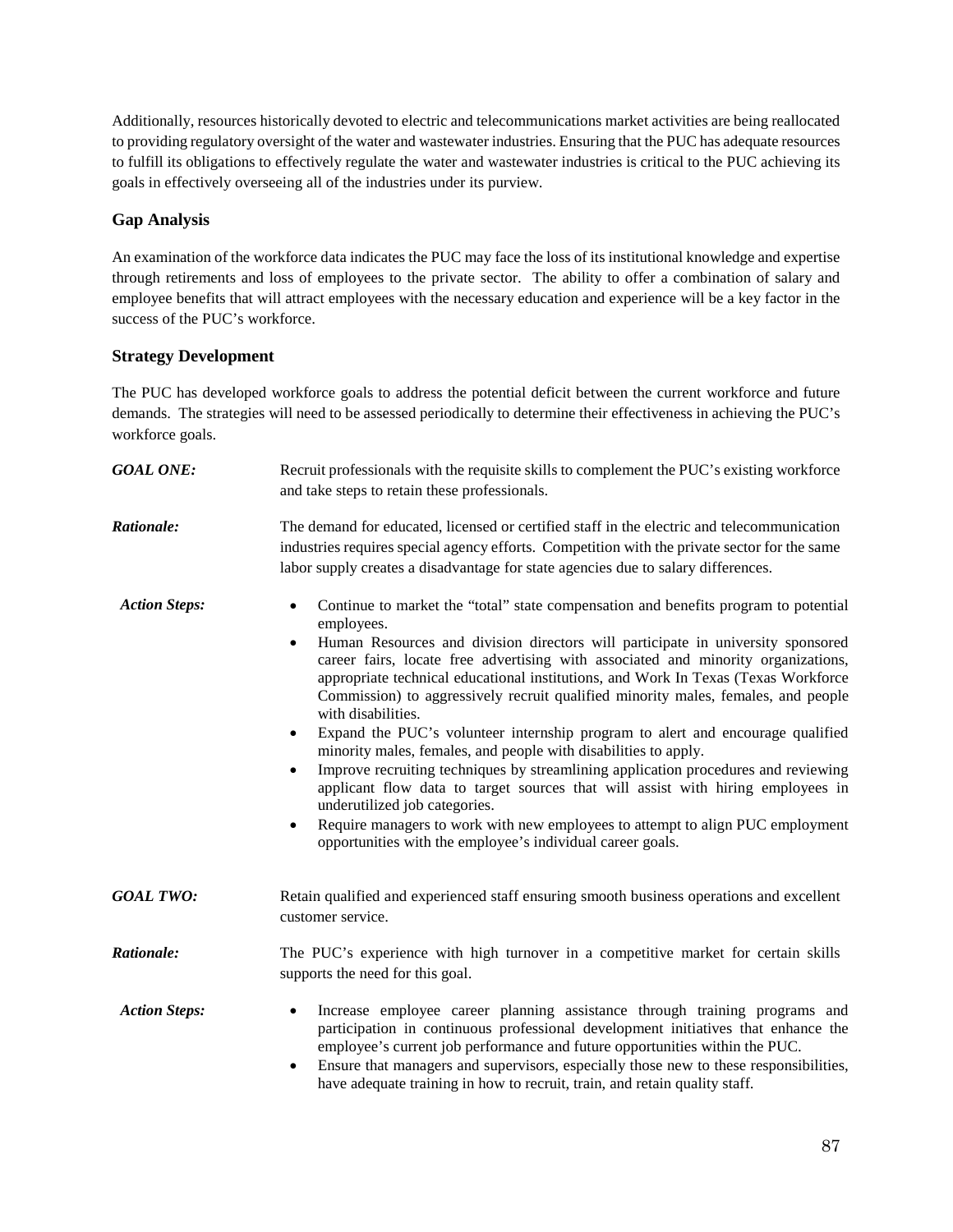Additionally, resources historically devoted to electric and telecommunications market activities are being reallocated to providing regulatory oversight of the water and wastewater industries. Ensuring that the PUC has adequate resources to fulfill its obligations to effectively regulate the water and wastewater industries is critical to the PUC achieving its goals in effectively overseeing all of the industries under its purview.

### Gap Analysis

An examination of the workforce data indicates the PUC may face the loss of its institutional knowledge and expertise through retirements and loss of employees to the private sector. The ability to offer a combination of salary and employee benefits that will attract employees with the necessary education and experience will be a key factor in the success of the PUC's workforce.

### Strategy Development

The PUC has developed workforce goals to address the potential deficit between the current workforce and future demands. The strategies will need to be assessed periodically to determine their effectiveness in achieving the PUC's workforce goals.

***GOAL ONE:*** Recruit professionals with the requisite skills to complement the PUC's existing workforce and take steps to retain these professionals.

***Rationale:*** The demand for educated, licensed or certified staff in the electric and telecommunication industries requires special agency efforts. Competition with the private sector for the same labor supply creates a disadvantage for state agencies due to salary differences.

***Action Steps:***

- Continue to market the "total" state compensation and benefits program to potential employees.
- Human Resources and division directors will participate in university sponsored career fairs, locate free advertising with associated and minority organizations, appropriate technical educational institutions, and Work In Texas (Texas Workforce Commission) to aggressively recruit qualified minority males, females, and people with disabilities.
- Expand the PUC's volunteer internship program to alert and encourage qualified minority males, females, and people with disabilities to apply.
- Improve recruiting techniques by streamlining application procedures and reviewing applicant flow data to target sources that will assist with hiring employees in underutilized job categories.
- Require managers to work with new employees to attempt to align PUC employment opportunities with the employee's individual career goals.

***GOAL TWO:*** Retain qualified and experienced staff ensuring smooth business operations and excellent customer service.

***Rationale:*** The PUC's experience with high turnover in a competitive market for certain skills supports the need for this goal.

***Action Steps:***

- Increase employee career planning assistance through training programs and participation in continuous professional development initiatives that enhance the employee's current job performance and future opportunities within the PUC.
- Ensure that managers and supervisors, especially those new to these responsibilities, have adequate training in how to recruit, train, and retain quality staff.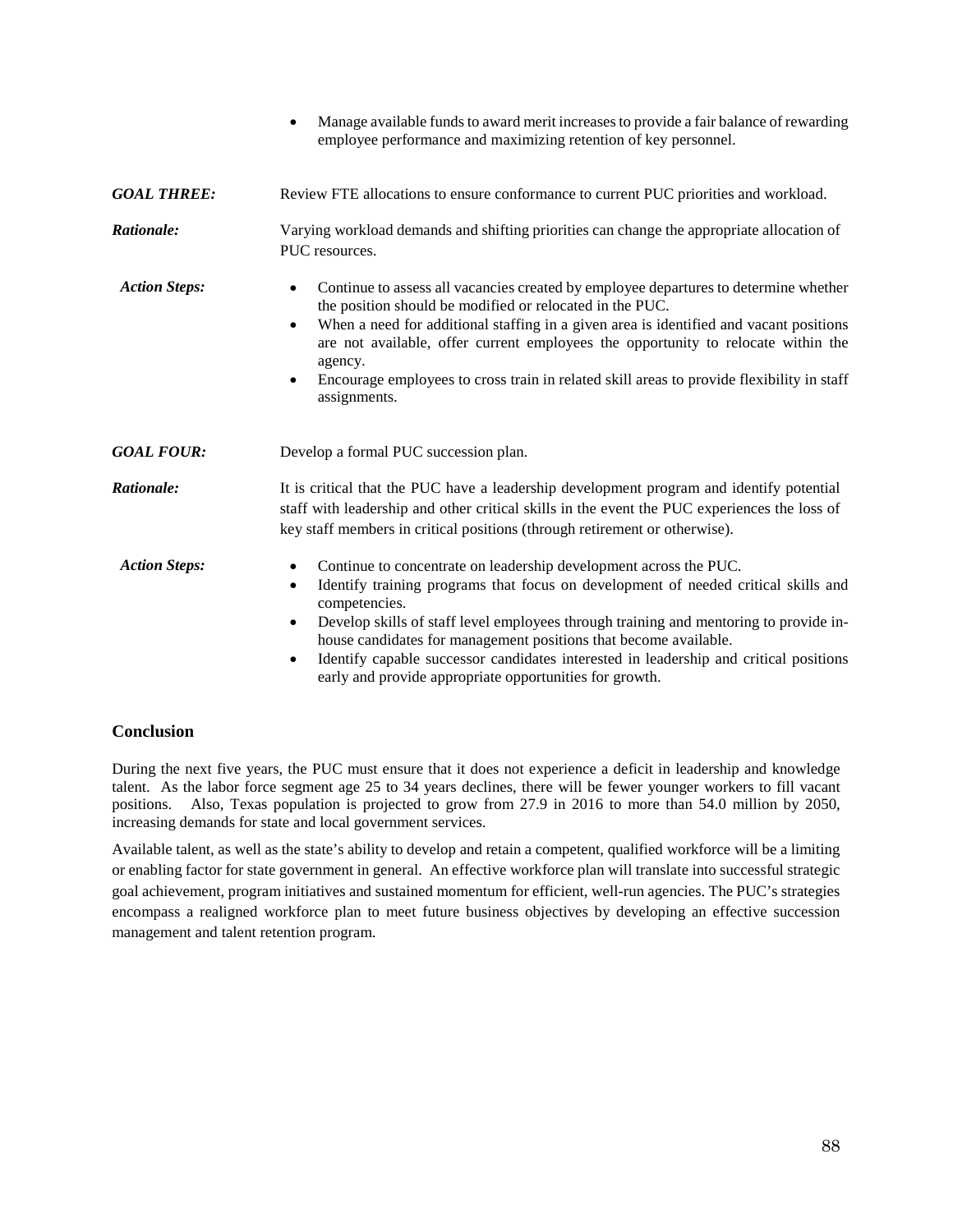- Manage available funds to award merit increases to provide a fair balance of rewarding employee performance and maximizing retention of key personnel.

***GOAL THREE:*** Review FTE allocations to ensure conformance to current PUC priorities and workload.

***Rationale:*** Varying workload demands and shifting priorities can change the appropriate allocation of PUC resources.

***Action Steps:***

- Continue to assess all vacancies created by employee departures to determine whether the position should be modified or relocated in the PUC.
- When a need for additional staffing in a given area is identified and vacant positions are not available, offer current employees the opportunity to relocate within the agency.
- Encourage employees to cross train in related skill areas to provide flexibility in staff assignments.

***GOAL FOUR:*** Develop a formal PUC succession plan.

***Rationale:*** It is critical that the PUC have a leadership development program and identify potential staff with leadership and other critical skills in the event the PUC experiences the loss of key staff members in critical positions (through retirement or otherwise).

***Action Steps:***

- Continue to concentrate on leadership development across the PUC.
- Identify training programs that focus on development of needed critical skills and competencies.
- Develop skills of staff level employees through training and mentoring to provide in-house candidates for management positions that become available.
- Identify capable successor candidates interested in leadership and critical positions early and provide appropriate opportunities for growth.

## Conclusion

During the next five years, the PUC must ensure that it does not experience a deficit in leadership and knowledge talent. As the labor force segment age 25 to 34 years declines, there will be fewer younger workers to fill vacant positions. Also, Texas population is projected to grow from 27.9 in 2016 to more than 54.0 million by 2050, increasing demands for state and local government services.

Available talent, as well as the state's ability to develop and retain a competent, qualified workforce will be a limiting or enabling factor for state government in general. An effective workforce plan will translate into successful strategic goal achievement, program initiatives and sustained momentum for efficient, well-run agencies. The PUC's strategies encompass a realigned workforce plan to meet future business objectives by developing an effective succession management and talent retention program.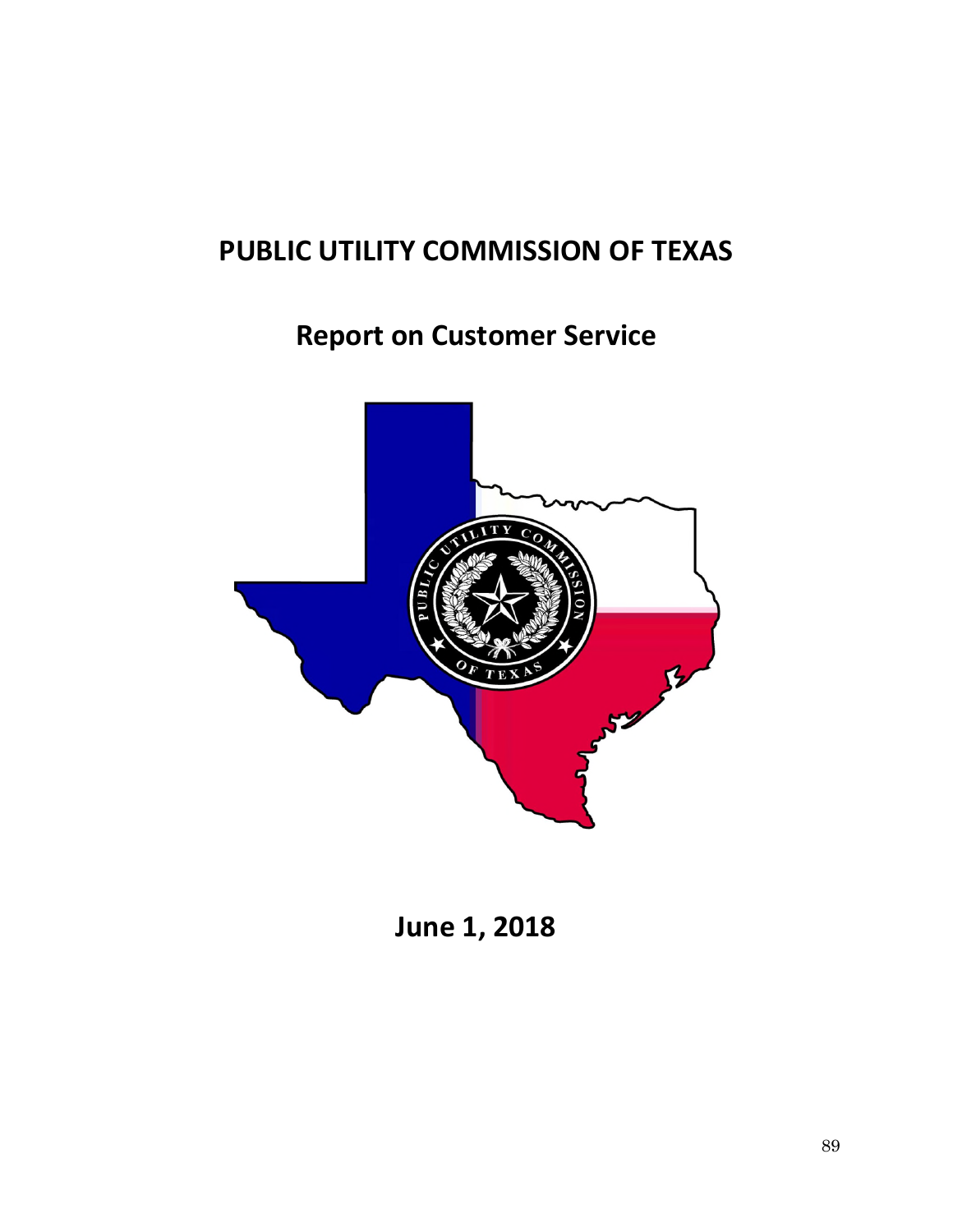# PUBLIC UTILITY COMMISSION OF TEXAS

## Report on Customer Service

**June 1, 2018**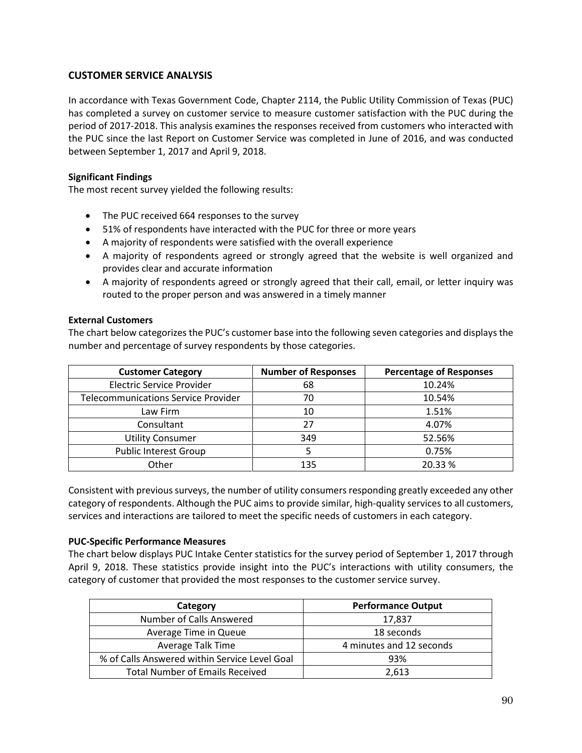## CUSTOMER SERVICE ANALYSIS

In accordance with Texas Government Code, Chapter 2114, the Public Utility Commission of Texas (PUC) has completed a survey on customer service to measure customer satisfaction with the PUC during the period of 2017-2018. This analysis examines the responses received from customers who interacted with the PUC since the last Report on Customer Service was completed in June of 2016, and was conducted between September 1, 2017 and April 9, 2018.

### Significant Findings

The most recent survey yielded the following results:

- The PUC received 664 responses to the survey
- 51% of respondents have interacted with the PUC for three or more years
- A majority of respondents were satisfied with the overall experience
- A majority of respondents agreed or strongly agreed that the website is well organized and provides clear and accurate information
- A majority of respondents agreed or strongly agreed that their call, email, or letter inquiry was routed to the proper person and was answered in a timely manner

### External Customers

The chart below categorizes the PUC's customer base into the following seven categories and displays the number and percentage of survey respondents by those categories.

| Customer Category | Number of Responses | Percentage of Responses |
|---|---|---|
| Electric Service Provider | 68 | 10.24% |
| Telecommunications Service Provider | 70 | 10.54% |
| Law Firm | 10 | 1.51% |
| Consultant | 27 | 4.07% |
| Utility Consumer | 349 | 52.56% |
| Public Interest Group | 5 | 0.75% |
| Other | 135 | 20.33 % |

Consistent with previous surveys, the number of utility consumers responding greatly exceeded any other category of respondents. Although the PUC aims to provide similar, high-quality services to all customers, services and interactions are tailored to meet the specific needs of customers in each category.

### PUC-Specific Performance Measures

The chart below displays PUC Intake Center statistics for the survey period of September 1, 2017 through April 9, 2018. These statistics provide insight into the PUC's interactions with utility consumers, the category of customer that provided the most responses to the customer service survey.

| Category | Performance Output |
|---|---|
| Number of Calls Answered | 17,837 |
| Average Time in Queue | 18 seconds |
| Average Talk Time | 4 minutes and 12 seconds |
| % of Calls Answered within Service Level Goal | 93% |
| Total Number of Emails Received | 2,613 |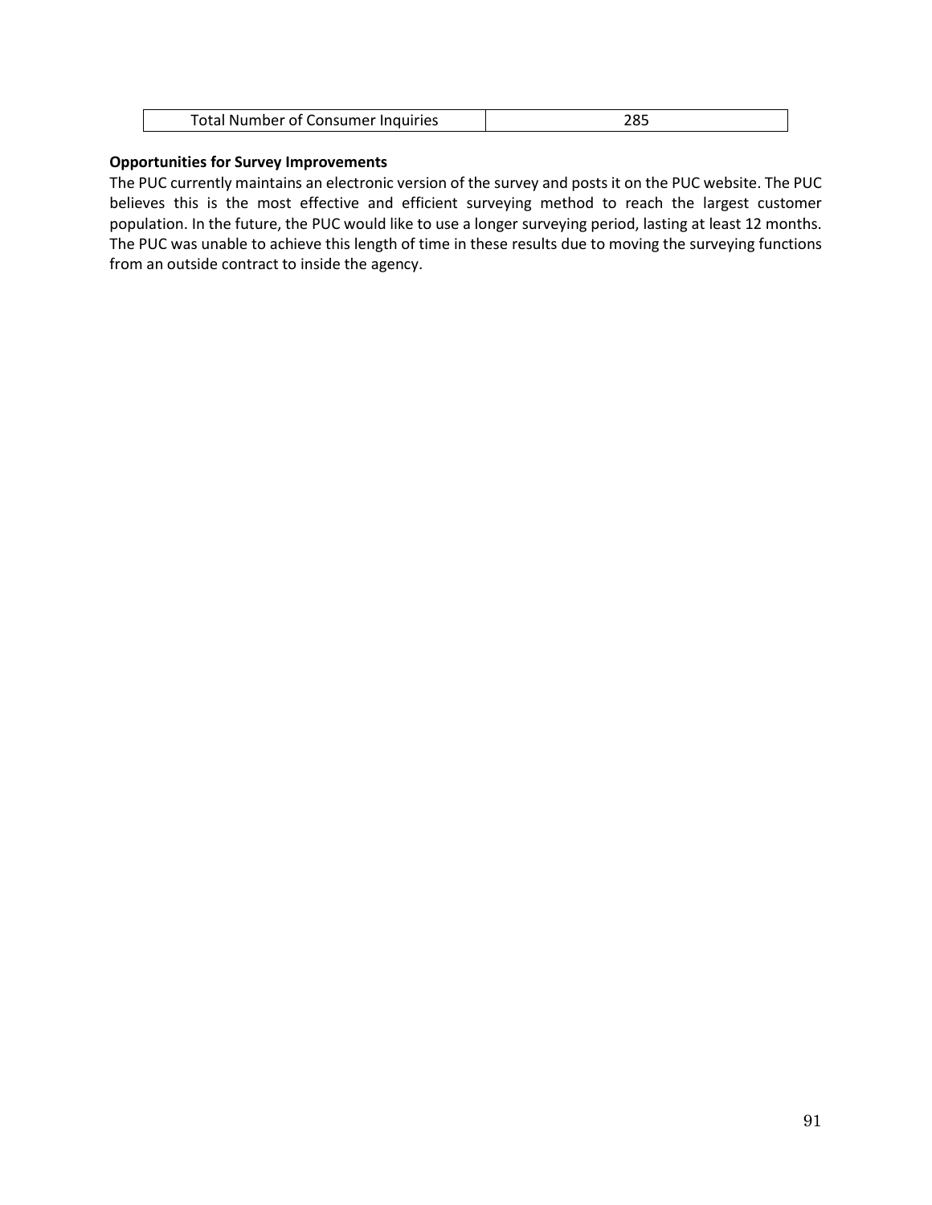| Total Number of Consumer Inquiries | 285 |
|---|---|

**Opportunities for Survey Improvements**

The PUC currently maintains an electronic version of the survey and posts it on the PUC website. The PUC believes this is the most effective and efficient surveying method to reach the largest customer population. In the future, the PUC would like to use a longer surveying period, lasting at least 12 months. The PUC was unable to achieve this length of time in these results due to moving the surveying functions from an outside contract to inside the agency.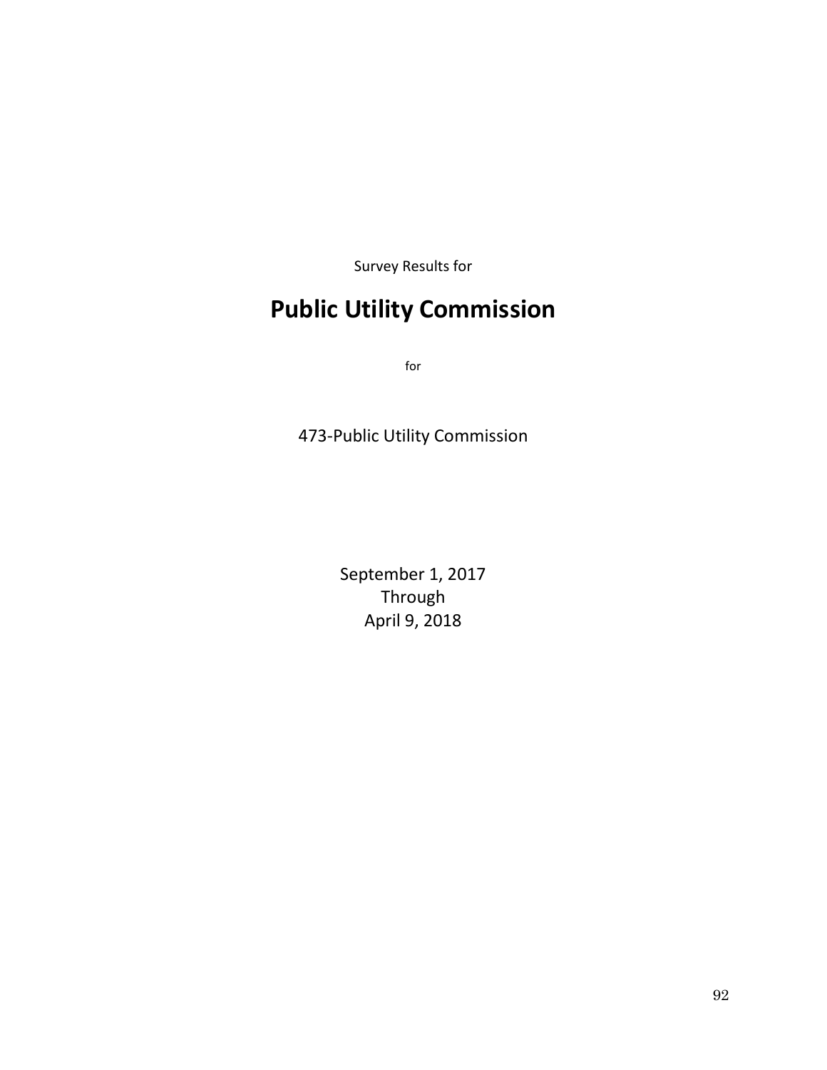Survey Results for

# Public Utility Commission

for

473-Public Utility Commission

September 1, 2017
Through
April 9, 2018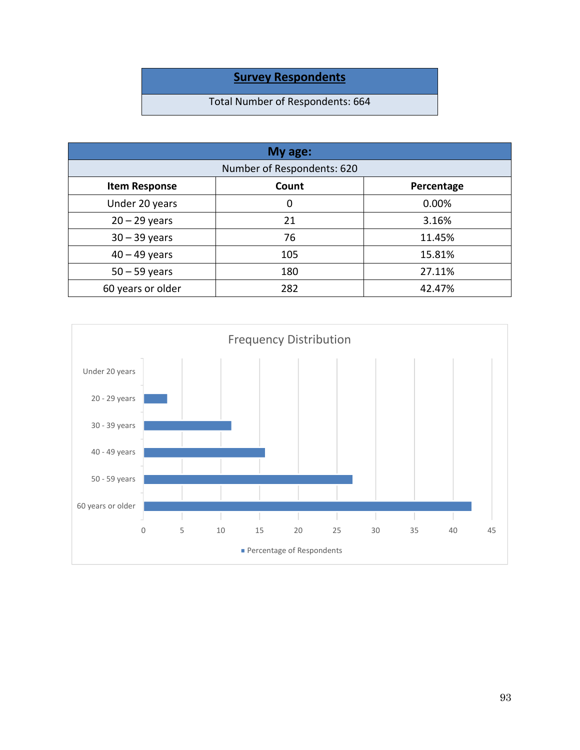| Survey Respondents |
| --- |
| Total Number of Respondents: 664 |

| My age: | | |
| --- | --- | --- |
| Number of Respondents: 620 | | |
| **Item Response** | **Count** | **Percentage** |
| Under 20 years | 0 | 0.00% |
| 20 – 29 years | 21 | 3.16% |
| 30 – 39 years | 76 | 11.45% |
| 40 – 49 years | 105 | 15.81% |
| 50 – 59 years | 180 | 27.11% |
| 60 years or older | 282 | 42.47% |

Frequency Distribution

| Category | Percentage of Respondents |
| --- | --- |
| Under 20 years | 0 |
| 20 - 29 years | 3.16 |
| 30 - 39 years | 11.45 |
| 40 - 49 years | 15.81 |
| 50 - 59 years | 27.11 |
| 60 years or older | 42.47 |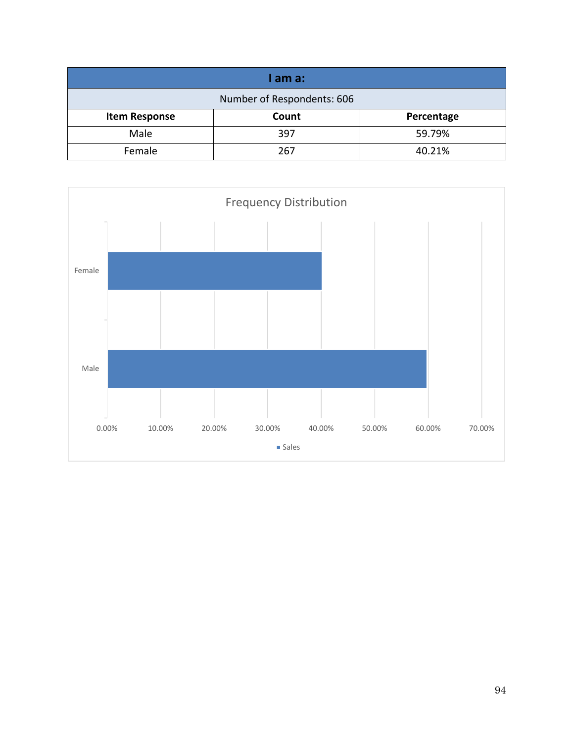| I am a: | | |
|---|---|---|
| Number of Respondents: 606 | | |
| **Item Response** | **Count** | **Percentage** |
| Male | 397 | 59.79% |
| Female | 267 | 40.21% |

Frequency Distribution

| | Sales |
|---|---|
| Female | 40.21% |
| Male | 59.79% |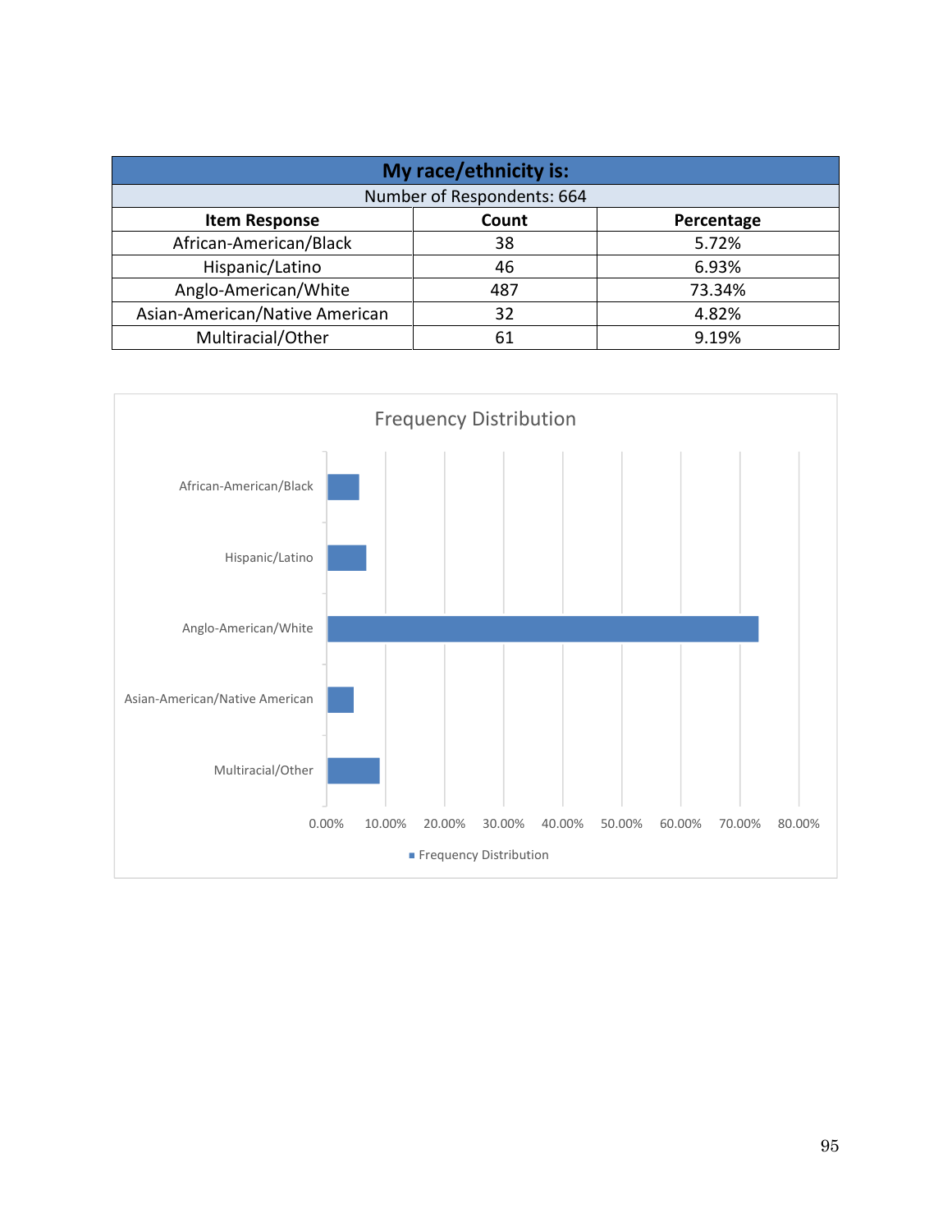| My race/ethnicity is: | | |
|---|---|---|
| Number of Respondents: 664 | | |
| **Item Response** | **Count** | **Percentage** |
| African-American/Black | 38 | 5.72% |
| Hispanic/Latino | 46 | 6.93% |
| Anglo-American/White | 487 | 73.34% |
| Asian-American/Native American | 32 | 4.82% |
| Multiracial/Other | 61 | 9.19% |

Frequency Distribution

African-American/Black
Hispanic/Latino
Anglo-American/White
Asian-American/Native American
Multiracial/Other

0.00% 10.00% 20.00% 30.00% 40.00% 50.00% 60.00% 70.00% 80.00%

■ Frequency Distribution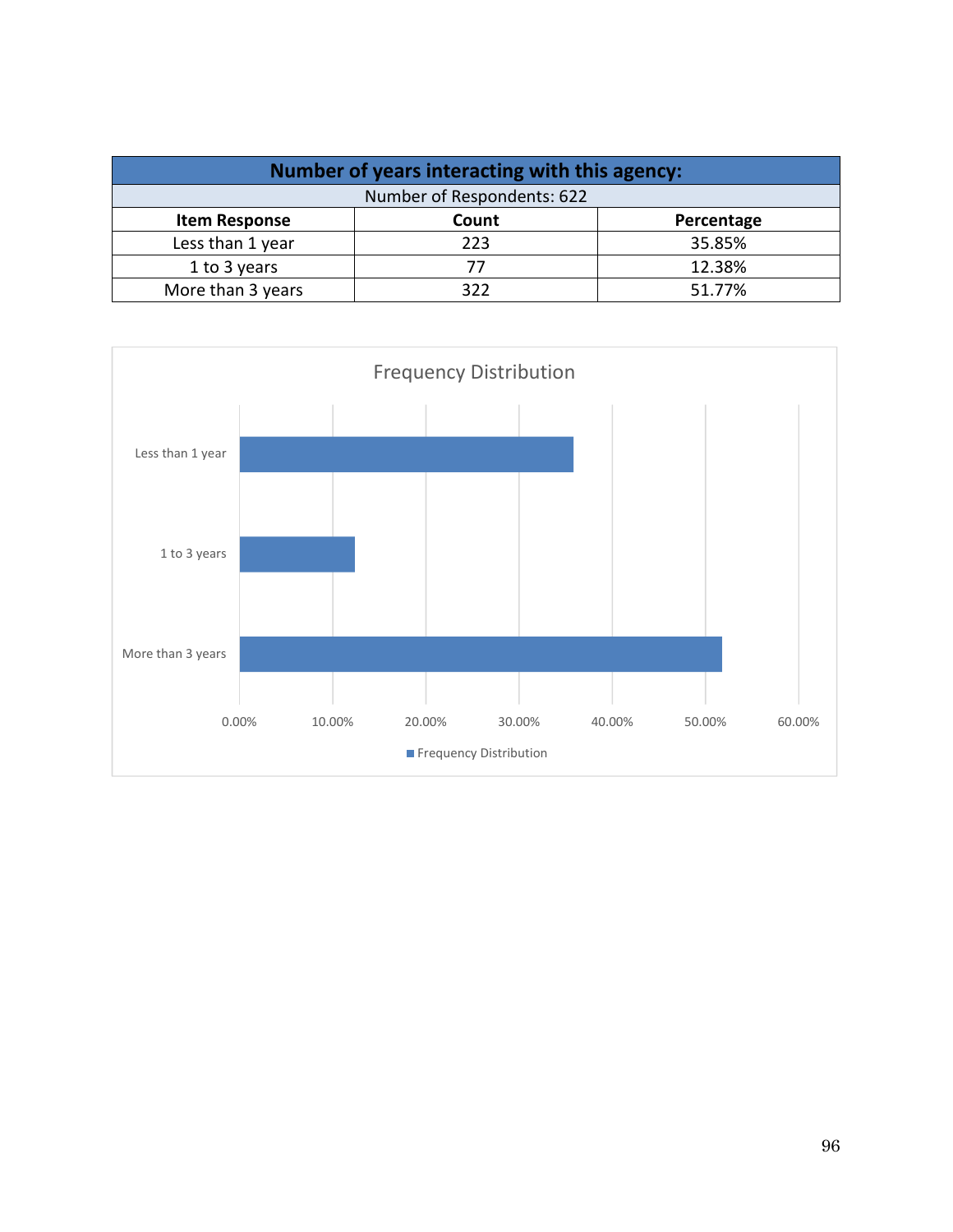| Number of years interacting with this agency: | | |
|---|---|---|
| Number of Respondents: 622 | | |
| **Item Response** | **Count** | **Percentage** |
| Less than 1 year | 223 | 35.85% |
| 1 to 3 years | 77 | 12.38% |
| More than 3 years | 322 | 51.77% |

Frequency Distribution

| Item Response | Frequency Distribution |
|---|---|
| Less than 1 year | 35.85% |
| 1 to 3 years | 12.38% |
| More than 3 years | 51.77% |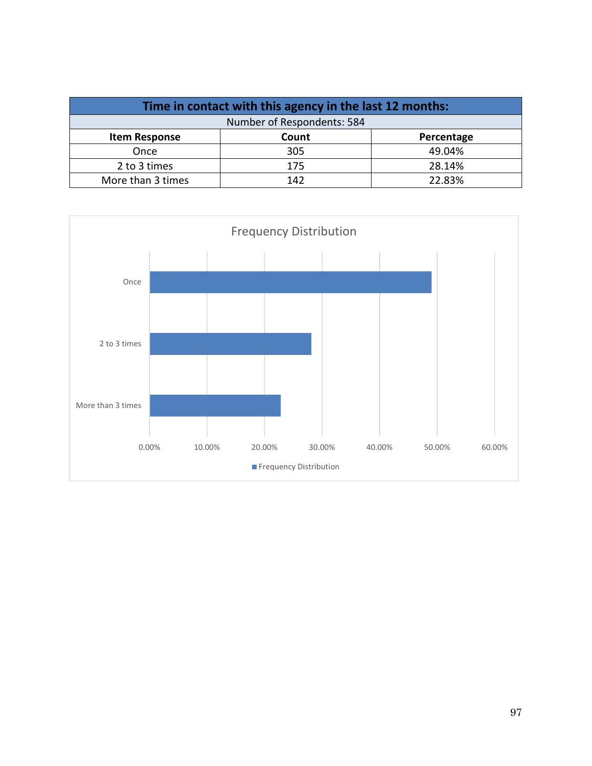| Time in contact with this agency in the last 12 months: | | |
|---|---|---|
| Number of Respondents: 584 | | |
| **Item Response** | **Count** | **Percentage** |
| Once | 305 | 49.04% |
| 2 to 3 times | 175 | 28.14% |
| More than 3 times | 142 | 22.83% |

Frequency Distribution

| Item Response | Frequency Distribution |
|---|---|
| Once | 49.04% |
| 2 to 3 times | 28.14% |
| More than 3 times | 22.83% |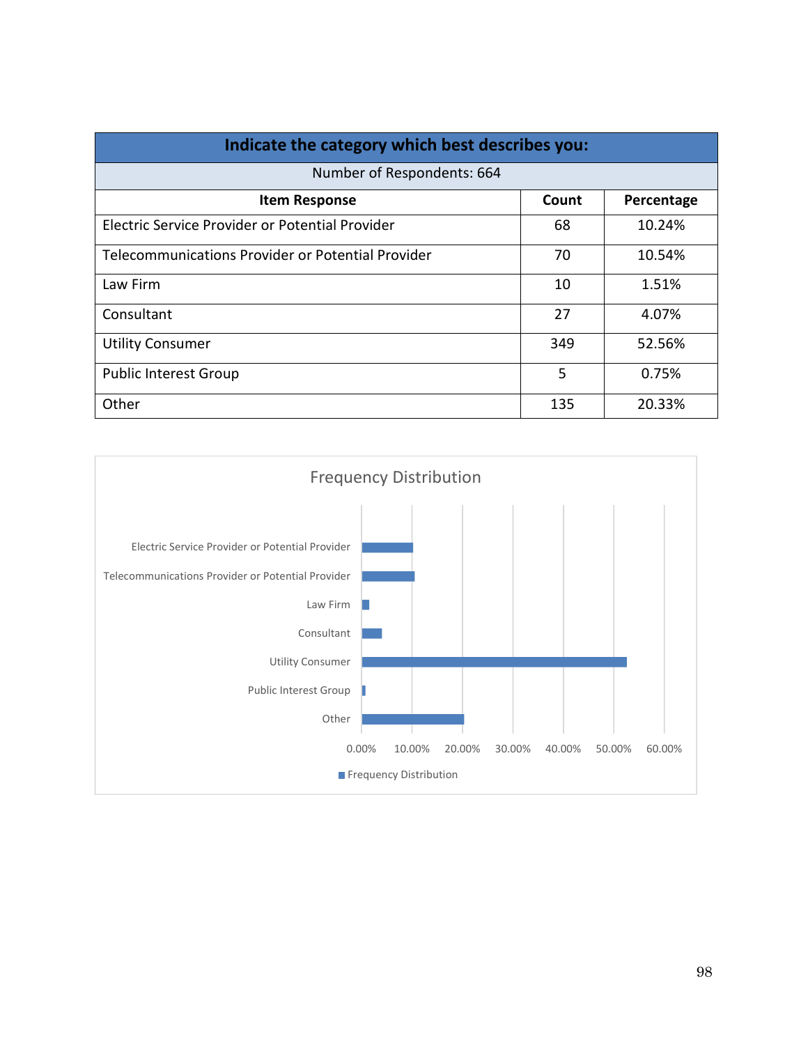| Indicate the category which best describes you: | | |
|---|---|---|
| Number of Respondents: 664 | | |
| **Item Response** | **Count** | **Percentage** |
| Electric Service Provider or Potential Provider | 68 | 10.24% |
| Telecommunications Provider or Potential Provider | 70 | 10.54% |
| Law Firm | 10 | 1.51% |
| Consultant | 27 | 4.07% |
| Utility Consumer | 349 | 52.56% |
| Public Interest Group | 5 | 0.75% |
| Other | 135 | 20.33% |

Frequency Distribution

| Item Response | Frequency Distribution |
|---|---|
| Electric Service Provider or Potential Provider | 10.24% |
| Telecommunications Provider or Potential Provider | 10.54% |
| Law Firm | 1.51% |
| Consultant | 4.07% |
| Utility Consumer | 52.56% |
| Public Interest Group | 0.75% |
| Other | 20.33% |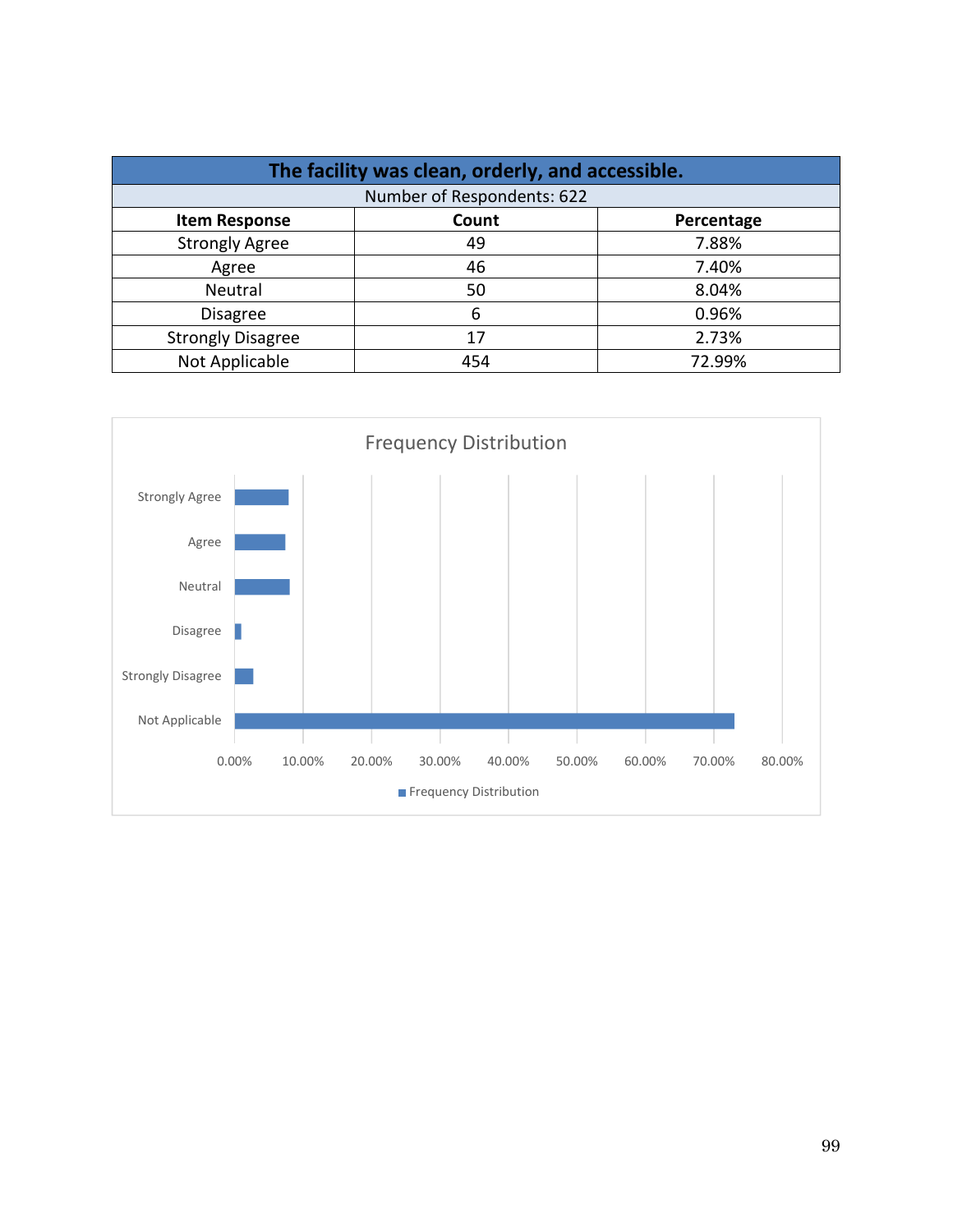| The facility was clean, orderly, and accessible. | | |
|---|---|---|
| Number of Respondents: 622 | | |
| **Item Response** | **Count** | **Percentage** |
| Strongly Agree | 49 | 7.88% |
| Agree | 46 | 7.40% |
| Neutral | 50 | 8.04% |
| Disagree | 6 | 0.96% |
| Strongly Disagree | 17 | 2.73% |
| Not Applicable | 454 | 72.99% |

Frequency Distribution

| Item Response | Frequency Distribution |
|---|---|
| Strongly Agree | 7.88% |
| Agree | 7.40% |
| Neutral | 8.04% |
| Disagree | 0.96% |
| Strongly Disagree | 2.73% |
| Not Applicable | 72.99% |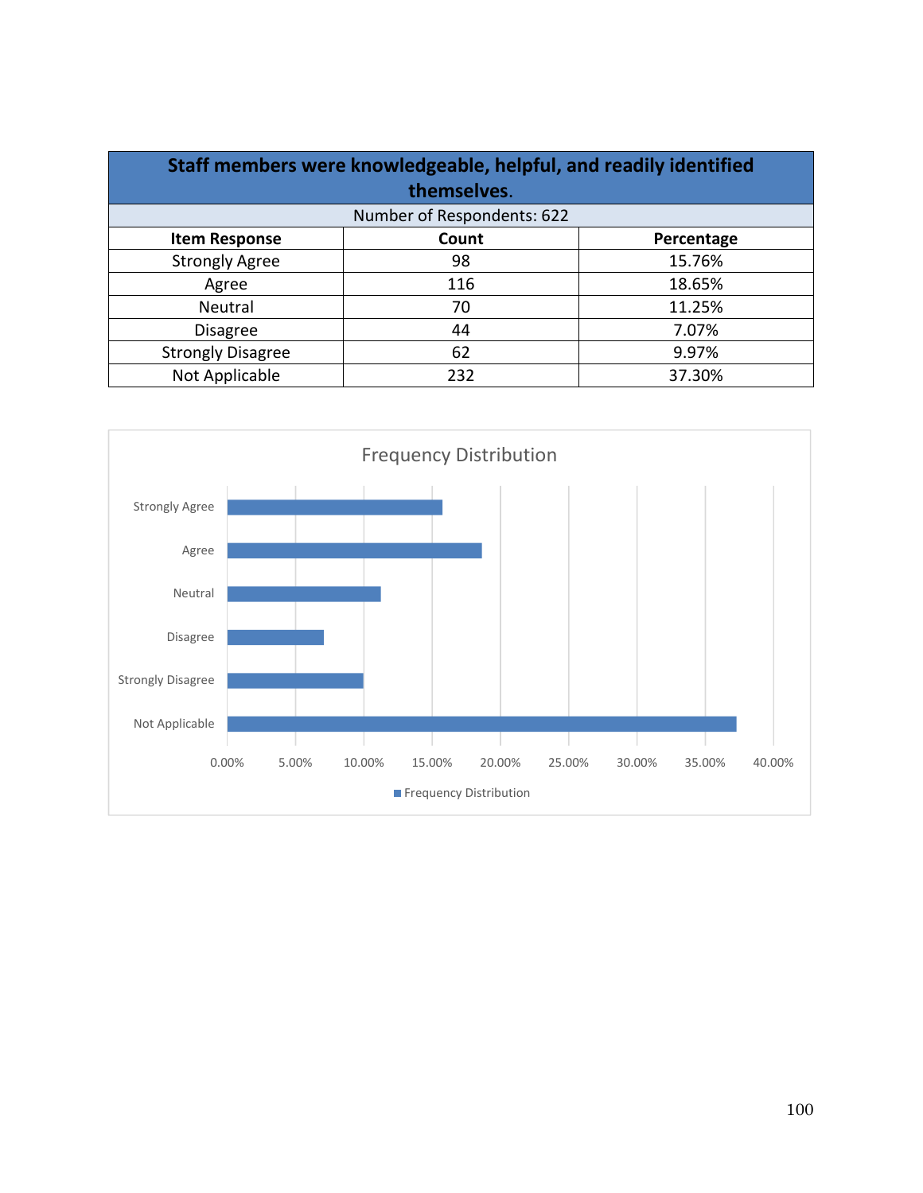| Staff members were knowledgeable, helpful, and readily identified themselves. | | |
|---|---|---|
| Number of Respondents: 622 | | |
| **Item Response** | **Count** | **Percentage** |
| Strongly Agree | 98 | 15.76% |
| Agree | 116 | 18.65% |
| Neutral | 70 | 11.25% |
| Disagree | 44 | 7.07% |
| Strongly Disagree | 62 | 9.97% |
| Not Applicable | 232 | 37.30% |

Frequency Distribution

| Item Response | Frequency Distribution |
|---|---|
| Strongly Agree | 15.76% |
| Agree | 18.65% |
| Neutral | 11.25% |
| Disagree | 7.07% |
| Strongly Disagree | 9.97% |
| Not Applicable | 37.30% |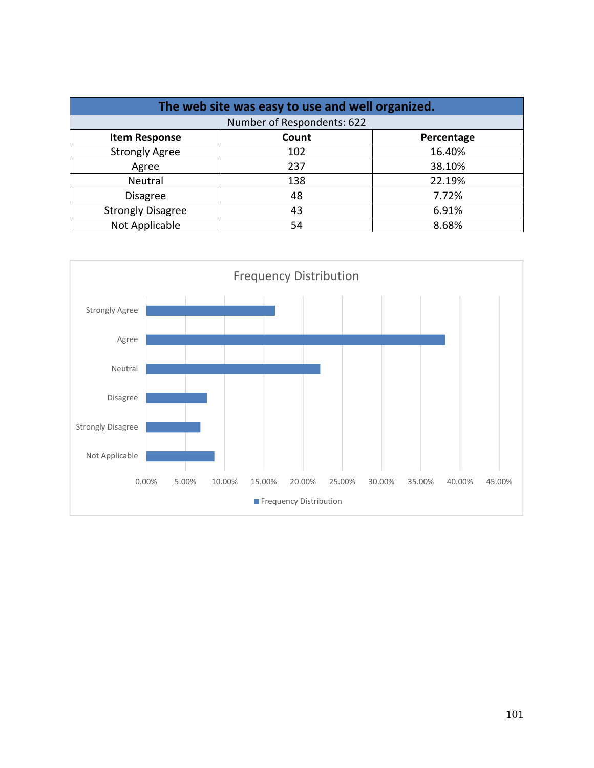| The web site was easy to use and well organized. | | |
|---|---|---|
| Number of Respondents: 622 | | |
| **Item Response** | **Count** | **Percentage** |
| Strongly Agree | 102 | 16.40% |
| Agree | 237 | 38.10% |
| Neutral | 138 | 22.19% |
| Disagree | 48 | 7.72% |
| Strongly Disagree | 43 | 6.91% |
| Not Applicable | 54 | 8.68% |

Frequency Distribution

| Response | Frequency Distribution |
|---|---|
| Strongly Agree | 16.40% |
| Agree | 38.10% |
| Neutral | 22.19% |
| Disagree | 7.72% |
| Strongly Disagree | 6.91% |
| Not Applicable | 8.68% |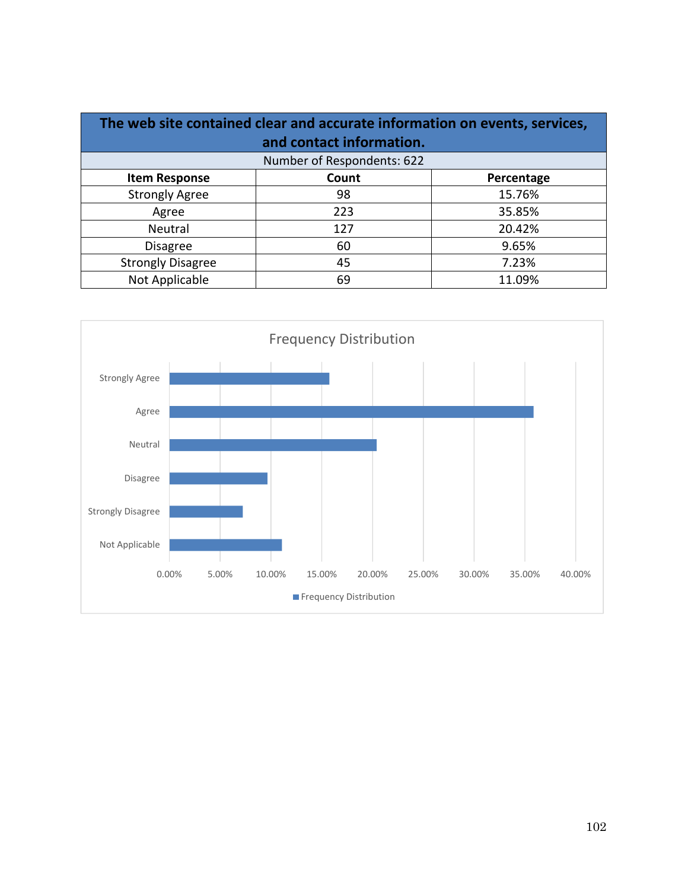| The web site contained clear and accurate information on events, services, and contact information. | | |
|---|---|---|
| Number of Respondents: 622 | | |
| **Item Response** | **Count** | **Percentage** |
| Strongly Agree | 98 | 15.76% |
| Agree | 223 | 35.85% |
| Neutral | 127 | 20.42% |
| Disagree | 60 | 9.65% |
| Strongly Disagree | 45 | 7.23% |
| Not Applicable | 69 | 11.09% |

Frequency Distribution

| Item Response | Frequency Distribution |
|---|---|
| Strongly Agree | 15.76% |
| Agree | 35.85% |
| Neutral | 20.42% |
| Disagree | 9.65% |
| Strongly Disagree | 7.23% |
| Not Applicable | 11.09% |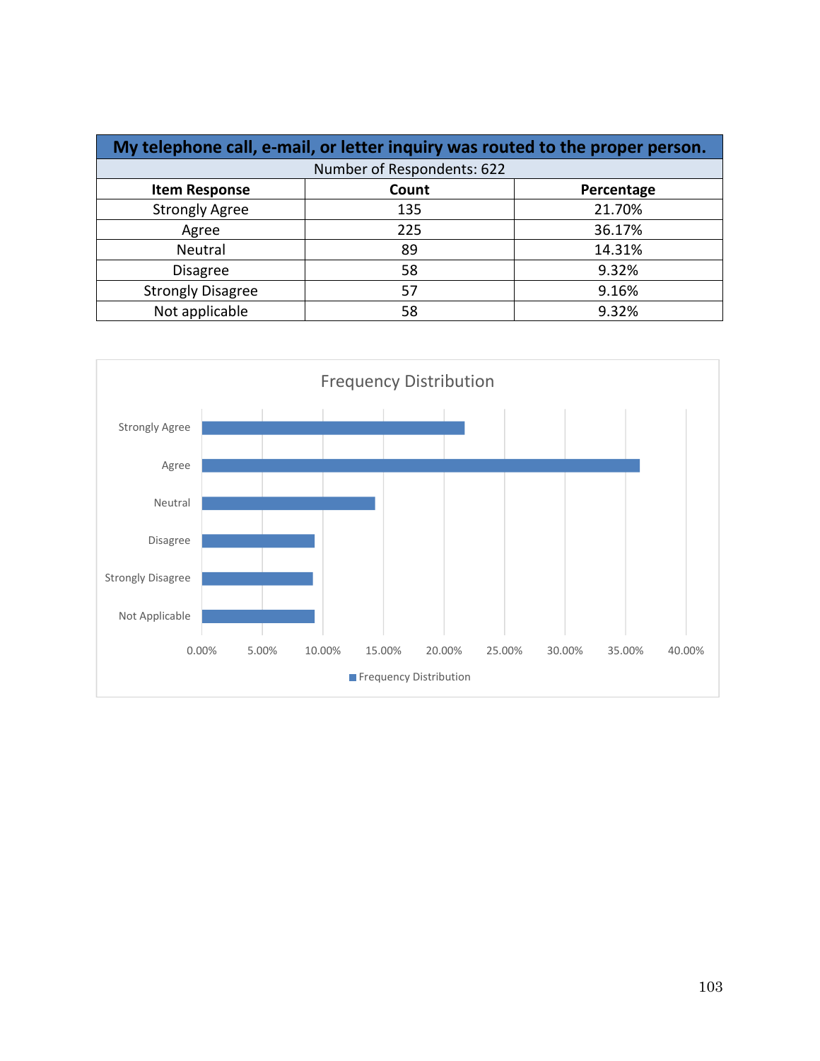| My telephone call, e-mail, or letter inquiry was routed to the proper person. | | |
|---|---|---|
| Number of Respondents: 622 | | |
| **Item Response** | **Count** | **Percentage** |
| Strongly Agree | 135 | 21.70% |
| Agree | 225 | 36.17% |
| Neutral | 89 | 14.31% |
| Disagree | 58 | 9.32% |
| Strongly Disagree | 57 | 9.16% |
| Not applicable | 58 | 9.32% |

Frequency Distribution

| Item Response | Frequency Distribution |
|---|---|
| Strongly Agree | 21.70% |
| Agree | 36.17% |
| Neutral | 14.31% |
| Disagree | 9.32% |
| Strongly Disagree | 9.16% |
| Not Applicable | 9.32% |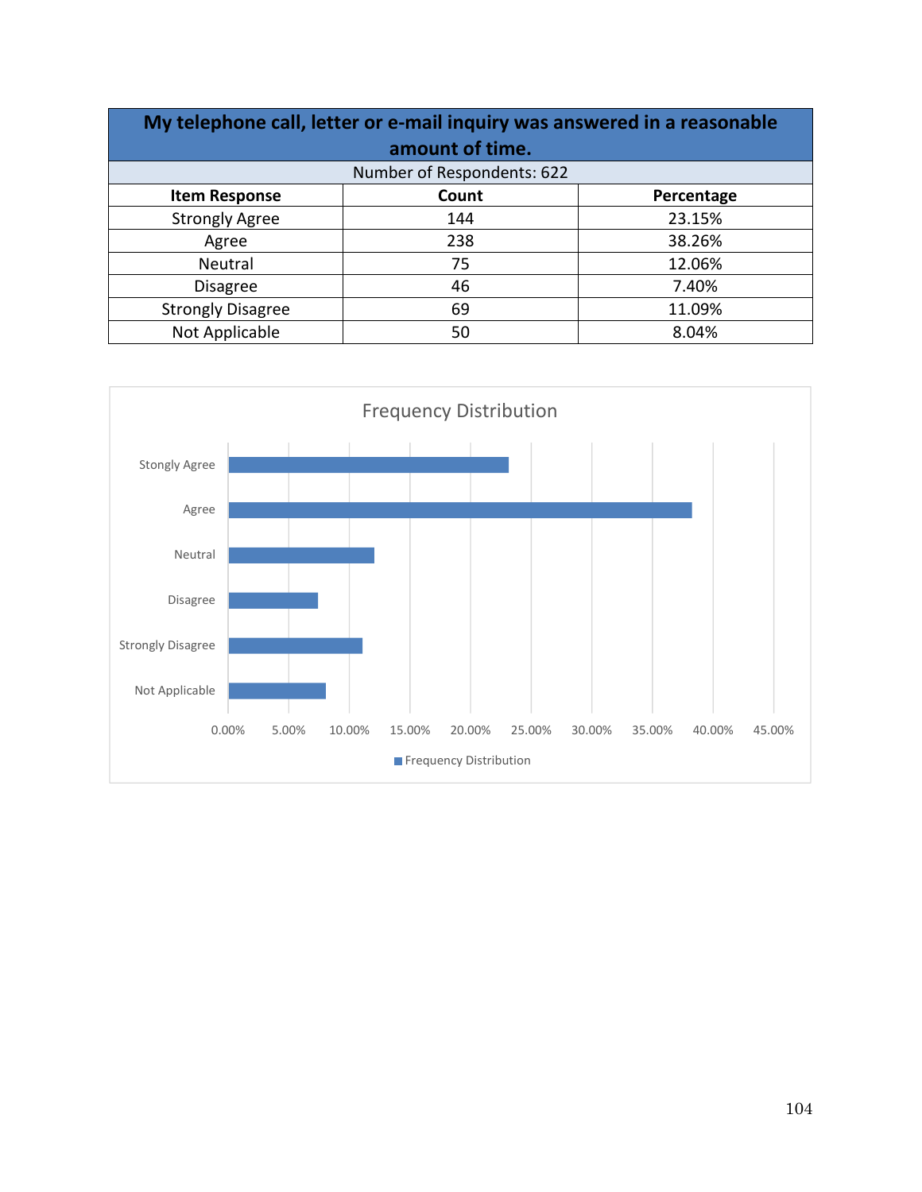| My telephone call, letter or e-mail inquiry was answered in a reasonable amount of time. | | |
|---|---|---|
| Number of Respondents: 622 | | |
| **Item Response** | **Count** | **Percentage** |
| Strongly Agree | 144 | 23.15% |
| Agree | 238 | 38.26% |
| Neutral | 75 | 12.06% |
| Disagree | 46 | 7.40% |
| Strongly Disagree | 69 | 11.09% |
| Not Applicable | 50 | 8.04% |

Frequency Distribution

| Item Response | Frequency Distribution |
|---|---|
| Stongly Agree | 23.15% |
| Agree | 38.26% |
| Neutral | 12.06% |
| Disagree | 7.40% |
| Strongly Disagree | 11.09% |
| Not Applicable | 8.04% |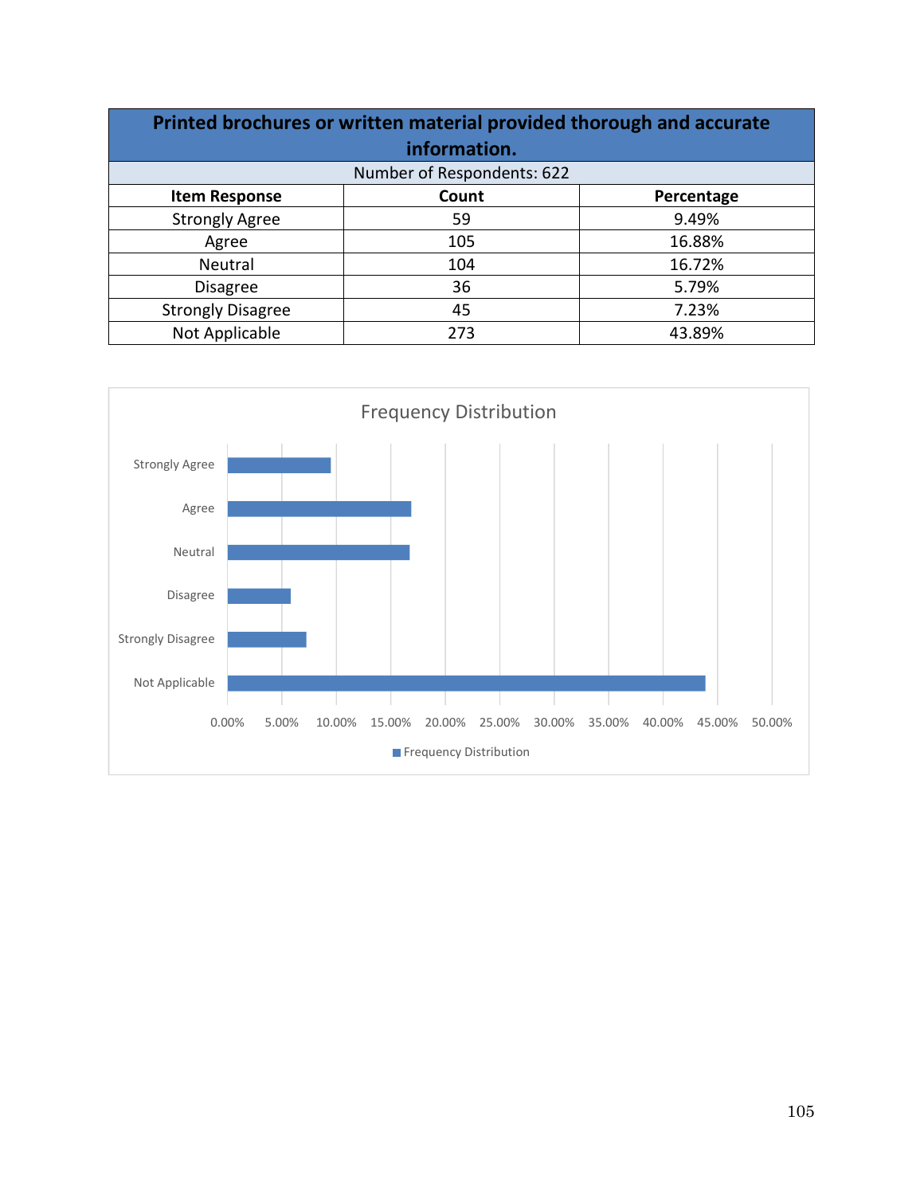| Printed brochures or written material provided thorough and accurate information. | | |
|---|---|---|
| Number of Respondents: 622 | | |
| **Item Response** | **Count** | **Percentage** |
| Strongly Agree | 59 | 9.49% |
| Agree | 105 | 16.88% |
| Neutral | 104 | 16.72% |
| Disagree | 36 | 5.79% |
| Strongly Disagree | 45 | 7.23% |
| Not Applicable | 273 | 43.89% |

Frequency Distribution

| Item Response | Frequency Distribution |
|---|---|
| Strongly Agree | 9.49% |
| Agree | 16.88% |
| Neutral | 16.72% |
| Disagree | 5.79% |
| Strongly Disagree | 7.23% |
| Not Applicable | 43.89% |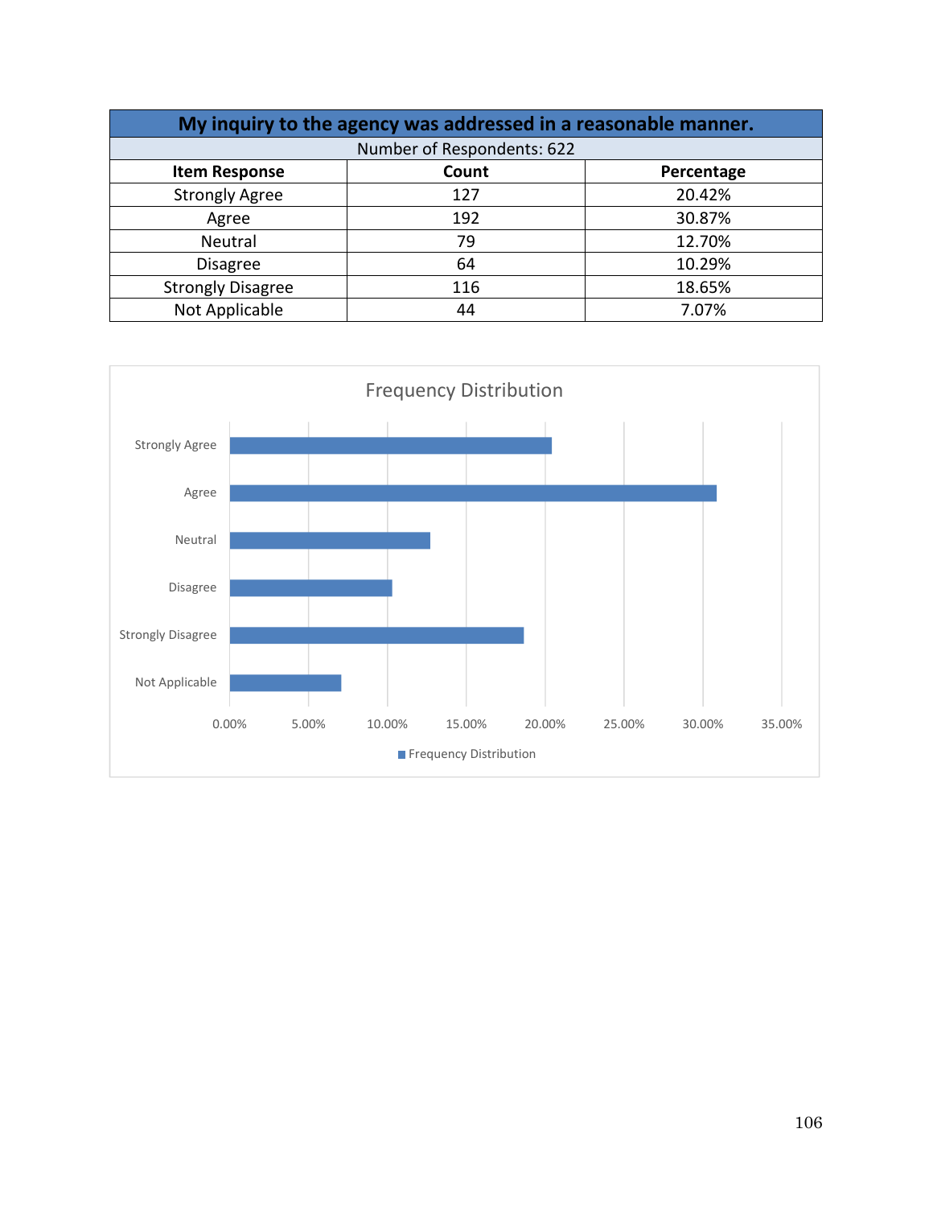| My inquiry to the agency was addressed in a reasonable manner. | | |
|---|---|---|
| Number of Respondents: 622 | | |
| **Item Response** | **Count** | **Percentage** |
| Strongly Agree | 127 | 20.42% |
| Agree | 192 | 30.87% |
| Neutral | 79 | 12.70% |
| Disagree | 64 | 10.29% |
| Strongly Disagree | 116 | 18.65% |
| Not Applicable | 44 | 7.07% |

Frequency Distribution

| Item Response | Frequency Distribution |
|---|---|
| Strongly Agree | 20.42% |
| Agree | 30.87% |
| Neutral | 12.70% |
| Disagree | 10.29% |
| Strongly Disagree | 18.65% |
| Not Applicable | 7.07% |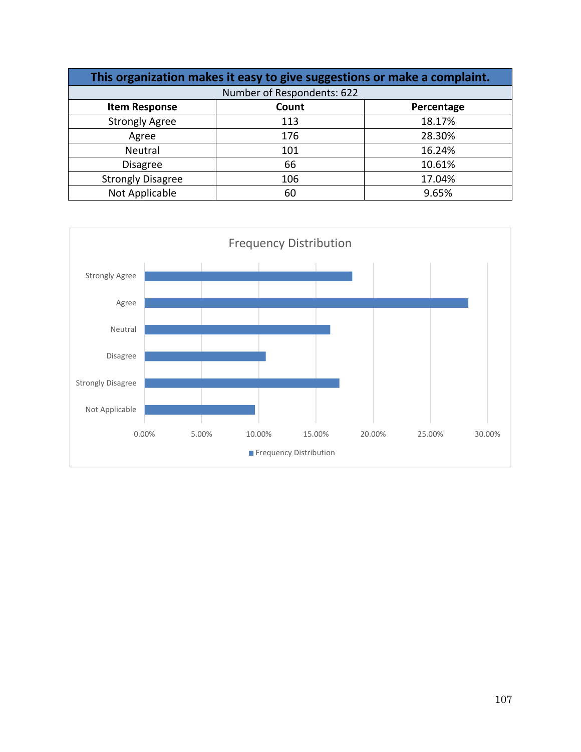| This organization makes it easy to give suggestions or make a complaint. | | |
|---|---|---|
| Number of Respondents: 622 | | |
| **Item Response** | **Count** | **Percentage** |
| Strongly Agree | 113 | 18.17% |
| Agree | 176 | 28.30% |
| Neutral | 101 | 16.24% |
| Disagree | 66 | 10.61% |
| Strongly Disagree | 106 | 17.04% |
| Not Applicable | 60 | 9.65% |

Frequency Distribution

| Item Response | Frequency Distribution |
|---|---|
| Strongly Agree | 18.17% |
| Agree | 28.30% |
| Neutral | 16.24% |
| Disagree | 10.61% |
| Strongly Disagree | 17.04% |
| Not Applicable | 9.65% |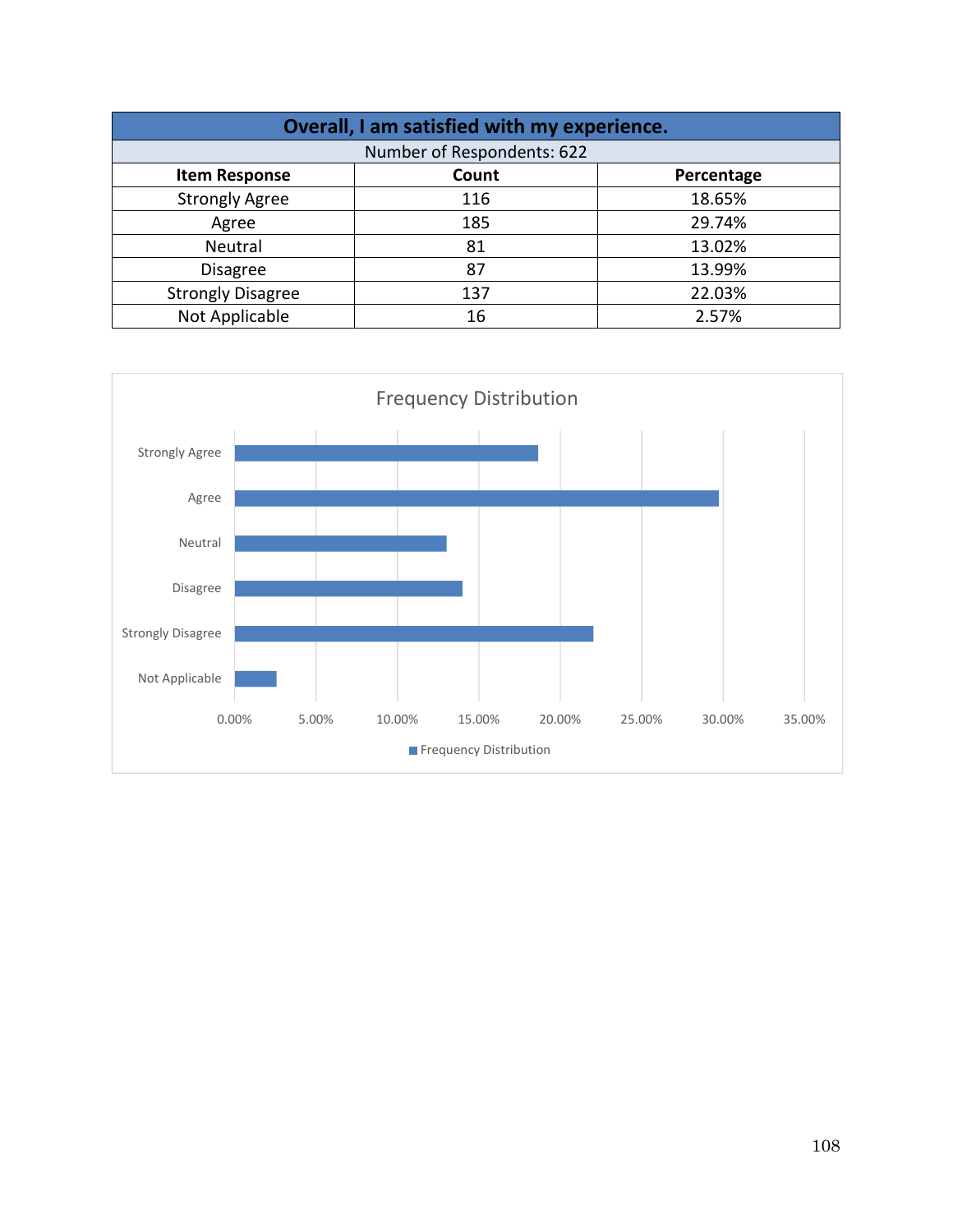| Overall, I am satisfied with my experience. | | |
|---|---|---|
| Number of Respondents: 622 | | |
| **Item Response** | **Count** | **Percentage** |
| Strongly Agree | 116 | 18.65% |
| Agree | 185 | 29.74% |
| Neutral | 81 | 13.02% |
| Disagree | 87 | 13.99% |
| Strongly Disagree | 137 | 22.03% |
| Not Applicable | 16 | 2.57% |

Frequency Distribution

Strongly Agree
Agree
Neutral
Disagree
Strongly Disagree
Not Applicable

0.00% 5.00% 10.00% 15.00% 20.00% 25.00% 30.00% 35.00%

Frequency Distribution